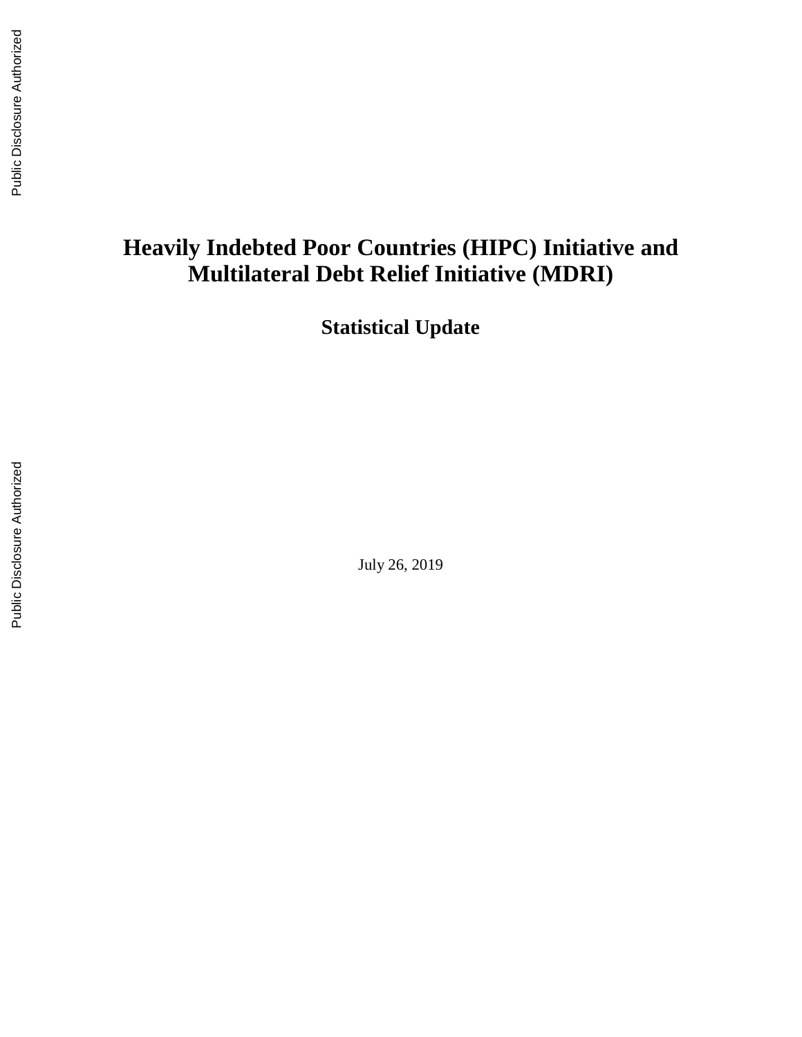# Heavily Indebted Poor Countries (HIPC) Initiative and Multilateral Debt Relief Initiative (MDRI)

## Statistical Update

July 26, 2019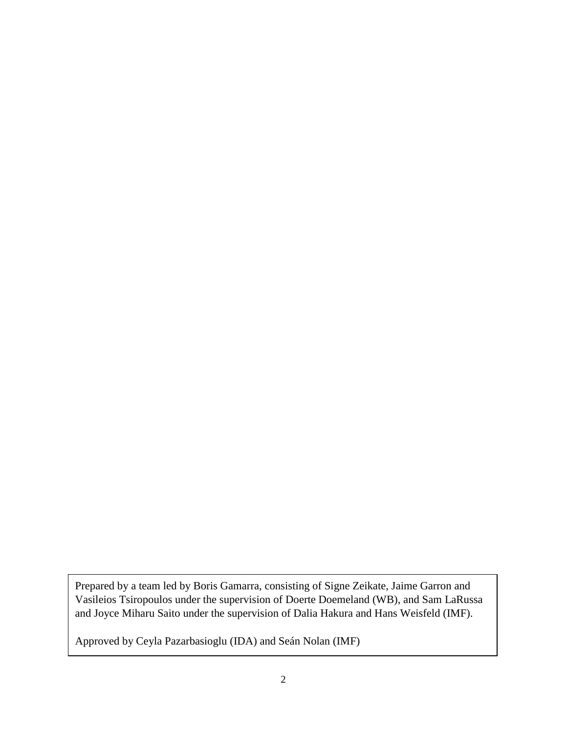Prepared by a team led by Boris Gamarra, consisting of Signe Zeikate, Jaime Garron and Vasileios Tsiropoulos under the supervision of Doerte Doemeland (WB), and Sam LaRussa and Joyce Miharu Saito under the supervision of Dalia Hakura and Hans Weisfeld (IMF).

Approved by Ceyla Pazarbasioglu (IDA) and Seán Nolan (IMF)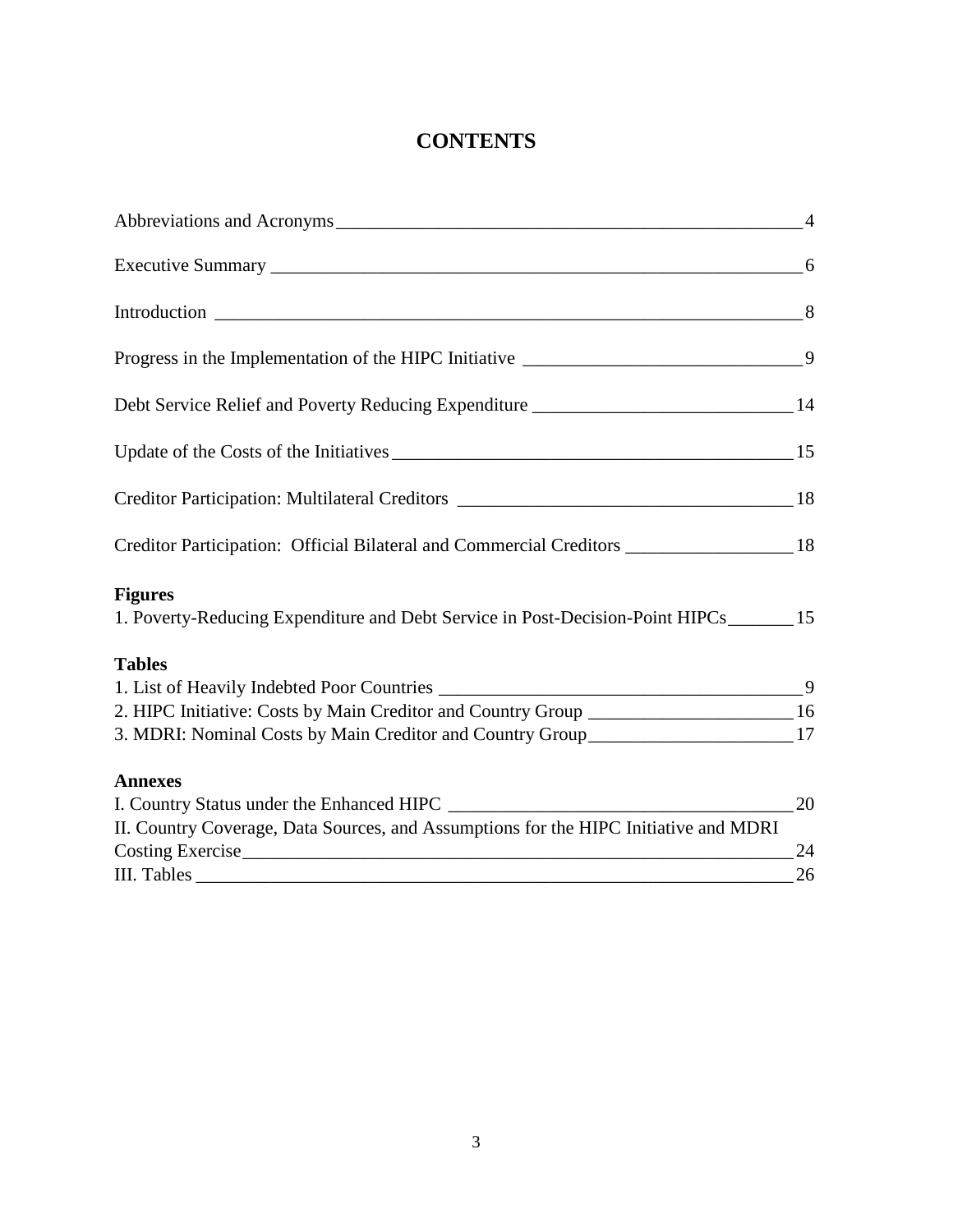# CONTENTS

Abbreviations and Acronyms ____ 4

Executive Summary ____ 6

Introduction ____ 8

Progress in the Implementation of the HIPC Initiative ____ 9

Debt Service Relief and Poverty Reducing Expenditure ____ 14

Update of the Costs of the Initiatives ____ 15

Creditor Participation: Multilateral Creditors ____ 18

Creditor Participation: Official Bilateral and Commercial Creditors ____ 18

**Figures**

1. Poverty-Reducing Expenditure and Debt Service in Post-Decision-Point HIPCs ____ 15

**Tables**

1. List of Heavily Indebted Poor Countries ____ 9
2. HIPC Initiative: Costs by Main Creditor and Country Group ____ 16
3. MDRI: Nominal Costs by Main Creditor and Country Group ____ 17

**Annexes**

I. Country Status under the Enhanced HIPC ____ 20
II. Country Coverage, Data Sources, and Assumptions for the HIPC Initiative and MDRI Costing Exercise ____ 24
III. Tables ____ 26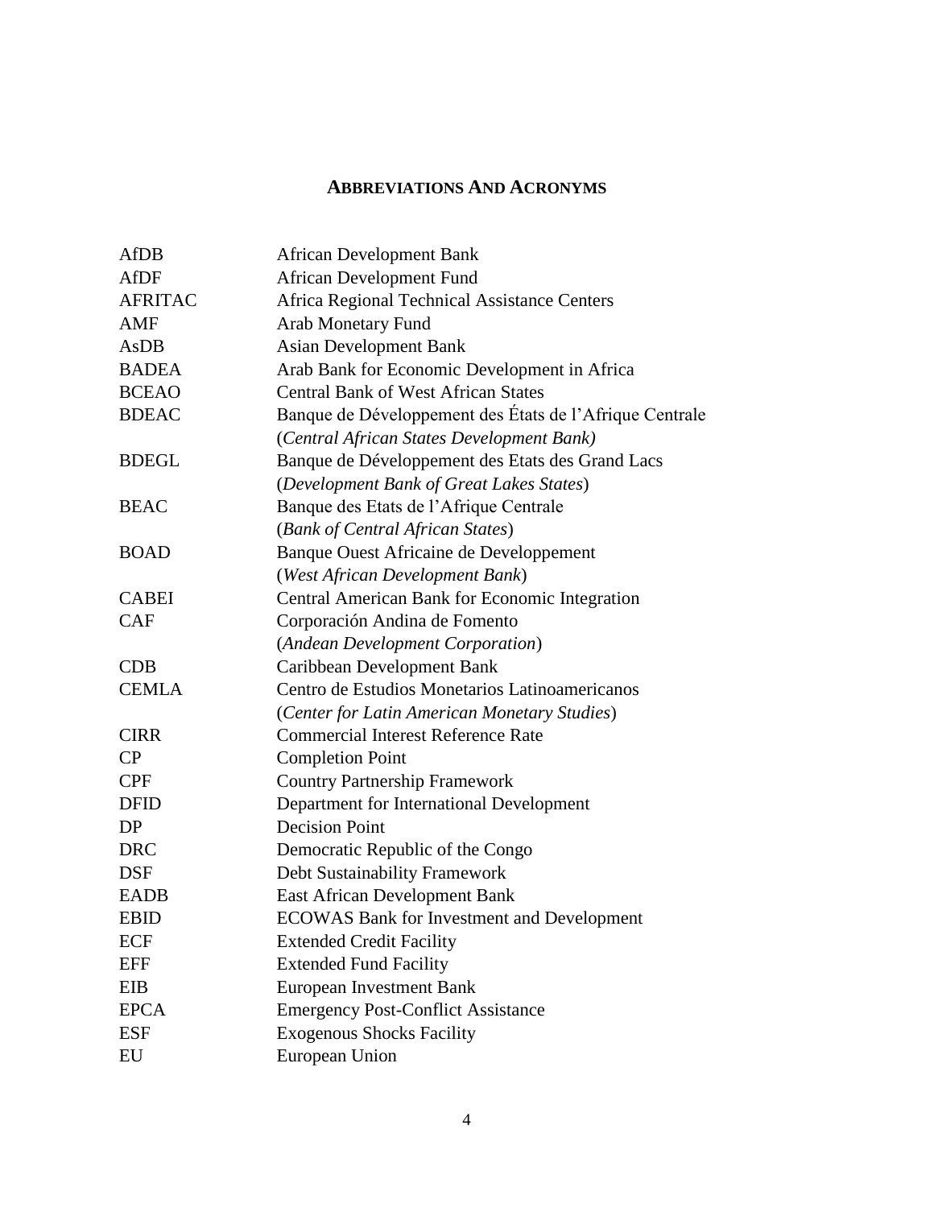## Abbreviations And Acronyms

| | |
|---|---|
| AfDB | African Development Bank |
| AfDF | African Development Fund |
| AFRITAC | Africa Regional Technical Assistance Centers |
| AMF | Arab Monetary Fund |
| AsDB | Asian Development Bank |
| BADEA | Arab Bank for Economic Development in Africa |
| BCEAO | Central Bank of West African States |
| BDEAC | Banque de Développement des États de l'Afrique Centrale (*Central African States Development Bank)* |
| BDEGL | Banque de Développement des Etats des Grand Lacs (*Development Bank of Great Lakes States*) |
| BEAC | Banque des Etats de l'Afrique Centrale (*Bank of Central African States*) |
| BOAD | Banque Ouest Africaine de Developpement (*West African Development Bank*) |
| CABEI | Central American Bank for Economic Integration |
| CAF | Corporación Andina de Fomento (*Andean Development Corporation*) |
| CDB | Caribbean Development Bank |
| CEMLA | Centro de Estudios Monetarios Latinoamericanos (*Center for Latin American Monetary Studies*) |
| CIRR | Commercial Interest Reference Rate |
| CP | Completion Point |
| CPF | Country Partnership Framework |
| DFID | Department for International Development |
| DP | Decision Point |
| DRC | Democratic Republic of the Congo |
| DSF | Debt Sustainability Framework |
| EADB | East African Development Bank |
| EBID | ECOWAS Bank for Investment and Development |
| ECF | Extended Credit Facility |
| EFF | Extended Fund Facility |
| EIB | European Investment Bank |
| EPCA | Emergency Post-Conflict Assistance |
| ESF | Exogenous Shocks Facility |
| EU | European Union |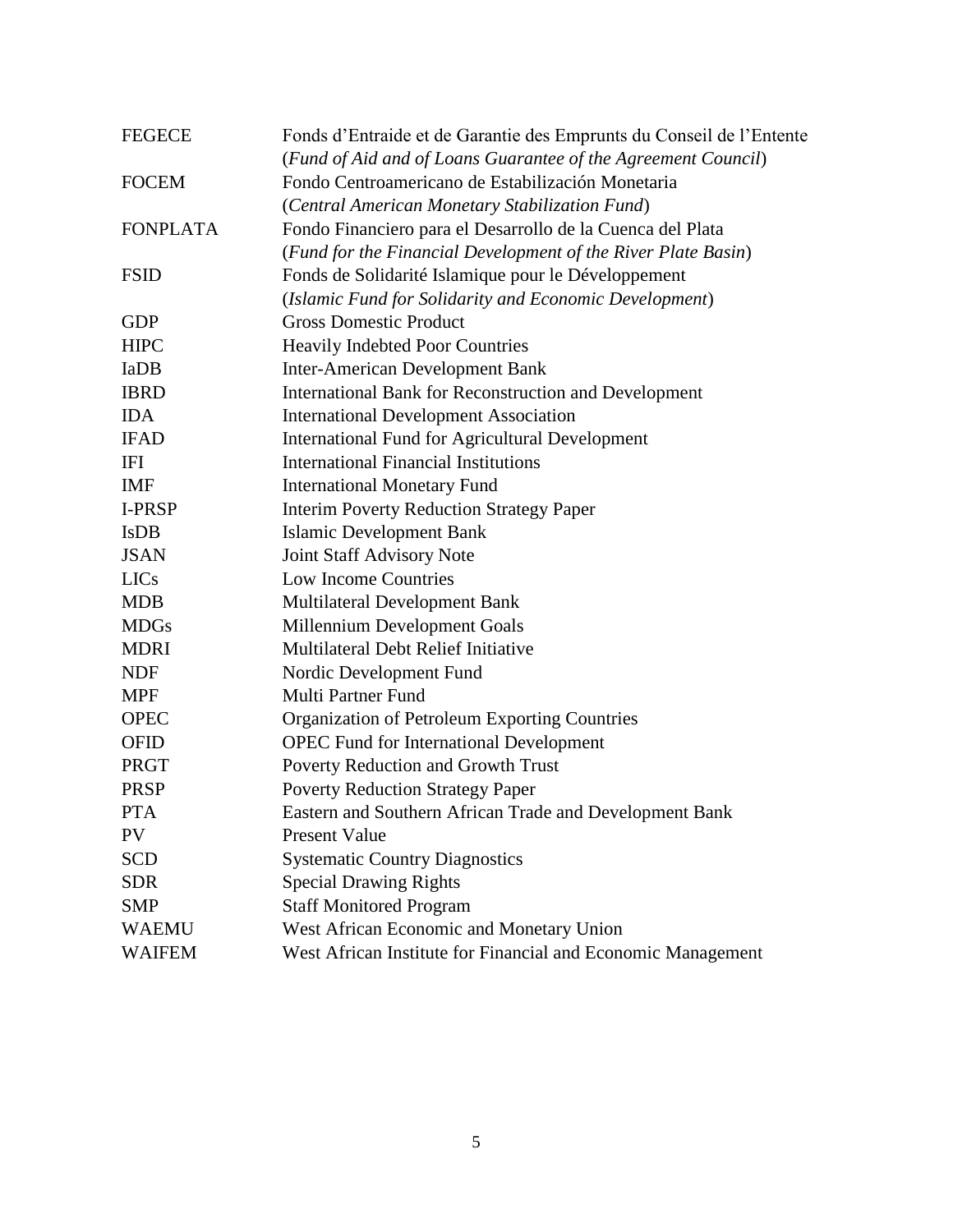| | |
|---|---|
| FEGECE | Fonds d'Entraide et de Garantie des Emprunts du Conseil de l'Entente (*Fund of Aid and of Loans Guarantee of the Agreement Council*) |
| FOCEM | Fondo Centroamericano de Estabilización Monetaria (*Central American Monetary Stabilization Fund*) |
| FONPLATA | Fondo Financiero para el Desarrollo de la Cuenca del Plata (*Fund for the Financial Development of the River Plate Basin*) |
| FSID | Fonds de Solidarité Islamique pour le Développement (*Islamic Fund for Solidarity and Economic Development*) |
| GDP | Gross Domestic Product |
| HIPC | Heavily Indebted Poor Countries |
| IaDB | Inter-American Development Bank |
| IBRD | International Bank for Reconstruction and Development |
| IDA | International Development Association |
| IFAD | International Fund for Agricultural Development |
| IFI | International Financial Institutions |
| IMF | International Monetary Fund |
| I-PRSP | Interim Poverty Reduction Strategy Paper |
| IsDB | Islamic Development Bank |
| JSAN | Joint Staff Advisory Note |
| LICs | Low Income Countries |
| MDB | Multilateral Development Bank |
| MDGs | Millennium Development Goals |
| MDRI | Multilateral Debt Relief Initiative |
| NDF | Nordic Development Fund |
| MPF | Multi Partner Fund |
| OPEC | Organization of Petroleum Exporting Countries |
| OFID | OPEC Fund for International Development |
| PRGT | Poverty Reduction and Growth Trust |
| PRSP | Poverty Reduction Strategy Paper |
| PTA | Eastern and Southern African Trade and Development Bank |
| PV | Present Value |
| SCD | Systematic Country Diagnostics |
| SDR | Special Drawing Rights |
| SMP | Staff Monitored Program |
| WAEMU | West African Economic and Monetary Union |
| WAIFEM | West African Institute for Financial and Economic Management |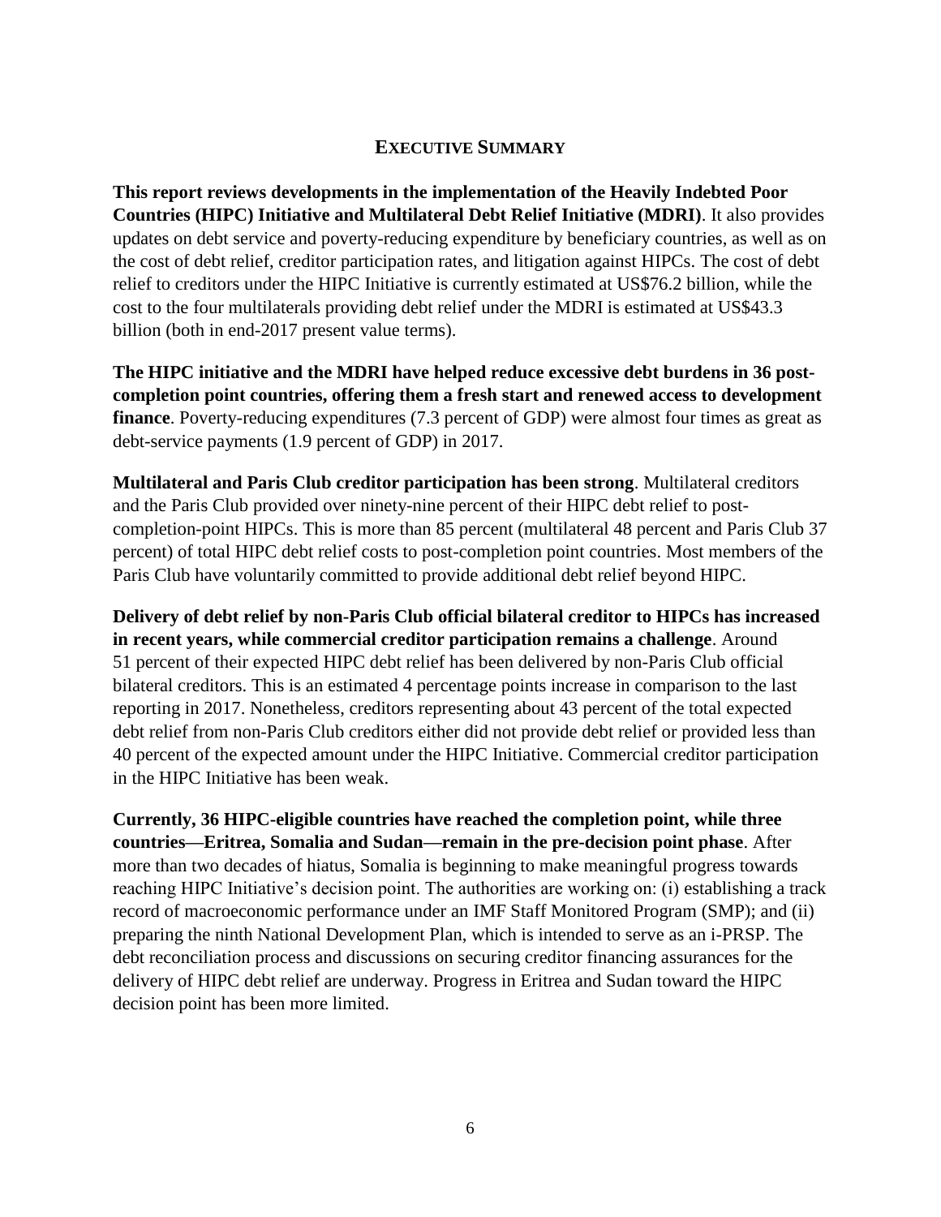## EXECUTIVE SUMMARY

**This report reviews developments in the implementation of the Heavily Indebted Poor Countries (HIPC) Initiative and Multilateral Debt Relief Initiative (MDRI)**. It also provides updates on debt service and poverty-reducing expenditure by beneficiary countries, as well as on the cost of debt relief, creditor participation rates, and litigation against HIPCs. The cost of debt relief to creditors under the HIPC Initiative is currently estimated at US$76.2 billion, while the cost to the four multilaterals providing debt relief under the MDRI is estimated at US$43.3 billion (both in end-2017 present value terms).

**The HIPC initiative and the MDRI have helped reduce excessive debt burdens in 36 post-completion point countries, offering them a fresh start and renewed access to development finance**. Poverty-reducing expenditures (7.3 percent of GDP) were almost four times as great as debt-service payments (1.9 percent of GDP) in 2017.

**Multilateral and Paris Club creditor participation has been strong**. Multilateral creditors and the Paris Club provided over ninety-nine percent of their HIPC debt relief to post-completion-point HIPCs. This is more than 85 percent (multilateral 48 percent and Paris Club 37 percent) of total HIPC debt relief costs to post-completion point countries. Most members of the Paris Club have voluntarily committed to provide additional debt relief beyond HIPC.

**Delivery of debt relief by non-Paris Club official bilateral creditor to HIPCs has increased in recent years, while commercial creditor participation remains a challenge**. Around 51 percent of their expected HIPC debt relief has been delivered by non-Paris Club official bilateral creditors. This is an estimated 4 percentage points increase in comparison to the last reporting in 2017. Nonetheless, creditors representing about 43 percent of the total expected debt relief from non-Paris Club creditors either did not provide debt relief or provided less than 40 percent of the expected amount under the HIPC Initiative. Commercial creditor participation in the HIPC Initiative has been weak.

**Currently, 36 HIPC-eligible countries have reached the completion point, while three countries—Eritrea, Somalia and Sudan—remain in the pre-decision point phase**. After more than two decades of hiatus, Somalia is beginning to make meaningful progress towards reaching HIPC Initiative's decision point. The authorities are working on: (i) establishing a track record of macroeconomic performance under an IMF Staff Monitored Program (SMP); and (ii) preparing the ninth National Development Plan, which is intended to serve as an i-PRSP. The debt reconciliation process and discussions on securing creditor financing assurances for the delivery of HIPC debt relief are underway. Progress in Eritrea and Sudan toward the HIPC decision point has been more limited.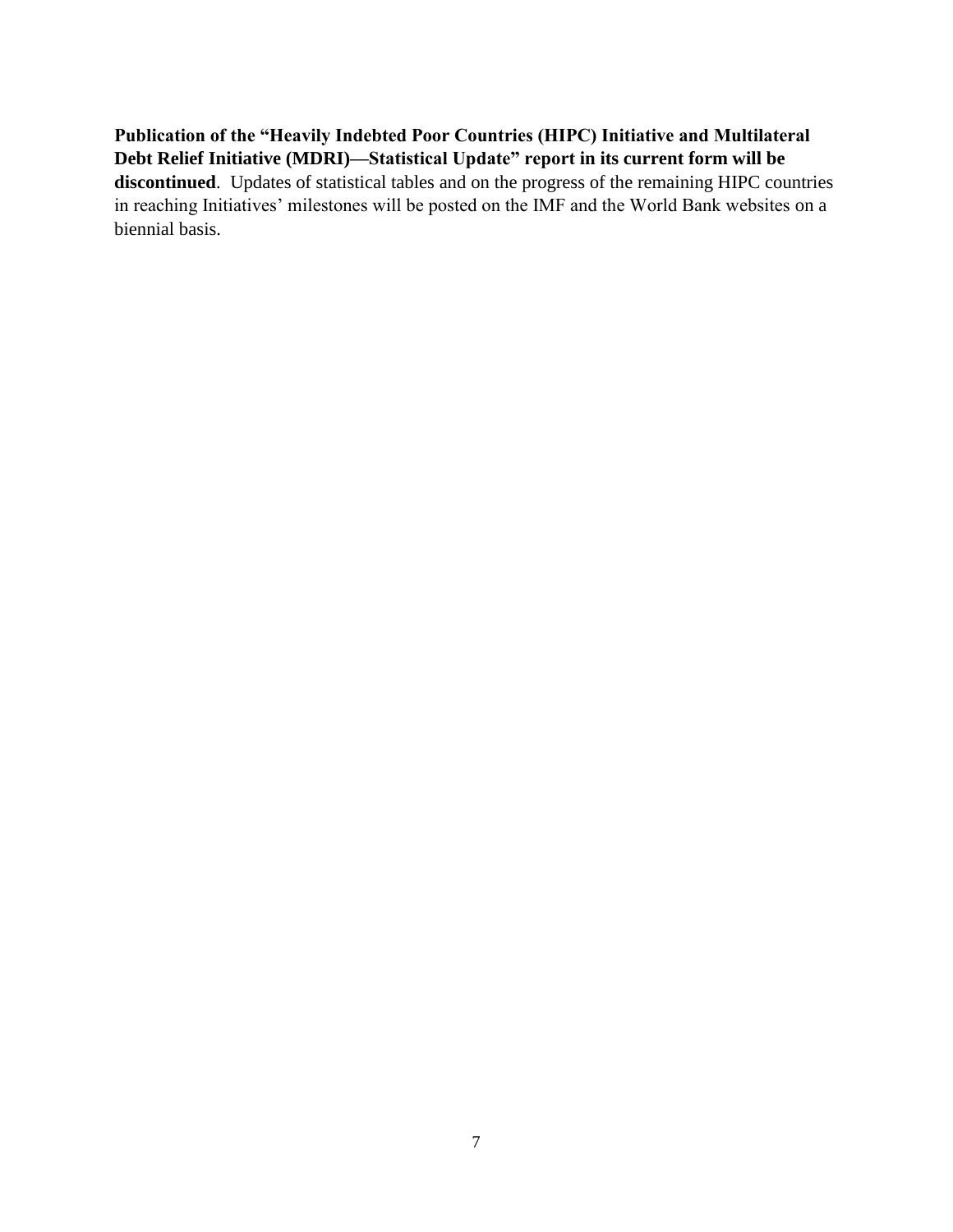**Publication of the "Heavily Indebted Poor Countries (HIPC) Initiative and Multilateral Debt Relief Initiative (MDRI)—Statistical Update" report in its current form will be discontinued**. Updates of statistical tables and on the progress of the remaining HIPC countries in reaching Initiatives' milestones will be posted on the IMF and the World Bank websites on a biennial basis.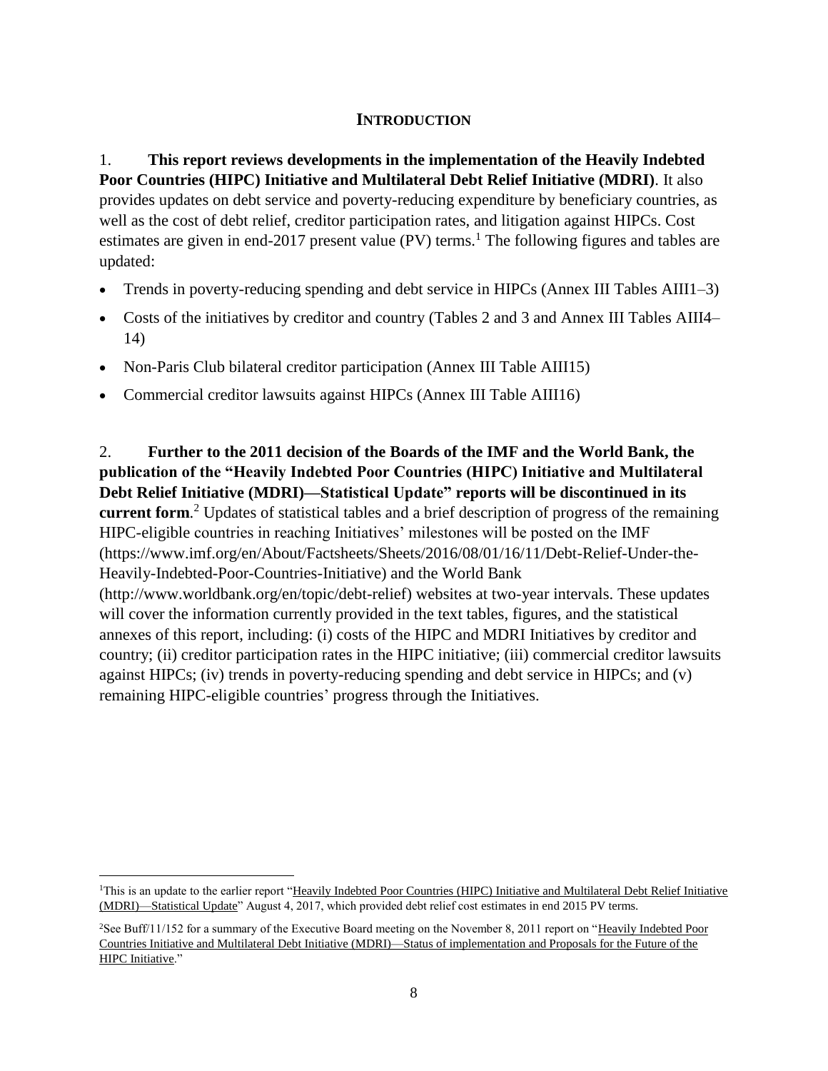## INTRODUCTION

1. **This report reviews developments in the implementation of the Heavily Indebted Poor Countries (HIPC) Initiative and Multilateral Debt Relief Initiative (MDRI)**. It also provides updates on debt service and poverty-reducing expenditure by beneficiary countries, as well as the cost of debt relief, creditor participation rates, and litigation against HIPCs. Cost estimates are given in end-2017 present value (PV) terms.[1] The following figures and tables are updated:

- Trends in poverty-reducing spending and debt service in HIPCs (Annex III Tables AIII1–3)
- Costs of the initiatives by creditor and country (Tables 2 and 3 and Annex III Tables AIII4–14)
- Non-Paris Club bilateral creditor participation (Annex III Table AIII15)
- Commercial creditor lawsuits against HIPCs (Annex III Table AIII16)

2. **Further to the 2011 decision of the Boards of the IMF and the World Bank, the publication of the "Heavily Indebted Poor Countries (HIPC) Initiative and Multilateral Debt Relief Initiative (MDRI)—Statistical Update" reports will be discontinued in its current form**.[2] Updates of statistical tables and a brief description of progress of the remaining HIPC-eligible countries in reaching Initiatives' milestones will be posted on the IMF (https://www.imf.org/en/About/Factsheets/Sheets/2016/08/01/16/11/Debt-Relief-Under-the-Heavily-Indebted-Poor-Countries-Initiative) and the World Bank (http://www.worldbank.org/en/topic/debt-relief) websites at two-year intervals. These updates will cover the information currently provided in the text tables, figures, and the statistical annexes of this report, including: (i) costs of the HIPC and MDRI Initiatives by creditor and country; (ii) creditor participation rates in the HIPC initiative; (iii) commercial creditor lawsuits against HIPCs; (iv) trends in poverty-reducing spending and debt service in HIPCs; and (v) remaining HIPC-eligible countries' progress through the Initiatives.

---

[1] This is an update to the earlier report "Heavily Indebted Poor Countries (HIPC) Initiative and Multilateral Debt Relief Initiative (MDRI)—Statistical Update" August 4, 2017, which provided debt relief cost estimates in end 2015 PV terms.

[2] See Buff/11/152 for a summary of the Executive Board meeting on the November 8, 2011 report on "Heavily Indebted Poor Countries Initiative and Multilateral Debt Initiative (MDRI)—Status of implementation and Proposals for the Future of the HIPC Initiative."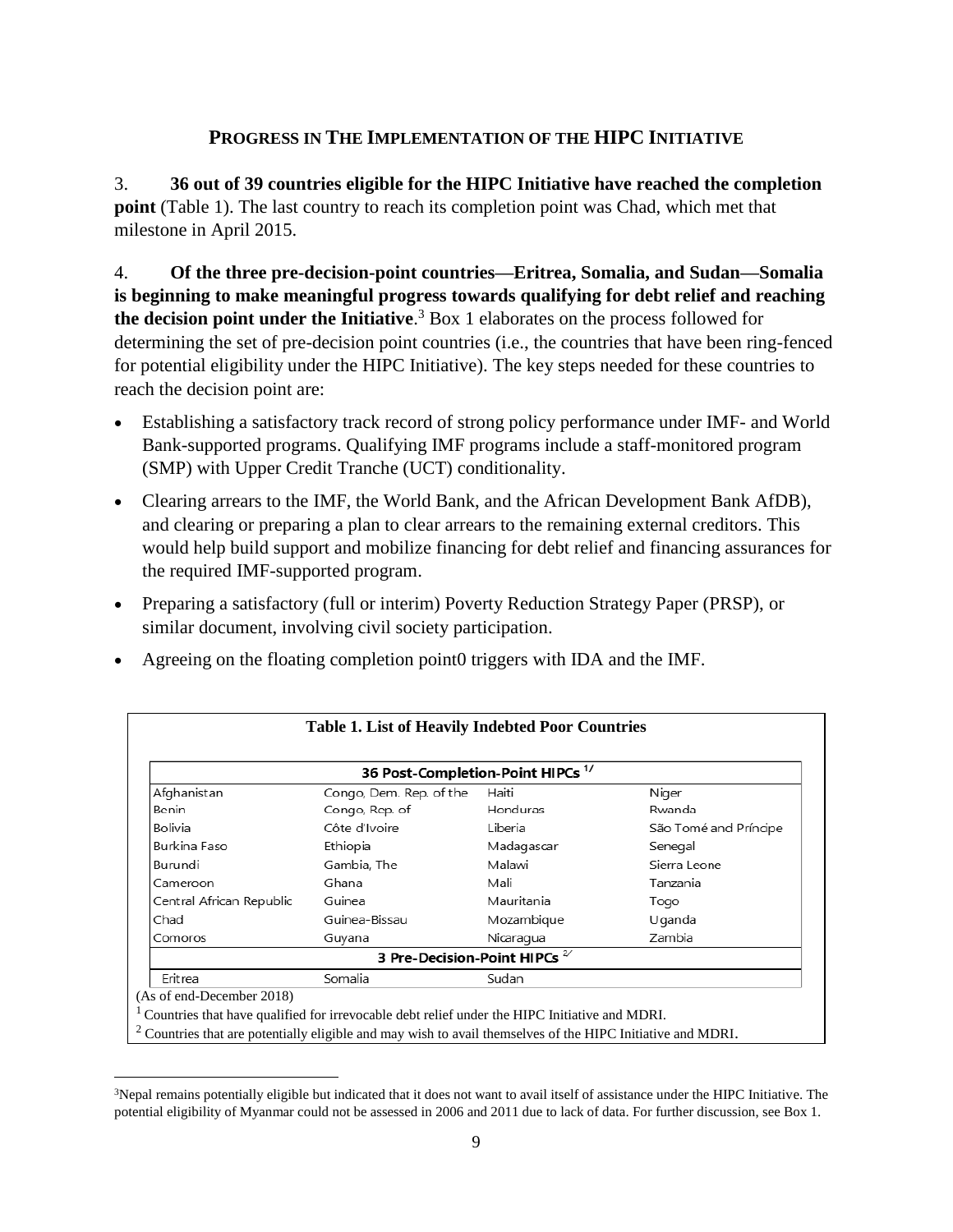## PROGRESS IN THE IMPLEMENTATION OF THE HIPC INITIATIVE

3. **36 out of 39 countries eligible for the HIPC Initiative have reached the completion point** (Table 1). The last country to reach its completion point was Chad, which met that milestone in April 2015.

4. **Of the three pre-decision-point countries—Eritrea, Somalia, and Sudan—Somalia is beginning to make meaningful progress towards qualifying for debt relief and reaching the decision point under the Initiative**.[3] Box 1 elaborates on the process followed for determining the set of pre-decision point countries (i.e., the countries that have been ring-fenced for potential eligibility under the HIPC Initiative). The key steps needed for these countries to reach the decision point are:

- Establishing a satisfactory track record of strong policy performance under IMF- and World Bank-supported programs. Qualifying IMF programs include a staff-monitored program (SMP) with Upper Credit Tranche (UCT) conditionality.
- Clearing arrears to the IMF, the World Bank, and the African Development Bank AfDB), and clearing or preparing a plan to clear arrears to the remaining external creditors. This would help build support and mobilize financing for debt relief and financing assurances for the required IMF-supported program.
- Preparing a satisfactory (full or interim) Poverty Reduction Strategy Paper (PRSP), or similar document, involving civil society participation.
- Agreeing on the floating completion point0 triggers with IDA and the IMF.

**Table 1. List of Heavily Indebted Poor Countries**

| 36 Post-Completion-Point HIPCs [1] | | | |
|---|---|---|---|
| Afghanistan | Congo, Dem. Rep. of the | Haiti | Niger |
| Benin | Congo, Rep. of | Honduras | Rwanda |
| Bolivia | Côte d'Ivoire | Liberia | São Tomé and Príncipe |
| Burkina Faso | Ethiopia | Madagascar | Senegal |
| Burundi | Gambia, The | Malawi | Sierra Leone |
| Cameroon | Ghana | Mali | Tanzania |
| Central African Republic | Guinea | Mauritania | Togo |
| Chad | Guinea-Bissau | Mozambique | Uganda |
| Comoros | Guyana | Nicaragua | Zambia |
| **3 Pre-Decision-Point HIPCs [2]** | | | |
| Eritrea | Somalia | Sudan | |

(As of end-December 2018)

[1] Countries that have qualified for irrevocable debt relief under the HIPC Initiative and MDRI.

[2] Countries that are potentially eligible and may wish to avail themselves of the HIPC Initiative and MDRI.

[3] Nepal remains potentially eligible but indicated that it does not want to avail itself of assistance under the HIPC Initiative. The potential eligibility of Myanmar could not be assessed in 2006 and 2011 due to lack of data. For further discussion, see Box 1.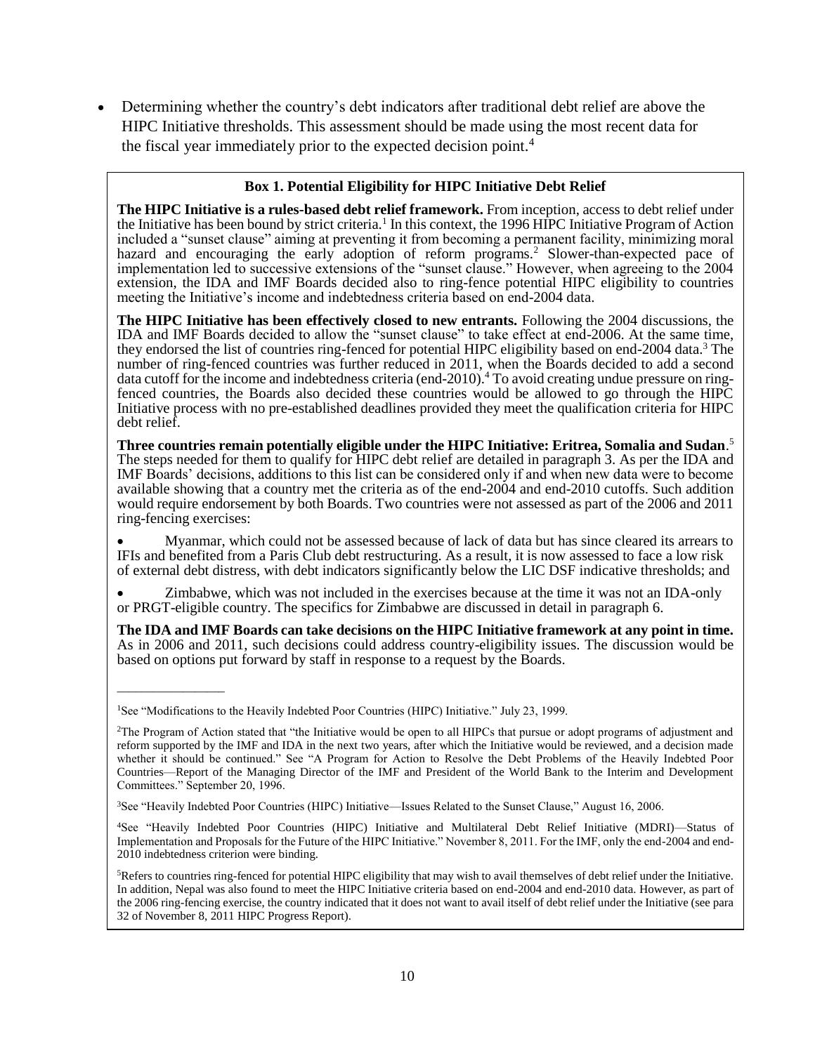- Determining whether the country's debt indicators after traditional debt relief are above the HIPC Initiative thresholds. This assessment should be made using the most recent data for the fiscal year immediately prior to the expected decision point.[4]

**Box 1. Potential Eligibility for HIPC Initiative Debt Relief**

**The HIPC Initiative is a rules-based debt relief framework.** From inception, access to debt relief under the Initiative has been bound by strict criteria.[1] In this context, the 1996 HIPC Initiative Program of Action included a "sunset clause" aiming at preventing it from becoming a permanent facility, minimizing moral hazard and encouraging the early adoption of reform programs.[2] Slower-than-expected pace of implementation led to successive extensions of the "sunset clause." However, when agreeing to the 2004 extension, the IDA and IMF Boards decided also to ring-fence potential HIPC eligibility to countries meeting the Initiative's income and indebtedness criteria based on end-2004 data.

**The HIPC Initiative has been effectively closed to new entrants.** Following the 2004 discussions, the IDA and IMF Boards decided to allow the "sunset clause" to take effect at end-2006. At the same time, they endorsed the list of countries ring-fenced for potential HIPC eligibility based on end-2004 data.[3] The number of ring-fenced countries was further reduced in 2011, when the Boards decided to add a second data cutoff for the income and indebtedness criteria (end-2010).[4] To avoid creating undue pressure on ring-fenced countries, the Boards also decided these countries would be allowed to go through the HIPC Initiative process with no pre-established deadlines provided they meet the qualification criteria for HIPC debt relief.

**Three countries remain potentially eligible under the HIPC Initiative: Eritrea, Somalia and Sudan**.[5] The steps needed for them to qualify for HIPC debt relief are detailed in paragraph 3. As per the IDA and IMF Boards' decisions, additions to this list can be considered only if and when new data were to become available showing that a country met the criteria as of the end-2004 and end-2010 cutoffs. Such addition would require endorsement by both Boards. Two countries were not assessed as part of the 2006 and 2011 ring-fencing exercises:

- Myanmar, which could not be assessed because of lack of data but has since cleared its arrears to IFIs and benefited from a Paris Club debt restructuring. As a result, it is now assessed to face a low risk of external debt distress, with debt indicators significantly below the LIC DSF indicative thresholds; and
- Zimbabwe, which was not included in the exercises because at the time it was not an IDA-only or PRGT-eligible country. The specifics for Zimbabwe are discussed in detail in paragraph 6.

**The IDA and IMF Boards can take decisions on the HIPC Initiative framework at any point in time.** As in 2006 and 2011, such decisions could address country-eligibility issues. The discussion would be based on options put forward by staff in response to a request by the Boards.

---

[1]See "Modifications to the Heavily Indebted Poor Countries (HIPC) Initiative." July 23, 1999.

[2]The Program of Action stated that "the Initiative would be open to all HIPCs that pursue or adopt programs of adjustment and reform supported by the IMF and IDA in the next two years, after which the Initiative would be reviewed, and a decision made whether it should be continued." See "A Program for Action to Resolve the Debt Problems of the Heavily Indebted Poor Countries—Report of the Managing Director of the IMF and President of the World Bank to the Interim and Development Committees." September 20, 1996.

[3]See "Heavily Indebted Poor Countries (HIPC) Initiative—Issues Related to the Sunset Clause," August 16, 2006.

[4]See "Heavily Indebted Poor Countries (HIPC) Initiative and Multilateral Debt Relief Initiative (MDRI)—Status of Implementation and Proposals for the Future of the HIPC Initiative." November 8, 2011. For the IMF, only the end-2004 and end-2010 indebtedness criterion were binding.

[5]Refers to countries ring-fenced for potential HIPC eligibility that may wish to avail themselves of debt relief under the Initiative. In addition, Nepal was also found to meet the HIPC Initiative criteria based on end-2004 and end-2010 data. However, as part of the 2006 ring-fencing exercise, the country indicated that it does not want to avail itself of debt relief under the Initiative (see para 32 of November 8, 2011 HIPC Progress Report).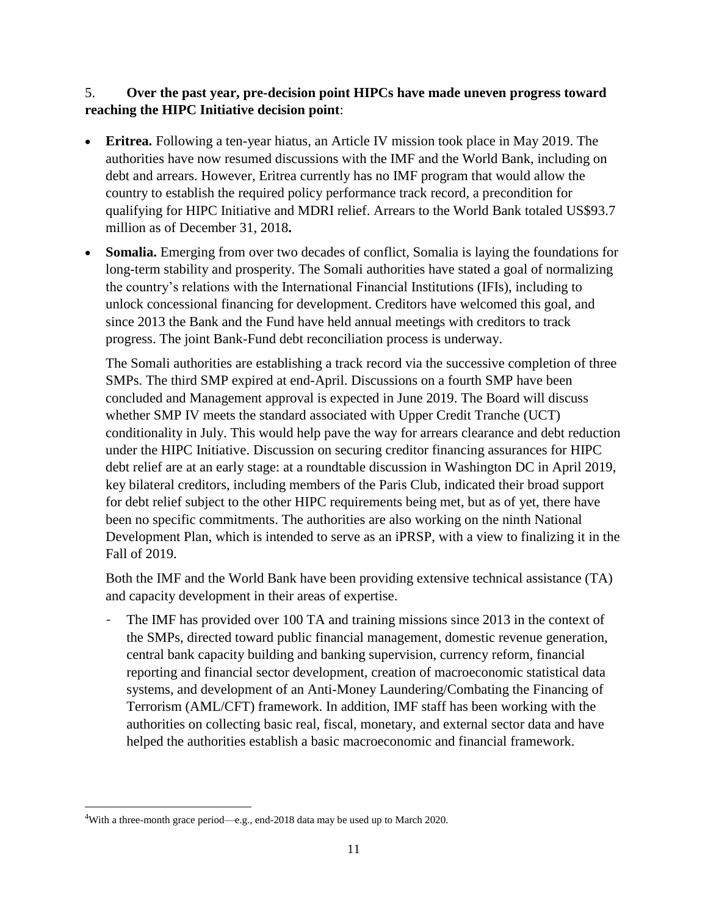5. **Over the past year, pre-decision point HIPCs have made uneven progress toward reaching the HIPC Initiative decision point**:

- **Eritrea.** Following a ten-year hiatus, an Article IV mission took place in May 2019. The authorities have now resumed discussions with the IMF and the World Bank, including on debt and arrears. However, Eritrea currently has no IMF program that would allow the country to establish the required policy performance track record, a precondition for qualifying for HIPC Initiative and MDRI relief. Arrears to the World Bank totaled US$93.7 million as of December 31, 2018**.**

- **Somalia.** Emerging from over two decades of conflict, Somalia is laying the foundations for long-term stability and prosperity. The Somali authorities have stated a goal of normalizing the country's relations with the International Financial Institutions (IFIs), including to unlock concessional financing for development. Creditors have welcomed this goal, and since 2013 the Bank and the Fund have held annual meetings with creditors to track progress. The joint Bank-Fund debt reconciliation process is underway.

  The Somali authorities are establishing a track record via the successive completion of three SMPs. The third SMP expired at end-April. Discussions on a fourth SMP have been concluded and Management approval is expected in June 2019. The Board will discuss whether SMP IV meets the standard associated with Upper Credit Tranche (UCT) conditionality in July. This would help pave the way for arrears clearance and debt reduction under the HIPC Initiative. Discussion on securing creditor financing assurances for HIPC debt relief are at an early stage: at a roundtable discussion in Washington DC in April 2019, key bilateral creditors, including members of the Paris Club, indicated their broad support for debt relief subject to the other HIPC requirements being met, but as of yet, there have been no specific commitments. The authorities are also working on the ninth National Development Plan, which is intended to serve as an iPRSP, with a view to finalizing it in the Fall of 2019.

  Both the IMF and the World Bank have been providing extensive technical assistance (TA) and capacity development in their areas of expertise.

  - The IMF has provided over 100 TA and training missions since 2013 in the context of the SMPs, directed toward public financial management, domestic revenue generation, central bank capacity building and banking supervision, currency reform, financial reporting and financial sector development, creation of macroeconomic statistical data systems, and development of an Anti-Money Laundering/Combating the Financing of Terrorism (AML/CFT) framework. In addition, IMF staff has been working with the authorities on collecting basic real, fiscal, monetary, and external sector data and have helped the authorities establish a basic macroeconomic and financial framework.

[4] With a three-month grace period—e.g., end-2018 data may be used up to March 2020.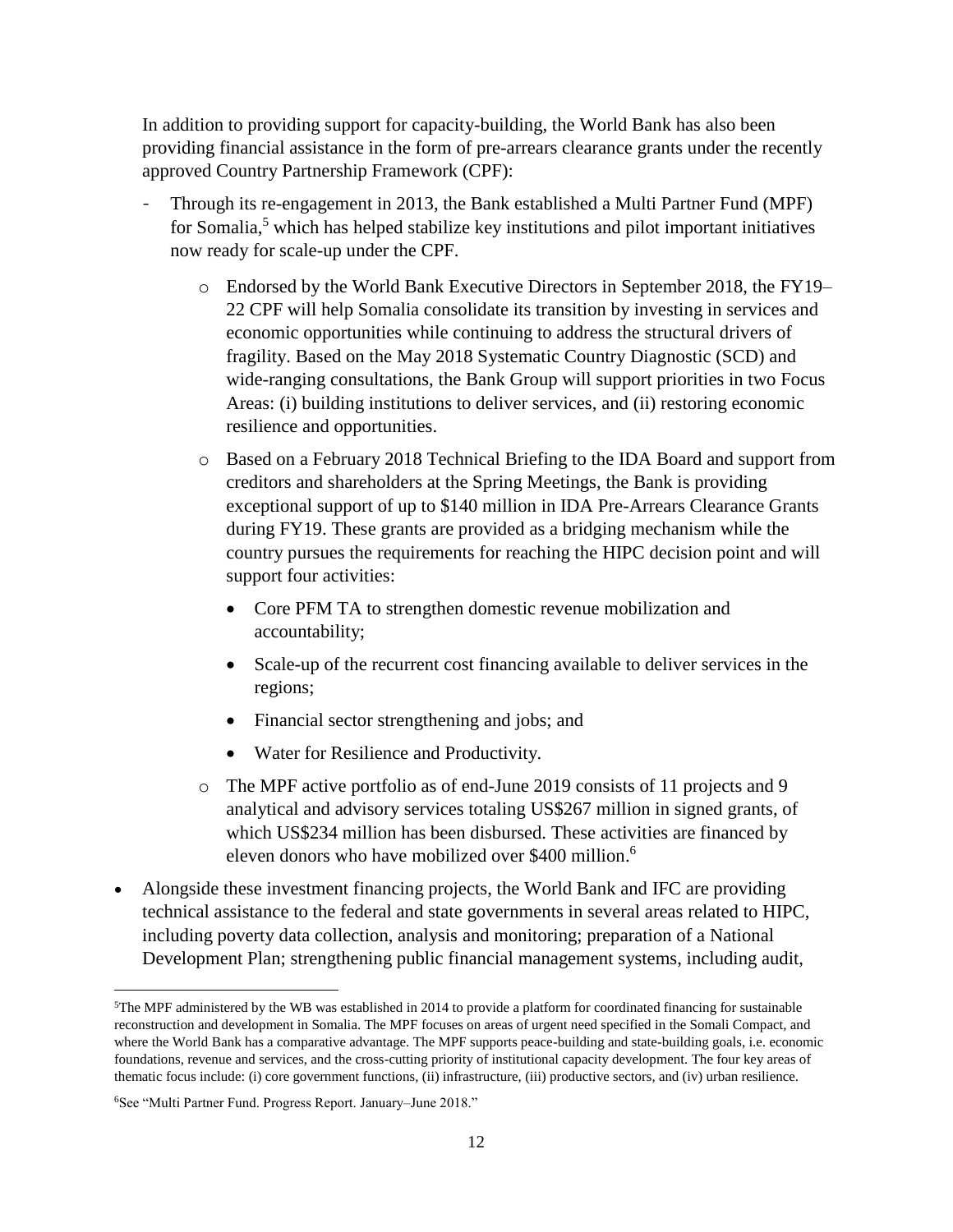In addition to providing support for capacity-building, the World Bank has also been providing financial assistance in the form of pre-arrears clearance grants under the recently approved Country Partnership Framework (CPF):

- Through its re-engagement in 2013, the Bank established a Multi Partner Fund (MPF) for Somalia,[5] which has helped stabilize key institutions and pilot important initiatives now ready for scale-up under the CPF.
    - Endorsed by the World Bank Executive Directors in September 2018, the FY19–22 CPF will help Somalia consolidate its transition by investing in services and economic opportunities while continuing to address the structural drivers of fragility. Based on the May 2018 Systematic Country Diagnostic (SCD) and wide-ranging consultations, the Bank Group will support priorities in two Focus Areas: (i) building institutions to deliver services, and (ii) restoring economic resilience and opportunities.
    - Based on a February 2018 Technical Briefing to the IDA Board and support from creditors and shareholders at the Spring Meetings, the Bank is providing exceptional support of up to $140 million in IDA Pre-Arrears Clearance Grants during FY19. These grants are provided as a bridging mechanism while the country pursues the requirements for reaching the HIPC decision point and will support four activities:
        - Core PFM TA to strengthen domestic revenue mobilization and accountability;
        - Scale-up of the recurrent cost financing available to deliver services in the regions;
        - Financial sector strengthening and jobs; and
        - Water for Resilience and Productivity.
    - The MPF active portfolio as of end-June 2019 consists of 11 projects and 9 analytical and advisory services totaling US$267 million in signed grants, of which US$234 million has been disbursed. These activities are financed by eleven donors who have mobilized over $400 million.[6]

- Alongside these investment financing projects, the World Bank and IFC are providing technical assistance to the federal and state governments in several areas related to HIPC, including poverty data collection, analysis and monitoring; preparation of a National Development Plan; strengthening public financial management systems, including audit,

---

[5] The MPF administered by the WB was established in 2014 to provide a platform for coordinated financing for sustainable reconstruction and development in Somalia. The MPF focuses on areas of urgent need specified in the Somali Compact, and where the World Bank has a comparative advantage. The MPF supports peace-building and state-building goals, i.e. economic foundations, revenue and services, and the cross-cutting priority of institutional capacity development. The four key areas of thematic focus include: (i) core government functions, (ii) infrastructure, (iii) productive sectors, and (iv) urban resilience.

[6] See "Multi Partner Fund. Progress Report. January–June 2018."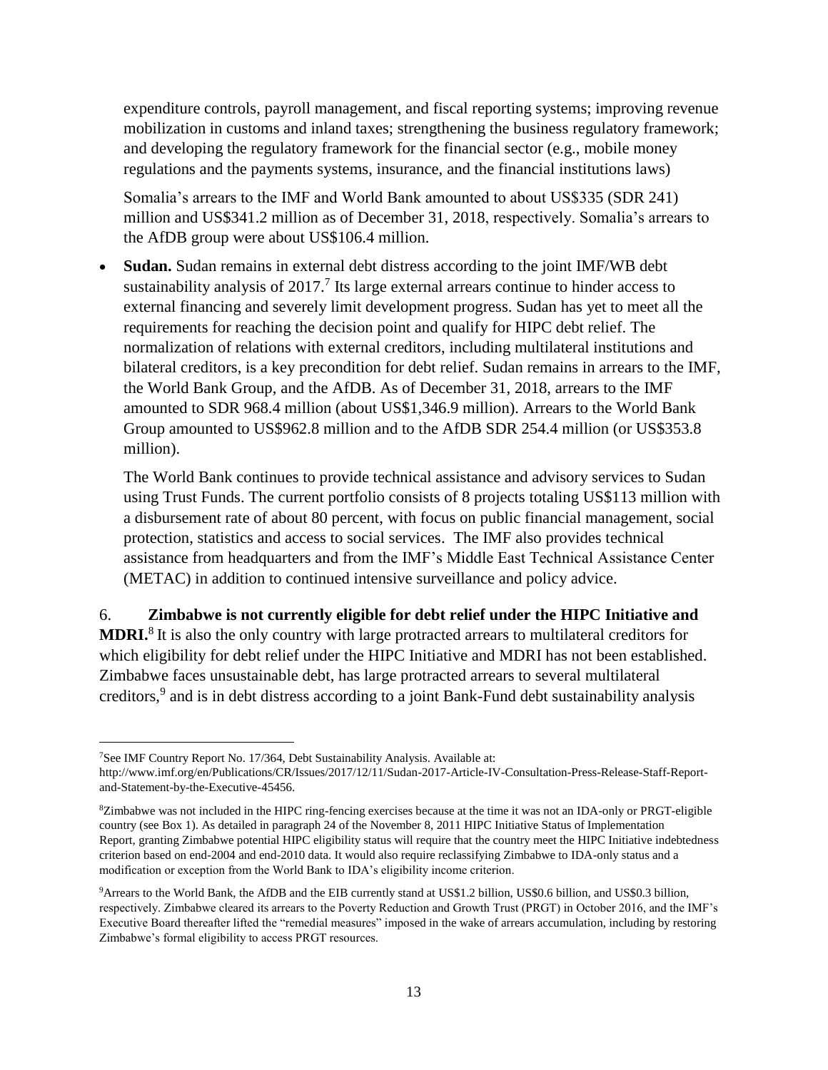expenditure controls, payroll management, and fiscal reporting systems; improving revenue mobilization in customs and inland taxes; strengthening the business regulatory framework; and developing the regulatory framework for the financial sector (e.g., mobile money regulations and the payments systems, insurance, and the financial institutions laws)

Somalia's arrears to the IMF and World Bank amounted to about US$335 (SDR 241) million and US$341.2 million as of December 31, 2018, respectively. Somalia's arrears to the AfDB group were about US$106.4 million.

- **Sudan.** Sudan remains in external debt distress according to the joint IMF/WB debt sustainability analysis of 2017.[7] Its large external arrears continue to hinder access to external financing and severely limit development progress. Sudan has yet to meet all the requirements for reaching the decision point and qualify for HIPC debt relief. The normalization of relations with external creditors, including multilateral institutions and bilateral creditors, is a key precondition for debt relief. Sudan remains in arrears to the IMF, the World Bank Group, and the AfDB. As of December 31, 2018, arrears to the IMF amounted to SDR 968.4 million (about US$1,346.9 million). Arrears to the World Bank Group amounted to US$962.8 million and to the AfDB SDR 254.4 million (or US$353.8 million).

  The World Bank continues to provide technical assistance and advisory services to Sudan using Trust Funds. The current portfolio consists of 8 projects totaling US$113 million with a disbursement rate of about 80 percent, with focus on public financial management, social protection, statistics and access to social services. The IMF also provides technical assistance from headquarters and from the IMF's Middle East Technical Assistance Center (METAC) in addition to continued intensive surveillance and policy advice.

6. **Zimbabwe is not currently eligible for debt relief under the HIPC Initiative and MDRI.**[8] It is also the only country with large protracted arrears to multilateral creditors for which eligibility for debt relief under the HIPC Initiative and MDRI has not been established. Zimbabwe faces unsustainable debt, has large protracted arrears to several multilateral creditors,[9] and is in debt distress according to a joint Bank-Fund debt sustainability analysis

---

[7] See IMF Country Report No. 17/364, Debt Sustainability Analysis. Available at: http://www.imf.org/en/Publications/CR/Issues/2017/12/11/Sudan-2017-Article-IV-Consultation-Press-Release-Staff-Report-and-Statement-by-the-Executive-45456.

[8] Zimbabwe was not included in the HIPC ring-fencing exercises because at the time it was not an IDA-only or PRGT-eligible country (see Box 1). As detailed in paragraph 24 of the November 8, 2011 HIPC Initiative Status of Implementation Report, granting Zimbabwe potential HIPC eligibility status will require that the country meet the HIPC Initiative indebtedness criterion based on end-2004 and end-2010 data. It would also require reclassifying Zimbabwe to IDA-only status and a modification or exception from the World Bank to IDA's eligibility income criterion.

[9] Arrears to the World Bank, the AfDB and the EIB currently stand at US$1.2 billion, US$0.6 billion, and US$0.3 billion, respectively. Zimbabwe cleared its arrears to the Poverty Reduction and Growth Trust (PRGT) in October 2016, and the IMF's Executive Board thereafter lifted the "remedial measures" imposed in the wake of arrears accumulation, including by restoring Zimbabwe's formal eligibility to access PRGT resources.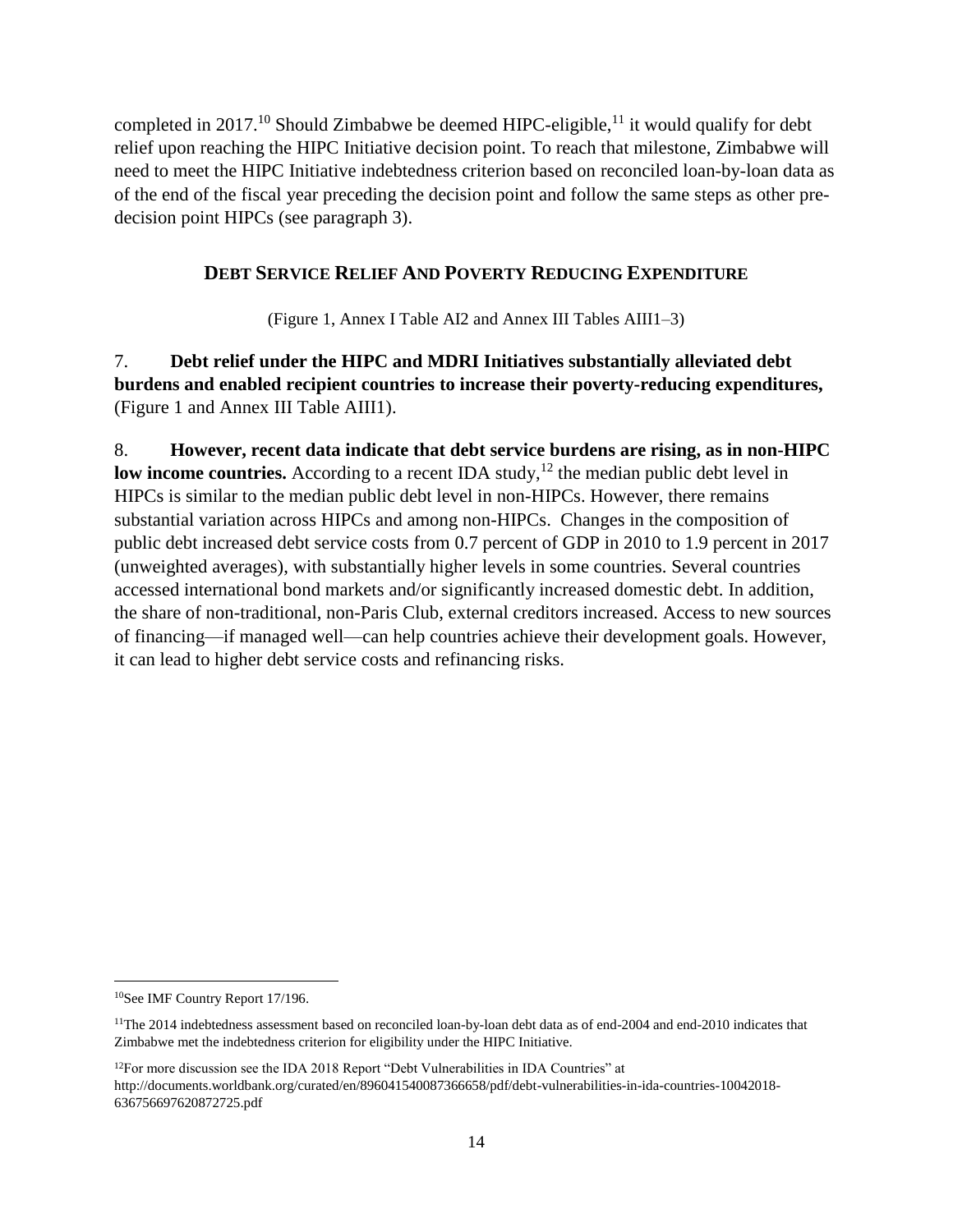completed in 2017.[10] Should Zimbabwe be deemed HIPC-eligible,[11] it would qualify for debt relief upon reaching the HIPC Initiative decision point. To reach that milestone, Zimbabwe will need to meet the HIPC Initiative indebtedness criterion based on reconciled loan-by-loan data as of the end of the fiscal year preceding the decision point and follow the same steps as other pre-decision point HIPCs (see paragraph 3).

## DEBT SERVICE RELIEF AND POVERTY REDUCING EXPENDITURE

(Figure 1, Annex I Table AI2 and Annex III Tables AIII1–3)

7. **Debt relief under the HIPC and MDRI Initiatives substantially alleviated debt burdens and enabled recipient countries to increase their poverty-reducing expenditures,** (Figure 1 and Annex III Table AIII1).

8. **However, recent data indicate that debt service burdens are rising, as in non-HIPC low income countries.** According to a recent IDA study,[12] the median public debt level in HIPCs is similar to the median public debt level in non-HIPCs. However, there remains substantial variation across HIPCs and among non-HIPCs. Changes in the composition of public debt increased debt service costs from 0.7 percent of GDP in 2010 to 1.9 percent in 2017 (unweighted averages), with substantially higher levels in some countries. Several countries accessed international bond markets and/or significantly increased domestic debt. In addition, the share of non-traditional, non-Paris Club, external creditors increased. Access to new sources of financing—if managed well—can help countries achieve their development goals. However, it can lead to higher debt service costs and refinancing risks.

---

[10]See IMF Country Report 17/196.

[11]The 2014 indebtedness assessment based on reconciled loan-by-loan debt data as of end-2004 and end-2010 indicates that Zimbabwe met the indebtedness criterion for eligibility under the HIPC Initiative.

[12]For more discussion see the IDA 2018 Report "Debt Vulnerabilities in IDA Countries" at http://documents.worldbank.org/curated/en/896041540087366658/pdf/debt-vulnerabilities-in-ida-countries-10042018-636756697620872725.pdf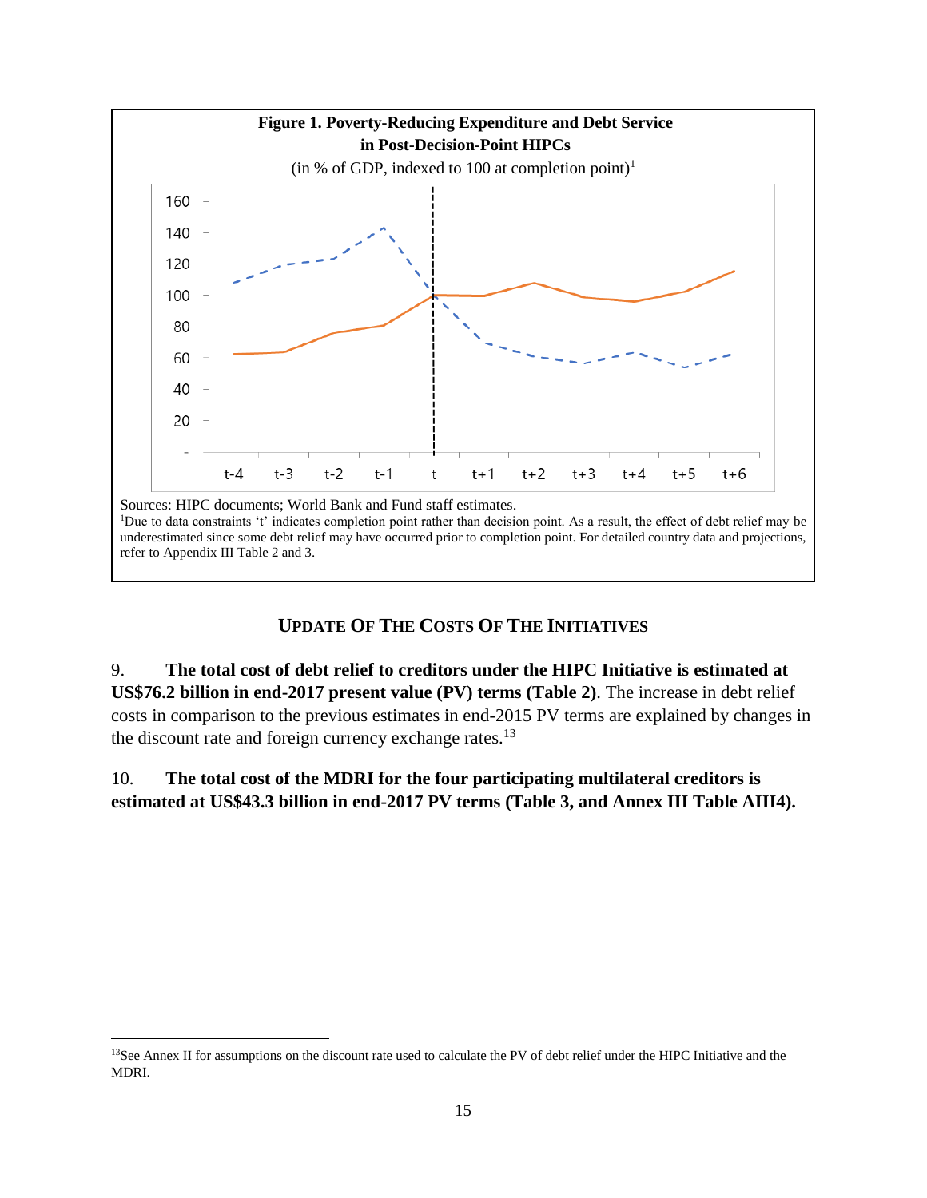**Figure 1. Poverty-Reducing Expenditure and Debt Service in Post-Decision-Point HIPCs**

(in % of GDP, indexed to 100 at completion point)[1]

Sources: HIPC documents; World Bank and Fund staff estimates.

[1]Due to data constraints 't' indicates completion point rather than decision point. As a result, the effect of debt relief may be underestimated since some debt relief may have occurred prior to completion point. For detailed country data and projections, refer to Appendix III Table 2 and 3.

## UPDATE OF THE COSTS OF THE INITIATIVES

9. **The total cost of debt relief to creditors under the HIPC Initiative is estimated at US$76.2 billion in end-2017 present value (PV) terms (Table 2)**. The increase in debt relief costs in comparison to the previous estimates in end-2015 PV terms are explained by changes in the discount rate and foreign currency exchange rates.[13]

10. **The total cost of the MDRI for the four participating multilateral creditors is estimated at US$43.3 billion in end-2017 PV terms (Table 3, and Annex III Table AIII4).**

[13]See Annex II for assumptions on the discount rate used to calculate the PV of debt relief under the HIPC Initiative and the MDRI.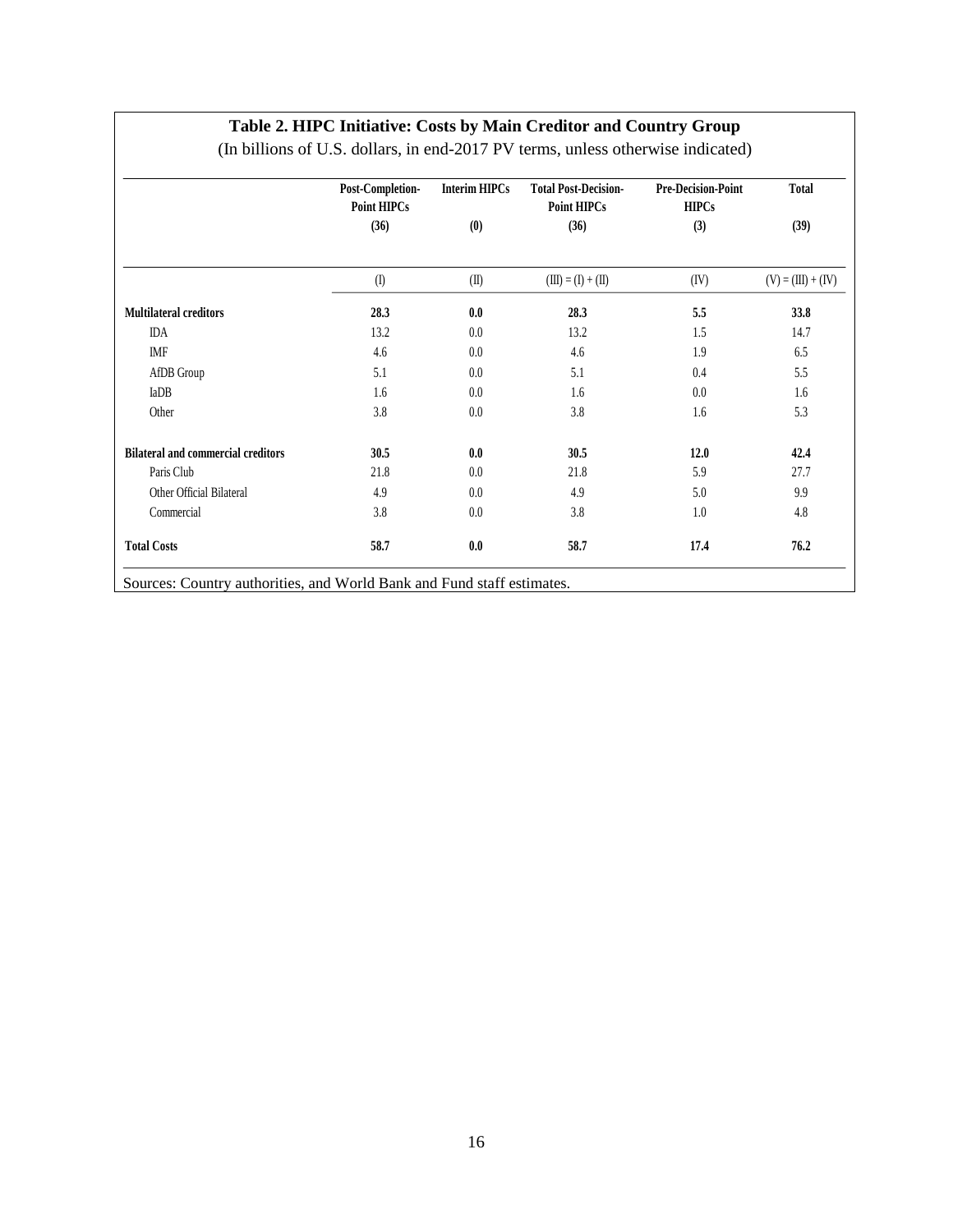**Table 2. HIPC Initiative: Costs by Main Creditor and Country Group**

(In billions of U.S. dollars, in end-2017 PV terms, unless otherwise indicated)

| | Post-Completion-Point HIPCs (36) | Interim HIPCs (0) | Total Post-Decision-Point HIPCs (36) | Pre-Decision-Point HIPCs (3) | Total (39) |
|---|---|---|---|---|---|
| | (I) | (II) | (III) = (I) + (II) | (IV) | (V) = (III) + (IV) |
| **Multilateral creditors** | **28.3** | **0.0** | **28.3** | **5.5** | **33.8** |
| IDA | 13.2 | 0.0 | 13.2 | 1.5 | 14.7 |
| IMF | 4.6 | 0.0 | 4.6 | 1.9 | 6.5 |
| AfDB Group | 5.1 | 0.0 | 5.1 | 0.4 | 5.5 |
| IaDB | 1.6 | 0.0 | 1.6 | 0.0 | 1.6 |
| Other | 3.8 | 0.0 | 3.8 | 1.6 | 5.3 |
| **Bilateral and commercial creditors** | **30.5** | **0.0** | **30.5** | **12.0** | **42.4** |
| Paris Club | 21.8 | 0.0 | 21.8 | 5.9 | 27.7 |
| Other Official Bilateral | 4.9 | 0.0 | 4.9 | 5.0 | 9.9 |
| Commercial | 3.8 | 0.0 | 3.8 | 1.0 | 4.8 |
| **Total Costs** | **58.7** | **0.0** | **58.7** | **17.4** | **76.2** |

Sources: Country authorities, and World Bank and Fund staff estimates.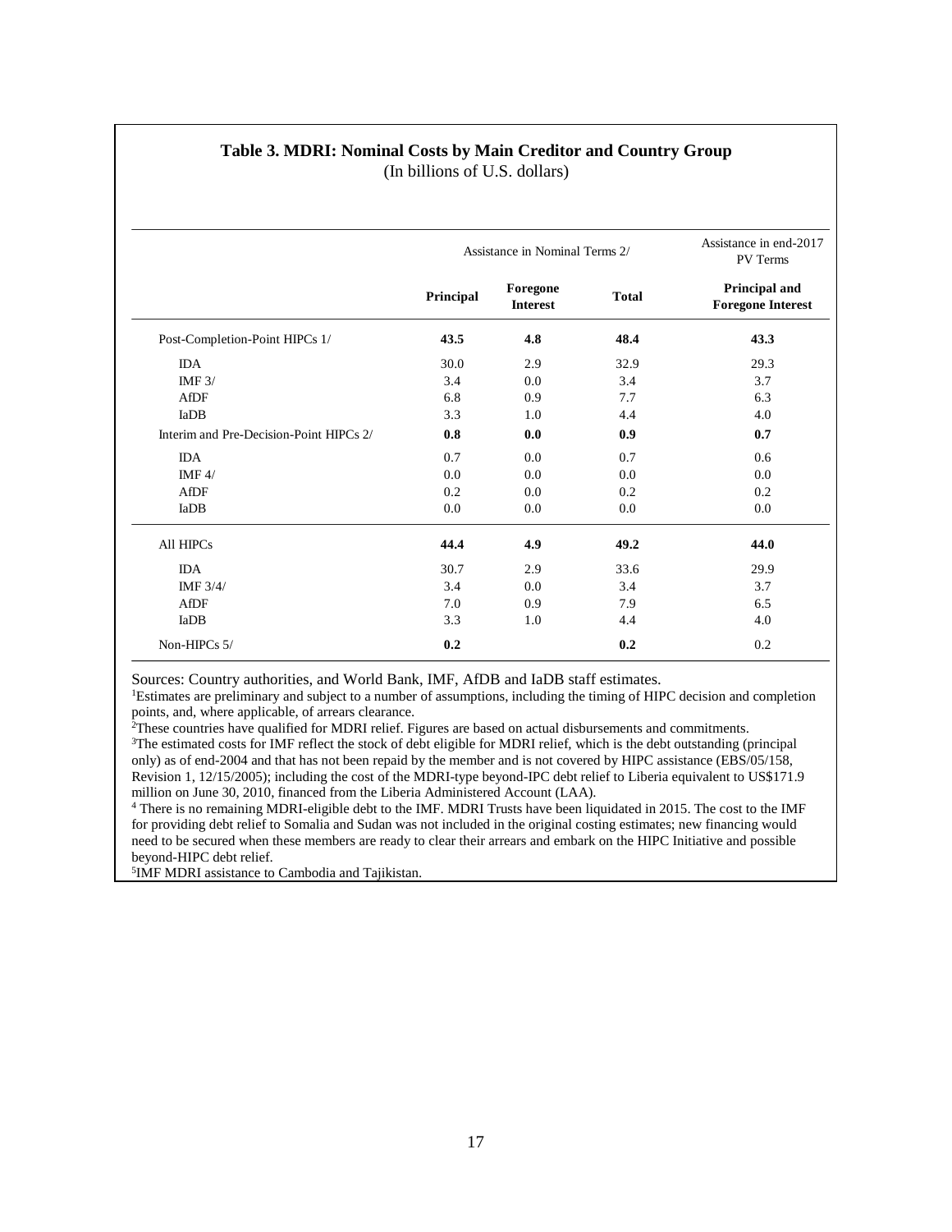**Table 3. MDRI: Nominal Costs by Main Creditor and Country Group**
(In billions of U.S. dollars)

| | Assistance in Nominal Terms 2/ | | | Assistance in end-2017 PV Terms |
|---|---|---|---|---|
| | **Principal** | **Foregone Interest** | **Total** | **Principal and Foregone Interest** |
| Post-Completion-Point HIPCs 1/ | **43.5** | **4.8** | **48.4** | **43.3** |
| IDA | 30.0 | 2.9 | 32.9 | 29.3 |
| IMF 3/ | 3.4 | 0.0 | 3.4 | 3.7 |
| AfDF | 6.8 | 0.9 | 7.7 | 6.3 |
| IaDB | 3.3 | 1.0 | 4.4 | 4.0 |
| Interim and Pre-Decision-Point HIPCs 2/ | **0.8** | **0.0** | **0.9** | **0.7** |
| IDA | 0.7 | 0.0 | 0.7 | 0.6 |
| IMF 4/ | 0.0 | 0.0 | 0.0 | 0.0 |
| AfDF | 0.2 | 0.0 | 0.2 | 0.2 |
| IaDB | 0.0 | 0.0 | 0.0 | 0.0 |
| All HIPCs | **44.4** | **4.9** | **49.2** | **44.0** |
| IDA | 30.7 | 2.9 | 33.6 | 29.9 |
| IMF 3/4/ | 3.4 | 0.0 | 3.4 | 3.7 |
| AfDF | 7.0 | 0.9 | 7.9 | 6.5 |
| IaDB | 3.3 | 1.0 | 4.4 | 4.0 |
| Non-HIPCs 5/ | **0.2** | | **0.2** | 0.2 |

Sources: Country authorities, and World Bank, IMF, AfDB and IaDB staff estimates.

[1]Estimates are preliminary and subject to a number of assumptions, including the timing of HIPC decision and completion points, and, where applicable, of arrears clearance.

[2]These countries have qualified for MDRI relief. Figures are based on actual disbursements and commitments.

[3]The estimated costs for IMF reflect the stock of debt eligible for MDRI relief, which is the debt outstanding (principal only) as of end-2004 and that has not been repaid by the member and is not covered by HIPC assistance (EBS/05/158, Revision 1, 12/15/2005); including the cost of the MDRI-type beyond-IPC debt relief to Liberia equivalent to US$171.9 million on June 30, 2010, financed from the Liberia Administered Account (LAA).

[4] There is no remaining MDRI-eligible debt to the IMF. MDRI Trusts have been liquidated in 2015. The cost to the IMF for providing debt relief to Somalia and Sudan was not included in the original costing estimates; new financing would need to be secured when these members are ready to clear their arrears and embark on the HIPC Initiative and possible beyond-HIPC debt relief.

[5]IMF MDRI assistance to Cambodia and Tajikistan.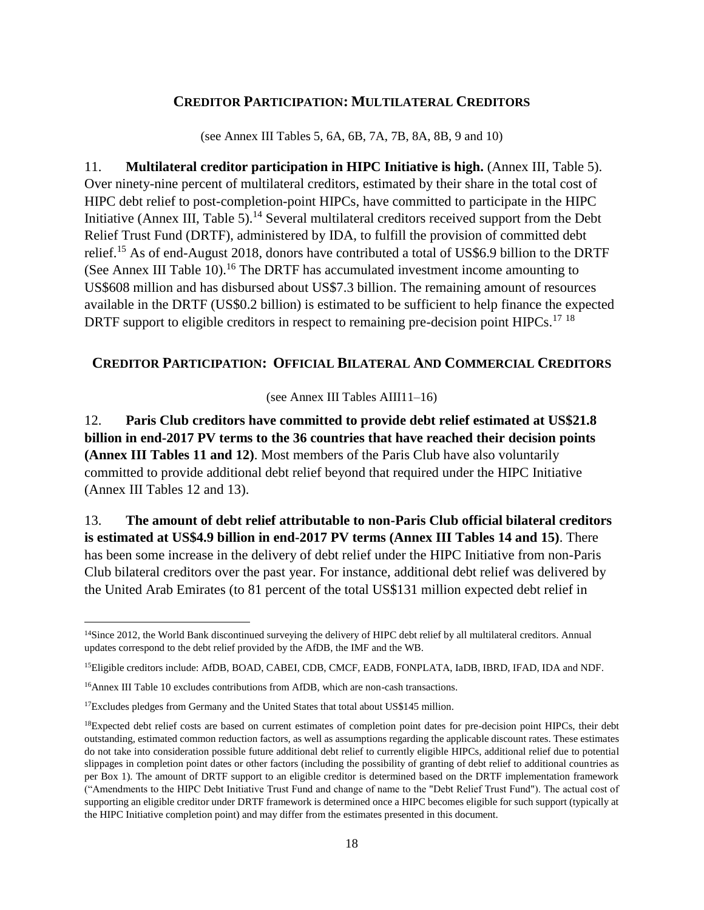## CREDITOR PARTICIPATION: MULTILATERAL CREDITORS

(see Annex III Tables 5, 6A, 6B, 7A, 7B, 8A, 8B, 9 and 10)

11. **Multilateral creditor participation in HIPC Initiative is high.** (Annex III, Table 5). Over ninety-nine percent of multilateral creditors, estimated by their share in the total cost of HIPC debt relief to post-completion-point HIPCs, have committed to participate in the HIPC Initiative (Annex III, Table 5).[14] Several multilateral creditors received support from the Debt Relief Trust Fund (DRTF), administered by IDA, to fulfill the provision of committed debt relief.[15] As of end-August 2018, donors have contributed a total of US$6.9 billion to the DRTF (See Annex III Table 10).[16] The DRTF has accumulated investment income amounting to US$608 million and has disbursed about US$7.3 billion. The remaining amount of resources available in the DRTF (US$0.2 billion) is estimated to be sufficient to help finance the expected DRTF support to eligible creditors in respect to remaining pre-decision point HIPCs.[17] [18]

## CREDITOR PARTICIPATION: OFFICIAL BILATERAL AND COMMERCIAL CREDITORS

(see Annex III Tables AIII11–16)

12. **Paris Club creditors have committed to provide debt relief estimated at US$21.8 billion in end-2017 PV terms to the 36 countries that have reached their decision points (Annex III Tables 11 and 12)**. Most members of the Paris Club have also voluntarily committed to provide additional debt relief beyond that required under the HIPC Initiative (Annex III Tables 12 and 13).

13. **The amount of debt relief attributable to non-Paris Club official bilateral creditors is estimated at US$4.9 billion in end-2017 PV terms (Annex III Tables 14 and 15)**. There has been some increase in the delivery of debt relief under the HIPC Initiative from non-Paris Club bilateral creditors over the past year. For instance, additional debt relief was delivered by the United Arab Emirates (to 81 percent of the total US$131 million expected debt relief in

---

[14] Since 2012, the World Bank discontinued surveying the delivery of HIPC debt relief by all multilateral creditors. Annual updates correspond to the debt relief provided by the AfDB, the IMF and the WB.

[15] Eligible creditors include: AfDB, BOAD, CABEI, CDB, CMCF, EADB, FONPLATA, IaDB, IBRD, IFAD, IDA and NDF.

[16] Annex III Table 10 excludes contributions from AfDB, which are non-cash transactions.

[17] Excludes pledges from Germany and the United States that total about US$145 million.

[18] Expected debt relief costs are based on current estimates of completion point dates for pre-decision point HIPCs, their debt outstanding, estimated common reduction factors, as well as assumptions regarding the applicable discount rates. These estimates do not take into consideration possible future additional debt relief to currently eligible HIPCs, additional relief due to potential slippages in completion point dates or other factors (including the possibility of granting of debt relief to additional countries as per Box 1). The amount of DRTF support to an eligible creditor is determined based on the DRTF implementation framework ("Amendments to the HIPC Debt Initiative Trust Fund and change of name to the "Debt Relief Trust Fund"). The actual cost of supporting an eligible creditor under DRTF framework is determined once a HIPC becomes eligible for such support (typically at the HIPC Initiative completion point) and may differ from the estimates presented in this document.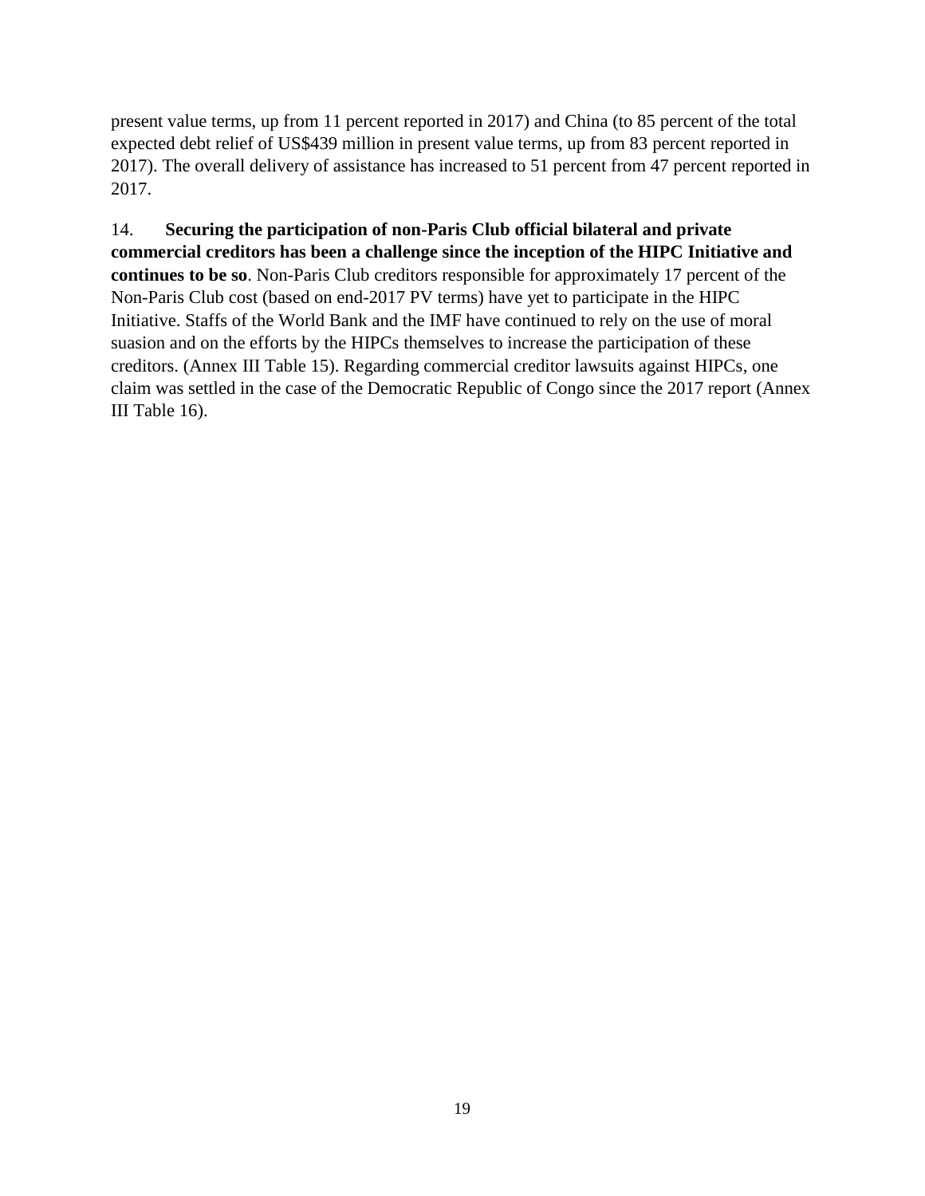present value terms, up from 11 percent reported in 2017) and China (to 85 percent of the total expected debt relief of US$439 million in present value terms, up from 83 percent reported in 2017). The overall delivery of assistance has increased to 51 percent from 47 percent reported in 2017.

14. **Securing the participation of non-Paris Club official bilateral and private commercial creditors has been a challenge since the inception of the HIPC Initiative and continues to be so**. Non-Paris Club creditors responsible for approximately 17 percent of the Non-Paris Club cost (based on end-2017 PV terms) have yet to participate in the HIPC Initiative. Staffs of the World Bank and the IMF have continued to rely on the use of moral suasion and on the efforts by the HIPCs themselves to increase the participation of these creditors. (Annex III Table 15). Regarding commercial creditor lawsuits against HIPCs, one claim was settled in the case of the Democratic Republic of Congo since the 2017 report (Annex III Table 16).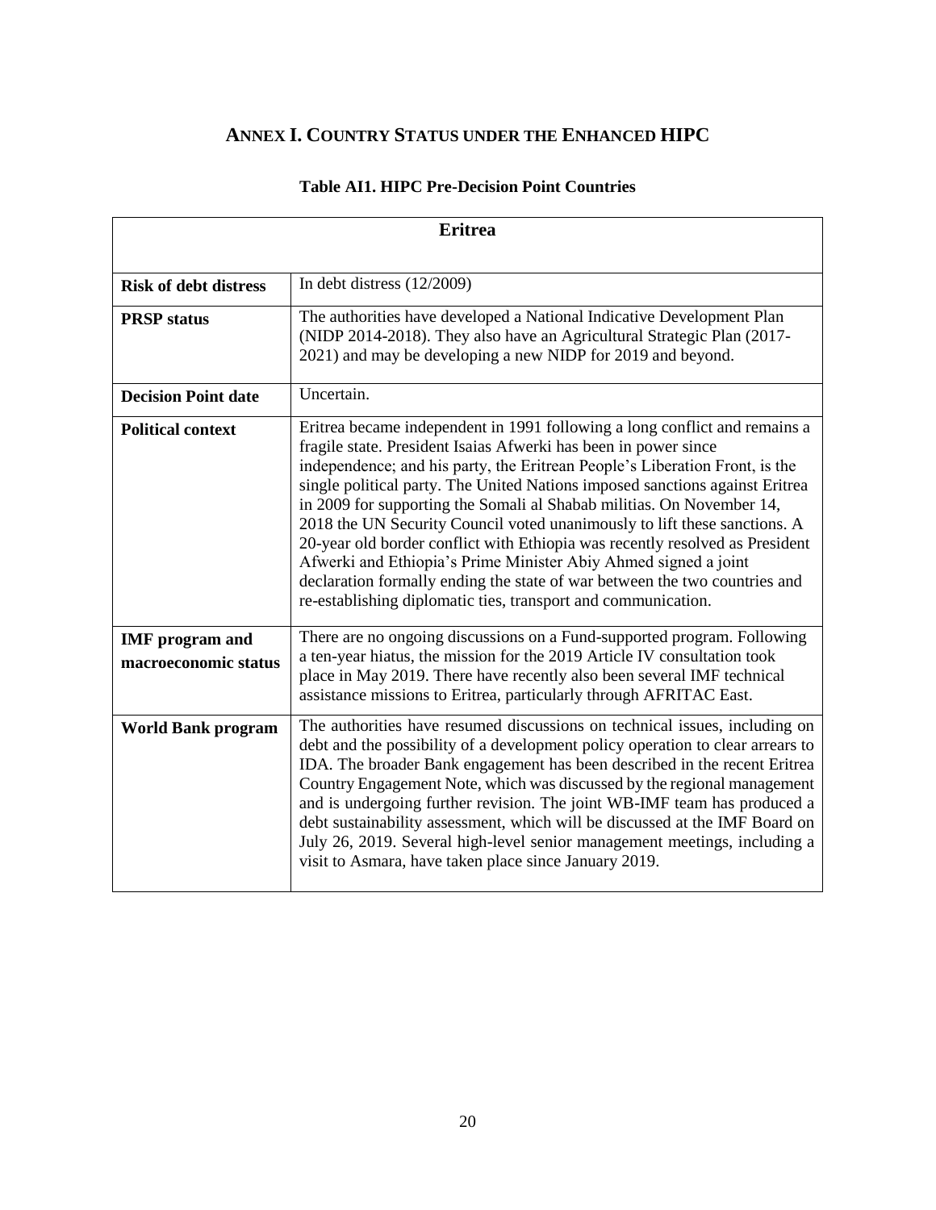# ANNEX I. COUNTRY STATUS UNDER THE ENHANCED HIPC

## Table AI1. HIPC Pre-Decision Point Countries

| Eritrea | |
|---|---|
| **Risk of debt distress** | In debt distress (12/2009) |
| **PRSP status** | The authorities have developed a National Indicative Development Plan (NIDP 2014-2018). They also have an Agricultural Strategic Plan (2017-2021) and may be developing a new NIDP for 2019 and beyond. |
| **Decision Point date** | Uncertain. |
| **Political context** | Eritrea became independent in 1991 following a long conflict and remains a fragile state. President Isaias Afwerki has been in power since independence; and his party, the Eritrean People's Liberation Front, is the single political party. The United Nations imposed sanctions against Eritrea in 2009 for supporting the Somali al Shabab militias. On November 14, 2018 the UN Security Council voted unanimously to lift these sanctions. A 20-year old border conflict with Ethiopia was recently resolved as President Afwerki and Ethiopia's Prime Minister Abiy Ahmed signed a joint declaration formally ending the state of war between the two countries and re-establishing diplomatic ties, transport and communication. |
| **IMF program and macroeconomic status** | There are no ongoing discussions on a Fund-supported program. Following a ten-year hiatus, the mission for the 2019 Article IV consultation took place in May 2019. There have recently also been several IMF technical assistance missions to Eritrea, particularly through AFRITAC East. |
| **World Bank program** | The authorities have resumed discussions on technical issues, including on debt and the possibility of a development policy operation to clear arrears to IDA. The broader Bank engagement has been described in the recent Eritrea Country Engagement Note, which was discussed by the regional management and is undergoing further revision. The joint WB-IMF team has produced a debt sustainability assessment, which will be discussed at the IMF Board on July 26, 2019. Several high-level senior management meetings, including a visit to Asmara, have taken place since January 2019. |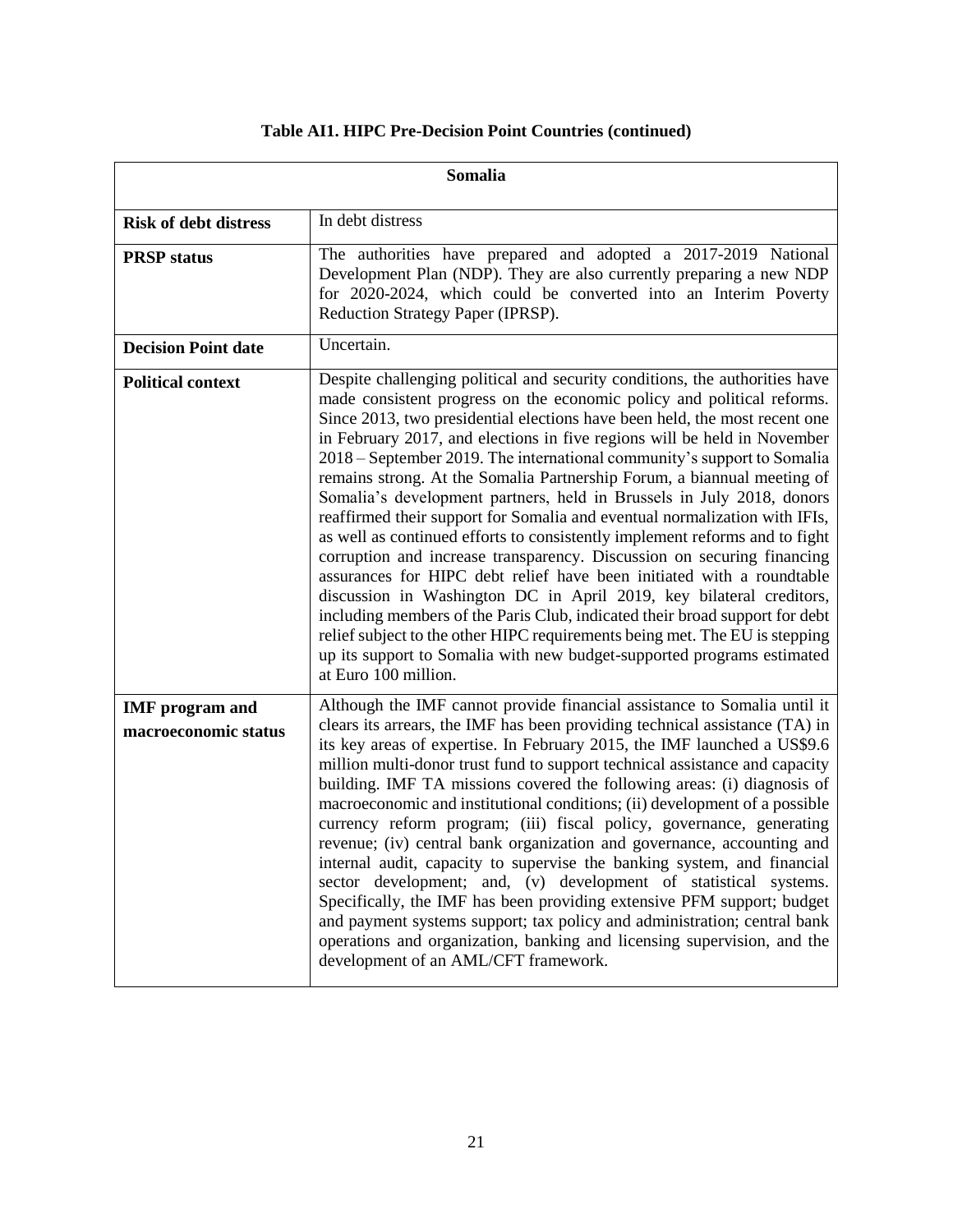**Table AI1. HIPC Pre-Decision Point Countries (continued)**

| **Somalia** | |
|---|---|
| **Risk of debt distress** | In debt distress |
| **PRSP status** | The authorities have prepared and adopted a 2017-2019 National Development Plan (NDP). They are also currently preparing a new NDP for 2020-2024, which could be converted into an Interim Poverty Reduction Strategy Paper (IPRSP). |
| **Decision Point date** | Uncertain. |
| **Political context** | Despite challenging political and security conditions, the authorities have made consistent progress on the economic policy and political reforms. Since 2013, two presidential elections have been held, the most recent one in February 2017, and elections in five regions will be held in November 2018 – September 2019. The international community's support to Somalia remains strong. At the Somalia Partnership Forum, a biannual meeting of Somalia's development partners, held in Brussels in July 2018, donors reaffirmed their support for Somalia and eventual normalization with IFIs, as well as continued efforts to consistently implement reforms and to fight corruption and increase transparency. Discussion on securing financing assurances for HIPC debt relief have been initiated with a roundtable discussion in Washington DC in April 2019, key bilateral creditors, including members of the Paris Club, indicated their broad support for debt relief subject to the other HIPC requirements being met. The EU is stepping up its support to Somalia with new budget-supported programs estimated at Euro 100 million. |
| **IMF program and macroeconomic status** | Although the IMF cannot provide financial assistance to Somalia until it clears its arrears, the IMF has been providing technical assistance (TA) in its key areas of expertise. In February 2015, the IMF launched a US$9.6 million multi-donor trust fund to support technical assistance and capacity building. IMF TA missions covered the following areas: (i) diagnosis of macroeconomic and institutional conditions; (ii) development of a possible currency reform program; (iii) fiscal policy, governance, generating revenue; (iv) central bank organization and governance, accounting and internal audit, capacity to supervise the banking system, and financial sector development; and, (v) development of statistical systems. Specifically, the IMF has been providing extensive PFM support; budget and payment systems support; tax policy and administration; central bank operations and organization, banking and licensing supervision, and the development of an AML/CFT framework. |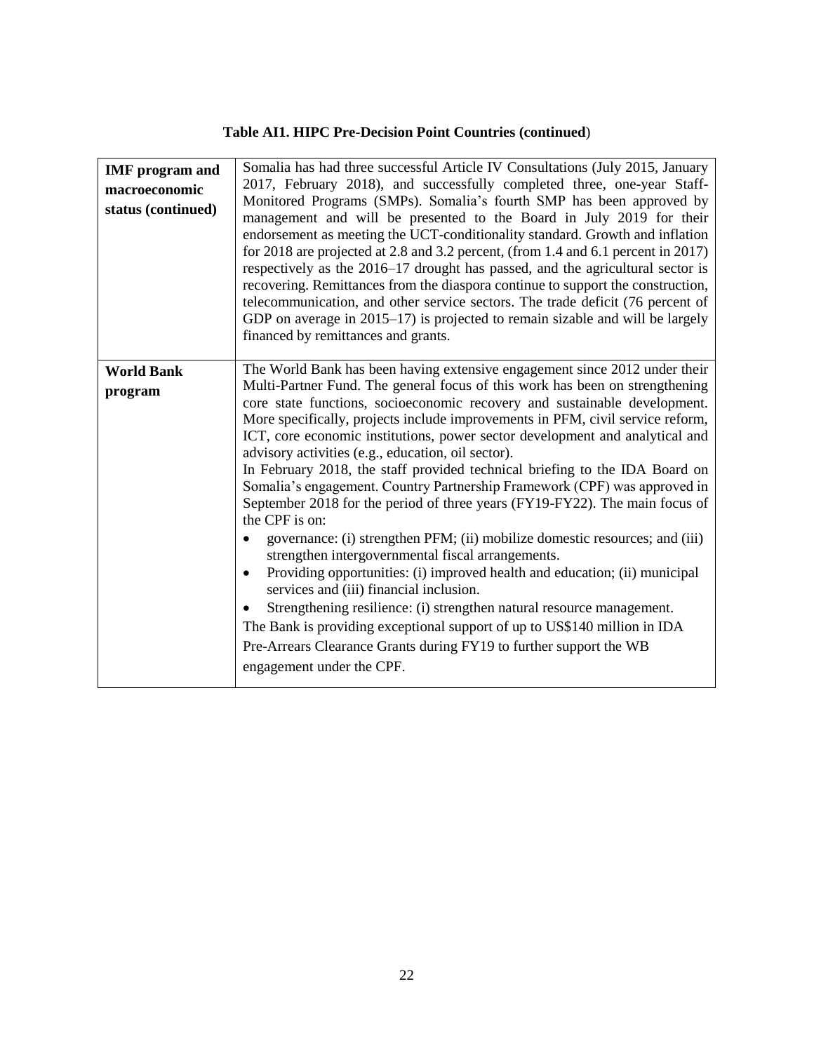**Table AI1. HIPC Pre-Decision Point Countries (continued)**

| | |
|---|---|
| **IMF program and macroeconomic status (continued)** | Somalia has had three successful Article IV Consultations (July 2015, January 2017, February 2018), and successfully completed three, one-year Staff-Monitored Programs (SMPs). Somalia's fourth SMP has been approved by management and will be presented to the Board in July 2019 for their endorsement as meeting the UCT-conditionality standard. Growth and inflation for 2018 are projected at 2.8 and 3.2 percent, (from 1.4 and 6.1 percent in 2017) respectively as the 2016–17 drought has passed, and the agricultural sector is recovering. Remittances from the diaspora continue to support the construction, telecommunication, and other service sectors. The trade deficit (76 percent of GDP on average in 2015–17) is projected to remain sizable and will be largely financed by remittances and grants. |
| **World Bank program** | The World Bank has been having extensive engagement since 2012 under their Multi-Partner Fund. The general focus of this work has been on strengthening core state functions, socioeconomic recovery and sustainable development. More specifically, projects include improvements in PFM, civil service reform, ICT, core economic institutions, power sector development and analytical and advisory activities (e.g., education, oil sector).<br>In February 2018, the staff provided technical briefing to the IDA Board on Somalia's engagement. Country Partnership Framework (CPF) was approved in September 2018 for the period of three years (FY19-FY22). The main focus of the CPF is on:<br>• governance: (i) strengthen PFM; (ii) mobilize domestic resources; and (iii) strengthen intergovernmental fiscal arrangements.<br>• Providing opportunities: (i) improved health and education; (ii) municipal services and (iii) financial inclusion.<br>• Strengthening resilience: (i) strengthen natural resource management.<br>The Bank is providing exceptional support of up to US$140 million in IDA Pre-Arrears Clearance Grants during FY19 to further support the WB engagement under the CPF. |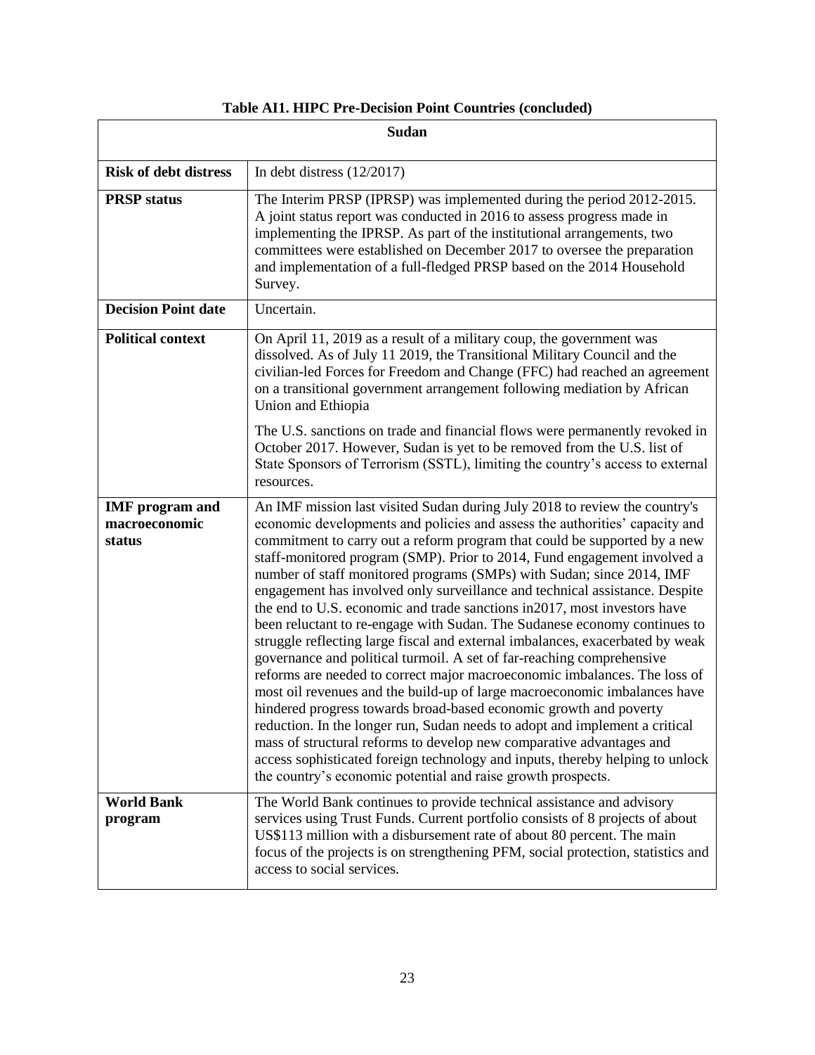**Table AI1. HIPC Pre-Decision Point Countries (concluded)**

| Sudan | |
|---|---|
| **Risk of debt distress** | In debt distress (12/2017) |
| **PRSP status** | The Interim PRSP (IPRSP) was implemented during the period 2012-2015. A joint status report was conducted in 2016 to assess progress made in implementing the IPRSP. As part of the institutional arrangements, two committees were established on December 2017 to oversee the preparation and implementation of a full-fledged PRSP based on the 2014 Household Survey. |
| **Decision Point date** | Uncertain. |
| **Political context** | On April 11, 2019 as a result of a military coup, the government was dissolved. As of July 11 2019, the Transitional Military Council and the civilian-led Forces for Freedom and Change (FFC) had reached an agreement on a transitional government arrangement following mediation by African Union and Ethiopia<br><br>The U.S. sanctions on trade and financial flows were permanently revoked in October 2017. However, Sudan is yet to be removed from the U.S. list of State Sponsors of Terrorism (SSTL), limiting the country's access to external resources. |
| **IMF program and macroeconomic status** | An IMF mission last visited Sudan during July 2018 to review the country's economic developments and policies and assess the authorities' capacity and commitment to carry out a reform program that could be supported by a new staff-monitored program (SMP). Prior to 2014, Fund engagement involved a number of staff monitored programs (SMPs) with Sudan; since 2014, IMF engagement has involved only surveillance and technical assistance. Despite the end to U.S. economic and trade sanctions in2017, most investors have been reluctant to re-engage with Sudan. The Sudanese economy continues to struggle reflecting large fiscal and external imbalances, exacerbated by weak governance and political turmoil. A set of far-reaching comprehensive reforms are needed to correct major macroeconomic imbalances. The loss of most oil revenues and the build-up of large macroeconomic imbalances have hindered progress towards broad-based economic growth and poverty reduction. In the longer run, Sudan needs to adopt and implement a critical mass of structural reforms to develop new comparative advantages and access sophisticated foreign technology and inputs, thereby helping to unlock the country's economic potential and raise growth prospects. |
| **World Bank program** | The World Bank continues to provide technical assistance and advisory services using Trust Funds. Current portfolio consists of 8 projects of about US$113 million with a disbursement rate of about 80 percent. The main focus of the projects is on strengthening PFM, social protection, statistics and access to social services. |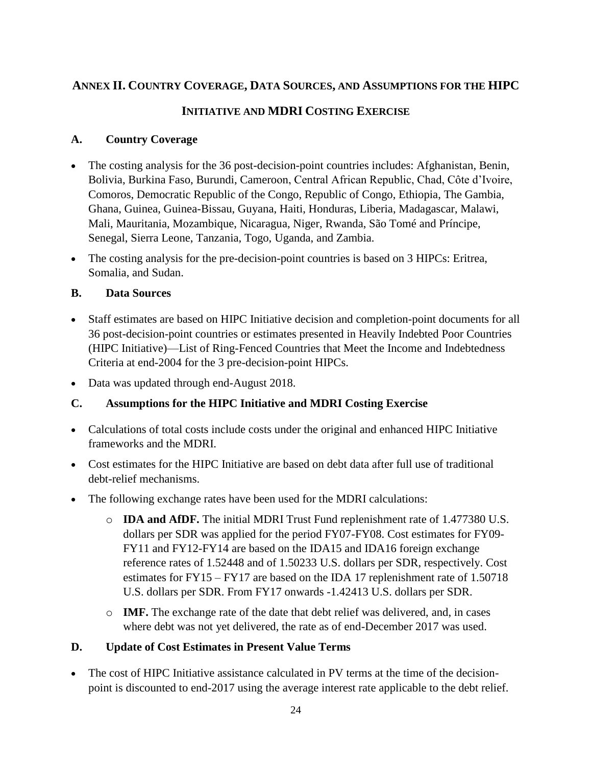# Annex II. Country Coverage, Data Sources, and Assumptions for the HIPC Initiative and MDRI Costing Exercise

## A. Country Coverage

- The costing analysis for the 36 post-decision-point countries includes: Afghanistan, Benin, Bolivia, Burkina Faso, Burundi, Cameroon, Central African Republic, Chad, Côte d'Ivoire, Comoros, Democratic Republic of the Congo, Republic of Congo, Ethiopia, The Gambia, Ghana, Guinea, Guinea-Bissau, Guyana, Haiti, Honduras, Liberia, Madagascar, Malawi, Mali, Mauritania, Mozambique, Nicaragua, Niger, Rwanda, São Tomé and Príncipe, Senegal, Sierra Leone, Tanzania, Togo, Uganda, and Zambia.
- The costing analysis for the pre-decision-point countries is based on 3 HIPCs: Eritrea, Somalia, and Sudan.

## B. Data Sources

- Staff estimates are based on HIPC Initiative decision and completion-point documents for all 36 post-decision-point countries or estimates presented in Heavily Indebted Poor Countries (HIPC Initiative)—List of Ring-Fenced Countries that Meet the Income and Indebtedness Criteria at end-2004 for the 3 pre-decision-point HIPCs.
- Data was updated through end-August 2018.

## C. Assumptions for the HIPC Initiative and MDRI Costing Exercise

- Calculations of total costs include costs under the original and enhanced HIPC Initiative frameworks and the MDRI.
- Cost estimates for the HIPC Initiative are based on debt data after full use of traditional debt-relief mechanisms.
- The following exchange rates have been used for the MDRI calculations:
  - **IDA and AfDF.** The initial MDRI Trust Fund replenishment rate of 1.477380 U.S. dollars per SDR was applied for the period FY07-FY08. Cost estimates for FY09-FY11 and FY12-FY14 are based on the IDA15 and IDA16 foreign exchange reference rates of 1.52448 and of 1.50233 U.S. dollars per SDR, respectively. Cost estimates for FY15 – FY17 are based on the IDA 17 replenishment rate of 1.50718 U.S. dollars per SDR. From FY17 onwards -1.42413 U.S. dollars per SDR.
  - **IMF.** The exchange rate of the date that debt relief was delivered, and, in cases where debt was not yet delivered, the rate as of end-December 2017 was used.

## D. Update of Cost Estimates in Present Value Terms

- The cost of HIPC Initiative assistance calculated in PV terms at the time of the decision-point is discounted to end-2017 using the average interest rate applicable to the debt relief.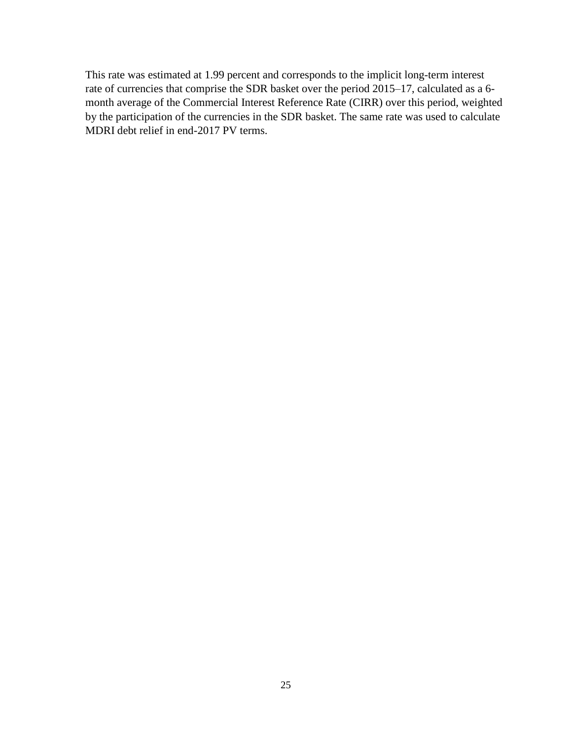This rate was estimated at 1.99 percent and corresponds to the implicit long-term interest rate of currencies that comprise the SDR basket over the period 2015–17, calculated as a 6-month average of the Commercial Interest Reference Rate (CIRR) over this period, weighted by the participation of the currencies in the SDR basket. The same rate was used to calculate MDRI debt relief in end-2017 PV terms.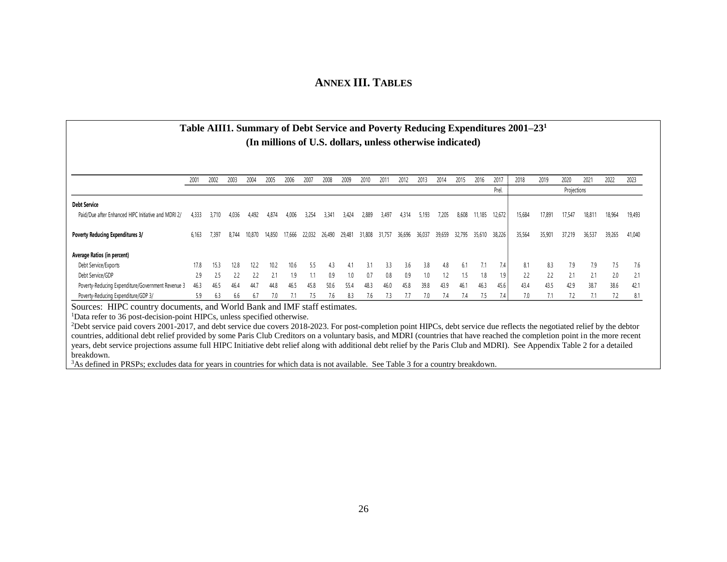## ANNEX III. TABLES

**Table AIII1. Summary of Debt Service and Poverty Reducing Expenditures 2001–23[1]**
**(In millions of U.S. dollars, unless otherwise indicated)**

| | 2001 | 2002 | 2003 | 2004 | 2005 | 2006 | 2007 | 2008 | 2009 | 2010 | 2011 | 2012 | 2013 | 2014 | 2015 | 2016 | 2017 | 2018 | 2019 | 2020 | 2021 | 2022 | 2023 |
|---|---|---|---|---|---|---|---|---|---|---|---|---|---|---|---|---|---|---|---|---|---|---|---|
| | | | | | | | | | | | | | | | | | Prel. | | | Projections | | | |
| **Debt Service** | | | | | | | | | | | | | | | | | | | | | | | |
| Paid/Due after Enhanced HIPC Initiative and MDRI 2/ | 4,333 | 3,710 | 4,036 | 4,492 | 4,874 | 4,006 | 3,254 | 3,341 | 3,424 | 2,889 | 3,497 | 4,314 | 5,193 | 7,205 | 8,608 | 11,185 | 12,672 | 15,684 | 17,891 | 17,547 | 18,811 | 18,964 | 19,493 |
| **Poverty Reducing Expenditures 3/** | 6,163 | 7,397 | 8,744 | 10,870 | 14,850 | 17,666 | 22,032 | 26,490 | 29,481 | 31,808 | 31,757 | 36,696 | 36,037 | 39,659 | 32,795 | 35,610 | 38,226 | 35,564 | 35,901 | 37,219 | 36,537 | 39,265 | 41,040 |
| **Average Ratios (in percent)** | | | | | | | | | | | | | | | | | | | | | | | |
| Debt Service/Exports | 17.8 | 15.3 | 12.8 | 12.2 | 10.2 | 10.6 | 5.5 | 4.3 | 4.1 | 3.1 | 3.3 | 3.6 | 3.8 | 4.8 | 6.1 | 7.1 | 7.4 | 8.1 | 8.3 | 7.9 | 7.9 | 7.5 | 7.6 |
| Debt Service/GDP | 2.9 | 2.5 | 2.2 | 2.2 | 2.1 | 1.9 | 1.1 | 0.9 | 1.0 | 0.7 | 0.8 | 0.9 | 1.0 | 1.2 | 1.5 | 1.8 | 1.9 | 2.2 | 2.2 | 2.1 | 2.1 | 2.0 | 2.1 |
| Poverty-Reducing Expenditure/Government Revenue 3 | 46.3 | 46.5 | 46.4 | 44.7 | 44.8 | 46.5 | 45.8 | 50.6 | 55.4 | 48.3 | 46.0 | 45.8 | 39.8 | 43.9 | 46.1 | 46.3 | 45.6 | 43.4 | 43.5 | 42.9 | 38.7 | 38.6 | 42.1 |
| Poverty-Reducing Expenditure/GDP 3/ | 5.9 | 6.3 | 6.6 | 6.7 | 7.0 | 7.1 | 7.5 | 7.6 | 8.3 | 7.6 | 7.3 | 7.7 | 7.0 | 7.4 | 7.4 | 7.5 | 7.4 | 7.0 | 7.1 | 7.2 | 7.1 | 7.2 | 8.1 |

Sources: HIPC country documents, and World Bank and IMF staff estimates.

[1]Data refer to 36 post-decision-point HIPCs, unless specified otherwise.

[2]Debt service paid covers 2001-2017, and debt service due covers 2018-2023. For post-completion point HIPCs, debt service due reflects the negotiated relief by the debtor countries, additional debt relief provided by some Paris Club Creditors on a voluntary basis, and MDRI (countries that have reached the completion point in the more recent years, debt service projections assume full HIPC Initiative debt relief along with additional debt relief by the Paris Club and MDRI). See Appendix Table 2 for a detailed breakdown.

[3]As defined in PRSPs; excludes data for years in countries for which data is not available. See Table 3 for a country breakdown.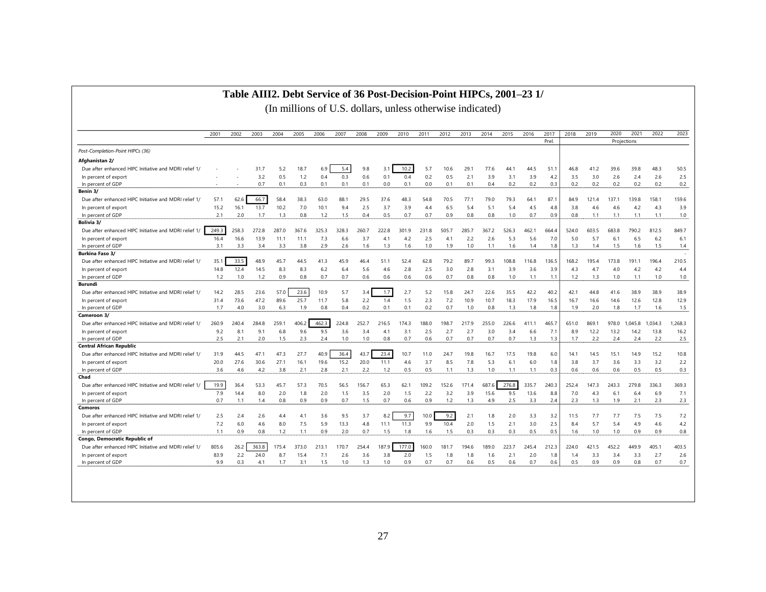## Table AIII2. Debt Service of 36 Post-Decision-Point HIPCs, 2001–23 1/

(In millions of U.S. dollars, unless otherwise indicated)

| | 2001 | 2002 | 2003 | 2004 | 2005 | 2006 | 2007 | 2008 | 2009 | 2010 | 2011 | 2012 | 2013 | 2014 | 2015 | 2016 | 2017 | 2018 | 2019 | 2020 | 2021 | 2022 | 2023 |
|---|---|---|---|---|---|---|---|---|---|---|---|---|---|---|---|---|---|---|---|---|---|---|---|
| | | | | | | | | | | | | | | | | | Prel. | | | Projections | | | |
| *Post-Completion-Point HIPCs (36)* | | | | | | | | | | | | | | | | | | | | | | | |
| **Afghanistan 2/** | | | | | | | | | | | | | | | | | | | | | | | |
| Due after enhanced HIPC Initiative and MDRI relief 1/ | - | - | 31.7 | 5.2 | 18.7 | 6.9 | 5.4 | 9.8 | 3.1 | 10.2 | 5.7 | 10.6 | 29.1 | 77.6 | 44.1 | 44.5 | 51.1 | 46.8 | 41.2 | 39.6 | 39.8 | 48.3 | 50.5 |
| In percent of export | - | - | 3.2 | 0.5 | 1.2 | 0.4 | 0.3 | 0.6 | 0.1 | 0.4 | 0.2 | 0.5 | 2.1 | 3.9 | 3.1 | 3.9 | 4.2 | 3.5 | 3.0 | 2.6 | 2.4 | 2.6 | 2.5 |
| In percent of GDP | - | - | 0.7 | 0.1 | 0.3 | 0.1 | 0.1 | 0.1 | 0.0 | 0.1 | 0.0 | 0.1 | 0.1 | 0.4 | 0.2 | 0.2 | 0.3 | 0.2 | 0.2 | 0.2 | 0.2 | 0.2 | 0.2 |
| **Benin 3/** | | | | | | | | | | | | | | | | | | | | | | | |
| Due after enhanced HIPC Initiative and MDRI relief 1/ | 57.1 | 62.6 | 66.7 | 58.4 | 38.3 | 63.0 | 88.1 | 29.5 | 37.6 | 48.3 | 54.8 | 70.5 | 77.1 | 79.0 | 79.3 | 64.1 | 87.1 | 84.9 | 121.4 | 137.1 | 139.8 | 158.1 | 159.6 |
| In percent of export | 15.2 | 16.1 | 13.7 | 10.2 | 7.0 | 10.1 | 9.4 | 2.5 | 3.7 | 3.9 | 4.4 | 6.5 | 5.4 | 5.1 | 5.4 | 4.5 | 4.8 | 3.8 | 4.6 | 4.6 | 4.2 | 4.3 | 3.9 |
| In percent of GDP | 2.1 | 2.0 | 1.7 | 1.3 | 0.8 | 1.2 | 1.5 | 0.4 | 0.5 | 0.7 | 0.7 | 0.9 | 0.8 | 0.8 | 1.0 | 0.7 | 0.9 | 0.8 | 1.1 | 1.1 | 1.1 | 1.1 | 1.0 |
| **Bolivia 3/** | | | | | | | | | | | | | | | | | | | | | | | |
| Due after enhanced HIPC Initiative and MDRI relief 1/ | 249.3 | 258.3 | 272.8 | 287.0 | 367.6 | 325.3 | 328.3 | 260.7 | 222.8 | 301.9 | 231.8 | 505.7 | 285.7 | 367.2 | 526.3 | 462.1 | 664.4 | 524.0 | 603.5 | 683.8 | 790.2 | 812.5 | 849.7 |
| In percent of export | 16.4 | 16.6 | 13.9 | 11.1 | 11.1 | 7.3 | 6.6 | 3.7 | 4.1 | 4.2 | 2.5 | 4.1 | 2.2 | 2.6 | 5.3 | 5.6 | 7.0 | 5.0 | 5.7 | 6.1 | 6.5 | 6.2 | 6.1 |
| In percent of GDP | 3.1 | 3.3 | 3.4 | 3.3 | 3.8 | 2.9 | 2.6 | 1.6 | 1.3 | 1.6 | 1.0 | 1.9 | 1.0 | 1.1 | 1.6 | 1.4 | 1.8 | 1.3 | 1.4 | 1.5 | 1.6 | 1.5 | 1.4 |
| **Burkina Faso 3/** | | | | | | | | | | | | | | | | | | | | | | | - |
| Due after enhanced HIPC Initiative and MDRI relief 1/ | 35.1 | 33.5 | 48.9 | 45.7 | 44.5 | 41.3 | 45.9 | 46.4 | 51.1 | 52.4 | 62.8 | 79.2 | 89.7 | 99.3 | 108.8 | 116.8 | 136.5 | 168.2 | 195.4 | 173.8 | 191.1 | 196.4 | 210.5 |
| In percent of export | 14.8 | 12.4 | 14.5 | 8.3 | 8.3 | 6.2 | 6.4 | 5.6 | 4.6 | 2.8 | 2.5 | 3.0 | 2.8 | 3.1 | 3.9 | 3.6 | 3.9 | 4.3 | 4.7 | 4.0 | 4.2 | 4.2 | 4.4 |
| In percent of GDP | 1.2 | 1.0 | 1.2 | 0.9 | 0.8 | 0.7 | 0.7 | 0.6 | 0.6 | 0.6 | 0.6 | 0.7 | 0.8 | 0.8 | 1.0 | 1.1 | 1.1 | 1.2 | 1.3 | 1.0 | 1.1 | 1.0 | 1.0 |
| **Burundi** | | | | | | | | | | | | | | | | | | | | | | | |
| Due after enhanced HIPC Initiative and MDRI relief 1/ | 14.2 | 28.5 | 23.6 | 57.0 | 23.6 | 10.9 | 5.7 | 3.4 | 1.7 | 2.7 | 5.2 | 15.8 | 24.7 | 22.6 | 35.5 | 42.2 | 40.2 | 42.1 | 44.8 | 41.6 | 38.9 | 38.9 | 38.9 |
| In percent of export | 31.4 | 73.6 | 47.2 | 89.6 | 25.7 | 11.7 | 5.8 | 2.2 | 1.4 | 1.5 | 2.3 | 7.2 | 10.9 | 10.7 | 18.3 | 17.9 | 16.5 | 16.7 | 16.6 | 14.6 | 12.6 | 12.8 | 12.9 |
| In percent of GDP | 1.7 | 4.0 | 3.0 | 6.3 | 1.9 | 0.8 | 0.4 | 0.2 | 0.1 | 0.1 | 0.2 | 0.7 | 1.0 | 0.8 | 1.3 | 1.8 | 1.8 | 1.9 | 2.0 | 1.8 | 1.7 | 1.6 | 1.5 |
| **Cameroon 3/** | | | | | | | | | | | | | | | | | | | | | | | |
| Due after enhanced HIPC Initiative and MDRI relief 1/ | 260.9 | 240.4 | 284.8 | 259.1 | 406.2 | 462.3 | 224.8 | 252.7 | 216.5 | 174.3 | 188.0 | 198.7 | 217.9 | 255.0 | 226.6 | 411.1 | 465.7 | 651.0 | 869.1 | 978.0 | 1,045.8 | 1,034.3 | 1,268.3 |
| In percent of export | 9.2 | 8.1 | 9.1 | 6.8 | 9.6 | 9.5 | 3.6 | 3.4 | 4.1 | 3.1 | 2.5 | 2.7 | 2.7 | 3.0 | 3.4 | 6.6 | 7.1 | 8.9 | 12.2 | 13.2 | 14.2 | 13.8 | 16.2 |
| In percent of GDP | 2.5 | 2.1 | 2.0 | 1.5 | 2.3 | 2.4 | 1.0 | 1.0 | 0.8 | 0.7 | 0.6 | 0.7 | 0.7 | 0.7 | 0.7 | 1.3 | 1.3 | 1.7 | 2.2 | 2.4 | 2.4 | 2.2 | 2.5 |
| **Central African Republic** | | | | | | | | | | | | | | | | | | | | | | | |
| Due after enhanced HIPC Initiative and MDRI relief 1/ | 31.9 | 44.5 | 47.1 | 47.3 | 27.7 | 40.9 | 36.4 | 43.7 | 23.4 | 10.7 | 11.0 | 24.7 | 19.8 | 16.7 | 17.5 | 19.8 | 6.0 | 14.1 | 14.5 | 15.1 | 14.9 | 15.2 | 10.8 |
| In percent of export | 20.0 | 27.6 | 30.6 | 27.1 | 16.1 | 19.6 | 15.2 | 20.0 | 11.1 | 4.6 | 3.7 | 8.5 | 7.8 | 5.3 | 6.1 | 6.0 | 1.8 | 3.8 | 3.7 | 3.6 | 3.3 | 3.2 | 2.2 |
| In percent of GDP | 3.6 | 4.6 | 4.2 | 3.8 | 2.1 | 2.8 | 2.1 | 2.2 | 1.2 | 0.5 | 0.5 | 1.1 | 1.3 | 1.0 | 1.1 | 1.1 | 0.3 | 0.6 | 0.6 | 0.6 | 0.5 | 0.5 | 0.3 |
| **Chad** | | | | | | | | | | | | | | | | | | | | | | | |
| Due after enhanced HIPC Initiative and MDRI relief 1/ | 19.9 | 36.4 | 53.3 | 45.7 | 57.3 | 70.5 | 56.5 | 156.7 | 65.3 | 62.1 | 109.2 | 152.6 | 171.4 | 687.6 | 276.8 | 335.7 | 240.3 | 252.4 | 147.3 | 243.3 | 279.8 | 336.3 | 369.3 |
| In percent of export | 7.9 | 14.4 | 8.0 | 2.0 | 1.8 | 2.0 | 1.5 | 3.5 | 2.0 | 1.5 | 2.2 | 3.2 | 3.9 | 15.6 | 9.5 | 13.6 | 8.8 | 7.0 | 4.3 | 6.1 | 6.4 | 6.9 | 7.1 |
| In percent of GDP | 0.7 | 1.1 | 1.4 | 0.8 | 0.9 | 0.9 | 0.7 | 1.5 | 0.7 | 0.6 | 0.9 | 1.2 | 1.3 | 4.9 | 2.5 | 3.3 | 2.4 | 2.3 | 1.3 | 1.9 | 2.1 | 2.3 | 2.3 |
| **Comoros** | | | | | | | | | | | | | | | | | | | | | | | |
| Due after enhanced HIPC Initiative and MDRI relief 1/ | 2.5 | 2.4 | 2.6 | 4.4 | 4.1 | 3.6 | 9.5 | 3.7 | 8.2 | 9.7 | 10.0 | 9.2 | 2.1 | 1.8 | 2.0 | 3.3 | 3.2 | 11.5 | 7.7 | 7.7 | 7.5 | 7.5 | 7.2 |
| In percent of export | 7.2 | 6.0 | 4.6 | 8.0 | 7.5 | 5.9 | 13.3 | 4.8 | 11.1 | 11.3 | 9.9 | 10.4 | 2.0 | 1.5 | 2.1 | 3.0 | 2.5 | 8.4 | 5.7 | 5.4 | 4.9 | 4.6 | 4.2 |
| In percent of GDP | 1.1 | 0.9 | 0.8 | 1.2 | 1.1 | 0.9 | 2.0 | 0.7 | 1.5 | 1.8 | 1.6 | 1.5 | 0.3 | 0.3 | 0.3 | 0.5 | 0.5 | 1.6 | 1.0 | 1.0 | 0.9 | 0.9 | 0.8 |
| **Congo, Democratic Republic of** | | | | | | | | | | | | | | | | | | | | | | | |
| Due after enhanced HIPC Initiative and MDRI relief 1/ | 805.6 | 26.2 | 363.8 | 175.4 | 373.0 | 213.1 | 170.7 | 254.4 | 187.9 | 177.0 | 160.0 | 181.7 | 194.6 | 189.0 | 223.7 | 245.4 | 212.3 | 224.0 | 421.5 | 452.2 | 449.9 | 405.1 | 403.5 |
| In percent of export | 83.9 | 2.2 | 24.0 | 8.7 | 15.4 | 7.1 | 2.6 | 3.6 | 3.8 | 2.0 | 1.5 | 1.8 | 1.8 | 1.6 | 2.1 | 2.0 | 1.8 | 1.4 | 3.3 | 3.4 | 3.3 | 2.7 | 2.6 |
| In percent of GDP | 9.9 | 0.3 | 4.1 | 1.7 | 3.1 | 1.5 | 1.0 | 1.3 | 1.0 | 0.9 | 0.7 | 0.7 | 0.6 | 0.5 | 0.6 | 0.7 | 0.6 | 0.5 | 0.9 | 0.9 | 0.8 | 0.7 | 0.7 |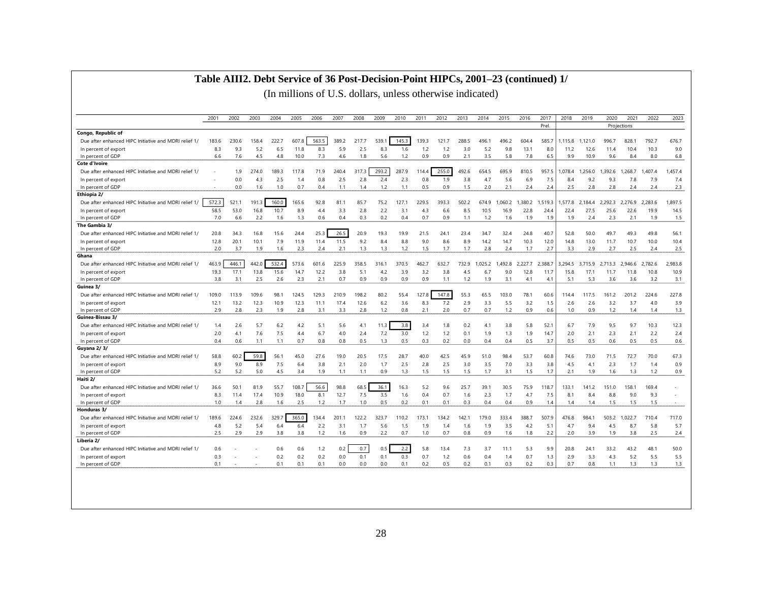# Table AIII2. Debt Service of 36 Post-Decision-Point HIPCs, 2001–23 (continued) 1/

(In millions of U.S. dollars, unless otherwise indicated)

| | 2001 | 2002 | 2003 | 2004 | 2005 | 2006 | 2007 | 2008 | 2009 | 2010 | 2011 | 2012 | 2013 | 2014 | 2015 | 2016 | 2017 | 2018 | 2019 | 2020 | 2021 | 2022 | 2023 |
|---|---|---|---|---|---|---|---|---|---|---|---|---|---|---|---|---|---|---|---|---|---|---|---|
| | | | | | | | | | | | | | | | | | Prel. | | | Projections | | | |
| **Congo, Republic of** | | | | | | | | | | | | | | | | | | | | | | | |
| Due after enhanced HIPC Initiative and MDRI relief 1/ | 183.6 | 230.6 | 158.4 | 222.7 | 607.8 | 563.5 | 389.2 | 217.7 | 539.1 | 145.3 | 139.3 | 121.7 | 288.5 | 496.1 | 496.2 | 604.4 | 585.7 | 1,115.8 | 1,121.0 | 996.7 | 828.1 | 792.7 | 676.7 |
| In percent of export | 8.3 | 9.3 | 5.2 | 6.5 | 11.8 | 8.3 | 5.9 | 2.5 | 8.3 | 1.6 | 1.2 | 1.2 | 3.0 | 5.2 | 9.8 | 13.1 | 8.0 | 11.2 | 12.6 | 11.4 | 10.4 | 10.3 | 9.0 |
| In percent of GDP | 6.6 | 7.6 | 4.5 | 4.8 | 10.0 | 7.3 | 4.6 | 1.8 | 5.6 | 1.2 | 0.9 | 0.9 | 2.1 | 3.5 | 5.8 | 7.8 | 6.5 | 9.9 | 10.9 | 9.6 | 8.4 | 8.0 | 6.8 |
| **Cote d'Ivoire** | | | | | | | | | | | | | | | | | | | | | | | |
| Due after enhanced HIPC Initiative and MDRI relief 1/ | - | 1.9 | 274.0 | 189.3 | 117.8 | 71.9 | 240.4 | 317.3 | 293.2 | 287.9 | 114.4 | 255.0 | 492.6 | 654.5 | 695.9 | 810.5 | 957.5 | 1,078.4 | 1,256.0 | 1,392.6 | 1,268.7 | 1,407.4 | 1,457.4 |
| In percent of export | - | 0.0 | 4.3 | 2.5 | 1.4 | 0.8 | 2.5 | 2.8 | 2.4 | 2.3 | 0.8 | 1.9 | 3.8 | 4.7 | 5.6 | 6.9 | 7.5 | 8.4 | 9.2 | 9.3 | 7.8 | 7.9 | 7.4 |
| In percent of GDP | - | 0.0 | 1.6 | 1.0 | 0.7 | 0.4 | 1.1 | 1.4 | 1.2 | 1.1 | 0.5 | 0.9 | 1.5 | 2.0 | 2.1 | 2.4 | 2.4 | 2.5 | 2.8 | 2.8 | 2.4 | 2.4 | 2.3 |
| **Ethiopia 2/** | | | | | | | | | | | | | | | | | | | | | | | |
| Due after enhanced HIPC Initiative and MDRI relief 1/ | 572.3 | 521.1 | 191.3 | 160.0 | 165.6 | 92.8 | 81.1 | 85.7 | 75.2 | 127.1 | 229.5 | 393.3 | 502.2 | 674.9 | 1,060.2 | 1,380.2 | 1,519.3 | 1,577.8 | 2,184.4 | 2,292.3 | 2,276.9 | 2,283.6 | 1,897.5 |
| In percent of export | 58.5 | 53.0 | 16.8 | 10.7 | 8.9 | 4.4 | 3.3 | 2.8 | 2.2 | 3.1 | 4.3 | 6.6 | 8.5 | 10.5 | 16.9 | 22.8 | 24.4 | 22.4 | 27.5 | 25.6 | 22.6 | 19.9 | 14.5 |
| In percent of GDP | 7.0 | 6.6 | 2.2 | 1.6 | 1.3 | 0.6 | 0.4 | 0.3 | 0.2 | 0.4 | 0.7 | 0.9 | 1.1 | 1.2 | 1.6 | 1.9 | 1.9 | 1.9 | 2.4 | 2.3 | 2.1 | 1.9 | 1.5 |
| **The Gambia 3/** | | | | | | | | | | | | | | | | | | | | | | | |
| Due after enhanced HIPC Initiative and MDRI relief 1/ | 20.8 | 34.3 | 16.8 | 15.6 | 24.4 | 25.3 | 26.5 | 20.9 | 19.3 | 19.9 | 21.5 | 24.1 | 23.4 | 34.7 | 32.4 | 24.8 | 40.7 | 52.8 | 50.0 | 49.7 | 49.3 | 49.8 | 56.1 |
| In percent of export | 12.8 | 20.1 | 10.1 | 7.9 | 11.9 | 11.4 | 11.5 | 9.2 | 8.4 | 8.8 | 9.0 | 8.6 | 8.9 | 14.2 | 14.7 | 10.3 | 12.0 | 14.8 | 13.0 | 11.7 | 10.7 | 10.0 | 10.4 |
| In percent of GDP | 2.0 | 3.7 | 1.9 | 1.6 | 2.3 | 2.4 | 2.1 | 1.3 | 1.3 | 1.2 | 1.5 | 1.7 | 1.7 | 2.8 | 2.4 | 1.7 | 2.7 | 3.3 | 2.9 | 2.7 | 2.5 | 2.4 | 2.5 |
| **Ghana** | | | | | | | | | | | | | | | | | | | | | | | |
| Due after enhanced HIPC Initiative and MDRI relief 1/ | 463.9 | 446.1 | 442.0 | 532.4 | 573.6 | 601.6 | 225.9 | 358.5 | 316.1 | 370.5 | 462.7 | 632.7 | 732.9 | 1,025.2 | 1,492.8 | 2,227.7 | 2,388.7 | 3,294.5 | 3,715.9 | 2,713.3 | 2,946.6 | 2,782.6 | 2,983.8 |
| In percent of export | 19.3 | 17.1 | 13.8 | 15.6 | 14.7 | 12.2 | 3.8 | 5.1 | 4.2 | 3.9 | 3.2 | 3.8 | 4.5 | 6.7 | 9.0 | 12.8 | 11.7 | 15.8 | 17.1 | 11.7 | 11.8 | 10.8 | 10.9 |
| In percent of GDP | 3.8 | 3.1 | 2.5 | 2.6 | 2.3 | 2.1 | 0.7 | 0.9 | 0.9 | 0.9 | 0.9 | 1.1 | 1.2 | 1.9 | 3.1 | 4.1 | 4.1 | 5.1 | 5.3 | 3.6 | 3.6 | 3.2 | 3.1 |
| **Guinea 3/** | | | | | | | | | | | | | | | | | | | | | | | |
| Due after enhanced HIPC Initiative and MDRI relief 1/ | 109.0 | 113.9 | 109.6 | 98.1 | 124.5 | 129.3 | 210.9 | 198.2 | 80.2 | 55.4 | 127.8 | 147.8 | 55.3 | 65.5 | 103.0 | 78.1 | 60.6 | 114.4 | 117.5 | 161.2 | 201.2 | 224.6 | 227.8 |
| In percent of export | 12.1 | 13.2 | 12.3 | 10.9 | 12.3 | 11.1 | 17.4 | 12.6 | 6.2 | 3.6 | 8.3 | 7.2 | 2.9 | 3.3 | 5.5 | 3.2 | 1.5 | 2.6 | 2.6 | 3.2 | 3.7 | 4.0 | 3.9 |
| In percent of GDP | 2.9 | 2.8 | 2.3 | 1.9 | 2.8 | 3.1 | 3.3 | 2.8 | 1.2 | 0.8 | 2.1 | 2.0 | 0.7 | 0.7 | 1.2 | 0.9 | 0.6 | 1.0 | 0.9 | 1.2 | 1.4 | 1.4 | 1.3 |
| **Guinea-Bissau 3/** | | | | | | | | | | | | | | | | | | | | | | | |
| Due after enhanced HIPC Initiative and MDRI relief 1/ | 1.4 | 2.6 | 5.7 | 6.2 | 4.2 | 5.1 | 5.6 | 4.1 | 11.3 | 3.8 | 3.4 | 1.8 | 0.2 | 4.1 | 3.8 | 5.8 | 52.1 | 6.7 | 7.9 | 9.5 | 9.7 | 10.3 | 12.3 |
| In percent of export | 2.0 | 4.1 | 7.6 | 7.5 | 4.4 | 6.7 | 4.0 | 2.4 | 7.2 | 3.0 | 1.2 | 1.2 | 0.1 | 1.9 | 1.3 | 1.9 | 14.7 | 2.0 | 2.1 | 2.3 | 2.1 | 2.2 | 2.4 |
| In percent of GDP | 0.4 | 0.6 | 1.1 | 1.1 | 0.7 | 0.8 | 0.8 | 0.5 | 1.3 | 0.5 | 0.3 | 0.2 | 0.0 | 0.4 | 0.4 | 0.5 | 3.7 | 0.5 | 0.5 | 0.6 | 0.5 | 0.5 | 0.6 |
| **Guyana 2/ 3/** | | | | | | | | | | | | | | | | | | | | | | | |
| Due after enhanced HIPC Initiative and MDRI relief 1/ | 58.8 | 60.2 | 59.8 | 56.1 | 45.0 | 27.6 | 19.0 | 20.5 | 17.5 | 28.7 | 40.0 | 42.5 | 45.9 | 51.0 | 98.4 | 53.7 | 60.8 | 74.6 | 73.0 | 71.5 | 72.7 | 70.0 | 67.3 |
| In percent of export | 8.9 | 9.0 | 8.9 | 7.5 | 6.4 | 3.8 | 2.1 | 2.0 | 1.7 | 2.5 | 2.8 | 2.5 | 3.0 | 3.5 | 7.0 | 3.3 | 3.8 | 4.5 | 4.1 | 2.3 | 1.7 | 1.4 | 0.9 |
| In percent of GDP | 5.2 | 5.2 | 5.0 | 4.5 | 3.4 | 1.9 | 1.1 | 1.1 | 0.9 | 1.3 | 1.5 | 1.5 | 1.5 | 1.7 | 3.1 | 1.5 | 1.7 | 2.1 | 1.9 | 1.6 | 1.3 | 1.2 | 0.9 |
| **Haiti 2/** | | | | | | | | | | | | | | | | | | | | | | | |
| Due after enhanced HIPC Initiative and MDRI relief 1/ | 36.6 | 50.1 | 81.9 | 55.7 | 108.7 | 56.6 | 98.8 | 68.5 | 36.1 | 16.3 | 5.2 | 9.6 | 25.7 | 39.1 | 30.5 | 75.9 | 118.7 | 133.1 | 141.2 | 151.0 | 158.1 | 169.4 | - |
| In percent of export | 8.3 | 11.4 | 17.4 | 10.9 | 18.0 | 8.1 | 12.7 | 7.5 | 3.5 | 1.6 | 0.4 | 0.7 | 1.6 | 2.3 | 1.7 | 4.7 | 7.5 | 8.1 | 8.4 | 8.8 | 9.0 | 9.3 | - |
| In percent of GDP | 1.0 | 1.4 | 2.8 | 1.6 | 2.5 | 1.2 | 1.7 | 1.0 | 0.5 | 0.2 | 0.1 | 0.1 | 0.3 | 0.4 | 0.4 | 0.9 | 1.4 | 1.4 | 1.4 | 1.5 | 1.5 | 1.5 | - |
| **Honduras 3/** | | | | | | | | | | | | | | | | | | | | | | | |
| Due after enhanced HIPC Initiative and MDRI relief 1/ | 189.6 | 224.6 | 232.6 | 329.7 | 365.0 | 134.4 | 201.1 | 122.2 | 323.7 | 110.2 | 173.1 | 134.2 | 142.1 | 179.0 | 333.4 | 388.7 | 507.9 | 476.8 | 984.1 | 503.2 | 1,022.7 | 710.4 | 717.0 |
| In percent of export | 4.8 | 5.2 | 5.4 | 6.4 | 6.4 | 2.2 | 3.1 | 1.7 | 5.6 | 1.5 | 1.9 | 1.4 | 1.6 | 1.9 | 3.5 | 4.2 | 5.1 | 4.7 | 9.4 | 4.5 | 8.7 | 5.8 | 5.7 |
| In percent of GDP | 2.5 | 2.9 | 2.9 | 3.8 | 3.8 | 1.2 | 1.6 | 0.9 | 2.2 | 0.7 | 1.0 | 0.7 | 0.8 | 0.9 | 1.6 | 1.8 | 2.2 | 2.0 | 3.9 | 1.9 | 3.8 | 2.5 | 2.4 |
| **Liberia 2/** | | | | | | | | | | | | | | | | | | | | | | | |
| Due after enhanced HIPC Initiative and MDRI relief 1/ | 0.6 | - | - | 0.6 | 0.6 | 1.2 | 0.2 | 0.7 | 0.5 | 2.2 | 5.8 | 13.4 | 7.3 | 3.7 | 11.1 | 5.3 | 9.9 | 20.8 | 24.1 | 33.2 | 43.2 | 48.1 | 50.0 |
| In percent of export | 0.3 | - | - | 0.2 | 0.2 | 0.2 | 0.0 | 0.1 | 0.1 | 0.3 | 0.7 | 1.2 | 0.6 | 0.4 | 1.4 | 0.7 | 1.3 | 2.9 | 3.3 | 4.3 | 5.2 | 5.5 | 5.5 |
| In percent of GDP | 0.1 | - | - | 0.1 | 0.1 | 0.1 | 0.0 | 0.0 | 0.0 | 0.1 | 0.2 | 0.5 | 0.2 | 0.1 | 0.3 | 0.2 | 0.3 | 0.7 | 0.8 | 1.1 | 1.3 | 1.3 | 1.3 |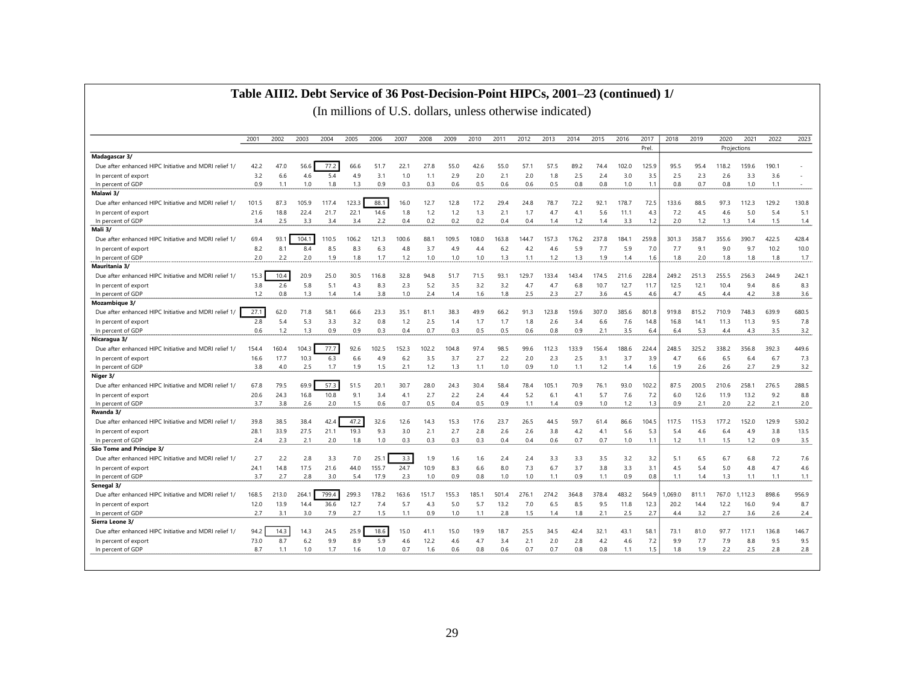# Table AIII2. Debt Service of 36 Post-Decision-Point HIPCs, 2001–23 (continued) 1/

(In millions of U.S. dollars, unless otherwise indicated)

| | 2001 | 2002 | 2003 | 2004 | 2005 | 2006 | 2007 | 2008 | 2009 | 2010 | 2011 | 2012 | 2013 | 2014 | 2015 | 2016 | 2017 | 2018 | 2019 | 2020 | 2021 | 2022 | 2023 |
|---|---|---|---|---|---|---|---|---|---|---|---|---|---|---|---|---|---|---|---|---|---|---|---|
| | | | | | | | | | | | | | | | | | Prel. | Projections | | | | | |
| **Madagascar 3/** | | | | | | | | | | | | | | | | | | | | | | | |
| Due after enhanced HIPC Initiative and MDRI relief 1/ | 42.2 | 47.0 | 56.6 | 77.2 | 66.6 | 51.7 | 22.1 | 27.8 | 55.0 | 42.6 | 55.0 | 57.1 | 57.5 | 89.2 | 74.4 | 102.0 | 125.9 | 95.5 | 95.4 | 118.2 | 159.6 | 190.1 | - |
| In percent of export | 3.2 | 6.6 | 4.6 | 5.4 | 4.9 | 3.1 | 1.0 | 1.1 | 2.9 | 2.0 | 2.1 | 2.0 | 1.8 | 2.5 | 2.4 | 3.0 | 3.5 | 2.5 | 2.3 | 2.6 | 3.3 | 3.6 | - |
| In percent of GDP | 0.9 | 1.1 | 1.0 | 1.8 | 1.3 | 0.9 | 0.3 | 0.3 | 0.6 | 0.5 | 0.6 | 0.6 | 0.5 | 0.8 | 0.8 | 1.0 | 1.1 | 0.8 | 0.7 | 0.8 | 1.0 | 1.1 | - |
| **Malawi 3/** | | | | | | | | | | | | | | | | | | | | | | | |
| Due after enhanced HIPC Initiative and MDRI relief 1/ | 101.5 | 87.3 | 105.9 | 117.4 | 123.3 | 88.1 | 16.0 | 12.7 | 12.8 | 17.2 | 29.4 | 24.8 | 78.7 | 72.2 | 92.1 | 178.7 | 72.5 | 133.6 | 88.5 | 97.3 | 112.3 | 129.2 | 130.8 |
| In percent of export | 21.6 | 18.8 | 22.4 | 21.7 | 22.1 | 14.6 | 1.8 | 1.2 | 1.2 | 1.3 | 2.1 | 1.7 | 4.7 | 4.1 | 5.6 | 11.1 | 4.3 | 7.2 | 4.5 | 4.6 | 5.0 | 5.4 | 5.1 |
| In percent of GDP | 3.4 | 2.5 | 3.3 | 3.4 | 3.4 | 2.2 | 0.4 | 0.2 | 0.2 | 0.2 | 0.4 | 0.4 | 1.4 | 1.2 | 1.4 | 3.3 | 1.2 | 2.0 | 1.2 | 1.3 | 1.4 | 1.5 | 1.4 |
| **Mali 3/** | | | | | | | | | | | | | | | | | | | | | | | |
| Due after enhanced HIPC Initiative and MDRI relief 1/ | 69.4 | 93.1 | 104.1 | 110.5 | 106.2 | 121.3 | 100.6 | 88.1 | 109.5 | 108.0 | 163.8 | 144.7 | 157.3 | 176.2 | 237.8 | 184.1 | 259.8 | 301.3 | 358.7 | 355.6 | 390.7 | 422.5 | 428.4 |
| In percent of export | 8.2 | 8.1 | 8.4 | 8.5 | 8.3 | 6.3 | 4.8 | 3.7 | 4.9 | 4.4 | 6.2 | 4.2 | 4.6 | 5.9 | 7.7 | 5.9 | 7.0 | 7.7 | 9.1 | 9.0 | 9.7 | 10.2 | 10.0 |
| In percent of GDP | 2.0 | 2.2 | 2.0 | 1.9 | 1.8 | 1.7 | 1.2 | 1.0 | 1.0 | 1.0 | 1.3 | 1.1 | 1.2 | 1.3 | 1.9 | 1.4 | 1.6 | 1.8 | 2.0 | 1.8 | 1.8 | 1.8 | 1.7 |
| **Mauritania 3/** | | | | | | | | | | | | | | | | | | | | | | | |
| Due after enhanced HIPC Initiative and MDRI relief 1/ | 15.3 | 10.4 | 20.9 | 25.0 | 30.5 | 116.8 | 32.8 | 94.8 | 51.7 | 71.5 | 93.1 | 129.7 | 133.4 | 143.4 | 174.5 | 211.6 | 228.4 | 249.2 | 251.3 | 255.5 | 256.3 | 244.9 | 242.1 |
| In percent of export | 3.8 | 2.6 | 5.8 | 5.1 | 4.3 | 8.3 | 2.3 | 5.2 | 3.5 | 3.2 | 3.2 | 4.7 | 4.7 | 6.8 | 10.7 | 12.7 | 11.7 | 12.5 | 12.1 | 10.4 | 9.4 | 8.6 | 8.3 |
| In percent of GDP | 1.2 | 0.8 | 1.3 | 1.4 | 1.4 | 3.8 | 1.0 | 2.4 | 1.4 | 1.6 | 1.8 | 2.5 | 2.3 | 2.7 | 3.6 | 4.5 | 4.6 | 4.7 | 4.5 | 4.4 | 4.2 | 3.8 | 3.6 |
| **Mozambique 3/** | | | | | | | | | | | | | | | | | | | | | | | |
| Due after enhanced HIPC Initiative and MDRI relief 1/ | 27.1 | 62.0 | 71.8 | 58.1 | 66.6 | 23.3 | 35.1 | 81.1 | 38.3 | 49.9 | 66.2 | 91.3 | 123.8 | 159.6 | 307.0 | 385.6 | 801.8 | 919.8 | 815.2 | 710.9 | 748.3 | 639.9 | 680.5 |
| In percent of export | 2.8 | 5.4 | 5.3 | 3.3 | 3.2 | 0.8 | 1.2 | 2.5 | 1.4 | 1.7 | 1.7 | 1.8 | 2.6 | 3.4 | 6.6 | 7.6 | 14.8 | 16.8 | 14.1 | 11.3 | 11.3 | 9.5 | 7.8 |
| In percent of GDP | 0.6 | 1.2 | 1.3 | 0.9 | 0.9 | 0.3 | 0.4 | 0.7 | 0.3 | 0.5 | 0.5 | 0.6 | 0.8 | 0.9 | 2.1 | 3.5 | 6.4 | 6.4 | 5.3 | 4.4 | 4.3 | 3.5 | 3.2 |
| **Nicaragua 3/** | | | | | | | | | | | | | | | | | | | | | | | |
| Due after enhanced HIPC Initiative and MDRI relief 1/ | 154.4 | 160.4 | 104.3 | 77.7 | 92.6 | 102.5 | 152.3 | 102.2 | 104.8 | 97.4 | 98.5 | 99.6 | 112.3 | 133.9 | 156.4 | 188.6 | 224.4 | 248.5 | 325.2 | 338.2 | 356.8 | 392.3 | 449.6 |
| In percent of export | 16.6 | 17.7 | 10.3 | 6.3 | 6.6 | 4.9 | 6.2 | 3.5 | 3.7 | 2.7 | 2.2 | 2.0 | 2.3 | 2.5 | 3.1 | 3.7 | 3.9 | 4.7 | 6.6 | 6.5 | 6.4 | 6.7 | 7.3 |
| In percent of GDP | 3.8 | 4.0 | 2.5 | 1.7 | 1.9 | 1.5 | 2.1 | 1.2 | 1.3 | 1.1 | 1.0 | 0.9 | 1.0 | 1.1 | 1.2 | 1.4 | 1.6 | 1.9 | 2.6 | 2.6 | 2.7 | 2.9 | 3.2 |
| **Niger 3/** | | | | | | | | | | | | | | | | | | | | | | | |
| Due after enhanced HIPC Initiative and MDRI relief 1/ | 67.8 | 79.5 | 69.9 | 57.3 | 51.5 | 20.1 | 30.7 | 28.0 | 24.3 | 30.4 | 58.4 | 78.4 | 105.1 | 70.9 | 76.1 | 93.0 | 102.2 | 87.5 | 200.5 | 210.6 | 258.1 | 276.5 | 288.5 |
| In percent of export | 20.6 | 24.3 | 16.8 | 10.8 | 9.1 | 3.4 | 4.1 | 2.7 | 2.2 | 2.4 | 4.4 | 5.2 | 6.1 | 4.1 | 5.7 | 7.6 | 7.2 | 6.0 | 12.6 | 11.9 | 13.2 | 9.2 | 8.8 |
| In percent of GDP | 3.7 | 3.8 | 2.6 | 2.0 | 1.5 | 0.6 | 0.7 | 0.5 | 0.4 | 0.5 | 0.9 | 1.1 | 1.4 | 0.9 | 1.0 | 1.2 | 1.3 | 0.9 | 2.1 | 2.0 | 2.2 | 2.1 | 2.0 |
| **Rwanda 3/** | | | | | | | | | | | | | | | | | | | | | | | |
| Due after enhanced HIPC Initiative and MDRI relief 1/ | 39.8 | 38.5 | 38.4 | 42.4 | 47.2 | 32.6 | 12.6 | 14.3 | 15.3 | 17.6 | 23.7 | 26.5 | 44.5 | 59.7 | 61.4 | 86.6 | 104.5 | 117.5 | 115.3 | 177.2 | 152.0 | 129.9 | 530.2 |
| In percent of export | 28.1 | 33.9 | 27.5 | 21.1 | 19.3 | 9.3 | 3.0 | 2.1 | 2.7 | 2.8 | 2.6 | 2.6 | 3.8 | 4.2 | 4.1 | 5.6 | 5.3 | 5.4 | 4.6 | 6.4 | 4.9 | 3.8 | 13.5 |
| In percent of GDP | 2.4 | 2.3 | 2.1 | 2.0 | 1.8 | 1.0 | 0.3 | 0.3 | 0.3 | 0.3 | 0.4 | 0.4 | 0.6 | 0.7 | 0.7 | 1.0 | 1.1 | 1.2 | 1.1 | 1.5 | 1.2 | 0.9 | 3.5 |
| **São Tome and Principe 3/** | | | | | | | | | | | | | | | | | | | | | | | |
| Due after enhanced HIPC Initiative and MDRI relief 1/ | 2.7 | 2.2 | 2.8 | 3.3 | 7.0 | 25.1 | 3.3 | 1.9 | 1.6 | 1.6 | 2.4 | 2.4 | 3.3 | 3.3 | 3.5 | 3.2 | 3.2 | 5.1 | 6.5 | 6.7 | 6.8 | 7.2 | 7.6 |
| In percent of export | 24.1 | 14.8 | 17.5 | 21.6 | 44.0 | 155.7 | 24.7 | 10.9 | 8.3 | 6.6 | 8.0 | 7.3 | 6.7 | 3.7 | 3.8 | 3.3 | 3.1 | 4.5 | 5.4 | 5.0 | 4.8 | 4.7 | 4.6 |
| In percent of GDP | 3.7 | 2.7 | 2.8 | 3.0 | 5.4 | 17.9 | 2.3 | 1.0 | 0.9 | 0.8 | 1.0 | 1.0 | 1.1 | 0.9 | 1.1 | 0.9 | 0.8 | 1.1 | 1.4 | 1.3 | 1.1 | 1.1 | 1.1 |
| **Senegal 3/** | | | | | | | | | | | | | | | | | | | | | | | |
| Due after enhanced HIPC Initiative and MDRI relief 1/ | 168.5 | 213.0 | 264.1 | 799.4 | 299.3 | 178.2 | 163.6 | 151.7 | 155.3 | 185.1 | 501.4 | 276.1 | 274.2 | 364.8 | 378.4 | 483.2 | 564.9 | 1,069.0 | 811.1 | 767.0 | 1,112.3 | 898.6 | 956.9 |
| In percent of export | 12.0 | 13.9 | 14.4 | 36.6 | 12.7 | 7.4 | 5.7 | 4.3 | 5.0 | 5.7 | 13.2 | 7.0 | 6.5 | 8.5 | 9.5 | 11.8 | 12.3 | 20.2 | 14.4 | 12.2 | 16.0 | 9.4 | 8.7 |
| In percent of GDP | 2.7 | 3.1 | 3.0 | 7.9 | 2.7 | 1.5 | 1.1 | 0.9 | 1.0 | 1.1 | 2.8 | 1.5 | 1.4 | 1.8 | 2.1 | 2.5 | 2.7 | 4.4 | 3.2 | 2.7 | 3.6 | 2.6 | 2.4 |
| **Sierra Leone 3/** | | | | | | | | | | | | | | | | | | | | | | | |
| Due after enhanced HIPC Initiative and MDRI relief 1/ | 94.2 | 14.3 | 14.3 | 24.5 | 25.9 | 18.6 | 15.0 | 41.1 | 15.0 | 19.9 | 18.7 | 25.5 | 34.5 | 42.4 | 32.1 | 43.1 | 58.1 | 73.1 | 81.0 | 97.7 | 117.1 | 136.8 | 146.7 |
| In percent of export | 73.0 | 8.7 | 6.2 | 9.9 | 8.9 | 5.9 | 4.6 | 12.2 | 4.6 | 4.7 | 3.4 | 2.1 | 2.0 | 2.8 | 4.2 | 4.6 | 7.2 | 9.9 | 7.7 | 7.9 | 8.8 | 9.5 | 9.5 |
| In percent of GDP | 8.7 | 1.1 | 1.0 | 1.7 | 1.6 | 1.0 | 0.7 | 1.6 | 0.6 | 0.8 | 0.6 | 0.7 | 0.7 | 0.8 | 0.8 | 1.1 | 1.5 | 1.8 | 1.9 | 2.2 | 2.5 | 2.8 | 2.8 |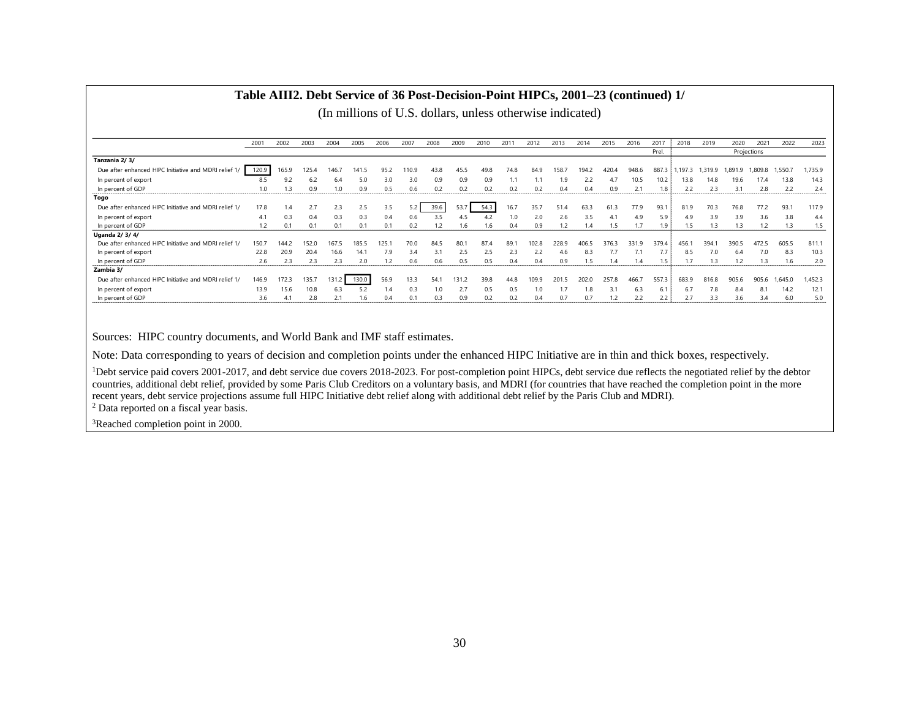# Table AIII2. Debt Service of 36 Post-Decision-Point HIPCs, 2001–23 (continued) 1/

(In millions of U.S. dollars, unless otherwise indicated)

| | 2001 | 2002 | 2003 | 2004 | 2005 | 2006 | 2007 | 2008 | 2009 | 2010 | 2011 | 2012 | 2013 | 2014 | 2015 | 2016 | 2017 | 2018 | 2019 | 2020 | 2021 | 2022 | 2023 |
|---|---|---|---|---|---|---|---|---|---|---|---|---|---|---|---|---|---|---|---|---|---|---|---|
| | | | | | | | | | | | | | | | | | Prel. | Projections | | | | | |
| **Tanzania 2/ 3/** | | | | | | | | | | | | | | | | | | | | | | | |
| Due after enhanced HIPC Initiative and MDRI relief 1/ | 120.9 | 165.9 | 125.4 | 146.7 | 141.5 | 95.2 | 110.9 | 43.8 | 45.5 | 49.8 | 74.8 | 84.9 | 158.7 | 194.2 | 420.4 | 948.6 | 887.3 | 1,197.3 | 1,319.9 | 1,891.9 | 1,809.8 | 1,550.7 | 1,735.9 |
| In percent of export | 8.5 | 9.2 | 6.2 | 6.4 | 5.0 | 3.0 | 3.0 | 0.9 | 0.9 | 0.9 | 1.1 | 1.1 | 1.9 | 2.2 | 4.7 | 10.5 | 10.2 | 13.8 | 14.8 | 19.6 | 17.4 | 13.8 | 14.3 |
| In percent of GDP | 1.0 | 1.3 | 0.9 | 1.0 | 0.9 | 0.5 | 0.6 | 0.2 | 0.2 | 0.2 | 0.2 | 0.2 | 0.4 | 0.4 | 0.9 | 2.1 | 1.8 | 2.2 | 2.3 | 3.1 | 2.8 | 2.2 | 2.4 |
| **Togo** | | | | | | | | | | | | | | | | | | | | | | | |
| Due after enhanced HIPC Initiative and MDRI relief 1/ | 17.8 | 1.4 | 2.7 | 2.3 | 2.5 | 3.5 | 5.2 | 39.6 | 53.7 | 54.3 | 16.7 | 35.7 | 51.4 | 63.3 | 61.3 | 77.9 | 93.1 | 81.9 | 70.3 | 76.8 | 77.2 | 93.1 | 117.9 |
| In percent of export | 4.1 | 0.3 | 0.4 | 0.3 | 0.3 | 0.4 | 0.6 | 3.5 | 4.5 | 4.2 | 1.0 | 2.0 | 2.6 | 3.5 | 4.1 | 4.9 | 5.9 | 4.9 | 3.9 | 3.9 | 3.6 | 3.8 | 4.4 |
| In percent of GDP | 1.2 | 0.1 | 0.1 | 0.1 | 0.1 | 0.1 | 0.2 | 1.2 | 1.6 | 1.6 | 0.4 | 0.9 | 1.2 | 1.4 | 1.5 | 1.7 | 1.9 | 1.5 | 1.3 | 1.3 | 1.2 | 1.3 | 1.5 |
| **Uganda 2/ 3/ 4/** | | | | | | | | | | | | | | | | | | | | | | | |
| Due after enhanced HIPC Initiative and MDRI relief 1/ | 150.7 | 144.2 | 152.0 | 167.5 | 185.5 | 125.1 | 70.0 | 84.5 | 80.1 | 87.4 | 89.1 | 102.8 | 228.9 | 406.5 | 376.3 | 331.9 | 379.4 | 456.1 | 394.1 | 390.5 | 472.5 | 605.5 | 811.1 |
| In percent of export | 22.8 | 20.9 | 20.4 | 16.6 | 14.1 | 7.9 | 3.4 | 3.1 | 2.5 | 2.5 | 2.3 | 2.2 | 4.6 | 8.3 | 7.7 | 7.1 | 7.7 | 8.5 | 7.0 | 6.4 | 7.0 | 8.3 | 10.3 |
| In percent of GDP | 2.6 | 2.3 | 2.3 | 2.3 | 2.0 | 1.2 | 0.6 | 0.6 | 0.5 | 0.5 | 0.4 | 0.4 | 0.9 | 1.5 | 1.4 | 1.4 | 1.5 | 1.7 | 1.3 | 1.2 | 1.3 | 1.6 | 2.0 |
| **Zambia 3/** | | | | | | | | | | | | | | | | | | | | | | | |
| Due after enhanced HIPC Initiative and MDRI relief 1/ | 146.9 | 172.3 | 135.7 | 131.2 | 130.0 | 56.9 | 13.3 | 54.1 | 131.2 | 39.8 | 44.8 | 109.9 | 201.5 | 202.0 | 257.8 | 466.7 | 557.3 | 683.9 | 816.8 | 905.6 | 905.6 | 1,645.0 | 1,452.3 |
| In percent of export | 13.9 | 15.6 | 10.8 | 6.3 | 5.2 | 1.4 | 0.3 | 1.0 | 2.7 | 0.5 | 0.5 | 1.0 | 1.7 | 1.8 | 3.1 | 6.3 | 6.1 | 6.7 | 7.8 | 8.4 | 8.1 | 14.2 | 12.1 |
| In percent of GDP | 3.6 | 4.1 | 2.8 | 2.1 | 1.6 | 0.4 | 0.1 | 0.3 | 0.9 | 0.2 | 0.2 | 0.4 | 0.7 | 0.7 | 1.2 | 2.2 | 2.2 | 2.7 | 3.3 | 3.6 | 3.4 | 6.0 | 5.0 |

Sources: HIPC country documents, and World Bank and IMF staff estimates.

Note: Data corresponding to years of decision and completion points under the enhanced HIPC Initiative are in thin and thick boxes, respectively.

[1]Debt service paid covers 2001-2017, and debt service due covers 2018-2023. For post-completion point HIPCs, debt service due reflects the negotiated relief by the debtor countries, additional debt relief, provided by some Paris Club Creditors on a voluntary basis, and MDRI (for countries that have reached the completion point in the more recent years, debt service projections assume full HIPC Initiative debt relief along with additional debt relief by the Paris Club and MDRI).

[2] Data reported on a fiscal year basis.

[3]Reached completion point in 2000.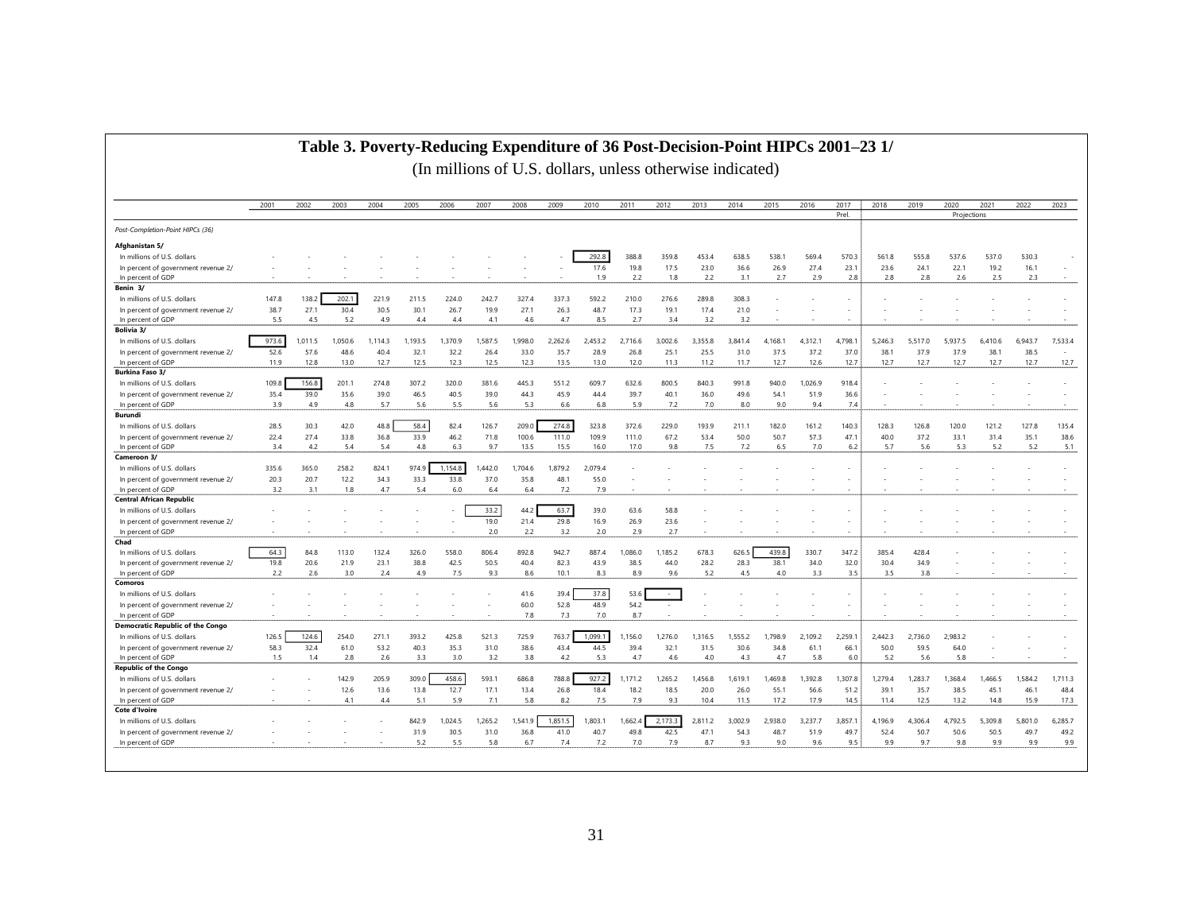# Table 3. Poverty-Reducing Expenditure of 36 Post-Decision-Point HIPCs 2001–23 1/

(In millions of U.S. dollars, unless otherwise indicated)

| | 2001 | 2002 | 2003 | 2004 | 2005 | 2006 | 2007 | 2008 | 2009 | 2010 | 2011 | 2012 | 2013 | 2014 | 2015 | 2016 | 2017 | 2018 | 2019 | 2020 | 2021 | 2022 | 2023 |
|---|---|---|---|---|---|---|---|---|---|---|---|---|---|---|---|---|---|---|---|---|---|---|---|
| | | | | | | | | | | | | | | | | | Prel. | | | Projections | | | |
| *Post-Completion-Point HIPCs (36)* | | | | | | | | | | | | | | | | | | | | | | | |
| **Afghanistan 5/** | | | | | | | | | | | | | | | | | | | | | | | |
| In millions of U.S. dollars | - | - | - | - | - | - | - | - | - | 292.8 | 388.8 | 359.8 | 453.4 | 638.5 | 538.1 | 569.4 | 570.3 | 561.8 | 555.8 | 537.6 | 537.0 | 530.3 | - |
| In percent of government revenue 2/ | - | - | - | - | - | - | - | - | - | 17.6 | 19.8 | 17.5 | 23.0 | 36.6 | 26.9 | 27.4 | 23.1 | 23.6 | 24.1 | 22.1 | 19.2 | 16.1 | - |
| In percent of GDP | - | - | - | - | - | - | - | - | - | 1.9 | 2.2 | 1.8 | 2.2 | 3.1 | 2.7 | 2.9 | 2.8 | 2.8 | 2.8 | 2.6 | 2.5 | 2.3 | - |
| **Benin 3/** | | | | | | | | | | | | | | | | | | | | | | | |
| In millions of U.S. dollars | 147.8 | 138.2 | 202.1 | 221.9 | 211.5 | 224.0 | 242.7 | 327.4 | 337.3 | 592.2 | 210.0 | 276.6 | 289.8 | 308.3 | - | - | - | - | - | - | - | - | - |
| In percent of government revenue 2/ | 38.7 | 27.1 | 30.4 | 30.5 | 30.1 | 26.7 | 19.9 | 27.1 | 26.3 | 48.7 | 17.3 | 19.1 | 17.4 | 21.0 | - | - | - | - | - | - | - | - | - |
| In percent of GDP | 5.5 | 4.5 | 5.2 | 4.9 | 4.4 | 4.4 | 4.1 | 4.6 | 4.7 | 8.5 | 2.7 | 3.4 | 3.2 | 3.2 | - | - | - | - | - | - | - | - | - |
| **Bolivia 3/** | | | | | | | | | | | | | | | | | | | | | | | |
| In millions of U.S. dollars | 973.6 | 1,011.5 | 1,050.6 | 1,114.3 | 1,193.5 | 1,370.9 | 1,587.5 | 1,998.0 | 2,262.6 | 2,453.2 | 2,716.6 | 3,002.6 | 3,355.8 | 3,841.4 | 4,168.1 | 4,312.1 | 4,798.1 | 5,246.3 | 5,517.0 | 5,937.5 | 6,410.6 | 6,943.7 | 7,533.4 |
| In percent of government revenue 2/ | 52.6 | 57.6 | 48.6 | 40.4 | 32.1 | 32.2 | 26.4 | 33.0 | 35.7 | 28.9 | 26.8 | 25.1 | 25.5 | 31.0 | 37.5 | 37.2 | 37.0 | 38.1 | 37.9 | 37.9 | 38.1 | 38.5 | - |
| In percent of GDP | 11.9 | 12.8 | 13.0 | 12.7 | 12.5 | 12.3 | 12.5 | 12.3 | 13.5 | 13.0 | 12.0 | 11.3 | 11.2 | 11.7 | 12.7 | 12.6 | 12.7 | 12.7 | 12.7 | 12.7 | 12.7 | 12.7 | 12.7 |
| **Burkina Faso 3/** | | | | | | | | | | | | | | | | | | | | | | | |
| In millions of U.S. dollars | 109.8 | 156.8 | 201.1 | 274.8 | 307.2 | 320.0 | 381.6 | 445.3 | 551.2 | 609.7 | 632.6 | 800.5 | 840.3 | 991.8 | 940.0 | 1,026.9 | 918.4 | - | - | - | - | - | - |
| In percent of government revenue 2/ | 35.4 | 39.0 | 35.6 | 39.0 | 46.5 | 40.5 | 39.0 | 44.3 | 45.9 | 44.4 | 39.7 | 40.1 | 36.0 | 49.6 | 54.1 | 51.9 | 36.6 | - | - | - | - | - | - |
| In percent of GDP | 3.9 | 4.9 | 4.8 | 5.7 | 5.6 | 5.5 | 5.6 | 5.3 | 6.6 | 6.8 | 5.9 | 7.2 | 7.0 | 8.0 | 9.0 | 9.4 | 7.4 | - | - | - | - | - | - |
| **Burundi** | | | | | | | | | | | | | | | | | | | | | | | |
| In millions of U.S. dollars | 28.5 | 30.3 | 42.0 | 48.8 | 58.4 | 82.4 | 126.7 | 209.0 | 274.8 | 323.8 | 372.6 | 229.0 | 193.9 | 211.1 | 182.0 | 161.2 | 140.3 | 128.3 | 126.8 | 120.0 | 121.2 | 127.8 | 135.4 |
| In percent of government revenue 2/ | 22.4 | 27.4 | 33.8 | 36.8 | 33.9 | 46.2 | 71.8 | 100.6 | 111.0 | 109.9 | 111.0 | 67.2 | 53.4 | 50.0 | 50.7 | 57.3 | 47.1 | 40.0 | 37.2 | 33.1 | 31.4 | 35.1 | 38.6 |
| In percent of GDP | 3.4 | 4.2 | 5.4 | 5.4 | 4.8 | 6.3 | 9.7 | 13.5 | 15.5 | 16.0 | 17.0 | 9.8 | 7.5 | 7.2 | 6.5 | 7.0 | 6.2 | 5.7 | 5.6 | 5.3 | 5.2 | 5.2 | 5.1 |
| **Cameroon 3/** | | | | | | | | | | | | | | | | | | | | | | | |
| In millions of U.S. dollars | 335.6 | 365.0 | 258.2 | 824.1 | 974.9 | 1,154.8 | 1,442.0 | 1,704.6 | 1,879.2 | 2,079.4 | - | - | - | - | - | - | - | - | - | - | - | - | - |
| In percent of government revenue 2/ | 20.3 | 20.7 | 12.2 | 34.3 | 33.3 | 33.8 | 37.0 | 35.8 | 48.1 | 55.0 | - | - | - | - | - | - | - | - | - | - | - | - | - |
| In percent of GDP | 3.2 | 3.1 | 1.8 | 4.7 | 5.4 | 6.0 | 6.4 | 6.4 | 7.2 | 7.9 | - | - | - | - | - | - | - | - | - | - | - | - | - |
| **Central African Republic** | | | | | | | | | | | | | | | | | | | | | | | |
| In millions of U.S. dollars | - | - | - | - | - | - | 33.2 | 44.2 | 63.7 | 39.0 | 63.6 | 58.8 | - | - | - | - | - | - | - | - | - | - | - |
| In percent of government revenue 2/ | - | - | - | - | - | - | 19.0 | 21.4 | 29.8 | 16.9 | 26.9 | 23.6 | - | - | - | - | - | - | - | - | - | - | - |
| In percent of GDP | - | - | - | - | - | - | 2.0 | 2.2 | 3.2 | 2.0 | 2.9 | 2.7 | - | - | - | - | - | - | - | - | - | - | - |
| **Chad** | | | | | | | | | | | | | | | | | | | | | | | |
| In millions of U.S. dollars | 64.3 | 84.8 | 113.0 | 132.4 | 326.0 | 558.0 | 806.4 | 892.8 | 942.7 | 887.4 | 1,086.0 | 1,185.2 | 678.3 | 626.5 | 439.8 | 330.7 | 347.2 | 385.4 | 428.4 | - | - | - | - |
| In percent of government revenue 2/ | 19.8 | 20.6 | 21.9 | 23.1 | 38.8 | 42.5 | 50.5 | 40.4 | 82.3 | 43.9 | 38.5 | 44.0 | 28.2 | 28.3 | 38.1 | 34.0 | 32.0 | 30.4 | 34.9 | - | - | - | - |
| In percent of GDP | 2.2 | 2.6 | 3.0 | 2.4 | 4.9 | 7.5 | 9.3 | 8.6 | 10.1 | 8.3 | 8.9 | 9.6 | 5.2 | 4.5 | 4.0 | 3.3 | 3.5 | 3.5 | 3.8 | - | - | - | - |
| **Comoros** | | | | | | | | | | | | | | | | | | | | | | | |
| In millions of U.S. dollars | - | - | - | - | - | - | - | 41.6 | 39.4 | 37.8 | 53.6 | - | - | - | - | - | - | - | - | - | - | - | - |
| In percent of government revenue 2/ | - | - | - | - | - | - | - | 60.0 | 52.8 | 48.9 | 54.2 | - | - | - | - | - | - | - | - | - | - | - | - |
| In percent of GDP | - | - | - | - | - | - | - | 7.8 | 7.3 | 7.0 | 8.7 | - | - | - | - | - | - | - | - | - | - | - | - |
| **Democratic Republic of the Congo** | | | | | | | | | | | | | | | | | | | | | | | |
| In millions of U.S. dollars | 126.5 | 124.6 | 254.0 | 271.1 | 393.2 | 425.8 | 521.3 | 725.9 | 763.7 | 1,099.1 | 1,156.0 | 1,276.0 | 1,316.5 | 1,555.2 | 1,798.9 | 2,109.2 | 2,259.1 | 2,442.3 | 2,736.0 | 2,983.2 | - | - | - |
| In percent of government revenue 2/ | 58.3 | 32.4 | 61.0 | 53.2 | 40.3 | 35.3 | 31.0 | 38.6 | 43.4 | 44.5 | 39.4 | 32.1 | 31.5 | 30.6 | 34.8 | 61.1 | 66.1 | 50.0 | 59.5 | 64.0 | - | - | - |
| In percent of GDP | 1.5 | 1.4 | 2.8 | 2.6 | 3.3 | 3.0 | 3.2 | 3.8 | 4.2 | 5.3 | 4.7 | 4.6 | 4.0 | 4.3 | 4.7 | 5.8 | 6.0 | 5.2 | 5.6 | 5.8 | - | - | - |
| **Republic of the Congo** | | | | | | | | | | | | | | | | | | | | | | | |
| In millions of U.S. dollars | - | - | 142.9 | 205.9 | 309.0 | 458.6 | 593.1 | 686.8 | 788.8 | 927.2 | 1,171.2 | 1,265.2 | 1,456.8 | 1,619.1 | 1,469.8 | 1,392.8 | 1,307.8 | 1,279.4 | 1,283.7 | 1,368.4 | 1,466.5 | 1,584.2 | 1,711.3 |
| In percent of government revenue 2/ | - | - | 12.6 | 13.6 | 13.8 | 12.7 | 17.1 | 13.4 | 26.8 | 18.4 | 18.2 | 18.5 | 20.0 | 26.0 | 55.1 | 56.6 | 51.2 | 39.1 | 35.7 | 38.5 | 45.1 | 46.1 | 48.4 |
| In percent of GDP | - | - | 4.1 | 4.4 | 5.1 | 5.9 | 7.1 | 5.8 | 8.2 | 7.5 | 7.9 | 9.3 | 10.4 | 11.5 | 17.2 | 17.9 | 14.5 | 11.4 | 12.5 | 13.2 | 14.8 | 15.9 | 17.3 |
| **Cote d'Ivoire** | | | | | | | | | | | | | | | | | | | | | | | |
| In millions of U.S. dollars | - | - | - | - | 842.9 | 1,024.5 | 1,265.2 | 1,541.9 | 1,851.5 | 1,803.1 | 1,662.4 | 2,173.3 | 2,811.2 | 3,002.9 | 2,938.0 | 3,237.7 | 3,857.1 | 4,196.9 | 4,306.4 | 4,792.5 | 5,309.8 | 5,801.0 | 6,285.7 |
| In percent of government revenue 2/ | - | - | - | - | 31.9 | 30.5 | 31.0 | 36.8 | 41.0 | 40.7 | 49.8 | 42.5 | 47.1 | 54.3 | 48.7 | 51.9 | 49.7 | 52.4 | 50.7 | 50.6 | 50.5 | 49.7 | 49.2 |
| In percent of GDP | - | - | - | - | 5.2 | 5.5 | 5.8 | 6.7 | 7.4 | 7.2 | 7.0 | 7.9 | 8.7 | 9.3 | 9.0 | 9.6 | 9.5 | 9.9 | 9.7 | 9.8 | 9.9 | 9.9 | 9.9 |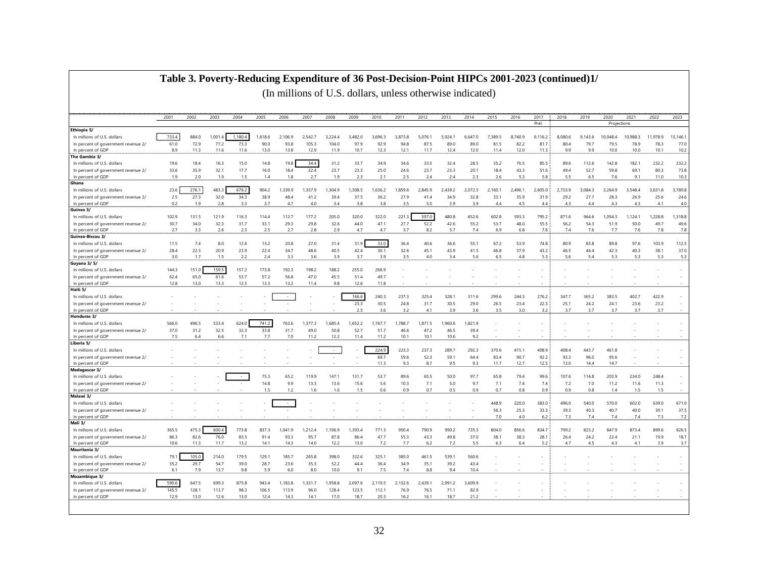# Table 3. Poverty-Reducing Expenditure of 36 Post-Decision-Point HIPCs 2001-2023 (continued)1/

(In millions of U.S. dollars, unless otherwise indicated)

| | 2001 | 2002 | 2003 | 2004 | 2005 | 2006 | 2007 | 2008 | 2009 | 2010 | 2011 | 2012 | 2013 | 2014 | 2015 | 2016 | 2017 | 2018 | 2019 | 2020 | 2021 | 2022 | 2023 |
|---|---|---|---|---|---|---|---|---|---|---|---|---|---|---|---|---|---|---|---|---|---|---|---|
| | | | | | | | | | | | | | | | | | Prel. | | | Projections | | | |
| **Ethiopia 5/** | | | | | | | | | | | | | | | | | | | | | | | |
| In millions of U.S. dollars | 733.4 | 884.0 | 1,001.4 | 1,180.4 | 1,618.6 | 2,106.9 | 2,542.7 | 3,224.4 | 3,482.0 | 3,696.3 | 3,873.8 | 5,076.1 | 5,924.1 | 6,647.0 | 7,389.5 | 8,740.9 | 9,116.2 | 8,080.6 | 9,143.6 | 10,048.4 | 10,988.3 | 11,978.9 | 13,146.1 |
| In percent of government revenue 2/ | 61.0 | 72.9 | 77.2 | 73.3 | 90.0 | 93.8 | 105.3 | 104.0 | 97.9 | 92.9 | 94.8 | 87.5 | 89.0 | 89.0 | 81.5 | 82.2 | 81.7 | 80.4 | 79.7 | 79.5 | 78.9 | 78.3 | 77.0 |
| In percent of GDP | 8.9 | 11.3 | 11.6 | 11.6 | 13.0 | 13.8 | 12.9 | 11.9 | 10.7 | 12.3 | 12.1 | 11.7 | 12.4 | 12.0 | 11.4 | 12.0 | 11.3 | 9.9 | 9.9 | 10.0 | 10.0 | 10.1 | 10.2 |
| **The Gambia 3/** | | | | | | | | | | | | | | | | | | | | | | | |
| In millions of U.S. dollars | 19.6 | 18.4 | 16.3 | 15.0 | 14.8 | 19.8 | 34.4 | 31.2 | 33.7 | 34.9 | 34.6 | 33.5 | 32.4 | 28.5 | 35.2 | 76.5 | 85.5 | 89.6 | 112.6 | 142.8 | 182.1 | 232.2 | 232.2 |
| In percent of government revenue 2/ | 33.6 | 35.9 | 32.1 | 17.7 | 16.0 | 18.4 | 22.4 | 23.7 | 23.3 | 25.0 | 24.6 | 23.7 | 23.3 | 20.1 | 18.4 | 43.3 | 51.6 | 49.4 | 52.7 | 59.8 | 69.1 | 80.3 | 73.8 |
| In percent of GDP | 1.9 | 2.0 | 1.9 | 1.5 | 1.4 | 1.8 | 2.7 | 1.9 | 2.3 | 2.1 | 2.5 | 2.4 | 2.4 | 2.3 | 2.6 | 5.3 | 5.8 | 5.5 | 6.5 | 7.6 | 9.1 | 11.0 | 10.3 |
| **Ghana** | | | | | | | | | | | | | | | | | | | | | | | |
| In millions of U.S. dollars | 23.6 | 276.1 | 483.3 | 676.2 | 904.2 | 1,339.9 | 1,357.9 | 1,304.9 | 1,308.5 | 1,636.2 | 1,859.6 | 2,845.9 | 2,439.2 | 2,072.5 | 2,160.1 | 2,496.1 | 2,605.0 | 2,753.9 | 3,084.3 | 3,264.9 | 3,548.4 | 3,631.8 | 3,789.8 |
| In percent of government revenue 2/ | 2.5 | 27.3 | 32.0 | 34.3 | 38.9 | 48.4 | 41.2 | 39.4 | 37.5 | 36.2 | 27.9 | 41.4 | 34.9 | 32.8 | 33.1 | 35.9 | 31.9 | 29.2 | 27.7 | 28.3 | 26.9 | 25.6 | 24.6 |
| In percent of GDP | 0.2 | 1.9 | 2.8 | 3.3 | 3.7 | 4.7 | 4.0 | 3.4 | 3.8 | 3.8 | 3.5 | 5.0 | 3.9 | 3.9 | 4.4 | 4.5 | 4.4 | 4.3 | 4.4 | 4.3 | 4.3 | 4.1 | 4.0 |
| **Guinea 3/** | | | | | | | | | | | | | | | | | | | | | | | |
| In millions of U.S. dollars | 102.9 | 131.5 | 121.9 | 116.3 | 114.4 | 112.7 | 177.2 | 205.0 | 320.0 | 322.0 | 221.3 | 597.0 | 480.8 | 652.6 | 602.8 | 593.3 | 795.2 | 871.6 | 964.6 | 1,054.3 | 1,124.1 | 1,228.8 | 1,318.8 |
| In percent of government revenue 2/ | 30.7 | 34.0 | 32.3 | 31.7 | 33.1 | 29.3 | 29.8 | 32.6 | 44.0 | 47.1 | 27.7 | 52.2 | 42.6 | 55.2 | 53.7 | 48.0 | 55.5 | 56.2 | 54.3 | 51.9 | 50.0 | 49.7 | 49.6 |
| In percent of GDP | 2.7 | 3.3 | 2.6 | 2.3 | 2.5 | 2.7 | 2.8 | 2.9 | 4.7 | 4.7 | 3.7 | 8.2 | 5.7 | 7.4 | 6.9 | 6.8 | 7.6 | 7.4 | 7.6 | 7.7 | 7.6 | 7.8 | 7.8 |
| **Guinea-Bissau 3/** | | | | | | | | | | | | | | | | | | | | | | | |
| In millions of U.S. dollars | 11.5 | 7.4 | 8.0 | 12.6 | 13.2 | 20.8 | 27.0 | 31.4 | 31.9 | 33.0 | 36.4 | 40.6 | 36.6 | 55.1 | 67.2 | 53.9 | 74.8 | 80.9 | 83.8 | 89.8 | 97.6 | 103.9 | 112.5 |
| In percent of government revenue 2/ | 28.4 | 22.3 | 20.9 | 23.9 | 22.4 | 34.7 | 48.6 | 40.5 | 42.4 | 36.1 | 32.6 | 45.1 | 43.9 | 41.5 | 46.8 | 37.9 | 43.2 | 46.5 | 44.4 | 42.3 | 40.3 | 38.1 | 37.0 |
| In percent of GDP | 3.0 | 1.7 | 1.5 | 2.2 | 2.4 | 3.3 | 3.6 | 3.9 | 3.7 | 3.9 | 3.5 | 4.0 | 3.4 | 5.6 | 6.5 | 4.8 | 5.3 | 5.6 | 5.4 | 5.3 | 5.3 | 5.3 | 5.3 |
| **Guyana 3/ 5/** | | | | | | | | | | | | | | | | | | | | | | | |
| In millions of U.S. dollars | 144.3 | 151.0 | 159.5 | 157.2 | 173.8 | 192.3 | 198.2 | 188.2 | 255.0 | 266.9 | - | - | - | - | - | - | - | - | - | - | - | - | - |
| In percent of government revenue 2/ | 62.4 | 65.0 | 61.6 | 53.7 | 57.2 | 56.8 | 47.0 | 45.5 | 51.4 | 49.7 | - | - | - | - | - | - | - | - | - | - | - | - | - |
| In percent of GDP | 12.8 | 13.0 | 13.3 | 12.5 | 13.3 | 13.2 | 11.4 | 9.8 | 12.6 | 11.8 | - | - | - | - | - | - | - | - | - | - | - | - | - |
| **Haiti 5/** | | | | | | | | | | | | | | | | | | | | | | | |
| In millions of U.S. dollars | - | - | - | - | - | - | - | - | 166.6 | 240.3 | 237.3 | 325.4 | 328.1 | 311.6 | 299.6 | 244.3 | 276.2 | 347.7 | 365.2 | 383.5 | 402.7 | 422.9 | - |
| In percent of government revenue 2/ | - | - | - | - | - | - | - | - | 23.3 | 30.5 | 24.8 | 31.7 | 30.5 | 29.0 | 26.5 | 23.4 | 22.3 | 25.1 | 24.2 | 24.1 | 23.6 | 23.2 | - |
| In percent of GDP | - | - | - | - | - | - | - | - | 2.5 | 3.6 | 3.2 | 4.1 | 3.9 | 3.6 | 3.5 | 3.0 | 3.2 | 3.7 | 3.7 | 3.7 | 3.7 | 3.7 | - |
| **Honduras 3/** | | | | | | | | | | | | | | | | | | | | | | | |
| In millions of U.S. dollars | 566.0 | 496.5 | 533.4 | 624.0 | 741.2 | 763.6 | 1,377.3 | 1,685.4 | 1,652.2 | 1,767.7 | 1,788.7 | 1,871.5 | 1,960.6 | 1,821.9 | - | - | - | - | - | - | - | - | - |
| In percent of government revenue 2/ | 37.0 | 31.2 | 32.5 | 32.3 | 33.8 | 31.7 | 49.0 | 50.8 | 52.7 | 51.7 | 46.6 | 47.2 | 46.5 | 39.4 | - | - | - | - | - | - | - | - | - |
| In percent of GDP | 7.5 | 6.4 | 6.6 | 7.1 | 7.7 | 7.0 | 11.2 | 12.2 | 11.4 | 11.2 | 10.1 | 10.1 | 10.6 | 9.2 | - | - | - | - | - | - | - | - | - |
| **Liberia 5/** | | | | | | | | | | | | | | | | | | | | | | | |
| In millions of U.S. dollars | - | - | - | - | - | - | - | - | - | 224.9 | 223.3 | 237.3 | 289.7 | 292.3 | 370.6 | 415.1 | 408.9 | 408.4 | 443.7 | 461.8 | - | - | - |
| In percent of government revenue 2/ | - | - | - | - | - | - | - | - | - | 69.7 | 59.6 | 52.3 | 59.1 | 64.4 | 83.4 | 90.7 | 92.2 | 93.3 | 96.0 | 95.6 | - | - | - |
| In percent of GDP | - | - | - | - | - | - | - | - | - | 11.3 | 9.3 | 8.7 | 9.5 | 9.3 | 11.7 | 12.7 | 12.5 | 13.0 | 14.4 | 14.7 | - | - | - |
| **Madagascar 3/** | | | | | | | | | | | | | | | | | | | | | | | |
| In millions of U.S. dollars | - | - | - | - | 75.3 | 65.2 | 119.9 | 147.1 | 131.7 | 53.7 | 89.6 | 65.5 | 50.0 | 97.7 | 65.8 | 79.4 | 99.6 | 107.6 | 114.8 | 203.9 | 234.0 | 248.4 | - |
| In percent of government revenue 2/ | - | - | - | - | 14.8 | 9.9 | 13.3 | 13.6 | 15.6 | 5.6 | 10.3 | 7.1 | 5.0 | 9.7 | 7.1 | 7.4 | 7.4 | 7.2 | 7.0 | 11.2 | 11.6 | 11.3 | - |
| In percent of GDP | - | - | - | - | 1.5 | 1.2 | 1.6 | 1.6 | 1.5 | 0.6 | 0.9 | 0.7 | 0.5 | 0.9 | 0.7 | 0.8 | 0.9 | 0.9 | 0.8 | 1.4 | 1.5 | 1.5 | - |
| **Malawi 3/** | | | | | | | | | | | | | | | | | | | | | | | |
| In millions of U.S. dollars | - | - | - | - | - | - | - | - | - | - | - | - | - | - | 448.9 | 220.0 | 383.0 | 496.0 | 540.0 | 570.0 | 602.0 | 639.0 | 671.0 |
| In percent of government revenue 2/ | - | - | - | - | - | - | - | - | - | - | - | - | - | - | 56.3 | 25.3 | 33.3 | 39.3 | 40.3 | 40.7 | 40.0 | 39.1 | 37.5 |
| In percent of GDP | - | - | - | - | - | - | - | - | - | - | - | - | - | - | 7.0 | 4.0 | 6.2 | 7.3 | 7.4 | 7.4 | 7.4 | 7.3 | 7.2 |
| **Mali 3/** | | | | | | | | | | | | | | | | | | | | | | | |
| In millions of U.S. dollars | 365.5 | 475.3 | 600.4 | 773.8 | 837.3 | 1,041.9 | 1,212.4 | 1,106.9 | 1,393.4 | 771.3 | 950.4 | 790.9 | 990.2 | 735.3 | 804.0 | 856.6 | 834.7 | 799.2 | 823.2 | 847.9 | 873.4 | 899.6 | 926.5 |
| In percent of government revenue 2/ | 86.3 | 82.6 | 76.0 | 83.5 | 91.4 | 93.3 | 95.7 | 87.8 | 86.4 | 47.7 | 55.3 | 43.3 | 49.8 | 37.0 | 38.1 | 38.3 | 28.1 | 26.4 | 24.2 | 22.4 | 21.1 | 19.9 | 18.7 |
| In percent of GDP | 10.6 | 11.3 | 11.7 | 13.2 | 14.1 | 14.3 | 14.0 | 12.2 | 13.0 | 7.2 | 7.7 | 6.2 | 7.2 | 5.5 | 6.3 | 6.4 | 5.2 | 4.7 | 4.5 | 4.3 | 4.1 | 3.9 | 3.7 |
| **Mauritania 3/** | | | | | | | | | | | | | | | | | | | | | | | |
| In millions of U.S. dollars | 79.1 | 105.0 | 214.0 | 179.5 | 129.1 | 185.7 | 265.8 | 398.0 | 332.6 | 325.1 | 385.0 | 461.5 | 539.1 | 560.6 | - | - | - | - | - | - | - | - | - |
| In percent of government revenue 2/ | 35.2 | 29.7 | 54.7 | 39.0 | 28.7 | 23.6 | 35.3 | 52.2 | 44.4 | 36.4 | 34.9 | 35.1 | 39.2 | 43.4 | - | - | - | - | - | - | - | - | - |
| In percent of GDP | 6.1 | 7.9 | 13.7 | 9.8 | 5.9 | 6.0 | 8.0 | 10.0 | 9.1 | 7.5 | 7.4 | 8.8 | 9.4 | 10.4 | - | - | - | - | - | - | - | - | - |
| **Mozambique 3/** | | | | | | | | | | | | | | | | | | | | | | | |
| In millions of U.S. dollars | 590.6 | 647.5 | 699.3 | 875.8 | 943.4 | 1,183.8 | 1,331.7 | 1,958.8 | 2,097.6 | 2,119.5 | 2,132.6 | 2,439.1 | 2,991.2 | 3,609.9 | - | - | - | - | - | - | - | - | - |
| In percent of government revenue 2/ | 145.5 | 128.1 | 113.7 | 98.3 | 106.5 | 113.9 | 96.0 | 128.4 | 123.5 | 112.1 | 76.9 | 76.5 | 71.1 | 82.9 | - | - | - | - | - | - | - | - | - |
| In percent of GDP | 12.9 | 13.0 | 12.6 | 13.0 | 12.4 | 14.3 | 14.1 | 17.0 | 18.7 | 20.3 | 16.2 | 16.1 | 18.7 | 21.2 | - | - | - | - | - | - | - | - | - |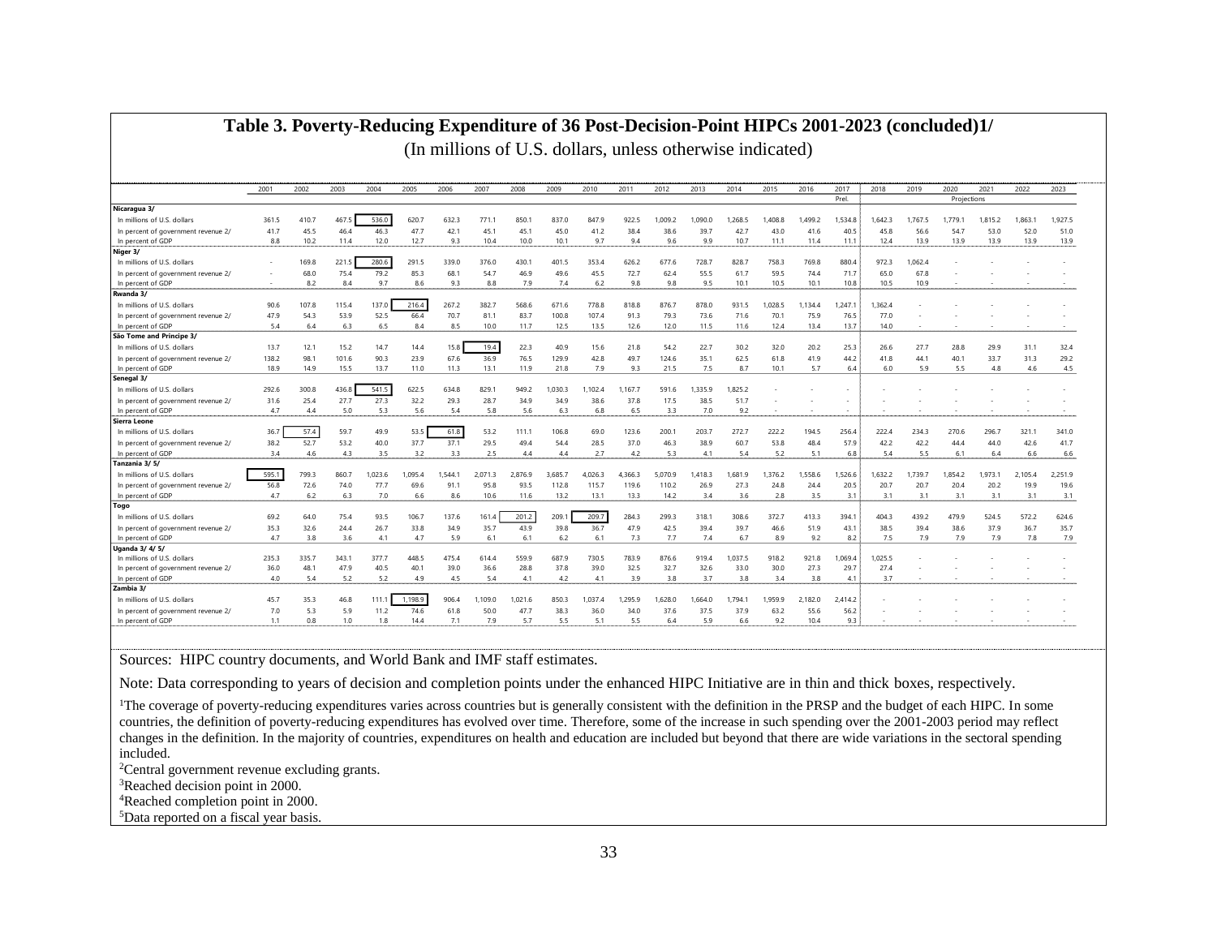# Table 3. Poverty-Reducing Expenditure of 36 Post-Decision-Point HIPCs 2001-2023 (concluded)1/

(In millions of U.S. dollars, unless otherwise indicated)

| | 2001 | 2002 | 2003 | 2004 | 2005 | 2006 | 2007 | 2008 | 2009 | 2010 | 2011 | 2012 | 2013 | 2014 | 2015 | 2016 | 2017 Prel. | 2018 | 2019 | 2020 | 2021 | 2022 | 2023 |
|---|---|---|---|---|---|---|---|---|---|---|---|---|---|---|---|---|---|---|---|---|---|---|---|
| | | | | | | | | | | | | | | | | | | | | Projections | | | |
| **Nicaragua 3/** | | | | | | | | | | | | | | | | | | | | | | | |
| In millions of U.S. dollars | 361.5 | 410.7 | 467.5 | 536.0 | 620.7 | 632.3 | 771.1 | 850.1 | 837.0 | 847.9 | 922.5 | 1,009.2 | 1,090.0 | 1,268.5 | 1,408.8 | 1,499.2 | 1,534.8 | 1,642.3 | 1,767.5 | 1,779.1 | 1,815.2 | 1,863.1 | 1,927.5 |
| In percent of government revenue 2/ | 41.7 | 45.5 | 46.4 | 46.3 | 47.7 | 42.1 | 45.1 | 45.1 | 45.0 | 41.2 | 38.4 | 38.6 | 39.7 | 42.7 | 43.0 | 41.6 | 40.5 | 45.8 | 56.6 | 54.7 | 53.0 | 52.0 | 51.0 |
| In percent of GDP | 8.8 | 10.2 | 11.4 | 12.0 | 12.7 | 9.3 | 10.4 | 10.0 | 10.1 | 9.7 | 9.4 | 9.6 | 9.9 | 10.7 | 11.1 | 11.4 | 11.1 | 12.4 | 13.9 | 13.9 | 13.9 | 13.9 | 13.9 |
| **Niger 3/** | | | | | | | | | | | | | | | | | | | | | | | |
| In millions of U.S. dollars | - | 169.8 | 221.5 | 280.6 | 291.5 | 339.0 | 376.0 | 430.1 | 401.5 | 353.4 | 626.2 | 677.6 | 728.7 | 828.7 | 758.3 | 769.8 | 880.4 | 972.3 | 1,062.4 | - | - | - | - |
| In percent of government revenue 2/ | - | 68.0 | 75.4 | 79.2 | 85.3 | 68.1 | 54.7 | 46.9 | 49.6 | 45.5 | 72.7 | 62.4 | 55.5 | 61.7 | 59.5 | 74.4 | 71.7 | 65.0 | 67.8 | - | - | - | - |
| In percent of GDP | - | 8.2 | 8.4 | 9.7 | 8.6 | 9.3 | 8.8 | 7.9 | 7.4 | 6.2 | 9.8 | 9.8 | 9.5 | 10.1 | 10.5 | 10.1 | 10.8 | 10.5 | 10.9 | - | - | - | - |
| **Rwanda 3/** | | | | | | | | | | | | | | | | | | | | | | | |
| In millions of U.S. dollars | 90.6 | 107.8 | 115.4 | 137.0 | 216.4 | 267.2 | 382.7 | 568.6 | 671.6 | 778.8 | 818.8 | 876.7 | 878.0 | 931.5 | 1,028.5 | 1,134.4 | 1,247.1 | 1,362.4 | - | - | - | - | - |
| In percent of government revenue 2/ | 47.9 | 54.3 | 53.9 | 52.5 | 66.4 | 70.7 | 81.1 | 83.7 | 100.8 | 107.4 | 91.3 | 79.3 | 73.6 | 71.6 | 70.1 | 75.9 | 76.5 | 77.0 | - | - | - | - | - |
| In percent of GDP | 5.4 | 6.4 | 6.3 | 6.5 | 8.4 | 8.5 | 10.0 | 11.7 | 12.5 | 13.5 | 12.6 | 12.0 | 11.5 | 11.6 | 12.4 | 13.4 | 13.7 | 14.0 | - | - | - | - | - |
| **São Tome and Principe 3/** | | | | | | | | | | | | | | | | | | | | | | | |
| In millions of U.S. dollars | 13.7 | 12.1 | 15.2 | 14.7 | 14.4 | 15.8 | 19.4 | 22.3 | 40.9 | 15.6 | 21.8 | 54.2 | 22.7 | 30.2 | 32.0 | 20.2 | 25.3 | 26.6 | 27.7 | 28.8 | 29.9 | 31.1 | 32.4 |
| In percent of government revenue 2/ | 138.2 | 98.1 | 101.6 | 90.3 | 23.9 | 67.6 | 36.9 | 76.5 | 129.9 | 42.8 | 49.7 | 124.6 | 35.1 | 62.5 | 61.8 | 41.9 | 44.2 | 41.8 | 44.1 | 40.1 | 33.7 | 31.3 | 29.2 |
| In percent of GDP | 18.9 | 14.9 | 15.5 | 13.7 | 11.0 | 11.3 | 13.1 | 11.9 | 21.8 | 7.9 | 9.3 | 21.5 | 7.5 | 8.7 | 10.1 | 5.7 | 6.4 | 6.0 | 5.9 | 5.5 | 4.8 | 4.6 | 4.5 |
| **Senegal 3/** | | | | | | | | | | | | | | | | | | | | | | | |
| In millions of U.S. dollars | 292.6 | 300.8 | 436.8 | 541.5 | 622.5 | 634.8 | 829.1 | 949.2 | 1,030.3 | 1,102.4 | 1,167.7 | 591.6 | 1,335.9 | 1,825.2 | - | - | - | - | - | - | - | - | - |
| In percent of government revenue 2/ | 31.6 | 25.4 | 27.7 | 27.3 | 32.2 | 29.3 | 28.7 | 34.9 | 34.9 | 38.6 | 37.8 | 17.5 | 38.5 | 51.7 | - | - | - | - | - | - | - | - | - |
| In percent of GDP | 4.7 | 4.4 | 5.0 | 5.3 | 5.6 | 5.4 | 5.8 | 5.6 | 6.3 | 6.8 | 6.5 | 3.3 | 7.0 | 9.2 | - | - | - | - | - | - | - | - | - |
| **Sierra Leone** | | | | | | | | | | | | | | | | | | | | | | | |
| In millions of U.S. dollars | 36.7 | 57.4 | 59.7 | 49.9 | 53.5 | 61.8 | 53.2 | 111.1 | 106.8 | 69.0 | 123.6 | 200.1 | 203.7 | 272.7 | 222.2 | 194.5 | 256.4 | 222.4 | 234.3 | 270.6 | 296.7 | 321.1 | 341.0 |
| In percent of government revenue 2/ | 38.2 | 52.7 | 53.2 | 40.0 | 37.7 | 37.1 | 29.5 | 49.4 | 54.4 | 28.5 | 37.0 | 46.3 | 38.9 | 60.7 | 53.8 | 48.4 | 57.9 | 42.2 | 42.2 | 44.4 | 44.0 | 42.6 | 41.7 |
| In percent of GDP | 3.4 | 4.6 | 4.3 | 3.5 | 3.2 | 3.3 | 2.5 | 4.4 | 4.4 | 2.7 | 4.2 | 5.3 | 4.1 | 5.4 | 5.2 | 5.1 | 6.8 | 5.4 | 5.5 | 6.1 | 6.4 | 6.6 | 6.6 |
| **Tanzania 3/ 5/** | | | | | | | | | | | | | | | | | | | | | | | |
| In millions of U.S. dollars | 595.1 | 799.3 | 860.7 | 1,023.6 | 1,095.4 | 1,544.1 | 2,071.3 | 2,876.9 | 3,685.7 | 4,026.3 | 4,366.3 | 5,070.9 | 1,418.3 | 1,681.9 | 1,376.2 | 1,558.6 | 1,526.6 | 1,632.2 | 1,739.7 | 1,854.2 | 1,973.1 | 2,105.4 | 2,251.9 |
| In percent of government revenue 2/ | 56.8 | 72.6 | 74.0 | 77.7 | 69.6 | 91.1 | 95.8 | 93.5 | 112.8 | 115.7 | 119.6 | 110.2 | 26.9 | 27.3 | 24.8 | 24.4 | 20.5 | 20.7 | 20.7 | 20.4 | 20.2 | 19.9 | 19.6 |
| In percent of GDP | 4.7 | 6.2 | 6.3 | 7.0 | 6.6 | 8.6 | 10.6 | 11.6 | 13.2 | 13.1 | 13.3 | 14.2 | 3.4 | 3.6 | 2.8 | 3.5 | 3.1 | 3.1 | 3.1 | 3.1 | 3.1 | 3.1 | 3.1 |
| **Togo** | | | | | | | | | | | | | | | | | | | | | | | |
| In millions of U.S. dollars | 69.2 | 64.0 | 75.4 | 93.5 | 106.7 | 137.6 | 161.4 | 201.2 | 209.1 | 209.7 | 284.3 | 299.3 | 318.1 | 308.6 | 372.7 | 413.3 | 394.1 | 404.3 | 439.2 | 479.9 | 524.5 | 572.2 | 624.6 |
| In percent of government revenue 2/ | 35.3 | 32.6 | 24.4 | 26.7 | 33.8 | 34.9 | 35.7 | 43.9 | 39.8 | 36.7 | 47.9 | 42.5 | 39.4 | 39.7 | 46.6 | 51.9 | 43.1 | 38.5 | 39.4 | 38.6 | 37.9 | 36.7 | 35.7 |
| In percent of GDP | 4.7 | 3.8 | 3.6 | 4.1 | 4.7 | 5.9 | 6.1 | 6.1 | 6.2 | 6.1 | 7.3 | 7.7 | 7.4 | 6.7 | 8.9 | 9.2 | 8.2 | 7.5 | 7.9 | 7.9 | 7.9 | 7.8 | 7.9 |
| **Uganda 3/ 4/ 5/** | | | | | | | | | | | | | | | | | | | | | | | |
| In millions of U.S. dollars | 235.3 | 335.7 | 343.1 | 377.7 | 448.5 | 475.4 | 614.4 | 559.9 | 687.9 | 730.5 | 783.9 | 876.6 | 919.4 | 1,037.5 | 918.2 | 921.8 | 1,069.4 | 1,025.5 | - | - | - | - | - |
| In percent of government revenue 2/ | 36.0 | 48.1 | 47.9 | 40.5 | 40.1 | 39.0 | 36.6 | 28.8 | 37.8 | 39.0 | 32.5 | 32.7 | 32.6 | 33.0 | 30.0 | 27.3 | 29.7 | 27.4 | - | - | - | - | - |
| In percent of GDP | 4.0 | 5.4 | 5.2 | 5.2 | 4.9 | 4.5 | 5.4 | 4.1 | 4.2 | 4.1 | 3.9 | 3.8 | 3.7 | 3.8 | 3.4 | 3.8 | 4.1 | 3.7 | - | - | - | - | - |
| **Zambia 3/** | | | | | | | | | | | | | | | | | | | | | | | |
| In millions of U.S. dollars | 45.7 | 35.3 | 46.8 | 111.1 | 1,198.9 | 906.4 | 1,109.0 | 1,021.6 | 850.3 | 1,037.4 | 1,295.9 | 1,628.0 | 1,664.0 | 1,794.1 | 1,959.9 | 2,182.0 | 2,414.2 | - | - | - | - | - | - |
| In percent of government revenue 2/ | 7.0 | 5.3 | 5.9 | 11.2 | 74.6 | 61.8 | 50.0 | 47.7 | 38.3 | 36.0 | 34.0 | 37.6 | 37.5 | 37.9 | 63.2 | 55.6 | 56.2 | - | - | - | - | - | - |
| In percent of GDP | 1.1 | 0.8 | 1.0 | 1.8 | 14.4 | 7.1 | 7.9 | 5.7 | 5.5 | 5.1 | 5.5 | 6.4 | 5.9 | 6.6 | 9.2 | 10.4 | 9.3 | - | - | - | - | - | - |

Sources: HIPC country documents, and World Bank and IMF staff estimates.

Note: Data corresponding to years of decision and completion points under the enhanced HIPC Initiative are in thin and thick boxes, respectively.

[1]The coverage of poverty-reducing expenditures varies across countries but is generally consistent with the definition in the PRSP and the budget of each HIPC. In some countries, the definition of poverty-reducing expenditures has evolved over time. Therefore, some of the increase in such spending over the 2001-2003 period may reflect changes in the definition. In the majority of countries, expenditures on health and education are included but beyond that there are wide variations in the sectoral spending included.

[2]Central government revenue excluding grants.

[3]Reached decision point in 2000.

[4]Reached completion point in 2000.

[5]Data reported on a fiscal year basis.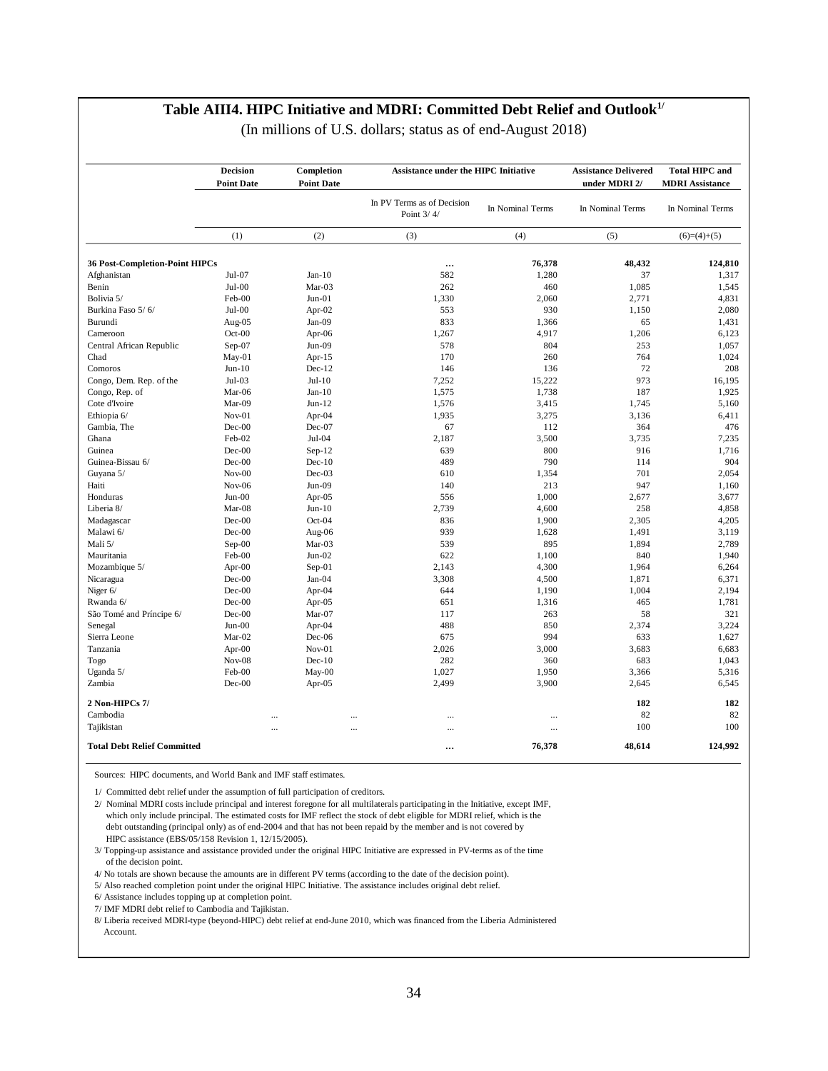# Table AIII4. HIPC Initiative and MDRI: Committed Debt Relief and Outlook[1/]

(In millions of U.S. dollars; status as of end-August 2018)

| | Decision Point Date | Completion Point Date | Assistance under the HIPC Initiative | | Assistance Delivered under MDRI 2/ | Total HIPC and MDRI Assistance |
|---|---|---|---|---|---|---|
| | | | In PV Terms as of Decision Point 3/ 4/ | In Nominal Terms | In Nominal Terms | In Nominal Terms |
| | (1) | (2) | (3) | (4) | (5) | (6)=(4)+(5) |
| **36 Post-Completion-Point HIPCs** | | | **…** | **76,378** | **48,432** | **124,810** |
| Afghanistan | Jul-07 | Jan-10 | 582 | 1,280 | 37 | 1,317 |
| Benin | Jul-00 | Mar-03 | 262 | 460 | 1,085 | 1,545 |
| Bolivia 5/ | Feb-00 | Jun-01 | 1,330 | 2,060 | 2,771 | 4,831 |
| Burkina Faso 5/ 6/ | Jul-00 | Apr-02 | 553 | 930 | 1,150 | 2,080 |
| Burundi | Aug-05 | Jan-09 | 833 | 1,366 | 65 | 1,431 |
| Cameroon | Oct-00 | Apr-06 | 1,267 | 4,917 | 1,206 | 6,123 |
| Central African Republic | Sep-07 | Jun-09 | 578 | 804 | 253 | 1,057 |
| Chad | May-01 | Apr-15 | 170 | 260 | 764 | 1,024 |
| Comoros | Jun-10 | Dec-12 | 146 | 136 | 72 | 208 |
| Congo, Dem. Rep. of the | Jul-03 | Jul-10 | 7,252 | 15,222 | 973 | 16,195 |
| Congo, Rep. of | Mar-06 | Jan-10 | 1,575 | 1,738 | 187 | 1,925 |
| Cote d'Ivoire | Mar-09 | Jun-12 | 1,576 | 3,415 | 1,745 | 5,160 |
| Ethiopia 6/ | Nov-01 | Apr-04 | 1,935 | 3,275 | 3,136 | 6,411 |
| Gambia, The | Dec-00 | Dec-07 | 67 | 112 | 364 | 476 |
| Ghana | Feb-02 | Jul-04 | 2,187 | 3,500 | 3,735 | 7,235 |
| Guinea | Dec-00 | Sep-12 | 639 | 800 | 916 | 1,716 |
| Guinea-Bissau 6/ | Dec-00 | Dec-10 | 489 | 790 | 114 | 904 |
| Guyana 5/ | Nov-00 | Dec-03 | 610 | 1,354 | 701 | 2,054 |
| Haiti | Nov-06 | Jun-09 | 140 | 213 | 947 | 1,160 |
| Honduras | Jun-00 | Apr-05 | 556 | 1,000 | 2,677 | 3,677 |
| Liberia 8/ | Mar-08 | Jun-10 | 2,739 | 4,600 | 258 | 4,858 |
| Madagascar | Dec-00 | Oct-04 | 836 | 1,900 | 2,305 | 4,205 |
| Malawi 6/ | Dec-00 | Aug-06 | 939 | 1,628 | 1,491 | 3,119 |
| Mali 5/ | Sep-00 | Mar-03 | 539 | 895 | 1,894 | 2,789 |
| Mauritania | Feb-00 | Jun-02 | 622 | 1,100 | 840 | 1,940 |
| Mozambique 5/ | Apr-00 | Sep-01 | 2,143 | 4,300 | 1,964 | 6,264 |
| Nicaragua | Dec-00 | Jan-04 | 3,308 | 4,500 | 1,871 | 6,371 |
| Niger 6/ | Dec-00 | Apr-04 | 644 | 1,190 | 1,004 | 2,194 |
| Rwanda 6/ | Dec-00 | Apr-05 | 651 | 1,316 | 465 | 1,781 |
| São Tomé and Príncipe 6/ | Dec-00 | Mar-07 | 117 | 263 | 58 | 321 |
| Senegal | Jun-00 | Apr-04 | 488 | 850 | 2,374 | 3,224 |
| Sierra Leone | Mar-02 | Dec-06 | 675 | 994 | 633 | 1,627 |
| Tanzania | Apr-00 | Nov-01 | 2,026 | 3,000 | 3,683 | 6,683 |
| Togo | Nov-08 | Dec-10 | 282 | 360 | 683 | 1,043 |
| Uganda 5/ | Feb-00 | May-00 | 1,027 | 1,950 | 3,366 | 5,316 |
| Zambia | Dec-00 | Apr-05 | 2,499 | 3,900 | 2,645 | 6,545 |
| **2 Non-HIPCs 7/** | | | | | **182** | **182** |
| Cambodia | ... | ... | ... | ... | 82 | 82 |
| Tajikistan | ... | ... | ... | ... | 100 | 100 |
| **Total Debt Relief Committed** | | | **…** | **76,378** | **48,614** | **124,992** |

Sources: HIPC documents, and World Bank and IMF staff estimates.

1/ Committed debt relief under the assumption of full participation of creditors.

2/ Nominal MDRI costs include principal and interest foregone for all multilaterals participating in the Initiative, except IMF, which only include principal. The estimated costs for IMF reflect the stock of debt eligible for MDRI relief, which is the debt outstanding (principal only) as of end-2004 and that has not been repaid by the member and is not covered by HIPC assistance (EBS/05/158 Revision 1, 12/15/2005).

3/ Topping-up assistance and assistance provided under the original HIPC Initiative are expressed in PV-terms as of the time of the decision point.

4/ No totals are shown because the amounts are in different PV terms (according to the date of the decision point).

5/ Also reached completion point under the original HIPC Initiative. The assistance includes original debt relief.

6/ Assistance includes topping up at completion point.

7/ IMF MDRI debt relief to Cambodia and Tajikistan.

8/ Liberia received MDRI-type (beyond-HIPC) debt relief at end-June 2010, which was financed from the Liberia Administered Account.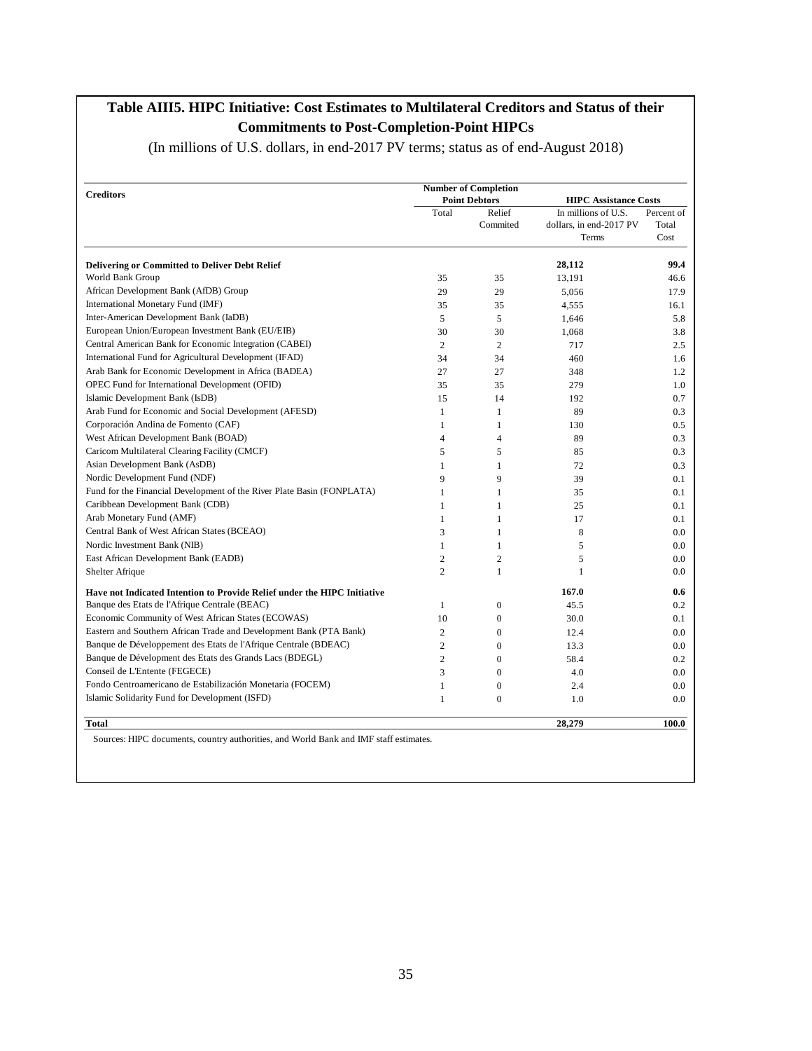**Table AIII5. HIPC Initiative: Cost Estimates to Multilateral Creditors and Status of their Commitments to Post-Completion-Point HIPCs**

(In millions of U.S. dollars, in end-2017 PV terms; status as of end-August 2018)

| Creditors | Number of Completion Point Debtors | | HIPC Assistance Costs | |
|---|---|---|---|---|
| | Total | Relief Commited | In millions of U.S. dollars, in end-2017 PV Terms | Percent of Total Cost |
| **Delivering or Committed to Deliver Debt Relief** | | | **28,112** | **99.4** |
| World Bank Group | 35 | 35 | 13,191 | 46.6 |
| African Development Bank (AfDB) Group | 29 | 29 | 5,056 | 17.9 |
| International Monetary Fund (IMF) | 35 | 35 | 4,555 | 16.1 |
| Inter-American Development Bank (IaDB) | 5 | 5 | 1,646 | 5.8 |
| European Union/European Investment Bank (EU/EIB) | 30 | 30 | 1,068 | 3.8 |
| Central American Bank for Economic Integration (CABEI) | 2 | 2 | 717 | 2.5 |
| International Fund for Agricultural Development (IFAD) | 34 | 34 | 460 | 1.6 |
| Arab Bank for Economic Development in Africa (BADEA) | 27 | 27 | 348 | 1.2 |
| OPEC Fund for International Development (OFID) | 35 | 35 | 279 | 1.0 |
| Islamic Development Bank (IsDB) | 15 | 14 | 192 | 0.7 |
| Arab Fund for Economic and Social Development (AFESD) | 1 | 1 | 89 | 0.3 |
| Corporación Andina de Fomento (CAF) | 1 | 1 | 130 | 0.5 |
| West African Development Bank (BOAD) | 4 | 4 | 89 | 0.3 |
| Caricom Multilateral Clearing Facility (CMCF) | 5 | 5 | 85 | 0.3 |
| Asian Development Bank (AsDB) | 1 | 1 | 72 | 0.3 |
| Nordic Development Fund (NDF) | 9 | 9 | 39 | 0.1 |
| Fund for the Financial Development of the River Plate Basin (FONPLATA) | 1 | 1 | 35 | 0.1 |
| Caribbean Development Bank (CDB) | 1 | 1 | 25 | 0.1 |
| Arab Monetary Fund (AMF) | 1 | 1 | 17 | 0.1 |
| Central Bank of West African States (BCEAO) | 3 | 1 | 8 | 0.0 |
| Nordic Investment Bank (NIB) | 1 | 1 | 5 | 0.0 |
| East African Development Bank (EADB) | 2 | 2 | 5 | 0.0 |
| Shelter Afrique | 2 | 1 | 1 | 0.0 |
| **Have not Indicated Intention to Provide Relief under the HIPC Initiative** | | | **167.0** | **0.6** |
| Banque des Etats de l'Afrique Centrale (BEAC) | 1 | 0 | 45.5 | 0.2 |
| Economic Community of West African States (ECOWAS) | 10 | 0 | 30.0 | 0.1 |
| Eastern and Southern African Trade and Development Bank (PTA Bank) | 2 | 0 | 12.4 | 0.0 |
| Banque de Développement des Etats de l'Afrique Centrale (BDEAC) | 2 | 0 | 13.3 | 0.0 |
| Banque de Dévelopment des Etats des Grands Lacs (BDEGL) | 2 | 0 | 58.4 | 0.2 |
| Conseil de L'Entente (FEGECE) | 3 | 0 | 4.0 | 0.0 |
| Fondo Centroamericano de Estabilización Monetaria (FOCEM) | 1 | 0 | 2.4 | 0.0 |
| Islamic Solidarity Fund for Development (ISFD) | 1 | 0 | 1.0 | 0.0 |
| **Total** | | | **28,279** | **100.0** |

Sources: HIPC documents, country authorities, and World Bank and IMF staff estimates.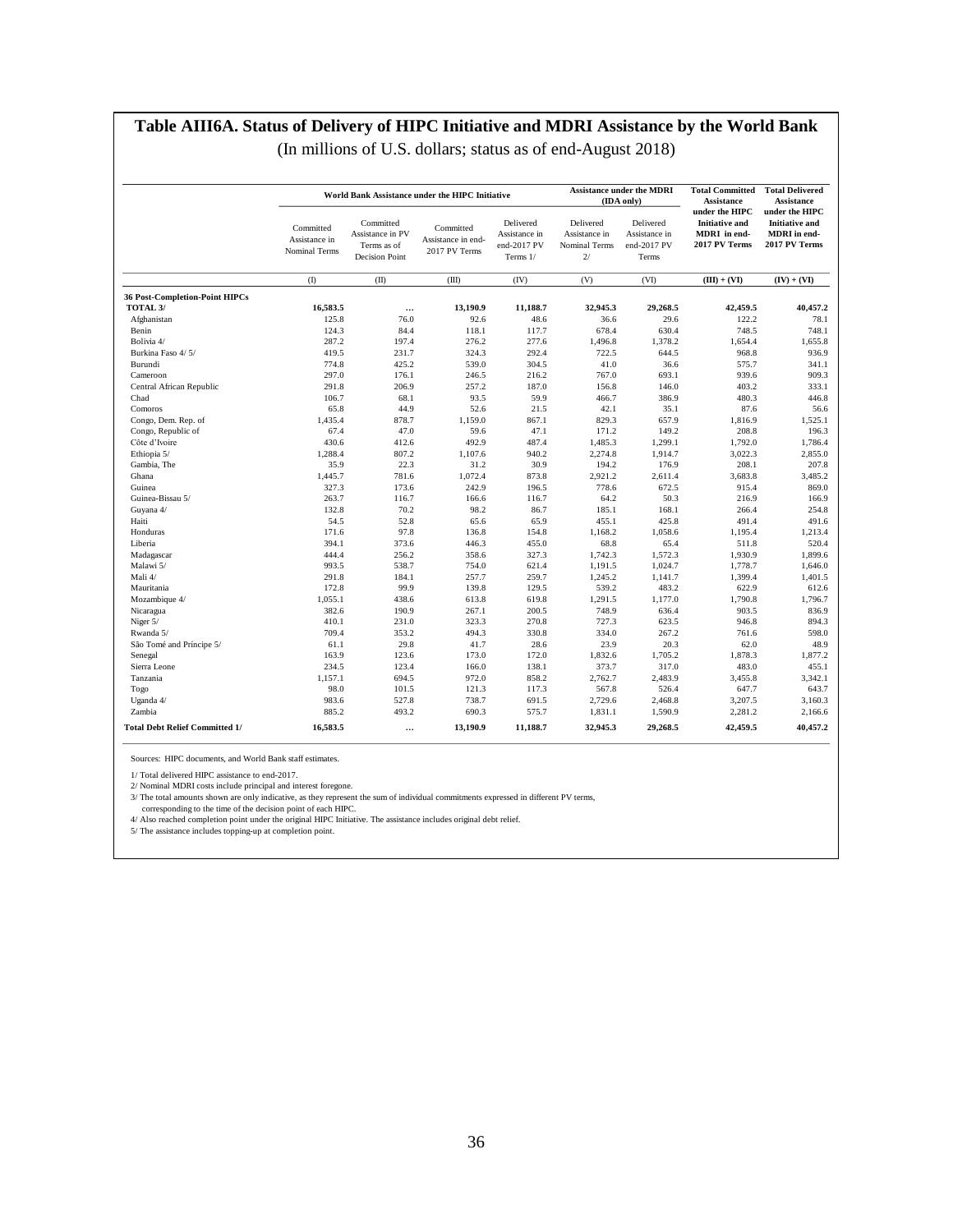# Table AIII6A. Status of Delivery of HIPC Initiative and MDRI Assistance by the World Bank

(In millions of U.S. dollars; status as of end-August 2018)

| | World Bank Assistance under the HIPC Initiative | | | | Assistance under the MDRI (IDA only) | | Total Committed Assistance under the HIPC Initiative and MDRI in end-2017 PV Terms | Total Delivered Assistance under the HIPC Initiative and MDRI in end-2017 PV Terms |
|---|---|---|---|---|---|---|---|---|
| | Committed Assistance in Nominal Terms | Committed Assistance in PV Terms as of Decision Point | Committed Assistance in end-2017 PV Terms | Delivered Assistance in end-2017 PV Terms 1/ | Delivered Assistance in Nominal Terms 2/ | Delivered Assistance in end-2017 PV Terms | | |
| | (I) | (II) | (III) | (IV) | (V) | (VI) | (III) + (VI) | (IV) + (VI) |
| **36 Post-Completion-Point HIPCs** | | | | | | | | |
| **TOTAL 3/** | **16,583.5** | **…** | **13,190.9** | **11,188.7** | **32,945.3** | **29,268.5** | **42,459.5** | **40,457.2** |
| Afghanistan | 125.8 | 76.0 | 92.6 | 48.6 | 36.6 | 29.6 | 122.2 | 78.1 |
| Benin | 124.3 | 84.4 | 118.1 | 117.7 | 678.4 | 630.4 | 748.5 | 748.1 |
| Bolivia 4/ | 287.2 | 197.4 | 276.2 | 277.6 | 1,496.8 | 1,378.2 | 1,654.4 | 1,655.8 |
| Burkina Faso 4/ 5/ | 419.5 | 231.7 | 324.3 | 292.4 | 722.5 | 644.5 | 968.8 | 936.9 |
| Burundi | 774.8 | 425.2 | 539.0 | 304.5 | 41.0 | 36.6 | 575.7 | 341.1 |
| Cameroon | 297.0 | 176.1 | 246.5 | 216.2 | 767.0 | 693.1 | 939.6 | 909.3 |
| Central African Republic | 291.8 | 206.9 | 257.2 | 187.0 | 156.8 | 146.0 | 403.2 | 333.1 |
| Chad | 106.7 | 68.1 | 93.5 | 59.9 | 466.7 | 386.9 | 480.3 | 446.8 |
| Comoros | 65.8 | 44.9 | 52.6 | 21.5 | 42.1 | 35.1 | 87.6 | 56.6 |
| Congo, Dem. Rep. of | 1,435.4 | 878.7 | 1,159.0 | 867.1 | 829.3 | 657.9 | 1,816.9 | 1,525.1 |
| Congo, Republic of | 67.4 | 47.0 | 59.6 | 47.1 | 171.2 | 149.2 | 208.8 | 196.3 |
| Côte d'Ivoire | 430.6 | 412.6 | 492.9 | 487.4 | 1,485.3 | 1,299.1 | 1,792.0 | 1,786.4 |
| Ethiopia 5/ | 1,288.4 | 807.2 | 1,107.6 | 940.2 | 2,274.8 | 1,914.7 | 3,022.3 | 2,855.0 |
| Gambia, The | 35.9 | 22.3 | 31.2 | 30.9 | 194.2 | 176.9 | 208.1 | 207.8 |
| Ghana | 1,445.7 | 781.6 | 1,072.4 | 873.8 | 2,921.2 | 2,611.4 | 3,683.8 | 3,485.2 |
| Guinea | 327.3 | 173.6 | 242.9 | 196.5 | 778.6 | 672.5 | 915.4 | 869.0 |
| Guinea-Bissau 5/ | 263.7 | 116.7 | 166.6 | 116.7 | 64.2 | 50.3 | 216.9 | 166.9 |
| Guyana 4/ | 132.8 | 70.2 | 98.2 | 86.7 | 185.1 | 168.1 | 266.4 | 254.8 |
| Haiti | 54.5 | 52.8 | 65.6 | 65.9 | 455.1 | 425.8 | 491.4 | 491.6 |
| Honduras | 171.6 | 97.8 | 136.8 | 154.8 | 1,168.2 | 1,058.6 | 1,195.4 | 1,213.4 |
| Liberia | 394.1 | 373.6 | 446.3 | 455.0 | 68.8 | 65.4 | 511.8 | 520.4 |
| Madagascar | 444.4 | 256.2 | 358.6 | 327.3 | 1,742.3 | 1,572.3 | 1,930.9 | 1,899.6 |
| Malawi 5/ | 993.5 | 538.7 | 754.0 | 621.4 | 1,191.5 | 1,024.7 | 1,778.7 | 1,646.0 |
| Mali 4/ | 291.8 | 184.1 | 257.7 | 259.7 | 1,245.2 | 1,141.7 | 1,399.4 | 1,401.5 |
| Mauritania | 172.8 | 99.9 | 139.8 | 129.5 | 539.2 | 483.2 | 622.9 | 612.6 |
| Mozambique 4/ | 1,055.1 | 438.6 | 613.8 | 619.8 | 1,291.5 | 1,177.0 | 1,790.8 | 1,796.7 |
| Nicaragua | 382.6 | 190.9 | 267.1 | 200.5 | 748.9 | 636.4 | 903.5 | 836.9 |
| Niger 5/ | 410.1 | 231.0 | 323.3 | 270.8 | 727.3 | 623.5 | 946.8 | 894.3 |
| Rwanda 5/ | 709.4 | 353.2 | 494.3 | 330.8 | 334.0 | 267.2 | 761.6 | 598.0 |
| São Tomé and Príncipe 5/ | 61.1 | 29.8 | 41.7 | 28.6 | 23.9 | 20.3 | 62.0 | 48.9 |
| Senegal | 163.9 | 123.6 | 173.0 | 172.0 | 1,832.6 | 1,705.2 | 1,878.3 | 1,877.2 |
| Sierra Leone | 234.5 | 123.4 | 166.0 | 138.1 | 373.7 | 317.0 | 483.0 | 455.1 |
| Tanzania | 1,157.1 | 694.5 | 972.0 | 858.2 | 2,762.7 | 2,483.9 | 3,455.8 | 3,342.1 |
| Togo | 98.0 | 101.5 | 121.3 | 117.3 | 567.8 | 526.4 | 647.7 | 643.7 |
| Uganda 4/ | 983.6 | 527.8 | 738.7 | 691.5 | 2,729.6 | 2,468.8 | 3,207.5 | 3,160.3 |
| Zambia | 885.2 | 493.2 | 690.3 | 575.7 | 1,831.1 | 1,590.9 | 2,281.2 | 2,166.6 |
| **Total Debt Relief Committed 1/** | **16,583.5** | **…** | **13,190.9** | **11,188.7** | **32,945.3** | **29,268.5** | **42,459.5** | **40,457.2** |

Sources: HIPC documents, and World Bank staff estimates.

1/ Total delivered HIPC assistance to end-2017.
2/ Nominal MDRI costs include principal and interest foregone.
3/ The total amounts shown are only indicative, as they represent the sum of individual commitments expressed in different PV terms, corresponding to the time of the decision point of each HIPC.
4/ Also reached completion point under the original HIPC Initiative. The assistance includes original debt relief.
5/ The assistance includes topping-up at completion point.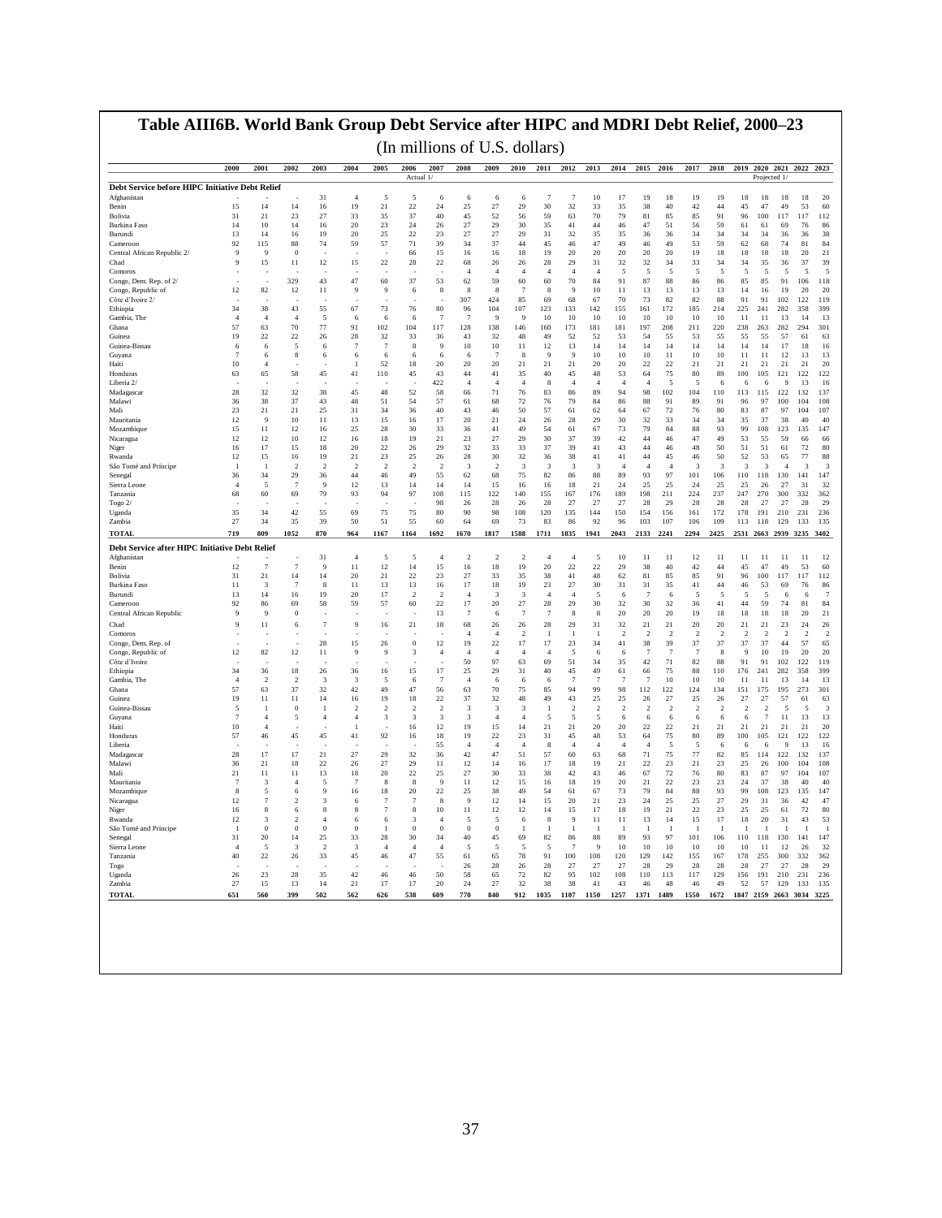# Table AIII6B. World Bank Group Debt Service after HIPC and MDRI Debt Relief, 2000–23

(In millions of U.S. dollars)

| | 2000 | 2001 | 2002 | 2003 | 2004 | 2005 | 2006 | 2007 | 2008 | 2009 | 2010 | 2011 | 2012 | 2013 | 2014 | 2015 | 2016 | 2017 | 2018 | 2019 | 2020 | 2021 | 2022 | 2023 |
|---|---|---|---|---|---|---|---|---|---|---|---|---|---|---|---|---|---|---|---|---|---|---|---|---|
| | | | | | | | Actual 1/ | | | | | | | | | | | | | | Projected 1/ | | | |
| **Debt Service before HIPC Initiative Debt Relief** | | | | | | | | | | | | | | | | | | | | | | | | |
| Afghanistan | - | - | - | 31 | 4 | 5 | 5 | 6 | 6 | 6 | 6 | 7 | 7 | 10 | 17 | 19 | 18 | 19 | 19 | 18 | 18 | 18 | 18 | 20 |
| Benin | 15 | 14 | 14 | 16 | 19 | 21 | 22 | 24 | 25 | 27 | 29 | 30 | 32 | 33 | 35 | 38 | 40 | 42 | 44 | 45 | 47 | 49 | 53 | 60 |
| Bolivia | 31 | 21 | 23 | 27 | 33 | 35 | 37 | 40 | 45 | 52 | 56 | 59 | 63 | 70 | 79 | 81 | 85 | 85 | 91 | 96 | 100 | 117 | 117 | 112 |
| Burkina Faso | 14 | 10 | 14 | 16 | 20 | 23 | 24 | 26 | 27 | 29 | 30 | 35 | 41 | 44 | 46 | 47 | 51 | 56 | 59 | 61 | 61 | 69 | 76 | 86 |
| Burundi | 13 | 14 | 16 | 19 | 20 | 25 | 22 | 23 | 27 | 27 | 29 | 31 | 32 | 35 | 35 | 36 | 36 | 34 | 34 | 34 | 34 | 36 | 36 | 38 |
| Cameroon | 92 | 115 | 88 | 74 | 59 | 57 | 71 | 39 | 34 | 37 | 44 | 45 | 46 | 47 | 49 | 46 | 49 | 53 | 59 | 62 | 68 | 74 | 81 | 84 |
| Central African Republic 2/ | 9 | 9 | 0 | - | - | - | 66 | 15 | 16 | 16 | 18 | 19 | 20 | 20 | 20 | 20 | 20 | 19 | 18 | 18 | 18 | 18 | 20 | 21 |
| Chad | 9 | 15 | 11 | 12 | 15 | 22 | 28 | 22 | 68 | 26 | 26 | 28 | 29 | 31 | 32 | 32 | 34 | 33 | 34 | 34 | 35 | 36 | 37 | 39 |
| Comoros | - | - | - | - | - | - | - | - | 4 | 4 | 4 | 4 | 4 | 4 | 5 | 5 | 5 | 5 | 5 | 5 | 5 | 5 | 5 | 5 |
| Congo, Dem. Rep. of 2/ | - | - | 329 | 43 | 47 | 60 | 37 | 53 | 62 | 59 | 60 | 60 | 70 | 84 | 91 | 87 | 88 | 86 | 86 | 85 | 85 | 91 | 106 | 118 |
| Congo, Republic of | 12 | 82 | 12 | 11 | 9 | 9 | 6 | 8 | 8 | 8 | 7 | 8 | 9 | 10 | 11 | 13 | 13 | 13 | 13 | 14 | 16 | 19 | 20 | 20 |
| Côte d'Ivoire 2/ | - | - | - | - | - | - | - | - | 307 | 424 | 85 | 69 | 68 | 67 | 70 | 73 | 82 | 82 | 88 | 91 | 91 | 102 | 122 | 119 |
| Ethiopia | 34 | 38 | 43 | 55 | 67 | 73 | 76 | 80 | 96 | 104 | 107 | 123 | 133 | 142 | 155 | 161 | 172 | 185 | 214 | 225 | 241 | 282 | 358 | 399 |
| Gambia, The | 4 | 4 | 4 | 5 | 6 | 6 | 6 | 7 | 7 | 9 | 9 | 10 | 10 | 10 | 10 | 10 | 10 | 10 | 10 | 11 | 11 | 13 | 14 | 13 |
| Ghana | 57 | 63 | 70 | 77 | 91 | 102 | 104 | 117 | 128 | 138 | 146 | 160 | 173 | 181 | 181 | 197 | 208 | 211 | 220 | 238 | 263 | 282 | 294 | 301 |
| Guinea | 19 | 22 | 22 | 26 | 28 | 32 | 33 | 36 | 43 | 32 | 48 | 49 | 52 | 52 | 53 | 54 | 55 | 53 | 55 | 55 | 55 | 57 | 61 | 63 |
| Guinea-Bissau | 6 | 6 | 5 | 6 | 7 | 7 | 8 | 9 | 10 | 10 | 11 | 12 | 13 | 14 | 14 | 14 | 14 | 14 | 14 | 14 | 14 | 17 | 18 | 16 |
| Guyana | 7 | 6 | 8 | 6 | 6 | 6 | 6 | 6 | 6 | 7 | 8 | 9 | 9 | 10 | 10 | 10 | 11 | 10 | 10 | 11 | 11 | 12 | 13 | 13 |
| Haiti | 10 | 4 | - | - | 1 | 52 | 18 | 20 | 20 | 20 | 21 | 21 | 21 | 20 | 20 | 22 | 22 | 21 | 21 | 21 | 21 | 21 | 21 | 20 |
| Honduras | 63 | 65 | 58 | 45 | 41 | 110 | 45 | 43 | 44 | 41 | 35 | 40 | 45 | 48 | 53 | 64 | 75 | 80 | 89 | 100 | 105 | 121 | 122 | 122 |
| Liberia 2/ | - | - | - | - | - | - | - | 422 | 4 | 4 | 4 | 8 | 4 | 4 | 4 | 4 | 5 | 5 | 6 | 6 | 6 | 9 | 13 | 16 |
| Madagascar | 28 | 32 | 32 | 38 | 45 | 48 | 52 | 58 | 66 | 71 | 76 | 83 | 86 | 89 | 94 | 98 | 102 | 104 | 110 | 113 | 115 | 122 | 132 | 137 |
| Malawi | 36 | 38 | 37 | 43 | 48 | 51 | 54 | 57 | 61 | 68 | 72 | 76 | 79 | 84 | 86 | 88 | 91 | 89 | 91 | 96 | 97 | 100 | 104 | 108 |
| Mali | 23 | 21 | 21 | 25 | 31 | 34 | 36 | 40 | 43 | 46 | 50 | 57 | 61 | 62 | 64 | 67 | 72 | 76 | 80 | 83 | 87 | 97 | 104 | 107 |
| Mauritania | 12 | 9 | 10 | 11 | 13 | 15 | 16 | 17 | 20 | 21 | 24 | 26 | 28 | 29 | 30 | 32 | 33 | 34 | 34 | 35 | 37 | 38 | 40 | 40 |
| Mozambique | 15 | 11 | 12 | 16 | 25 | 28 | 30 | 33 | 36 | 41 | 49 | 54 | 61 | 67 | 73 | 79 | 84 | 88 | 93 | 99 | 108 | 123 | 135 | 147 |
| Nicaragua | 12 | 12 | 10 | 12 | 16 | 18 | 19 | 21 | 23 | 27 | 29 | 30 | 37 | 39 | 42 | 44 | 46 | 47 | 49 | 53 | 55 | 59 | 66 | 66 |
| Niger | 16 | 17 | 15 | 18 | 20 | 22 | 26 | 29 | 32 | 33 | 33 | 37 | 39 | 41 | 43 | 44 | 46 | 48 | 50 | 51 | 51 | 61 | 72 | 80 |
| Rwanda | 12 | 15 | 16 | 19 | 21 | 23 | 25 | 26 | 28 | 30 | 32 | 36 | 38 | 41 | 41 | 44 | 45 | 46 | 50 | 52 | 53 | 65 | 77 | 88 |
| São Tomé and Príncipe | 1 | 1 | 2 | 2 | 2 | 2 | 2 | 2 | 3 | 2 | 3 | 3 | 3 | 3 | 4 | 4 | 4 | 3 | 3 | 3 | 3 | 4 | 3 | 3 |
| Senegal | 36 | 34 | 29 | 36 | 44 | 46 | 49 | 55 | 62 | 68 | 75 | 82 | 86 | 88 | 89 | 93 | 97 | 101 | 106 | 110 | 118 | 130 | 141 | 147 |
| Sierra Leone | 4 | 5 | 7 | 9 | 12 | 13 | 14 | 14 | 14 | 15 | 16 | 16 | 18 | 21 | 24 | 25 | 25 | 24 | 25 | 25 | 26 | 27 | 31 | 32 |
| Tanzania | 68 | 60 | 69 | 79 | 93 | 94 | 97 | 108 | 115 | 122 | 140 | 155 | 167 | 176 | 189 | 198 | 211 | 224 | 237 | 247 | 270 | 300 | 332 | 362 |
| Togo 2/ | - | - | - | - | - | - | - | - | 98 | 26 | 28 | 26 | 28 | 27 | 27 | 27 | 28 | 29 | 28 | 28 | 28 | 27 | 28 | 29 |
| Uganda | 35 | 34 | 42 | 55 | 69 | 75 | 75 | 80 | 90 | 98 | 108 | 120 | 135 | 144 | 150 | 154 | 156 | 161 | 172 | 178 | 191 | 210 | 231 | 236 |
| Zambia | 27 | 34 | 35 | 39 | 50 | 51 | 55 | 60 | 64 | 69 | 73 | 83 | 86 | 92 | 96 | 103 | 107 | 106 | 109 | 113 | 118 | 129 | 133 | 135 |
| **TOTAL** | **719** | **809** | **1052** | **870** | **964** | **1167** | **1164** | **1692** | **1670** | **1817** | **1588** | **1711** | **1835** | **1941** | **2043** | **2133** | **2241** | **2294** | **2425** | **2531** | **2663** | **2939** | **3235** | **3402** |
| **Debt Service after HIPC Initiative Debt Relief** | | | | | | | | | | | | | | | | | | | | | | | | |
| Afghanistan | - | - | - | 31 | 4 | 5 | 5 | 4 | 2 | 2 | 2 | 4 | 4 | 5 | 10 | 11 | 11 | 12 | 11 | 11 | 11 | 11 | 11 | 12 |
| Benin | 12 | 7 | 7 | 9 | 11 | 12 | 14 | 15 | 16 | 18 | 19 | 20 | 22 | 22 | 29 | 38 | 40 | 42 | 44 | 45 | 47 | 49 | 53 | 60 |
| Bolivia | 31 | 21 | 14 | 14 | 20 | 21 | 22 | 23 | 27 | 33 | 35 | 38 | 41 | 48 | 62 | 81 | 85 | 85 | 91 | 96 | 100 | 117 | 117 | 112 |
| Burkina Faso | 11 | 3 | 7 | 8 | 11 | 13 | 13 | 16 | 17 | 18 | 19 | 23 | 27 | 30 | 31 | 31 | 35 | 41 | 44 | 46 | 53 | 69 | 76 | 86 |
| Burundi | 13 | 14 | 16 | 19 | 20 | 17 | 2 | 2 | 4 | 3 | 3 | 4 | 4 | 5 | 6 | 7 | 6 | 5 | 5 | 5 | 5 | 6 | 6 | 7 |
| Cameroon | 92 | 86 | 69 | 58 | 59 | 57 | 60 | 22 | 17 | 20 | 27 | 28 | 29 | 30 | 32 | 30 | 32 | 36 | 41 | 44 | 59 | 74 | 81 | 84 |
| Central African Republic | 9 | 9 | 0 | - | - | - | - | 13 | 7 | 6 | 7 | 7 | 8 | 8 | 20 | 20 | 20 | 19 | 18 | 18 | 18 | 18 | 20 | 21 |
| Chad | 9 | 11 | 6 | 7 | 9 | 16 | 21 | 18 | 68 | 26 | 26 | 28 | 29 | 31 | 32 | 21 | 21 | 20 | 20 | 21 | 21 | 23 | 24 | 26 |
| Comoros | - | - | - | - | - | - | - | - | 4 | 4 | 2 | 1 | 1 | 1 | 2 | 2 | 2 | 2 | 2 | 2 | 2 | 2 | 2 | 2 |
| Congo, Dem. Rep. of | - | - | - | 28 | 15 | 26 | 0 | 12 | 19 | 22 | 17 | 17 | 23 | 34 | 41 | 38 | 39 | 37 | 37 | 37 | 37 | 44 | 57 | 65 |
| Congo, Republic of | 12 | 82 | 12 | 11 | 9 | 9 | 3 | 4 | 4 | 4 | 4 | 4 | 5 | 6 | 6 | 7 | 7 | 7 | 8 | 9 | 10 | 19 | 20 | 20 |
| Côte d'Ivoire | - | - | - | - | - | - | - | - | 50 | 97 | 63 | 69 | 51 | 34 | 35 | 42 | 71 | 82 | 88 | 91 | 91 | 102 | 122 | 119 |
| Ethiopia | 34 | 36 | 18 | 26 | 36 | 16 | 15 | 17 | 25 | 29 | 31 | 40 | 45 | 49 | 61 | 66 | 75 | 88 | 110 | 176 | 241 | 282 | 358 | 399 |
| Gambia, The | 4 | 2 | 2 | 3 | 3 | 5 | 6 | 7 | 4 | 6 | 6 | 6 | 7 | 7 | 7 | 7 | 10 | 10 | 11 | 11 | 13 | 14 | 13 | |
| Ghana | 57 | 63 | 37 | 32 | 42 | 49 | 47 | 56 | 63 | 70 | 75 | 85 | 94 | 99 | 98 | 112 | 122 | 124 | 134 | 151 | 175 | 195 | 273 | 301 |
| Guinea | 19 | 11 | 11 | 14 | 16 | 19 | 18 | 22 | 37 | 32 | 48 | 49 | 43 | 25 | 25 | 26 | 27 | 25 | 26 | 27 | 27 | 57 | 61 | 63 |
| Guinea-Bissau | 5 | 1 | 0 | 1 | 2 | 2 | 2 | 2 | 3 | 3 | 3 | 1 | 2 | 2 | 2 | 2 | 2 | 2 | 2 | 2 | 2 | 5 | 5 | 3 |
| Guyana | 7 | 4 | 5 | 4 | 4 | 3 | 3 | 3 | 3 | 4 | 4 | 5 | 5 | 5 | 6 | 6 | 6 | 6 | 6 | 6 | 7 | 11 | 13 | 13 |
| Haiti | 10 | 4 | - | - | 1 | - | 16 | 12 | 19 | 15 | 14 | 21 | 21 | 20 | 20 | 22 | 22 | 21 | 21 | 21 | 21 | 21 | 21 | 20 |
| Honduras | 57 | 46 | 45 | 45 | 41 | 92 | 16 | 18 | 19 | 22 | 23 | 31 | 45 | 48 | 53 | 64 | 75 | 80 | 89 | 100 | 105 | 121 | 122 | 122 |
| Liberia | - | - | - | - | - | - | - | 55 | 4 | 4 | 4 | 8 | 4 | 4 | 4 | 4 | 5 | 5 | 6 | 6 | 6 | 9 | 13 | 16 |
| Madagascar | 28 | 17 | 17 | 21 | 27 | 29 | 32 | 36 | 42 | 47 | 51 | 57 | 60 | 63 | 68 | 71 | 75 | 77 | 82 | 85 | 114 | 122 | 132 | 137 |
| Malawi | 36 | 21 | 18 | 22 | 26 | 27 | 29 | 11 | 12 | 14 | 16 | 17 | 18 | 19 | 21 | 22 | 23 | 21 | 23 | 25 | 26 | 100 | 104 | 108 |
| Mali | 21 | 11 | 11 | 13 | 18 | 20 | 22 | 25 | 27 | 30 | 33 | 38 | 42 | 43 | 46 | 67 | 72 | 76 | 80 | 83 | 87 | 97 | 104 | 107 |
| Mauritania | 7 | 3 | 4 | 5 | 7 | 8 | 8 | 9 | 11 | 12 | 15 | 16 | 18 | 19 | 20 | 21 | 22 | 23 | 23 | 24 | 37 | 38 | 40 | 40 |
| Mozambique | 8 | 5 | 6 | 9 | 16 | 18 | 20 | 22 | 25 | 38 | 49 | 54 | 61 | 67 | 73 | 79 | 84 | 88 | 93 | 99 | 108 | 123 | 135 | 147 |
| Nicaragua | 12 | 7 | 2 | 3 | 6 | 7 | 7 | 8 | 9 | 12 | 14 | 15 | 20 | 21 | 23 | 24 | 25 | 25 | 27 | 29 | 31 | 36 | 42 | 47 |
| Niger | 16 | 8 | 6 | 8 | 8 | 7 | 8 | 10 | 11 | 12 | 12 | 14 | 15 | 17 | 18 | 19 | 21 | 22 | 23 | 25 | 25 | 61 | 72 | 80 |
| Rwanda | 12 | 3 | 2 | 4 | 6 | 6 | 3 | 4 | 5 | 5 | 6 | 8 | 9 | 11 | 11 | 13 | 14 | 15 | 17 | 18 | 20 | 31 | 43 | 53 |
| São Tomé and Príncipe | 1 | 0 | 0 | 0 | 0 | 1 | 0 | 0 | 0 | 0 | 1 | 1 | 1 | 1 | 1 | 1 | 1 | 1 | 1 | 1 | 1 | 1 | 1 | 1 |
| Senegal | 31 | 20 | 14 | 25 | 33 | 28 | 30 | 34 | 40 | 45 | 69 | 82 | 86 | 88 | 89 | 93 | 97 | 101 | 106 | 110 | 118 | 130 | 141 | 147 |
| Sierra Leone | 4 | 5 | 3 | 2 | 3 | 4 | 4 | 4 | 5 | 5 | 5 | 5 | 7 | 9 | 10 | 10 | 10 | 10 | 10 | 10 | 11 | 12 | 26 | 32 |
| Tanzania | 40 | 22 | 26 | 33 | 45 | 46 | 47 | 55 | 61 | 65 | 78 | 91 | 100 | 108 | 120 | 129 | 142 | 155 | 167 | 178 | 255 | 300 | 332 | 362 |
| Togo | - | - | - | - | - | - | - | - | 26 | 28 | 26 | 28 | 27 | 27 | 27 | 28 | 29 | 28 | 28 | 28 | 27 | 27 | 28 | 29 |
| Uganda | 26 | 23 | 28 | 35 | 42 | 46 | 46 | 50 | 58 | 65 | 72 | 82 | 95 | 102 | 108 | 110 | 113 | 117 | 129 | 156 | 191 | 210 | 231 | 236 |
| Zambia | 27 | 15 | 13 | 14 | 21 | 17 | 17 | 20 | 24 | 27 | 32 | 38 | 38 | 41 | 43 | 46 | 48 | 46 | 49 | 52 | 57 | 129 | 133 | 135 |
| **TOTAL** | **651** | **560** | **399** | **502** | **562** | **626** | **538** | **609** | **770** | **840** | **912** | **1035** | **1107** | **1150** | **1257** | **1371** | **1489** | **1550** | **1672** | **1847** | **2159** | **2663** | **3034** | **3225** |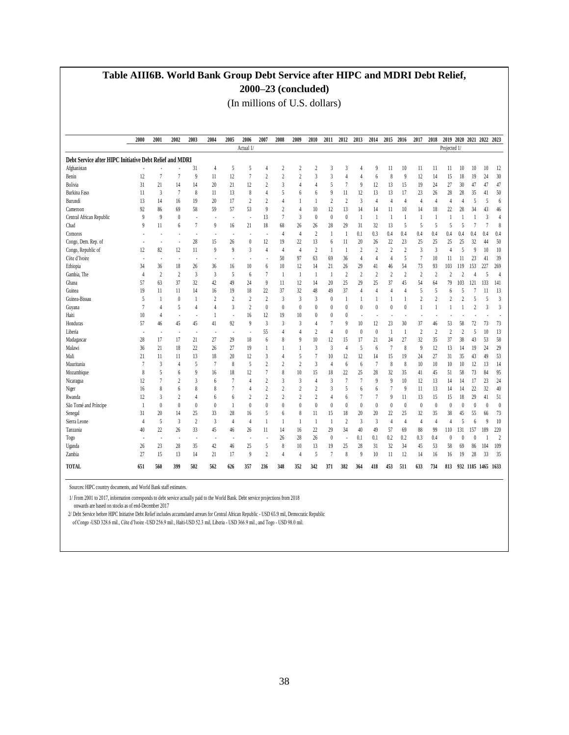# Table AIII6B. World Bank Group Debt Service after HIPC and MDRI Debt Relief, 2000–23 (concluded)

(In millions of U.S. dollars)

| | 2000 | 2001 | 2002 | 2003 | 2004 | 2005 | 2006 | 2007 | 2008 | 2009 | 2010 | 2011 | 2012 | 2013 | 2014 | 2015 | 2016 | 2017 | 2018 | 2019 | 2020 | 2021 | 2022 | 2023 |
|---|---|---|---|---|---|---|---|---|---|---|---|---|---|---|---|---|---|---|---|---|---|---|---|---|
| | | | | | | | Actual 1/ | | | | | | | | | | | | | Projected 1/ | | | | |
| **Debt Service after HIPC Initiative Debt Relief and MDRI** | | | | | | | | | | | | | | | | | | | | | | | | |
| Afghanistan | - | - | - | 31 | 4 | 5 | 5 | 4 | 2 | 2 | 2 | 3 | 3 | 4 | 9 | 11 | 10 | 11 | 11 | 11 | 10 | 10 | 10 | 12 |
| Benin | 12 | 7 | 7 | 9 | 11 | 12 | 7 | 2 | 2 | 2 | 3 | 3 | 4 | 4 | 6 | 8 | 9 | 12 | 14 | 15 | 18 | 19 | 24 | 30 |
| Bolivia | 31 | 21 | 14 | 14 | 20 | 21 | 12 | 2 | 3 | 4 | 4 | 5 | 7 | 9 | 12 | 13 | 15 | 19 | 24 | 27 | 30 | 47 | 47 | 47 |
| Burkina Faso | 11 | 3 | 7 | 8 | 11 | 13 | 8 | 4 | 5 | 6 | 6 | 9 | 11 | 12 | 13 | 13 | 17 | 23 | 26 | 28 | 28 | 35 | 41 | 50 |
| Burundi | 13 | 14 | 16 | 19 | 20 | 17 | 2 | 2 | 4 | 1 | 1 | 2 | 2 | 3 | 4 | 4 | 4 | 4 | 4 | 4 | 4 | 5 | 5 | 6 |
| Cameroon | 92 | 86 | 69 | 58 | 59 | 57 | 53 | 9 | 2 | 4 | 10 | 12 | 13 | 14 | 14 | 11 | 10 | 14 | 18 | 22 | 28 | 34 | 43 | 46 |
| Central African Republic | 9 | 9 | 0 | - | - | - | - | 13 | 7 | 3 | 0 | 0 | 0 | 1 | 1 | 1 | 1 | 1 | 1 | 1 | 1 | 1 | 3 | 4 |
| Chad | 9 | 11 | 6 | 7 | 9 | 16 | 21 | 18 | 68 | 26 | 26 | 28 | 29 | 31 | 32 | 13 | 5 | 5 | 5 | 5 | 5 | 7 | 7 | 8 |
| Comoros | - | - | - | - | - | - | - | - | 4 | 4 | 2 | 1 | 1 | 0.1 | 0.3 | 0.4 | 0.4 | 0.4 | 0.4 | 0.4 | 0.4 | 0.4 | 0.4 | 0.4 |
| Congo, Dem. Rep. of | - | - | - | 28 | 15 | 26 | 0 | 12 | 19 | 22 | 13 | 6 | 11 | 20 | 26 | 22 | 23 | 25 | 25 | 25 | 25 | 32 | 44 | 50 |
| Congo, Republic of | 12 | 82 | 12 | 11 | 9 | 9 | 3 | 4 | 4 | 4 | 2 | 1 | 1 | 2 | 2 | 2 | 2 | 3 | 3 | 4 | 5 | 9 | 10 | 10 |
| Côte d'Ivoire | - | - | - | - | - | - | - | - | 50 | 97 | 63 | 69 | 36 | 4 | 4 | 4 | 5 | 7 | 10 | 11 | 11 | 23 | 41 | 39 |
| Ethiopia | 34 | 36 | 18 | 26 | 36 | 16 | 10 | 6 | 10 | 12 | 14 | 21 | 26 | 29 | 41 | 46 | 54 | 73 | 93 | 103 | 119 | 153 | 227 | 269 |
| Gambia, The | 4 | 2 | 2 | 3 | 3 | 5 | 6 | 7 | 1 | 1 | 1 | 1 | 2 | 2 | 2 | 2 | 2 | 2 | 2 | 2 | 2 | 4 | 5 | 4 |
| Ghana | 57 | 63 | 37 | 32 | 42 | 49 | 24 | 9 | 11 | 12 | 14 | 20 | 25 | 29 | 25 | 37 | 45 | 54 | 64 | 79 | 103 | 121 | 133 | 141 |
| Guinea | 19 | 11 | 11 | 14 | 16 | 19 | 18 | 22 | 37 | 32 | 48 | 49 | 37 | 4 | 4 | 4 | 4 | 5 | 5 | 6 | 5 | 7 | 11 | 13 |
| Guinea-Bissau | 5 | 1 | 0 | 1 | 2 | 2 | 2 | 2 | 3 | 3 | 3 | 0 | 1 | 1 | 1 | 1 | 1 | 2 | 2 | 2 | 2 | 5 | 5 | 3 |
| Guyana | 7 | 4 | 5 | 4 | 4 | 3 | 2 | 0 | 0 | 0 | 0 | 0 | 0 | 0 | 0 | 0 | 0 | 1 | 1 | 1 | 1 | 2 | 3 | 3 |
| Haiti | 10 | 4 | - | - | 1 | - | 16 | 12 | 19 | 10 | 0 | 0 | 0 | - | - | - | - | - | - | - | - | - | - | - |
| Honduras | 57 | 46 | 45 | 45 | 41 | 92 | 9 | 3 | 3 | 3 | 4 | 7 | 9 | 10 | 12 | 23 | 30 | 37 | 46 | 53 | 58 | 72 | 73 | 73 |
| Liberia | - | - | - | - | - | - | - | 55 | 4 | 4 | 2 | 4 | 0 | 0 | 0 | 1 | 1 | 2 | 2 | 2 | 2 | 5 | 10 | 13 |
| Madagascar | 28 | 17 | 17 | 21 | 27 | 29 | 18 | 6 | 8 | 9 | 10 | 12 | 15 | 17 | 21 | 24 | 27 | 32 | 35 | 37 | 38 | 43 | 53 | 58 |
| Malawi | 36 | 21 | 18 | 22 | 26 | 27 | 19 | 1 | 1 | 1 | 3 | 3 | 4 | 5 | 6 | 7 | 8 | 9 | 12 | 13 | 14 | 19 | 24 | 29 |
| Mali | 21 | 11 | 11 | 13 | 18 | 20 | 12 | 3 | 4 | 5 | 7 | 10 | 12 | 12 | 14 | 15 | 19 | 24 | 27 | 31 | 35 | 43 | 49 | 53 |
| Mauritania | 7 | 3 | 4 | 5 | 7 | 8 | 5 | 2 | 2 | 2 | 3 | 4 | 6 | 6 | 7 | 8 | 8 | 10 | 10 | 10 | 10 | 12 | 13 | 14 |
| Mozambique | 8 | 5 | 6 | 9 | 16 | 18 | 12 | 7 | 8 | 10 | 15 | 18 | 22 | 25 | 28 | 32 | 35 | 41 | 45 | 51 | 58 | 73 | 84 | 95 |
| Nicaragua | 12 | 7 | 2 | 3 | 6 | 7 | 4 | 2 | 3 | 3 | 4 | 3 | 7 | 7 | 9 | 9 | 10 | 12 | 13 | 14 | 14 | 17 | 23 | 24 |
| Niger | 16 | 8 | 6 | 8 | 8 | 7 | 4 | 2 | 2 | 2 | 2 | 3 | 5 | 6 | 6 | 7 | 9 | 11 | 13 | 14 | 14 | 22 | 32 | 40 |
| Rwanda | 12 | 3 | 2 | 4 | 6 | 6 | 2 | 2 | 2 | 2 | 2 | 4 | 6 | 7 | 7 | 9 | 11 | 13 | 15 | 15 | 18 | 29 | 41 | 51 |
| São Tomé and Príncipe | 1 | 0 | 0 | 0 | 0 | 1 | 0 | 0 | 0 | 0 | 0 | 0 | 0 | 0 | 0 | 0 | 0 | 0 | 0 | 0 | 0 | 0 | 0 | 0 |
| Senegal | 31 | 20 | 14 | 25 | 33 | 28 | 16 | 5 | 6 | 8 | 11 | 15 | 18 | 20 | 20 | 22 | 25 | 32 | 35 | 38 | 45 | 55 | 66 | 73 |
| Sierra Leone | 4 | 5 | 3 | 2 | 3 | 4 | 4 | 1 | 1 | 1 | 1 | 1 | 2 | 3 | 3 | 4 | 4 | 4 | 4 | 4 | 5 | 6 | 9 | 10 |
| Tanzania | 40 | 22 | 26 | 33 | 45 | 46 | 26 | 11 | 14 | 16 | 22 | 29 | 34 | 40 | 49 | 57 | 69 | 88 | 99 | 110 | 131 | 157 | 189 | 220 |
| Togo | - | - | - | - | - | - | - | - | 26 | 28 | 26 | 0 | - | 0.1 | 0.1 | 0.2 | 0.2 | 0.3 | 0.4 | 0 | 0 | 0 | 1 | 2 |
| Uganda | 26 | 23 | 28 | 35 | 42 | 46 | 25 | 5 | 8 | 10 | 13 | 19 | 25 | 28 | 31 | 32 | 34 | 45 | 53 | 58 | 69 | 86 | 104 | 109 |
| Zambia | 27 | 15 | 13 | 14 | 21 | 17 | 9 | 2 | 4 | 4 | 5 | 7 | 8 | 9 | 10 | 11 | 12 | 14 | 16 | 16 | 19 | 28 | 33 | 35 |
| **TOTAL** | **651** | **560** | **399** | **502** | **562** | **626** | **357** | **236** | **348** | **352** | **342** | **371** | **382** | **364** | **418** | **453** | **511** | **633** | **734** | **813** | **932** | **1185** | **1465** | **1633** |

Sources: HIPC country documents, and World Bank staff estimates.

1/ From 2001 to 2017, information corresponds to debt service actually paid to the World Bank. Debt service projections from 2018 onwards are based on stocks as of end-December 2017

2/ Debt Service before HIPC Initiative Debt Relief includes accumulated arrears for Central African Republic - USD 65.9 mil, Democratic Republic of Congo -USD 328.6 mil., Côte d'Ivoire -USD 256.9 mil., Haiti-USD 52.3 mil, Liberia - USD 366.9 mil., and Togo - USD 98.0 mil.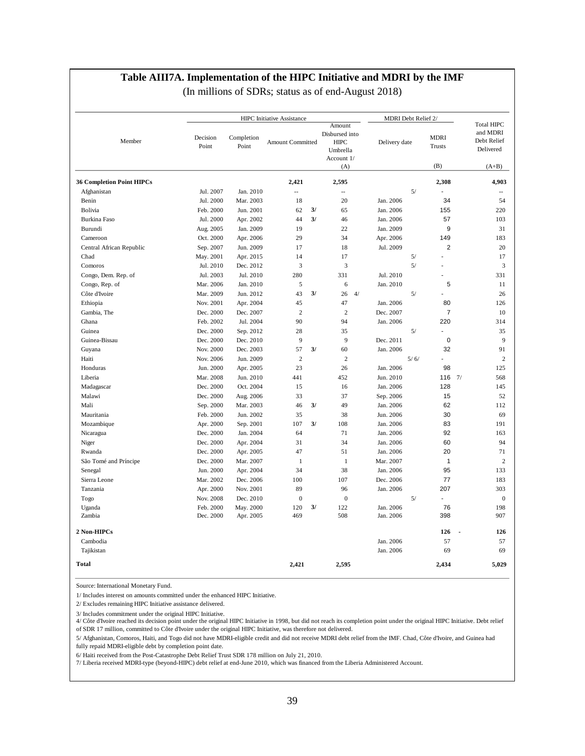## Table AIII7A. Implementation of the HIPC Initiative and MDRI by the IMF

(In millions of SDRs; status as of end-August 2018)

| Member | HIPC Initiative Assistance | | | | MDRI Debt Relief 2/ | | Total HIPC and MDRI Debt Relief Delivered |
|---|---|---|---|---|---|---|---|
| | Decision Point | Completion Point | Amount Committed | Amount Disbursed into HIPC Umbrella Account 1/ (A) | Delivery date | MDRI Trusts (B) | (A+B) |
| **36 Completion Point HIPCs** | | | **2,421** | **2,595** | | **2,308** | **4,903** |
| Afghanistan | Jul. 2007 | Jan. 2010 | -- | -- | 5/ | - | -- |
| Benin | Jul. 2000 | Mar. 2003 | 18 | 20 | Jan. 2006 | 34 | 54 |
| Bolivia | Feb. 2000 | Jun. 2001 | 62 3/ | 65 | Jan. 2006 | 155 | 220 |
| Burkina Faso | Jul. 2000 | Apr. 2002 | 44 3/ | 46 | Jan. 2006 | 57 | 103 |
| Burundi | Aug. 2005 | Jan. 2009 | 19 | 22 | Jan. 2009 | 9 | 31 |
| Cameroon | Oct. 2000 | Apr. 2006 | 29 | 34 | Apr. 2006 | 149 | 183 |
| Central African Republic | Sep. 2007 | Jun. 2009 | 17 | 18 | Jul. 2009 | 2 | 20 |
| Chad | May. 2001 | Apr. 2015 | 14 | 17 | 5/ | - | 17 |
| Comoros | Jul. 2010 | Dec. 2012 | 3 | 3 | 5/ | - | 3 |
| Congo, Dem. Rep. of | Jul. 2003 | Jul. 2010 | 280 | 331 | Jul. 2010 | - | 331 |
| Congo, Rep. of | Mar. 2006 | Jan. 2010 | 5 | 6 | Jan. 2010 | 5 | 11 |
| Côte d'Ivoire | Mar. 2009 | Jun. 2012 | 43 3/ | 26 4/ | 5/ | - | 26 |
| Ethiopia | Nov. 2001 | Apr. 2004 | 45 | 47 | Jan. 2006 | 80 | 126 |
| Gambia, The | Dec. 2000 | Dec. 2007 | 2 | 2 | Dec. 2007 | 7 | 10 |
| Ghana | Feb. 2002 | Jul. 2004 | 90 | 94 | Jan. 2006 | 220 | 314 |
| Guinea | Dec. 2000 | Sep. 2012 | 28 | 35 | 5/ | - | 35 |
| Guinea-Bissau | Dec. 2000 | Dec. 2010 | 9 | 9 | Dec. 2011 | 0 | 9 |
| Guyana | Nov. 2000 | Dec. 2003 | 57 3/ | 60 | Jan. 2006 | 32 | 91 |
| Haiti | Nov. 2006 | Jun. 2009 | 2 | 2 | 5/ 6/ | - | 2 |
| Honduras | Jun. 2000 | Apr. 2005 | 23 | 26 | Jan. 2006 | 98 | 125 |
| Liberia | Mar. 2008 | Jun. 2010 | 441 | 452 | Jun. 2010 | 116 7/ | 568 |
| Madagascar | Dec. 2000 | Oct. 2004 | 15 | 16 | Jan. 2006 | 128 | 145 |
| Malawi | Dec. 2000 | Aug. 2006 | 33 | 37 | Sep. 2006 | 15 | 52 |
| Mali | Sep. 2000 | Mar. 2003 | 46 3/ | 49 | Jan. 2006 | 62 | 112 |
| Mauritania | Feb. 2000 | Jun. 2002 | 35 | 38 | Jun. 2006 | 30 | 69 |
| Mozambique | Apr. 2000 | Sep. 2001 | 107 3/ | 108 | Jan. 2006 | 83 | 191 |
| Nicaragua | Dec. 2000 | Jan. 2004 | 64 | 71 | Jan. 2006 | 92 | 163 |
| Niger | Dec. 2000 | Apr. 2004 | 31 | 34 | Jan. 2006 | 60 | 94 |
| Rwanda | Dec. 2000 | Apr. 2005 | 47 | 51 | Jan. 2006 | 20 | 71 |
| São Tomé and Príncipe | Dec. 2000 | Mar. 2007 | 1 | 1 | Mar. 2007 | 1 | 2 |
| Senegal | Jun. 2000 | Apr. 2004 | 34 | 38 | Jan. 2006 | 95 | 133 |
| Sierra Leone | Mar. 2002 | Dec. 2006 | 100 | 107 | Dec. 2006 | 77 | 183 |
| Tanzania | Apr. 2000 | Nov. 2001 | 89 | 96 | Jan. 2006 | 207 | 303 |
| Togo | Nov. 2008 | Dec. 2010 | 0 | 0 | 5/ | - | 0 |
| Uganda | Feb. 2000 | May. 2000 | 120 3/ | 122 | Jan. 2006 | 76 | 198 |
| Zambia | Dec. 2000 | Apr. 2005 | 469 | 508 | Jan. 2006 | 398 | 907 |
| **2 Non-HIPCs** | | | | | | **126** - | **126** |
| Cambodia | | | | | Jan. 2006 | 57 | 57 |
| Tajikistan | | | | | Jan. 2006 | 69 | 69 |
| **Total** | | | **2,421** | **2,595** | | **2,434** | **5,029** |

Source: International Monetary Fund.

1/ Includes interest on amounts committed under the enhanced HIPC Initiative.

2/ Excludes remaining HIPC Initiative assistance delivered.

3/ Includes commitment under the original HIPC Initiative.

4/ Côte d'Ivoire reached its decision point under the original HIPC Initiative in 1998, but did not reach its completion point under the original HIPC Initiative. Debt relief of SDR 17 million, committed to Côte d'Ivoire under the original HIPC Initiative, was therefore not delivered.

5/ Afghanistan, Comoros, Haiti, and Togo did not have MDRI-eligible credit and did not receive MDRI debt relief from the IMF. Chad, Côte d'Ivoire, and Guinea had fully repaid MDRI-eligible debt by completion point date.

6/ Haiti received from the Post-Catastrophe Debt Relief Trust SDR 178 million on July 21, 2010.

7/ Liberia received MDRI-type (beyond-HIPC) debt relief at end-June 2010, which was financed from the Liberia Administered Account.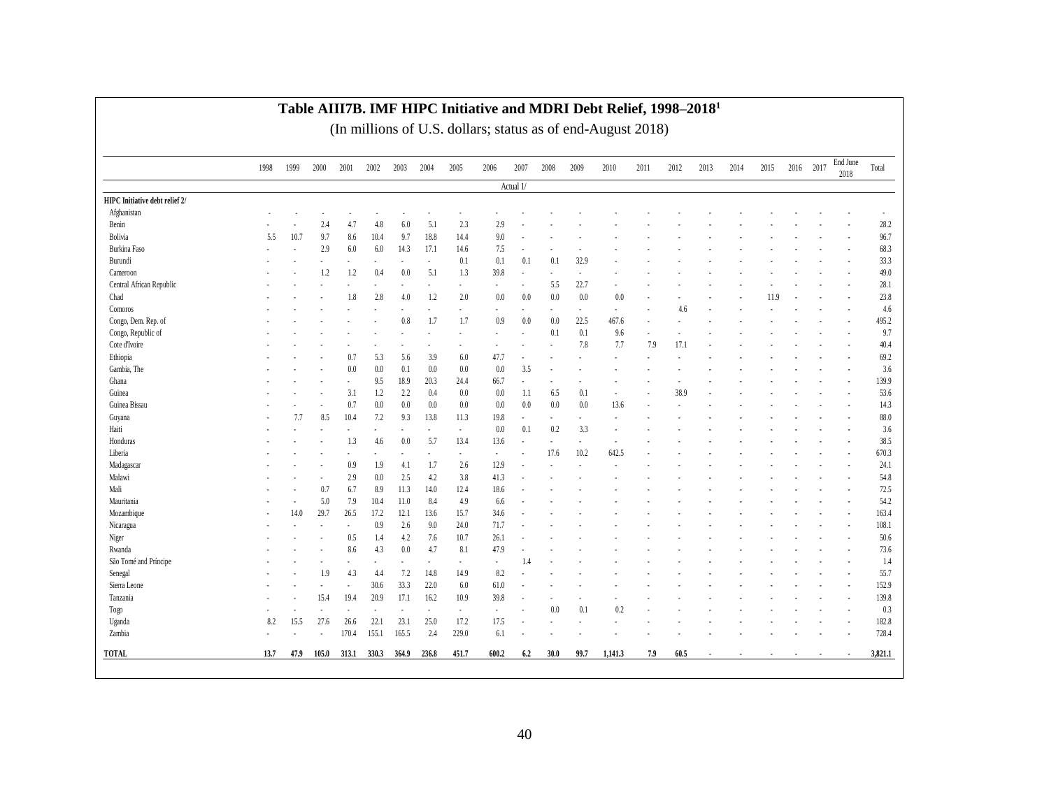# Table AIII7B. IMF HIPC Initiative and MDRI Debt Relief, 1998–2018[1]

(In millions of U.S. dollars; status as of end-August 2018)

| | 1998 | 1999 | 2000 | 2001 | 2002 | 2003 | 2004 | 2005 | 2006 | 2007 | 2008 | 2009 | 2010 | 2011 | 2012 | 2013 | 2014 | 2015 | 2016 | 2017 | End June 2018 | Total |
|---|---|---|---|---|---|---|---|---|---|---|---|---|---|---|---|---|---|---|---|---|---|---|
| | | | | | | | | | | Actual 1/ | | | | | | | | | | | | |
| **HIPC Initiative debt relief 2/** | | | | | | | | | | | | | | | | | | | | | | |
| Afghanistan | - | - | - | - | - | - | - | - | - | - | - | - | - | - | - | - | - | - | - | - | - | - |
| Benin | - | - | 2.4 | 4.7 | 4.8 | 6.0 | 5.1 | 2.3 | 2.9 | - | - | - | - | - | - | - | - | - | - | - | - | 28.2 |
| Bolivia | 5.5 | 10.7 | 9.7 | 8.6 | 10.4 | 9.7 | 18.8 | 14.4 | 9.0 | - | - | - | - | - | - | - | - | - | - | - | - | 96.7 |
| Burkina Faso | - | - | 2.9 | 6.0 | 6.0 | 14.3 | 17.1 | 14.6 | 7.5 | - | - | - | - | - | - | - | - | - | - | - | - | 68.3 |
| Burundi | - | - | - | - | - | - | - | 0.1 | 0.1 | 0.1 | 0.1 | 32.9 | - | - | - | - | - | - | - | - | - | 33.3 |
| Cameroon | - | - | 1.2 | 1.2 | 0.4 | 0.0 | 5.1 | 1.3 | 39.8 | - | - | - | - | - | - | - | - | - | - | - | - | 49.0 |
| Central African Republic | - | - | - | - | - | - | - | - | - | - | 5.5 | 22.7 | - | - | - | - | - | - | - | - | - | 28.1 |
| Chad | - | - | - | 1.8 | 2.8 | 4.0 | 1.2 | 2.0 | 0.0 | 0.0 | 0.0 | 0.0 | 0.0 | - | - | - | - | 11.9 | - | - | - | 23.8 |
| Comoros | - | - | - | - | - | - | - | - | - | - | - | - | - | - | 4.6 | - | - | - | - | - | - | 4.6 |
| Congo, Dem. Rep. of | - | - | - | - | - | 0.8 | 1.7 | 1.7 | 0.9 | 0.0 | 0.0 | 22.5 | 467.6 | - | - | - | - | - | - | - | - | 495.2 |
| Congo, Republic of | - | - | - | - | - | - | - | - | - | - | 0.1 | 0.1 | 9.6 | - | - | - | - | - | - | - | - | 9.7 |
| Cote d'Ivoire | - | - | - | - | - | - | - | - | - | - | - | 7.8 | 7.7 | 7.9 | 17.1 | - | - | - | - | - | - | 40.4 |
| Ethiopia | - | - | - | 0.7 | 5.3 | 5.6 | 3.9 | 6.0 | 47.7 | - | - | - | - | - | - | - | - | - | - | - | - | 69.2 |
| Gambia, The | - | - | - | 0.0 | 0.0 | 0.1 | 0.0 | 0.0 | 0.0 | 3.5 | - | - | - | - | - | - | - | - | - | - | - | 3.6 |
| Ghana | - | - | - | - | 9.5 | 18.9 | 20.3 | 24.4 | 66.7 | - | - | - | - | - | - | - | - | - | - | - | - | 139.9 |
| Guinea | - | - | - | 3.1 | 1.2 | 2.2 | 0.4 | 0.0 | 0.0 | 1.1 | 6.5 | 0.1 | - | - | 38.9 | - | - | - | - | - | - | 53.6 |
| Guinea Bissau | - | - | - | 0.7 | 0.0 | 0.0 | 0.0 | 0.0 | 0.0 | 0.0 | 0.0 | 0.0 | 13.6 | - | - | - | - | - | - | - | - | 14.3 |
| Guyana | - | 7.7 | 8.5 | 10.4 | 7.2 | 9.3 | 13.8 | 11.3 | 19.8 | - | - | - | - | - | - | - | - | - | - | - | - | 88.0 |
| Haiti | - | - | - | - | - | - | - | - | 0.0 | 0.1 | 0.2 | 3.3 | - | - | - | - | - | - | - | - | - | 3.6 |
| Honduras | - | - | - | 1.3 | 4.6 | 0.0 | 5.7 | 13.4 | 13.6 | - | - | - | - | - | - | - | - | - | - | - | - | 38.5 |
| Liberia | - | - | - | - | - | - | - | - | - | - | 17.6 | 10.2 | 642.5 | - | - | - | - | - | - | - | - | 670.3 |
| Madagascar | - | - | - | 0.9 | 1.9 | 4.1 | 1.7 | 2.6 | 12.9 | - | - | - | - | - | - | - | - | - | - | - | - | 24.1 |
| Malawi | - | - | - | 2.9 | 0.0 | 2.5 | 4.2 | 3.8 | 41.3 | - | - | - | - | - | - | - | - | - | - | - | - | 54.8 |
| Mali | - | - | 0.7 | 6.7 | 8.9 | 11.3 | 14.0 | 12.4 | 18.6 | - | - | - | - | - | - | - | - | - | - | - | - | 72.5 |
| Mauritania | - | - | 5.0 | 7.9 | 10.4 | 11.0 | 8.4 | 4.9 | 6.6 | - | - | - | - | - | - | - | - | - | - | - | - | 54.2 |
| Mozambique | - | 14.0 | 29.7 | 26.5 | 17.2 | 12.1 | 13.6 | 15.7 | 34.6 | - | - | - | - | - | - | - | - | - | - | - | - | 163.4 |
| Nicaragua | - | - | - | - | 0.9 | 2.6 | 9.0 | 24.0 | 71.7 | - | - | - | - | - | - | - | - | - | - | - | - | 108.1 |
| Niger | - | - | - | 0.5 | 1.4 | 4.2 | 7.6 | 10.7 | 26.1 | - | - | - | - | - | - | - | - | - | - | - | - | 50.6 |
| Rwanda | - | - | - | 8.6 | 4.3 | 0.0 | 4.7 | 8.1 | 47.9 | - | - | - | - | - | - | - | - | - | - | - | - | 73.6 |
| São Tomé and Príncipe | - | - | - | - | - | - | - | - | - | 1.4 | - | - | - | - | - | - | - | - | - | - | - | 1.4 |
| Senegal | - | - | 1.9 | 4.3 | 4.4 | 7.2 | 14.8 | 14.9 | 8.2 | - | - | - | - | - | - | - | - | - | - | - | - | 55.7 |
| Sierra Leone | - | - | - | - | 30.6 | 33.3 | 22.0 | 6.0 | 61.0 | - | - | - | - | - | - | - | - | - | - | - | - | 152.9 |
| Tanzania | - | - | 15.4 | 19.4 | 20.9 | 17.1 | 16.2 | 10.9 | 39.8 | - | - | - | - | - | - | - | - | - | - | - | - | 139.8 |
| Togo | - | - | - | - | - | - | - | - | - | - | 0.0 | 0.1 | 0.2 | - | - | - | - | - | - | - | - | 0.3 |
| Uganda | 8.2 | 15.5 | 27.6 | 26.6 | 22.1 | 23.1 | 25.0 | 17.2 | 17.5 | - | - | - | - | - | - | - | - | - | - | - | - | 182.8 |
| Zambia | - | - | - | 170.4 | 155.1 | 165.5 | 2.4 | 229.0 | 6.1 | - | - | - | - | - | - | - | - | - | - | - | - | 728.4 |
| **TOTAL** | **13.7** | **47.9** | **105.0** | **313.1** | **330.3** | **364.9** | **236.8** | **451.7** | **600.2** | **6.2** | **30.0** | **99.7** | **1,141.3** | **7.9** | **60.5** | **-** | **-** | **-** | **-** | **-** | **-** | **3,821.1** |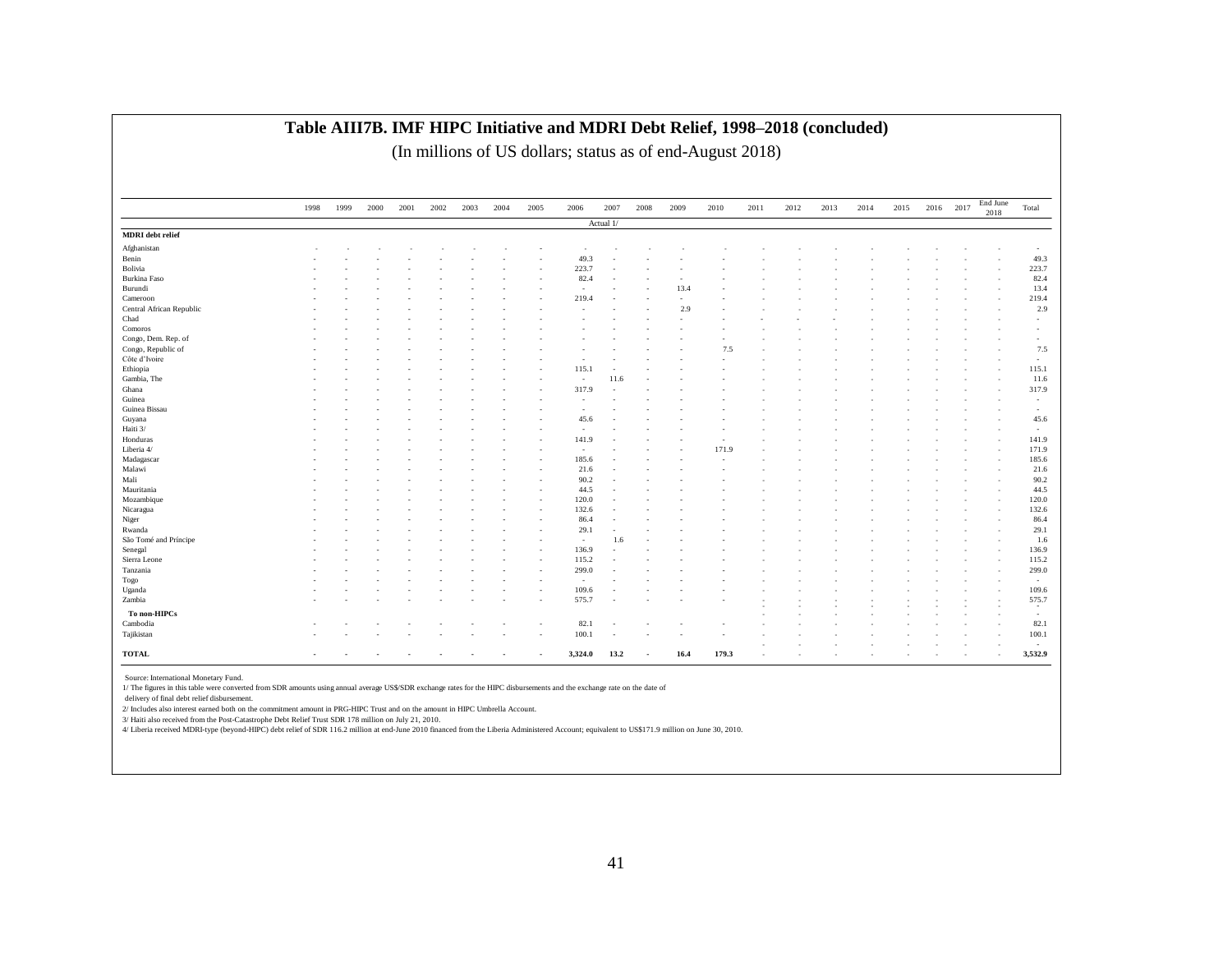# Table AIII7B. IMF HIPC Initiative and MDRI Debt Relief, 1998–2018 (concluded)

(In millions of US dollars; status as of end-August 2018)

| | 1998 | 1999 | 2000 | 2001 | 2002 | 2003 | 2004 | 2005 | 2006 | 2007 | 2008 | 2009 | 2010 | 2011 | 2012 | 2013 | 2014 | 2015 | 2016 | 2017 | End June 2018 | Total |
|---|---|---|---|---|---|---|---|---|---|---|---|---|---|---|---|---|---|---|---|---|---|---|
| | | | | | | | | | | Actual 1/ | | | | | | | | | | | | |
| **MDRI debt relief** | | | | | | | | | | | | | | | | | | | | | | |
| Afghanistan | - | - | - | - | - | - | - | - | - | - | - | - | - | - | - | - | - | - | - | - | - | - |
| Benin | - | - | - | - | - | - | - | - | 49.3 | - | - | - | - | - | - | - | - | - | - | - | - | 49.3 |
| Bolivia | - | - | - | - | - | - | - | - | 223.7 | - | - | - | - | - | - | - | - | - | - | - | - | 223.7 |
| Burkina Faso | - | - | - | - | - | - | - | - | 82.4 | - | - | - | - | - | - | - | - | - | - | - | - | 82.4 |
| Burundi | - | - | - | - | - | - | - | - | - | - | - | 13.4 | - | - | - | - | - | - | - | - | - | 13.4 |
| Cameroon | - | - | - | - | - | - | - | - | 219.4 | - | - | - | - | - | - | - | - | - | - | - | - | 219.4 |
| Central African Republic | - | - | - | - | - | - | - | - | - | - | - | 2.9 | - | - | - | - | - | - | - | - | - | 2.9 |
| Chad | - | - | - | - | - | - | - | - | - | - | - | - | - | - | - | - | - | - | - | - | - | - |
| Comoros | - | - | - | - | - | - | - | - | - | - | - | - | - | - | - | - | - | - | - | - | - | - |
| Congo, Dem. Rep. of | - | - | - | - | - | - | - | - | - | - | - | - | - | - | - | - | - | - | - | - | - | - |
| Congo, Republic of | - | - | - | - | - | - | - | - | - | - | - | - | 7.5 | - | - | - | - | - | - | - | - | 7.5 |
| Côte d'Ivoire | - | - | - | - | - | - | - | - | - | - | - | - | - | - | - | - | - | - | - | - | - | - |
| Ethiopia | - | - | - | - | - | - | - | - | 115.1 | - | - | - | - | - | - | - | - | - | - | - | - | 115.1 |
| Gambia, The | - | - | - | - | - | - | - | - | - | 11.6 | - | - | - | - | - | - | - | - | - | - | - | 11.6 |
| Ghana | - | - | - | - | - | - | - | - | 317.9 | - | - | - | - | - | - | - | - | - | - | - | - | 317.9 |
| Guinea | - | - | - | - | - | - | - | - | - | - | - | - | - | - | - | - | - | - | - | - | - | - |
| Guinea Bissau | - | - | - | - | - | - | - | - | - | - | - | - | - | - | - | - | - | - | - | - | - | - |
| Guyana | - | - | - | - | - | - | - | - | 45.6 | - | - | - | - | - | - | - | - | - | - | - | - | 45.6 |
| Haiti 3/ | - | - | - | - | - | - | - | - | - | - | - | - | - | - | - | - | - | - | - | - | - | - |
| Honduras | - | - | - | - | - | - | - | - | 141.9 | - | - | - | - | - | - | - | - | - | - | - | - | 141.9 |
| Liberia 4/ | - | - | - | - | - | - | - | - | - | - | - | - | 171.9 | - | - | - | - | - | - | - | - | 171.9 |
| Madagascar | - | - | - | - | - | - | - | - | 185.6 | - | - | - | - | - | - | - | - | - | - | - | - | 185.6 |
| Malawi | - | - | - | - | - | - | - | - | 21.6 | - | - | - | - | - | - | - | - | - | - | - | - | 21.6 |
| Mali | - | - | - | - | - | - | - | - | 90.2 | - | - | - | - | - | - | - | - | - | - | - | - | 90.2 |
| Mauritania | - | - | - | - | - | - | - | - | 44.5 | - | - | - | - | - | - | - | - | - | - | - | - | 44.5 |
| Mozambique | - | - | - | - | - | - | - | - | 120.0 | - | - | - | - | - | - | - | - | - | - | - | - | 120.0 |
| Nicaragua | - | - | - | - | - | - | - | - | 132.6 | - | - | - | - | - | - | - | - | - | - | - | - | 132.6 |
| Niger | - | - | - | - | - | - | - | - | 86.4 | - | - | - | - | - | - | - | - | - | - | - | - | 86.4 |
| Rwanda | - | - | - | - | - | - | - | - | 29.1 | - | - | - | - | - | - | - | - | - | - | - | - | 29.1 |
| São Tomé and Príncipe | - | - | - | - | - | - | - | - | - | 1.6 | - | - | - | - | - | - | - | - | - | - | - | 1.6 |
| Senegal | - | - | - | - | - | - | - | - | 136.9 | - | - | - | - | - | - | - | - | - | - | - | - | 136.9 |
| Sierra Leone | - | - | - | - | - | - | - | - | 115.2 | - | - | - | - | - | - | - | - | - | - | - | - | 115.2 |
| Tanzania | - | - | - | - | - | - | - | - | 299.0 | - | - | - | - | - | - | - | - | - | - | - | - | 299.0 |
| Togo | - | - | - | - | - | - | - | - | - | - | - | - | - | - | - | - | - | - | - | - | - | - |
| Uganda | - | - | - | - | - | - | - | - | 109.6 | - | - | - | - | - | - | - | - | - | - | - | - | 109.6 |
| Zambia | - | - | - | - | - | - | - | - | 575.7 | - | - | - | - | - | - | - | - | - | - | - | - | 575.7 |
| **To non-HIPCs** | | | | | | | | | | | | | | - | - | - | - | - | - | - | - | - |
| Cambodia | - | - | - | - | - | - | - | - | 82.1 | - | - | - | - | - | - | - | - | - | - | - | - | 82.1 |
| Tajikistan | - | - | - | - | - | - | - | - | 100.1 | - | - | - | - | - | - | - | - | - | - | - | - | 100.1 |
| **TOTAL** | **-** | **-** | **-** | **-** | **-** | **-** | **-** | **-** | **3,324.0** | **13.2** | **-** | **16.4** | **179.3** | **-** | **-** | **-** | **-** | **-** | **-** | **-** | **-** | **3,532.9** |

Source: International Monetary Fund.

1/ The figures in this table were converted from SDR amounts using annual average US$/SDR exchange rates for the HIPC disbursements and the exchange rate on the date of delivery of final debt relief disbursement.

2/ Includes also interest earned both on the commitment amount in PRG-HIPC Trust and on the amount in HIPC Umbrella Account.

3/ Haiti also received from the Post-Catastrophe Debt Relief Trust SDR 178 million on July 21, 2010.

4/ Liberia received MDRI-type (beyond-HIPC) debt relief of SDR 116.2 million at end-June 2010 financed from the Liberia Administered Account; equivalent to US$171.9 million on June 30, 2010.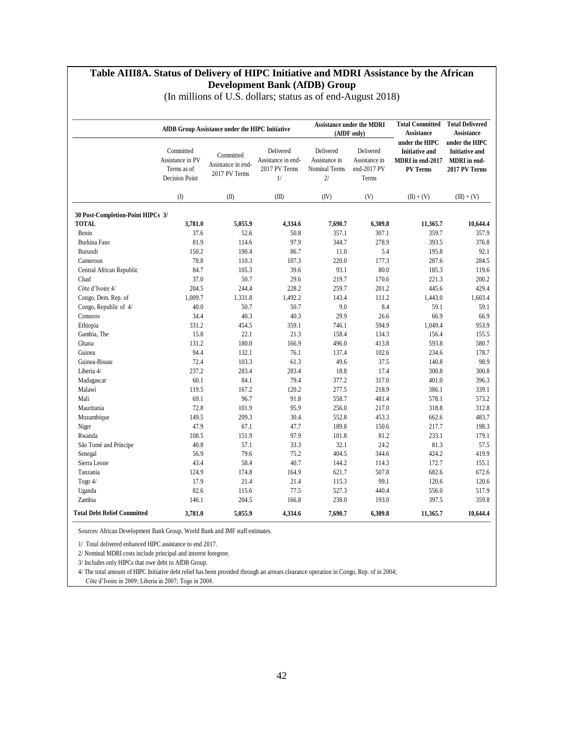# Table AIII8A. Status of Delivery of HIPC Initiative and MDRI Assistance by the African Development Bank (AfDB) Group

(In millions of U.S. dollars; status as of end-August 2018)

| | AfDB Group Assistance under the HIPC Initiative | | | Assistance under the MDRI (AfDF only) | | Total Committed Assistance under the HIPC Initiative and MDRI in end-2017 PV Terms | Total Delivered Assistance under the HIPC Initiative and MDRI in end-2017 PV Terms |
|---|---|---|---|---|---|---|---|
| | Committed Assistance in PV Terms as of Decision Point | Committed Assistance in end-2017 PV Terms | Delivered Assistance in end-2017 PV Terms 1/ | Delivered Assistance in Nominal Terms 2/ | Delivered Assistance in end-2017 PV Terms | | |
| | (I) | (II) | (III) | (IV) | (V) | (II) + (V) | (III) + (V) |
| **30 Post-Completion-Point HIPCs 3/** | | | | | | | |
| **TOTAL** | **3,781.0** | **5,055.9** | **4,334.6** | **7,690.7** | **6,309.8** | **11,365.7** | **10,644.4** |
| Benin | 37.6 | 52.6 | 50.8 | 357.1 | 307.1 | 359.7 | 357.9 |
| Burkina Faso | 81.9 | 114.6 | 97.9 | 344.7 | 278.9 | 393.5 | 376.8 |
| Burundi | 150.2 | 190.4 | 86.7 | 11.0 | 5.4 | 195.8 | 92.1 |
| Cameroon | 78.8 | 110.3 | 107.3 | 220.0 | 177.3 | 287.6 | 284.5 |
| Central African Republic | 84.7 | 105.3 | 39.6 | 93.1 | 80.0 | 185.3 | 119.6 |
| Chad | 37.0 | 50.7 | 29.6 | 219.7 | 170.6 | 221.3 | 200.2 |
| Côte d'Ivoire 4/ | 204.5 | 244.4 | 228.2 | 259.7 | 201.2 | 445.6 | 429.4 |
| Congo, Dem. Rep. of | 1,009.7 | 1,331.8 | 1,492.2 | 143.4 | 111.2 | 1,443.0 | 1,603.4 |
| Congo, Republic of 4/ | 40.0 | 50.7 | 50.7 | 9.0 | 8.4 | 59.1 | 59.1 |
| Comoros | 34.4 | 40.3 | 40.3 | 29.9 | 26.6 | 66.9 | 66.9 |
| Ethiopia | 331.2 | 454.5 | 359.1 | 746.1 | 594.9 | 1,049.4 | 953.9 |
| Gambia, The | 15.8 | 22.1 | 21.3 | 158.4 | 134.3 | 156.4 | 155.5 |
| Ghana | 131.2 | 180.0 | 166.9 | 496.0 | 413.8 | 593.8 | 580.7 |
| Guinea | 94.4 | 132.1 | 76.1 | 137.4 | 102.6 | 234.6 | 178.7 |
| Guinea-Bissau | 72.4 | 103.3 | 61.3 | 49.6 | 37.5 | 140.8 | 98.9 |
| Liberia 4/ | 237.2 | 283.4 | 283.4 | 18.8 | 17.4 | 300.8 | 300.8 |
| Madagascar | 60.1 | 84.1 | 79.4 | 377.2 | 317.0 | 401.0 | 396.3 |
| Malawi | 119.5 | 167.2 | 120.2 | 277.5 | 218.9 | 386.1 | 339.1 |
| Mali | 69.1 | 96.7 | 91.8 | 558.7 | 481.4 | 578.1 | 573.2 |
| Mauritania | 72.8 | 101.9 | 95.9 | 256.0 | 217.0 | 318.8 | 312.8 |
| Mozambique | 149.5 | 209.3 | 30.4 | 552.8 | 453.3 | 662.6 | 483.7 |
| Niger | 47.9 | 67.1 | 47.7 | 189.8 | 150.6 | 217.7 | 198.3 |
| Rwanda | 108.5 | 151.9 | 97.9 | 101.8 | 81.2 | 233.1 | 179.1 |
| São Tomé and Príncipe | 40.8 | 57.1 | 33.3 | 32.1 | 24.2 | 81.3 | 57.5 |
| Senegal | 56.9 | 79.6 | 75.2 | 404.5 | 344.6 | 424.2 | 419.9 |
| Sierra Leone | 43.4 | 58.4 | 40.7 | 144.2 | 114.3 | 172.7 | 155.1 |
| Tanzania | 124.9 | 174.8 | 164.9 | 621.7 | 507.8 | 682.6 | 672.6 |
| Togo 4/ | 17.9 | 21.4 | 21.4 | 115.3 | 99.1 | 120.6 | 120.6 |
| Uganda | 82.6 | 115.6 | 77.5 | 527.3 | 440.4 | 556.0 | 517.9 |
| Zambia | 146.1 | 204.5 | 166.8 | 238.0 | 193.0 | 397.5 | 359.8 |
| **Total Debt Relief Committed** | **3,781.0** | **5,055.9** | **4,334.6** | **7,690.7** | **6,309.8** | **11,365.7** | **10,644.4** |

Sources: African Development Bank Group, World Bank and IMF staff estimates.

1/ Total delivered enhanced HIPC assistance to end 2017.

2/ Nominal MDRI costs include principal and interest foregone.

3/ Includes only HIPCs that owe debt to AfDB Group.

4/ The total amount of HIPC Initiative debt relief has been provided through an arrears clearance operation in Congo, Rep. of in 2004; Côte d'Ivoire in 2009; Liberia in 2007; Togo in 2008.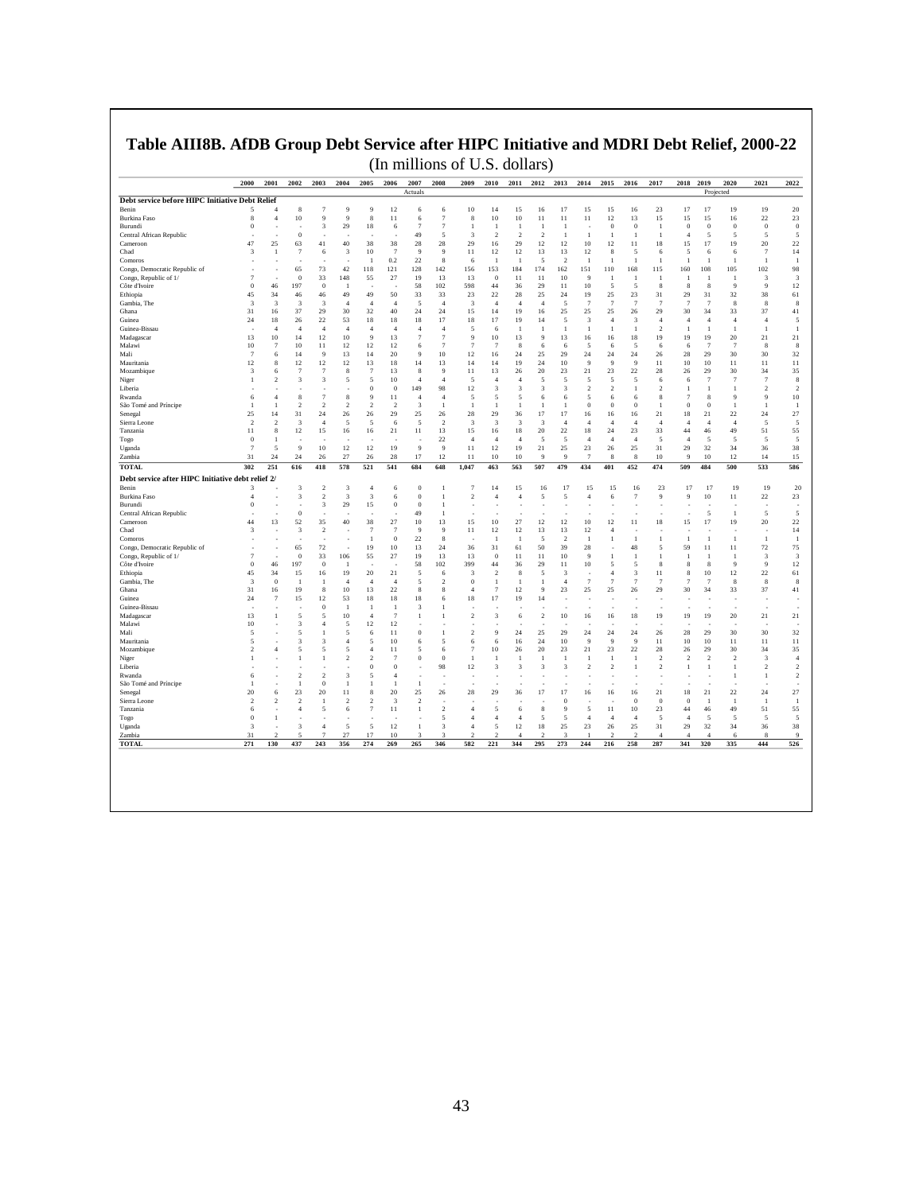# Table AIII8B. AfDB Group Debt Service after HIPC Initiative and MDRI Debt Relief, 2000-22

(In millions of U.S. dollars)

| | 2000 | 2001 | 2002 | 2003 | 2004 | 2005 | 2006 | 2007 | 2008 | 2009 | 2010 | 2011 | 2012 | 2013 | 2014 | 2015 | 2016 | 2017 | 2018 | 2019 | 2020 | 2021 | 2022 |
|---|---|---|---|---|---|---|---|---|---|---|---|---|---|---|---|---|---|---|---|---|---|---|---|
| | | | | | | | | Actuals | | | | | | | | | | | | Projected | | | |
| **Debt service before HIPC Initiative Debt Relief** | | | | | | | | | | | | | | | | | | | | | | | |
| Benin | 5 | 4 | 8 | 7 | 9 | 9 | 12 | 6 | 6 | 10 | 14 | 15 | 16 | 17 | 15 | 15 | 16 | 23 | 17 | 17 | 19 | 19 | 20 |
| Burkina Faso | 8 | 4 | 10 | 9 | 9 | 8 | 11 | 6 | 7 | 8 | 10 | 10 | 11 | 11 | 11 | 12 | 13 | 15 | 15 | 15 | 16 | 22 | 23 |
| Burundi | 0 | - | - | 3 | 29 | 18 | 6 | 7 | 7 | 1 | 1 | 1 | 1 | 1 | - | 0 | 0 | 1 | 0 | 0 | 0 | 0 | 0 |
| Central African Republic | - | - | 0 | - | - | - | - | 49 | 5 | 3 | 2 | 2 | 2 | 1 | 1 | 1 | 1 | 1 | 4 | 5 | 5 | 5 | 5 |
| Cameroon | 47 | 25 | 63 | 41 | 40 | 38 | 38 | 28 | 28 | 29 | 16 | 29 | 12 | 12 | 10 | 12 | 11 | 18 | 15 | 17 | 19 | 20 | 22 |
| Chad | 3 | 1 | 7 | 6 | 3 | 10 | 7 | 9 | 9 | 11 | 12 | 12 | 13 | 13 | 12 | 8 | 5 | 6 | 5 | 6 | 6 | 7 | 14 |
| Comoros | - | - | - | - | - | - | 1 | 0.2 | 22 | 8 | 6 | 1 | 1 | 5 | 2 | 1 | 1 | 1 | 1 | 1 | 1 | 1 | 1 |
| Congo, Democratic Republic of | - | - | 65 | 73 | 42 | 118 | 121 | 128 | 142 | 156 | 153 | 184 | 174 | 162 | 151 | 110 | 168 | 115 | 160 | 108 | 105 | 102 | 98 |
| Congo, Republic of 1/ | 7 | - | 0 | 33 | 148 | 55 | 27 | 19 | 13 | 13 | 0 | 11 | 11 | 10 | 9 | 1 | 1 | 1 | 1 | 1 | 1 | 3 | 3 |
| Côte d'Ivoire | 0 | 46 | 197 | 0 | 1 | - | - | 58 | 102 | 598 | 44 | 36 | 29 | 11 | 10 | 5 | 5 | 8 | 8 | 8 | 9 | 9 | 12 |
| Ethiopia | 45 | 34 | 46 | 46 | 49 | 49 | 50 | 33 | 33 | 23 | 22 | 28 | 25 | 24 | 19 | 25 | 23 | 31 | 29 | 31 | 32 | 38 | 61 |
| Gambia, The | 3 | 3 | 3 | 3 | 4 | 4 | 4 | 5 | 4 | 3 | 4 | 4 | 4 | 5 | 7 | 7 | 7 | 7 | 7 | 7 | 8 | 8 | 8 |
| Ghana | 31 | 16 | 37 | 29 | 30 | 32 | 40 | 24 | 24 | 15 | 14 | 19 | 16 | 25 | 25 | 25 | 26 | 29 | 30 | 34 | 33 | 37 | 41 |
| Guinea | 24 | 18 | 26 | 22 | 53 | 18 | 18 | 18 | 17 | 18 | 17 | 19 | 14 | 5 | 3 | 4 | 3 | 4 | 4 | 4 | 4 | 4 | 5 |
| Guinea-Bissau | - | 4 | 4 | 4 | 4 | 4 | 4 | 4 | 4 | 5 | 6 | 1 | 1 | 1 | 1 | 1 | 1 | 2 | 1 | 1 | 1 | 1 | 1 |
| Madagascar | 13 | 10 | 14 | 12 | 10 | 9 | 13 | 7 | 7 | 9 | 10 | 13 | 9 | 13 | 16 | 16 | 18 | 19 | 19 | 19 | 20 | 21 | 21 |
| Malawi | 10 | 7 | 10 | 11 | 12 | 12 | 12 | 6 | 7 | 7 | 7 | 8 | 6 | 6 | 5 | 6 | 5 | 6 | 6 | 7 | 7 | 8 | 8 |
| Mali | 7 | 6 | 14 | 9 | 13 | 14 | 20 | 9 | 10 | 12 | 16 | 24 | 25 | 29 | 24 | 24 | 24 | 26 | 28 | 29 | 30 | 30 | 32 |
| Mauritania | 12 | 8 | 12 | 12 | 12 | 13 | 18 | 14 | 13 | 14 | 14 | 19 | 24 | 10 | 9 | 9 | 9 | 11 | 10 | 10 | 11 | 11 | 11 |
| Mozambique | 3 | 6 | 7 | 7 | 8 | 7 | 13 | 8 | 9 | 11 | 13 | 26 | 20 | 23 | 21 | 23 | 22 | 28 | 26 | 29 | 30 | 34 | 35 |
| Niger | 1 | 2 | 3 | 3 | 5 | 5 | 10 | 4 | 4 | 5 | 4 | 4 | 5 | 5 | 5 | 5 | 5 | 6 | 6 | 7 | 7 | 7 | 8 |
| Liberia | - | - | - | - | - | 0 | 0 | 149 | 98 | 12 | 3 | 3 | 3 | 3 | 2 | 2 | 1 | 2 | 1 | 1 | 1 | 2 | 2 |
| Rwanda | 6 | 4 | 8 | 7 | 8 | 9 | 11 | 4 | 4 | 5 | 5 | 5 | 6 | 6 | 5 | 6 | 6 | 8 | 7 | 8 | 9 | 9 | 10 |
| São Tomé and Príncipe | 1 | 1 | 2 | 2 | 2 | 2 | 2 | 3 | 1 | 1 | 1 | 1 | 1 | 1 | 0 | 0 | 0 | 1 | 0 | 0 | 1 | 1 | 1 |
| Senegal | 25 | 14 | 31 | 24 | 26 | 26 | 29 | 25 | 26 | 28 | 29 | 36 | 17 | 17 | 16 | 16 | 16 | 21 | 18 | 21 | 22 | 24 | 27 |
| Sierra Leone | 2 | 2 | 3 | 4 | 5 | 5 | 6 | 5 | 2 | 3 | 3 | 3 | 3 | 4 | 4 | 4 | 4 | 4 | 4 | 4 | 4 | 5 | 5 |
| Tanzania | 11 | 8 | 12 | 15 | 16 | 16 | 21 | 11 | 13 | 15 | 16 | 18 | 20 | 22 | 18 | 24 | 23 | 33 | 44 | 46 | 49 | 51 | 55 |
| Togo | 0 | 1 | - | - | - | - | - | - | 22 | 4 | 4 | 4 | 5 | 5 | 4 | 4 | 4 | 5 | 4 | 5 | 5 | 5 | 5 |
| Uganda | 7 | 5 | 9 | 10 | 12 | 12 | 19 | 9 | 9 | 11 | 12 | 19 | 21 | 25 | 23 | 26 | 25 | 31 | 29 | 32 | 34 | 36 | 38 |
| Zambia | 31 | 24 | 24 | 26 | 27 | 26 | 28 | 17 | 12 | 11 | 10 | 10 | 9 | 9 | 7 | 8 | 8 | 10 | 9 | 10 | 12 | 14 | 15 |
| **TOTAL** | **302** | **251** | **616** | **418** | **578** | **521** | **541** | **684** | **648** | **1,047** | **463** | **563** | **507** | **479** | **434** | **401** | **452** | **474** | **509** | **484** | **500** | **533** | **586** |
| **Debt service after HIPC Initiative debt relief 2/** | | | | | | | | | | | | | | | | | | | | | | | |
| Benin | 3 | - | 3 | 2 | 3 | 4 | 6 | 0 | 1 | 7 | 14 | 15 | 16 | 17 | 15 | 15 | 16 | 23 | 17 | 17 | 19 | 19 | 20 |
| Burkina Faso | 4 | - | 3 | 2 | 3 | 3 | 6 | 0 | 1 | 2 | 4 | 4 | 5 | 5 | 4 | 6 | 7 | 9 | 9 | 10 | 11 | 22 | 23 |
| Burundi | 0 | - | - | 3 | 29 | 15 | 0 | 0 | 1 | - | - | - | - | - | - | - | - | - | - | - | - | - | - |
| Central African Republic | - | - | 0 | - | - | - | - | 49 | 1 | - | - | - | - | - | - | - | - | - | - | 5 | 1 | 5 | 5 |
| Cameroon | 44 | 13 | 52 | 35 | 40 | 38 | 27 | 10 | 13 | 15 | 10 | 27 | 12 | 12 | 10 | 12 | 11 | 18 | 15 | 17 | 19 | 20 | 22 |
| Chad | 3 | - | 3 | 2 | - | 7 | 7 | 9 | 9 | 11 | 12 | 12 | 13 | 13 | 12 | 4 | - | - | - | - | - | - | 14 |
| Comoros | - | - | - | - | - | 1 | 0 | 22 | 8 | - | 1 | 1 | 5 | 2 | 1 | 1 | 1 | 1 | 1 | 1 | 1 | 1 | 1 |
| Congo, Democratic Republic of | - | - | 65 | 72 | - | 19 | 10 | 13 | 24 | 36 | 31 | 61 | 50 | 39 | 28 | - | 48 | 5 | 59 | 11 | 11 | 72 | 75 |
| Congo, Republic of 1/ | 7 | - | 0 | 33 | 106 | 55 | 27 | 19 | 13 | 13 | 0 | 11 | 11 | 10 | 9 | 1 | 1 | 1 | 1 | 1 | 1 | 3 | 3 |
| Côte d'Ivoire | 0 | 46 | 197 | 0 | 1 | - | - | 58 | 102 | 399 | 44 | 36 | 29 | 11 | 10 | 5 | 5 | 8 | 8 | 8 | 9 | 9 | 12 |
| Ethiopia | 45 | 34 | 15 | 16 | 19 | 20 | 21 | 5 | 6 | 3 | 2 | 8 | 5 | 3 | - | 4 | 3 | 11 | 8 | 10 | 12 | 22 | 61 |
| Gambia, The | 3 | 0 | 1 | 1 | 4 | 4 | 4 | 5 | 2 | 0 | 1 | 1 | 1 | 4 | 7 | 7 | 7 | 7 | 7 | 7 | 8 | 8 | 8 |
| Ghana | 31 | 16 | 19 | 8 | 10 | 13 | 22 | 8 | 8 | 4 | 7 | 12 | 9 | 23 | 25 | 25 | 26 | 29 | 30 | 34 | 33 | 37 | 41 |
| Guinea | 24 | 7 | 15 | 12 | 53 | 18 | 18 | 18 | 6 | 18 | 17 | 19 | 14 | - | - | - | - | - | - | - | - | - | - |
| Guinea-Bissau | - | - | - | 0 | 1 | 1 | 1 | 3 | 1 | - | - | - | - | - | - | - | - | - | - | - | - | - | - |
| Madagascar | 13 | 1 | 5 | 5 | 10 | 4 | 7 | 1 | 1 | 2 | 3 | 6 | 2 | 10 | 16 | 16 | 18 | 19 | 19 | 19 | 20 | 21 | 21 |
| Malawi | 10 | - | 3 | 4 | 5 | 12 | 12 | - | - | - | - | - | - | - | - | - | - | - | - | - | - | - | - |
| Mali | 5 | - | 5 | 1 | 5 | 6 | 11 | 0 | 1 | 2 | 9 | 24 | 25 | 29 | 24 | 24 | 24 | 26 | 28 | 29 | 30 | 30 | 32 |
| Mauritania | 5 | - | 3 | 3 | 4 | 5 | 10 | 6 | 5 | 6 | 6 | 16 | 24 | 10 | 9 | 9 | 9 | 11 | 10 | 10 | 11 | 11 | 11 |
| Mozambique | 2 | 4 | 5 | 5 | 5 | 4 | 11 | 5 | 6 | 7 | 10 | 26 | 20 | 23 | 21 | 23 | 22 | 28 | 26 | 29 | 30 | 34 | 35 |
| Niger | 1 | - | 1 | 1 | 2 | 2 | 7 | 0 | 0 | 1 | 1 | 1 | 1 | 1 | 1 | 1 | 1 | 2 | 2 | 2 | 2 | 3 | 4 |
| Liberia | - | - | - | - | - | 0 | 0 | - | 98 | 12 | 3 | 3 | 3 | 3 | 2 | 2 | 1 | 2 | 1 | 1 | 1 | 2 | 2 |
| Rwanda | 6 | - | 2 | 2 | 3 | 5 | 4 | - | - | - | - | - | - | - | - | - | - | - | - | - | 1 | 1 | 2 |
| São Tomé and Príncipe | 1 | - | 1 | 0 | 1 | 1 | 1 | 1 | - | - | - | - | - | - | - | - | - | - | - | - | - | - | - |
| Senegal | 20 | 6 | 23 | 20 | 11 | 8 | 20 | 25 | 26 | 28 | 29 | 36 | 17 | 17 | 16 | 16 | 16 | 21 | 18 | 21 | 22 | 24 | 27 |
| Sierra Leone | 2 | 2 | 2 | 1 | 2 | 2 | 3 | 2 | - | - | - | - | - | 0 | - | - | 0 | 0 | 0 | 1 | 1 | 1 | 1 |
| Tanzania | 6 | - | 4 | 5 | 6 | 7 | 11 | 1 | 2 | 4 | 5 | 6 | 8 | 9 | 5 | 11 | 10 | 23 | 44 | 46 | 49 | 51 | 55 |
| Togo | 0 | 1 | - | - | - | - | - | - | 5 | 4 | 4 | 4 | 5 | 5 | 4 | 4 | 4 | 5 | 4 | 5 | 5 | 5 | 5 |
| Uganda | 3 | - | 3 | 4 | 5 | 5 | 12 | 1 | 3 | 4 | 5 | 12 | 18 | 25 | 23 | 26 | 25 | 31 | 29 | 32 | 34 | 36 | 38 |
| Zambia | 31 | 2 | 5 | 7 | 27 | 17 | 10 | 3 | 3 | 2 | 2 | 4 | 2 | 3 | 1 | 2 | 2 | 4 | 4 | 4 | 6 | 8 | 9 |
| **TOTAL** | **271** | **130** | **437** | **243** | **356** | **274** | **269** | **265** | **346** | **582** | **221** | **344** | **295** | **273** | **244** | **216** | **258** | **287** | **341** | **320** | **335** | **444** | **526** |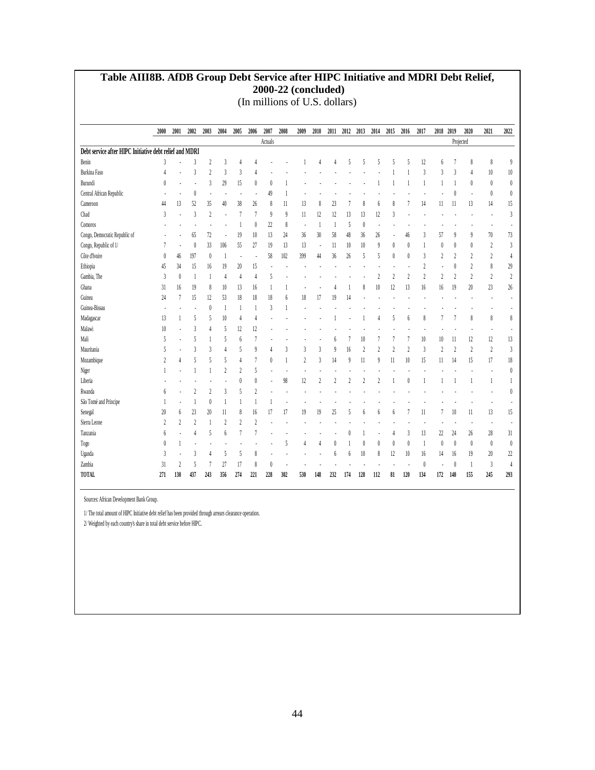# Table AIII8B. AfDB Group Debt Service after HIPC Initiative and MDRI Debt Relief, 2000-22 (concluded)

(In millions of U.S. dollars)

| | 2000 | 2001 | 2002 | 2003 | 2004 | 2005 | 2006 | 2007 | 2008 | 2009 | 2010 | 2011 | 2012 | 2013 | 2014 | 2015 | 2016 | 2017 | 2018 | 2019 | 2020 | 2021 | 2022 |
|---|---|---|---|---|---|---|---|---|---|---|---|---|---|---|---|---|---|---|---|---|---|---|---|
| | | | | | | | | Actuals | | | | | | | | | | | | | Projected | | |
| **Debt service after HIPC Initiative debt relief and MDRI** | | | | | | | | | | | | | | | | | | | | | | | |
| Benin | 3 | - | 3 | 2 | 3 | 4 | 4 | - | - | 1 | 4 | 4 | 5 | 5 | 5 | 5 | 5 | 12 | 6 | 7 | 8 | 8 | 9 |
| Burkina Faso | 4 | - | 3 | 2 | 3 | 3 | 4 | - | - | - | - | - | - | - | - | 1 | 1 | 3 | 3 | 3 | 4 | 10 | 10 |
| Burundi | 0 | - | - | 3 | 29 | 15 | 0 | 0 | 1 | - | - | - | - | - | 1 | 1 | 1 | 1 | 1 | 1 | 0 | 0 | 0 |
| Central African Republic | - | - | 0 | - | - | - | - | 49 | 1 | - | - | - | - | - | - | - | - | - | - | 0 | - | 0 | 0 |
| Cameroon | 44 | 13 | 52 | 35 | 40 | 38 | 26 | 8 | 11 | 13 | 8 | 23 | 7 | 8 | 6 | 8 | 7 | 14 | 11 | 11 | 13 | 14 | 15 |
| Chad | 3 | - | 3 | 2 | - | 7 | 7 | 9 | 9 | 11 | 12 | 12 | 13 | 13 | 12 | 3 | - | - | - | - | - | - | 3 |
| Comoros | - | - | - | - | - | 1 | 0 | 22 | 8 | - | 1 | 1 | 5 | 0 | - | - | - | - | - | - | - | - | - |
| Congo, Democratic Republic of | - | - | 65 | 72 | - | 19 | 10 | 13 | 24 | 36 | 30 | 58 | 48 | 36 | 26 | - | 46 | 3 | 57 | 9 | 9 | 70 | 73 |
| Congo, Republic of 1/ | 7 | - | 0 | 33 | 106 | 55 | 27 | 19 | 13 | 13 | - | 11 | 10 | 10 | 9 | 0 | 0 | 1 | 0 | 0 | 0 | 2 | 3 |
| Côte d'Ivoire | 0 | 46 | 197 | 0 | 1 | - | - | 58 | 102 | 399 | 44 | 36 | 26 | 5 | 5 | 0 | 0 | 3 | 2 | 2 | 2 | 2 | 4 |
| Ethiopia | 45 | 34 | 15 | 16 | 19 | 20 | 15 | - | - | - | - | - | - | - | - | - | - | 2 | - | 0 | 2 | 8 | 29 |
| Gambia, The | 3 | 0 | 1 | 1 | 4 | 4 | 4 | 5 | - | - | - | - | - | - | 2 | 2 | 2 | 2 | 2 | 2 | 2 | 2 | 2 |
| Ghana | 31 | 16 | 19 | 8 | 10 | 13 | 16 | 1 | 1 | - | - | 4 | 1 | 8 | 10 | 12 | 13 | 16 | 16 | 19 | 20 | 23 | 26 |
| Guinea | 24 | 7 | 15 | 12 | 53 | 18 | 18 | 18 | 6 | 18 | 17 | 19 | 14 | - | - | - | - | - | - | - | - | - | - |
| Guinea-Bissau | - | - | - | 0 | 1 | 1 | 1 | 3 | 1 | - | - | - | - | - | - | - | - | - | - | - | - | - | - |
| Madagascar | 13 | 1 | 5 | 5 | 10 | 4 | 4 | - | - | - | - | 1 | - | 1 | 4 | 5 | 6 | 8 | 7 | 7 | 8 | 8 | 8 |
| Malawi | 10 | - | 3 | 4 | 5 | 12 | 12 | - | - | - | - | - | - | - | - | - | - | - | - | - | - | - | - |
| Mali | 5 | - | 5 | 1 | 5 | 6 | 7 | - | - | - | - | 6 | 7 | 10 | 7 | 7 | 7 | 10 | 10 | 11 | 12 | 12 | 13 |
| Mauritania | 5 | - | 3 | 3 | 4 | 5 | 9 | 4 | 3 | 3 | 3 | 9 | 16 | 2 | 2 | 2 | 2 | 3 | 2 | 2 | 2 | 2 | 3 |
| Mozambique | 2 | 4 | 5 | 5 | 5 | 4 | 7 | 0 | 1 | 2 | 3 | 14 | 9 | 11 | 9 | 11 | 10 | 15 | 11 | 14 | 15 | 17 | 18 |
| Niger | 1 | - | 1 | 1 | 2 | 2 | 5 | - | - | - | - | - | - | - | - | - | - | - | - | - | - | - | 0 |
| Liberia | - | - | - | - | - | 0 | 0 | - | 98 | 12 | 2 | 2 | 2 | 2 | 2 | 1 | 0 | 1 | 1 | 1 | 1 | 1 | 1 |
| Rwanda | 6 | - | 2 | 2 | 3 | 5 | 2 | - | - | - | - | - | - | - | - | - | - | - | - | - | - | - | 0 |
| São Tomé and Príncipe | 1 | - | 1 | 0 | 1 | 1 | 1 | 1 | - | - | - | - | - | - | - | - | - | - | - | - | - | - | - |
| Senegal | 20 | 6 | 23 | 20 | 11 | 8 | 16 | 17 | 17 | 19 | 19 | 25 | 5 | 6 | 6 | 6 | 7 | 11 | 7 | 10 | 11 | 13 | 15 |
| Sierra Leone | 2 | 2 | 2 | 1 | 2 | 2 | 2 | - | - | - | - | - | - | - | - | - | - | - | - | - | - | - | - |
| Tanzania | 6 | - | 4 | 5 | 6 | 7 | 7 | - | - | - | - | - | 0 | 1 | - | 4 | 3 | 13 | 22 | 24 | 26 | 28 | 31 |
| Togo | 0 | 1 | - | - | - | - | - | - | 5 | 4 | 4 | 0 | 1 | 0 | 0 | 0 | 0 | 1 | 0 | 0 | 0 | 0 | 0 |
| Uganda | 3 | - | 3 | 4 | 5 | 5 | 8 | - | - | - | - | 6 | 6 | 10 | 8 | 12 | 10 | 16 | 14 | 16 | 19 | 20 | 22 |
| Zambia | 31 | 2 | 5 | 7 | 27 | 17 | 8 | 0 | - | - | - | - | - | - | - | - | - | 0 | - | 0 | 1 | 3 | 4 |
| **TOTAL** | **271** | **130** | **437** | **243** | **356** | **274** | **221** | **228** | **302** | **530** | **148** | **232** | **174** | **128** | **112** | **81** | **120** | **134** | **172** | **140** | **155** | **245** | **293** |

Sources: African Development Bank Group.

1/ The total amount of HIPC Initiative debt relief has been provided through arrears clearance operation.

2/ Weighted by each country's share in total debt service before HIPC.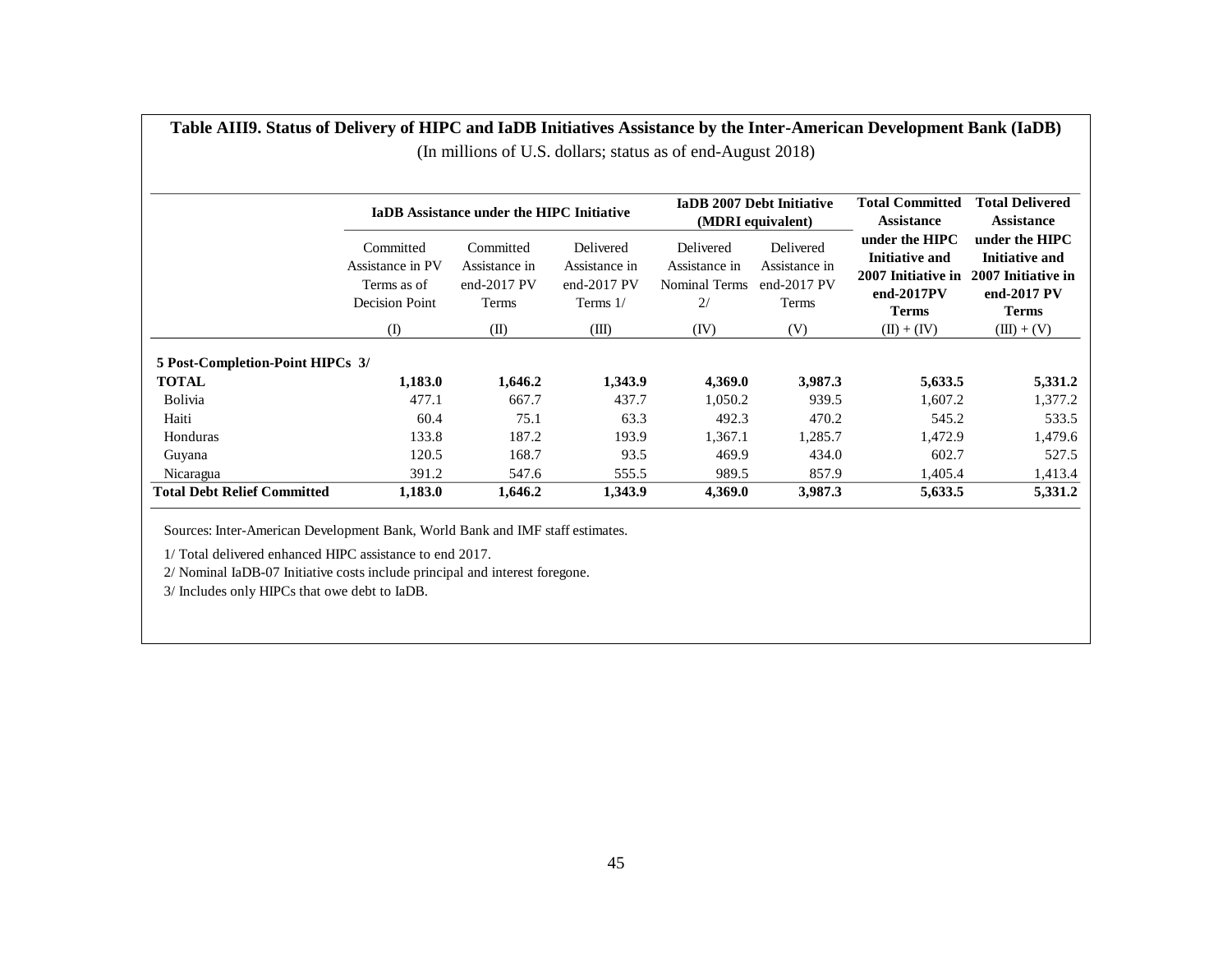**Table AIII9. Status of Delivery of HIPC and IaDB Initiatives Assistance by the Inter-American Development Bank (IaDB)**

(In millions of U.S. dollars; status as of end-August 2018)

| | IaDB Assistance under the HIPC Initiative | | | IaDB 2007 Debt Initiative (MDRI equivalent) | | Total Committed Assistance under the HIPC Initiative and 2007 Initiative in end-2017PV Terms | Total Delivered Assistance under the HIPC Initiative and 2007 Initiative in end-2017 PV Terms |
|---|---|---|---|---|---|---|---|
| | Committed Assistance in PV Terms as of Decision Point | Committed Assistance in end-2017 PV Terms | Delivered Assistance in end-2017 PV Terms 1/ | Delivered Assistance in Nominal Terms 2/ | Delivered Assistance in end-2017 PV Terms | | |
| | (I) | (II) | (III) | (IV) | (V) | (II) + (IV) | (III) + (V) |
| **5 Post-Completion-Point HIPCs 3/** | | | | | | | |
| **TOTAL** | **1,183.0** | **1,646.2** | **1,343.9** | **4,369.0** | **3,987.3** | **5,633.5** | **5,331.2** |
| Bolivia | 477.1 | 667.7 | 437.7 | 1,050.2 | 939.5 | 1,607.2 | 1,377.2 |
| Haiti | 60.4 | 75.1 | 63.3 | 492.3 | 470.2 | 545.2 | 533.5 |
| Honduras | 133.8 | 187.2 | 193.9 | 1,367.1 | 1,285.7 | 1,472.9 | 1,479.6 |
| Guyana | 120.5 | 168.7 | 93.5 | 469.9 | 434.0 | 602.7 | 527.5 |
| Nicaragua | 391.2 | 547.6 | 555.5 | 989.5 | 857.9 | 1,405.4 | 1,413.4 |
| **Total Debt Relief Committed** | **1,183.0** | **1,646.2** | **1,343.9** | **4,369.0** | **3,987.3** | **5,633.5** | **5,331.2** |

Sources: Inter-American Development Bank, World Bank and IMF staff estimates.

1/ Total delivered enhanced HIPC assistance to end 2017.

2/ Nominal IaDB-07 Initiative costs include principal and interest foregone.

3/ Includes only HIPCs that owe debt to IaDB.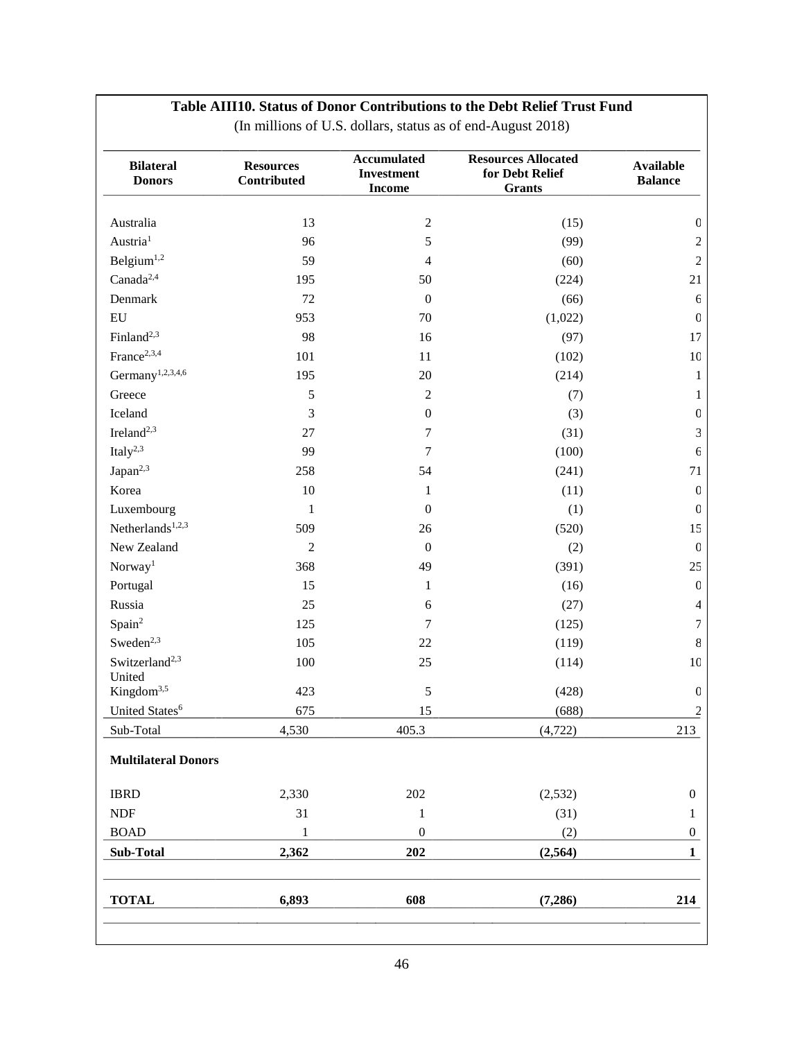**Table AIII10. Status of Donor Contributions to the Debt Relief Trust Fund**

(In millions of U.S. dollars, status as of end-August 2018)

| Bilateral Donors | Resources Contributed | Accumulated Investment Income | Resources Allocated for Debt Relief Grants | Available Balance |
|---|---|---|---|---|
| Australia | 13 | 2 | (15) | 0 |
| Austria[1] | 96 | 5 | (99) | 2 |
| Belgium[1,2] | 59 | 4 | (60) | 2 |
| Canada[2,4] | 195 | 50 | (224) | 21 |
| Denmark | 72 | 0 | (66) | 6 |
| EU | 953 | 70 | (1,022) | 0 |
| Finland[2,3] | 98 | 16 | (97) | 17 |
| France[2,3,4] | 101 | 11 | (102) | 10 |
| Germany[1,2,3,4,6] | 195 | 20 | (214) | 1 |
| Greece | 5 | 2 | (7) | 1 |
| Iceland | 3 | 0 | (3) | 0 |
| Ireland[2,3] | 27 | 7 | (31) | 3 |
| Italy[2,3] | 99 | 7 | (100) | 6 |
| Japan[2,3] | 258 | 54 | (241) | 71 |
| Korea | 10 | 1 | (11) | 0 |
| Luxembourg | 1 | 0 | (1) | 0 |
| Netherlands[1,2,3] | 509 | 26 | (520) | 15 |
| New Zealand | 2 | 0 | (2) | 0 |
| Norway[1] | 368 | 49 | (391) | 25 |
| Portugal | 15 | 1 | (16) | 0 |
| Russia | 25 | 6 | (27) | 4 |
| Spain[2] | 125 | 7 | (125) | 7 |
| Sweden[2,3] | 105 | 22 | (119) | 8 |
| Switzerland[2,3] | 100 | 25 | (114) | 10 |
| United Kingdom[3,5] | 423 | 5 | (428) | 0 |
| United States[6] | 675 | 15 | (688) | 2 |
| Sub-Total | 4,530 | 405.3 | (4,722) | 213 |
| **Multilateral Donors** | | | | |
| IBRD | 2,330 | 202 | (2,532) | 0 |
| NDF | 31 | 1 | (31) | 1 |
| BOAD | 1 | 0 | (2) | 0 |
| **Sub-Total** | **2,362** | **202** | **(2,564)** | **1** |
| **TOTAL** | **6,893** | **608** | **(7,286)** | **214** |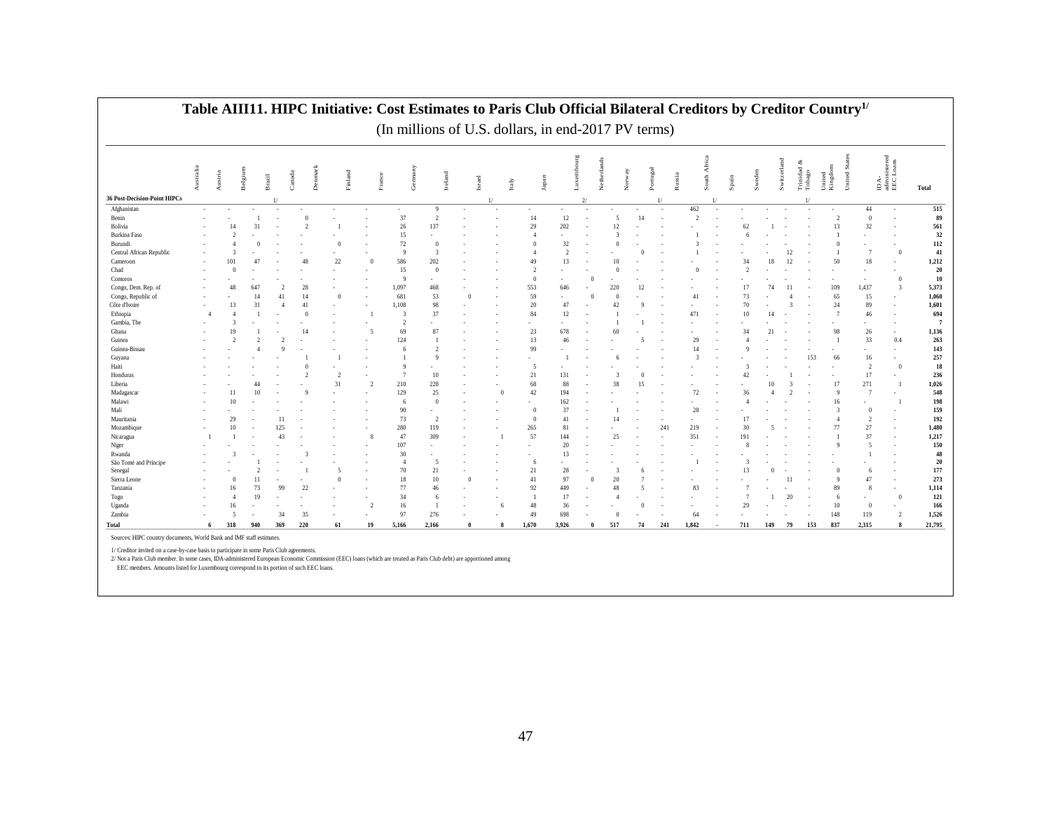## Table AIII11. HIPC Initiative: Cost Estimates to Paris Club Official Bilateral Creditors by Creditor Country[1/]

(In millions of U.S. dollars, in end-2017 PV terms)

| 36 Post-Decision-Point HIPCs | Australia | Austria | Belgium | Brazil 1/ | Canada | Denmark | Finland | France | Germany | Ireland | Israel 1/ | Italy | Japan | Luxembourg 2/ | Netherlands | Norway | Portugal 1/ | Russia | South Africa 1/ | Spain | Sweden | Switzerland | Trinidad & Tobago 1/ | United Kingdom | United States | IDA-administered EEC Loans | Total |
|---|---|---|---|---|---|---|---|---|---|---|---|---|---|---|---|---|---|---|---|---|---|---|---|---|---|---|---|
| Afghanistan | - | - | - | - | - | - | - | - | 9 | - | - | - | - | - | - | - | - | 462 | - | - | - | - | - | - | 44 | - | **515** |
| Benin | - | - | 1 | - | 0 | - | - | 37 | 2 | - | - | 14 | 12 | - | 5 | 14 | - | 2 | - | - | - | - | - | 2 | 0 | - | **89** |
| Bolivia | - | 14 | 31 | - | 2 | 1 | - | 26 | 137 | - | - | 29 | 202 | - | 12 | - | - | - | - | 62 | 1 | - | - | 13 | 32 | - | **561** |
| Burkina Faso | - | 2 | - | - | - | - | - | 15 | - | - | - | 4 | - | - | 3 | - | - | 1 | - | 6 | - | - | - | 1 | - | - | **32** |
| Burundi | - | 4 | 0 | - | - | 0 | - | 72 | 0 | - | - | 0 | 32 | - | 0 | - | - | 3 | - | - | - | - | - | 0 | - | - | **112** |
| Central African Republic | - | 3 | - | - | - | - | - | 9 | 3 | - | - | 4 | 2 | - | - | 0 | - | 1 | - | - | - | 12 | - | 1 | 7 | 0 | **41** |
| Cameroon | - | 101 | 47 | - | 48 | 22 | 0 | 586 | 202 | - | - | 49 | 13 | - | 10 | - | - | - | - | 34 | 18 | 12 | - | 50 | 18 | - | **1,212** |
| Chad | - | 0 | - | - | - | - | - | 15 | 0 | - | - | 2 | - | - | 0 | - | - | 0 | - | 2 | - | - | - | - | - | - | **20** |
| Comoros | - | - | - | - | - | - | - | 9 | - | - | - | 0 | - | 0 | - | - | - | - | - | - | - | - | - | - | - | 0 | **10** |
| Congo, Dem. Rep. of | - | 48 | 647 | 2 | 28 | - | - | 1,097 | 468 | - | - | 553 | 646 | - | 220 | 12 | - | - | - | 17 | 74 | 11 | - | 109 | 1,437 | 3 | **5,373** |
| Congo, Republic of | - | - | 14 | 41 | 14 | 0 | - | 681 | 53 | 0 | - | 59 | - | 0 | 0 | - | - | 41 | - | 73 | - | 4 | - | 65 | 15 | - | **1,060** |
| Côte d'Ivoire | - | 13 | 31 | 4 | 41 | - | - | 1,108 | 98 | - | - | 20 | 47 | - | 42 | 9 | - | - | - | 70 | - | 3 | - | 24 | 89 | - | **1,601** |
| Ethiopia | 4 | 4 | 1 | - | 0 | - | 1 | 3 | 37 | - | - | 84 | 12 | - | 1 | - | - | 471 | - | 10 | 14 | - | - | 7 | 46 | - | **694** |
| Gambia, The | - | 3 | - | - | - | - | - | 2 | - | - | - | - | - | - | 1 | 1 | - | - | - | - | - | - | - | - | - | - | **7** |
| Ghana | - | 19 | 1 | - | 14 | - | 5 | 69 | 87 | - | - | 23 | 678 | - | 60 | - | - | - | - | 34 | 21 | - | - | 98 | 26 | - | **1,136** |
| Guinea | - | 2 | 2 | 2 | - | - | - | 124 | 1 | - | - | 13 | 46 | - | - | 5 | - | 29 | - | 4 | - | - | - | 1 | 33 | 0.4 | **263** |
| Guinea-Bissau | - | - | 4 | 9 | - | - | - | 6 | 2 | - | - | 99 | - | - | - | - | - | 14 | - | 9 | - | - | - | - | - | - | **143** |
| Guyana | - | - | - | - | 1 | 1 | - | 1 | 9 | - | - | - | 1 | - | 6 | - | - | 3 | - | - | - | - | 153 | 66 | 16 | - | **257** |
| Haiti | - | - | - | - | 0 | - | - | 9 | - | - | - | 5 | - | - | - | - | - | - | - | 3 | - | - | - | - | 2 | 0 | **18** |
| Honduras | - | - | - | - | 2 | 2 | - | 7 | 10 | - | - | 21 | 131 | - | 3 | 0 | - | - | - | 42 | - | 1 | - | - | 17 | - | **236** |
| Liberia | - | - | 44 | - | - | 31 | 2 | 210 | 228 | - | - | 68 | 88 | - | 38 | 15 | - | - | - | - | 10 | 3 | - | 17 | 271 | 1 | **1,026** |
| Madagascar | - | 11 | 10 | - | 9 | - | - | 129 | 25 | - | 0 | 42 | 194 | - | - | - | - | 72 | - | 36 | 4 | 2 | - | 9 | 7 | - | **548** |
| Malawi | - | 10 | - | - | - | - | - | 6 | 0 | - | - | - | 162 | - | - | - | - | - | - | 4 | - | - | - | 16 | - | 1 | **198** |
| Mali | - | - | - | - | - | - | - | 90 | - | - | - | 0 | 37 | - | 1 | - | - | 28 | - | - | - | - | - | 3 | 0 | - | **159** |
| Mauritania | - | 29 | - | 11 | - | - | - | 73 | 2 | - | - | 0 | 41 | - | 14 | - | - | - | - | 17 | - | - | - | 4 | 2 | - | **192** |
| Mozambique | - | 10 | - | 125 | - | - | - | 280 | 119 | - | - | 265 | 81 | - | - | - | 241 | 219 | - | 30 | 5 | - | - | 77 | 27 | - | **1,480** |
| Nicaragua | 1 | 1 | - | 43 | - | - | 8 | 47 | 309 | - | 1 | 57 | 144 | - | 25 | - | - | 351 | - | 191 | - | - | - | 1 | 37 | - | **1,217** |
| Niger | - | - | - | - | - | - | - | 107 | - | - | - | - | 20 | - | - | - | - | - | - | 8 | - | - | - | 9 | 5 | - | **150** |
| Rwanda | - | 3 | - | - | 3 | - | - | 30 | - | - | - | - | 13 | - | - | - | - | - | - | - | - | - | - | - | 1 | - | **48** |
| São Tomé and Príncipe | - | - | 1 | - | - | - | - | 4 | 5 | - | - | 6 | - | - | - | - | - | 1 | - | 3 | - | - | - | - | - | - | **20** |
| Senegal | - | - | 2 | - | 1 | 5 | - | 70 | 21 | - | - | 21 | 28 | - | 3 | 6 | - | - | - | 13 | 0 | - | - | 0 | 6 | - | **177** |
| Sierra Leone | - | 0 | 11 | - | - | 0 | - | 18 | 10 | 0 | - | 41 | 97 | 0 | 20 | 7 | - | - | - | - | - | 11 | - | 9 | 47 | - | **273** |
| Tanzania | - | 16 | 73 | 99 | 22 | - | - | 77 | 46 | - | - | 92 | 449 | - | 48 | 5 | - | 83 | - | 7 | - | - | - | 89 | 8 | - | **1,114** |
| Togo | - | 4 | 19 | - | - | - | - | 34 | 6 | - | - | 1 | 17 | - | 4 | - | - | - | - | 7 | 1 | 20 | - | 6 | - | 0 | **121** |
| Uganda | - | 16 | - | - | - | - | 2 | 16 | 1 | - | 6 | 48 | 36 | - | - | 0 | - | - | - | 29 | - | - | - | 10 | 0 | - | **166** |
| Zambia | - | 5 | - | 34 | 35 | - | - | 97 | 276 | - | - | 49 | 698 | - | 0 | - | - | 64 | - | - | - | - | - | 148 | 119 | 2 | **1,526** |
| **Total** | **6** | **318** | **940** | **369** | **220** | **61** | **19** | **5,166** | **2,166** | **0** | **8** | **1,670** | **3,926** | **0** | **517** | **74** | **241** | **1,842** | **-** | **711** | **149** | **79** | **153** | **837** | **2,315** | **8** | **21,795** |

Sources: HIPC country documents, World Bank and IMF staff estimates.

1/ Creditor invited on a case-by-case basis to participate in some Paris Club agreements.

2/ Not a Paris Club member. In some cases, IDA-administered European Economic Commission (EEC) loans (which are treated as Paris Club debt) are apportioned among EEC members. Amounts listed for Luxembourg correspond to its portion of such EEC loans.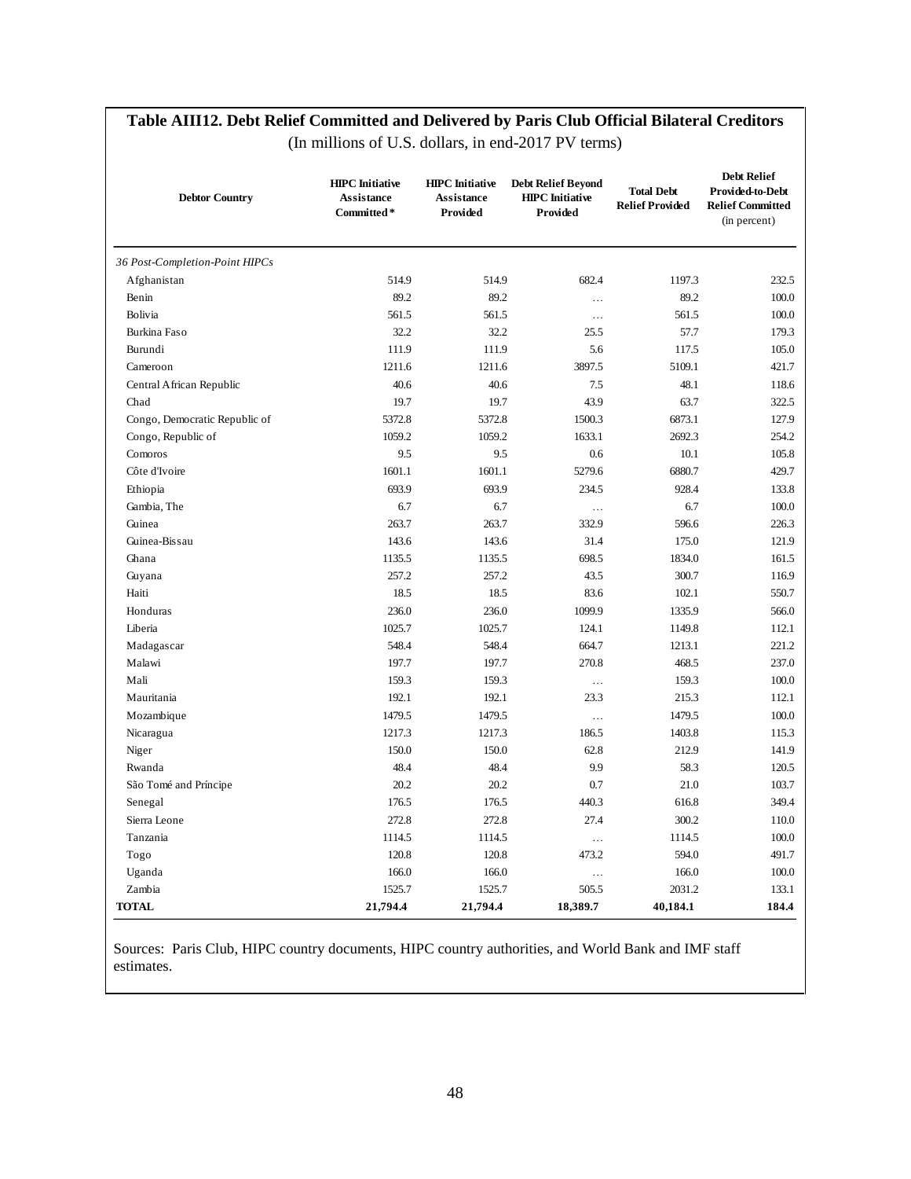# Table AIII12. Debt Relief Committed and Delivered by Paris Club Official Bilateral Creditors

(In millions of U.S. dollars, in end-2017 PV terms)

| Debtor Country | HIPC Initiative Assistance Committed* | HIPC Initiative Assistance Provided | Debt Relief Beyond HIPC Initiative Provided | Total Debt Relief Provided | Debt Relief Provided-to-Debt Relief Committed (in percent) |
|---|---|---|---|---|---|
| *36 Post-Completion-Point HIPCs* | | | | | |
| Afghanistan | 514.9 | 514.9 | 682.4 | 1197.3 | 232.5 |
| Benin | 89.2 | 89.2 | … | 89.2 | 100.0 |
| Bolivia | 561.5 | 561.5 | … | 561.5 | 100.0 |
| Burkina Faso | 32.2 | 32.2 | 25.5 | 57.7 | 179.3 |
| Burundi | 111.9 | 111.9 | 5.6 | 117.5 | 105.0 |
| Cameroon | 1211.6 | 1211.6 | 3897.5 | 5109.1 | 421.7 |
| Central African Republic | 40.6 | 40.6 | 7.5 | 48.1 | 118.6 |
| Chad | 19.7 | 19.7 | 43.9 | 63.7 | 322.5 |
| Congo, Democratic Republic of | 5372.8 | 5372.8 | 1500.3 | 6873.1 | 127.9 |
| Congo, Republic of | 1059.2 | 1059.2 | 1633.1 | 2692.3 | 254.2 |
| Comoros | 9.5 | 9.5 | 0.6 | 10.1 | 105.8 |
| Côte d'Ivoire | 1601.1 | 1601.1 | 5279.6 | 6880.7 | 429.7 |
| Ethiopia | 693.9 | 693.9 | 234.5 | 928.4 | 133.8 |
| Gambia, The | 6.7 | 6.7 | … | 6.7 | 100.0 |
| Guinea | 263.7 | 263.7 | 332.9 | 596.6 | 226.3 |
| Guinea-Bissau | 143.6 | 143.6 | 31.4 | 175.0 | 121.9 |
| Ghana | 1135.5 | 1135.5 | 698.5 | 1834.0 | 161.5 |
| Guyana | 257.2 | 257.2 | 43.5 | 300.7 | 116.9 |
| Haiti | 18.5 | 18.5 | 83.6 | 102.1 | 550.7 |
| Honduras | 236.0 | 236.0 | 1099.9 | 1335.9 | 566.0 |
| Liberia | 1025.7 | 1025.7 | 124.1 | 1149.8 | 112.1 |
| Madagascar | 548.4 | 548.4 | 664.7 | 1213.1 | 221.2 |
| Malawi | 197.7 | 197.7 | 270.8 | 468.5 | 237.0 |
| Mali | 159.3 | 159.3 | … | 159.3 | 100.0 |
| Mauritania | 192.1 | 192.1 | 23.3 | 215.3 | 112.1 |
| Mozambique | 1479.5 | 1479.5 | … | 1479.5 | 100.0 |
| Nicaragua | 1217.3 | 1217.3 | 186.5 | 1403.8 | 115.3 |
| Niger | 150.0 | 150.0 | 62.8 | 212.9 | 141.9 |
| Rwanda | 48.4 | 48.4 | 9.9 | 58.3 | 120.5 |
| São Tomé and Príncipe | 20.2 | 20.2 | 0.7 | 21.0 | 103.7 |
| Senegal | 176.5 | 176.5 | 440.3 | 616.8 | 349.4 |
| Sierra Leone | 272.8 | 272.8 | 27.4 | 300.2 | 110.0 |
| Tanzania | 1114.5 | 1114.5 | … | 1114.5 | 100.0 |
| Togo | 120.8 | 120.8 | 473.2 | 594.0 | 491.7 |
| Uganda | 166.0 | 166.0 | … | 166.0 | 100.0 |
| Zambia | 1525.7 | 1525.7 | 505.5 | 2031.2 | 133.1 |
| **TOTAL** | **21,794.4** | **21,794.4** | **18,389.7** | **40,184.1** | **184.4** |

Sources: Paris Club, HIPC country documents, HIPC country authorities, and World Bank and IMF staff estimates.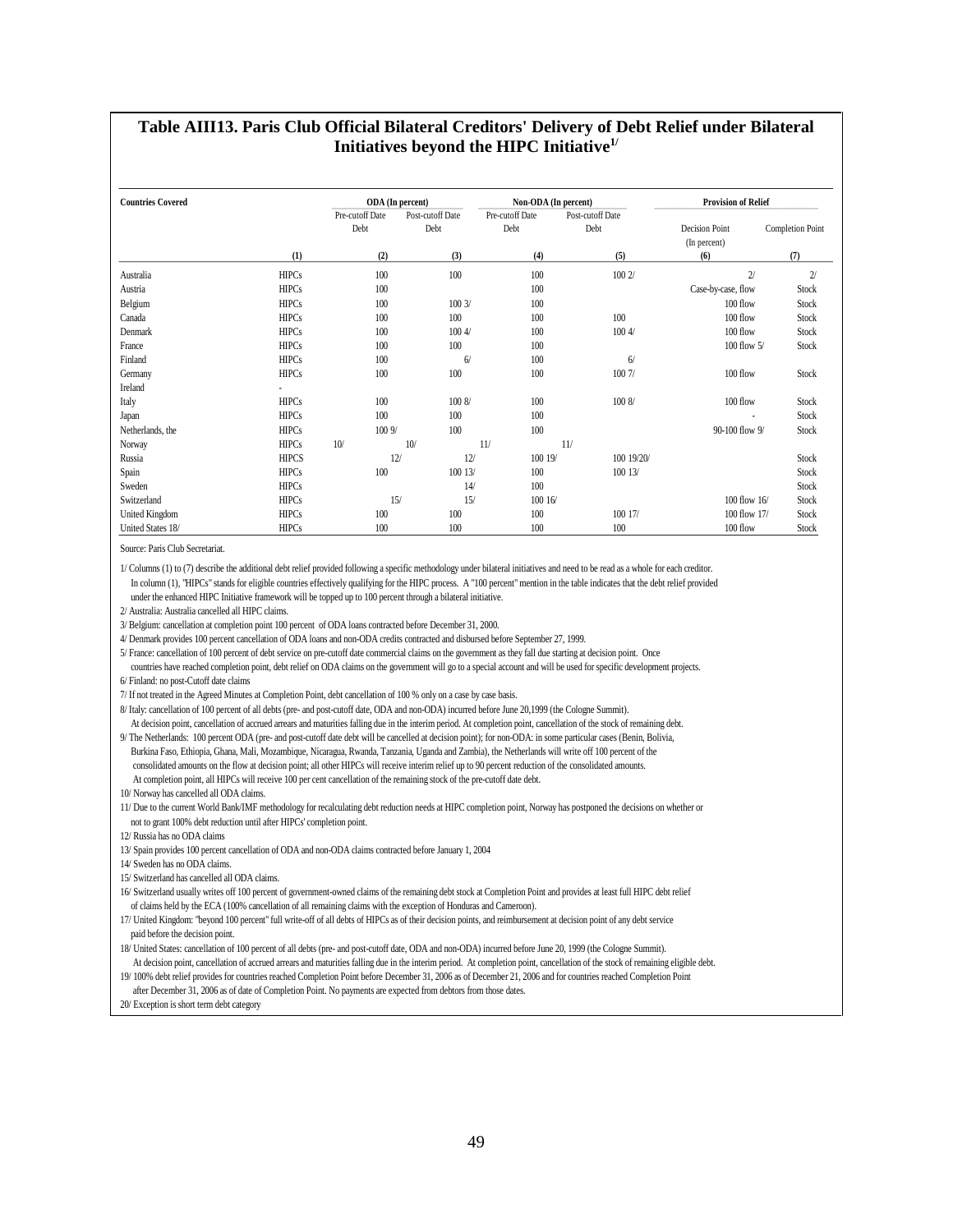## Table AIII13. Paris Club Official Bilateral Creditors' Delivery of Debt Relief under Bilateral Initiatives beyond the HIPC Initiative[1/]

| Countries Covered | | ODA (In percent) | | Non-ODA (In percent) | | Provision of Relief | |
|---|---|---|---|---|---|---|---|
| | | Pre-cutoff Date Debt | Post-cutoff Date Debt | Pre-cutoff Date Debt | Post-cutoff Date Debt | Decision Point (In percent) | Completion Point |
| | (1) | (2) | (3) | (4) | (5) | (6) | (7) |
| Australia | HIPCs | 100 | 100 | 100 | 100 2/ | 2/ | 2/ |
| Austria | HIPCs | 100 | | 100 | | Case-by-case, flow | Stock |
| Belgium | HIPCs | 100 | 100 3/ | 100 | | 100 flow | Stock |
| Canada | HIPCs | 100 | 100 | 100 | 100 | 100 flow | Stock |
| Denmark | HIPCs | 100 | 100 4/ | 100 | 100 4/ | 100 flow | Stock |
| France | HIPCs | 100 | 100 | 100 | | 100 flow 5/ | Stock |
| Finland | HIPCs | 100 | 6/ | 100 | 6/ | | |
| Germany | HIPCs | 100 | 100 | 100 | 100 7/ | 100 flow | Stock |
| Ireland | - | | | | | | |
| Italy | HIPCs | 100 | 100 8/ | 100 | 100 8/ | 100 flow | Stock |
| Japan | HIPCs | 100 | 100 | 100 | | - | Stock |
| Netherlands, the | HIPCs | 100 9/ | 100 | 100 | | 90-100 flow 9/ | Stock |
| Norway | HIPCs | 10/ | 10/ | 11/ | 11/ | | |
| Russia | HIPCS | 12/ | 12/ | 100 19/ | 100 19/20/ | | Stock |
| Spain | HIPCs | 100 | 100 13/ | 100 | 100 13/ | | Stock |
| Sweden | HIPCs | | 14/ | 100 | | | Stock |
| Switzerland | HIPCs | 15/ | 15/ | 100 16/ | | 100 flow 16/ | Stock |
| United Kingdom | HIPCs | 100 | 100 | 100 | 100 17/ | 100 flow 17/ | Stock |
| United States 18/ | HIPCs | 100 | 100 | 100 | 100 | 100 flow | Stock |

Source: Paris Club Secretariat.

1/ Columns (1) to (7) describe the additional debt relief provided following a specific methodology under bilateral initiatives and need to be read as a whole for each creditor. In column (1), "HIPCs" stands for eligible countries effectively qualifying for the HIPC process. A "100 percent" mention in the table indicates that the debt relief provided under the enhanced HIPC Initiative framework will be topped up to 100 percent through a bilateral initiative.

2/ Australia: Australia cancelled all HIPC claims.

3/ Belgium: cancellation at completion point 100 percent of ODA loans contracted before December 31, 2000.

4/ Denmark provides 100 percent cancellation of ODA loans and non-ODA credits contracted and disbursed before September 27, 1999.

5/ France: cancellation of 100 percent of debt service on pre-cutoff date commercial claims on the government as they fall due starting at decision point. Once countries have reached completion point, debt relief on ODA claims on the government will go to a special account and will be used for specific development projects.

6/ Finland: no post-Cutoff date claims

7/ If not treated in the Agreed Minutes at Completion Point, debt cancellation of 100 % only on a case by case basis.

8/ Italy: cancellation of 100 percent of all debts (pre- and post-cutoff date, ODA and non-ODA) incurred before June 20,1999 (the Cologne Summit). At decision point, cancellation of accrued arrears and maturities falling due in the interim period. At completion point, cancellation of the stock of remaining debt.

9/ The Netherlands: 100 percent ODA (pre- and post-cutoff date debt will be cancelled at decision point); for non-ODA: in some particular cases (Benin, Bolivia, Burkina Faso, Ethiopia, Ghana, Mali, Mozambique, Nicaragua, Rwanda, Tanzania, Uganda and Zambia), the Netherlands will write off 100 percent of the consolidated amounts on the flow at decision point; all other HIPCs will receive interim relief up to 90 percent reduction of the consolidated amounts. At completion point, all HIPCs will receive 100 per cent cancellation of the remaining stock of the pre-cutoff date debt.

10/ Norway has cancelled all ODA claims.

11/ Due to the current World Bank/IMF methodology for recalculating debt reduction needs at HIPC completion point, Norway has postponed the decisions on whether or not to grant 100% debt reduction until after HIPCs' completion point.

12/ Russia has no ODA claims

13/ Spain provides 100 percent cancellation of ODA and non-ODA claims contracted before January 1, 2004

14/ Sweden has no ODA claims.

15/ Switzerland has cancelled all ODA claims.

16/ Switzerland usually writes off 100 percent of government-owned claims of the remaining debt stock at Completion Point and provides at least full HIPC debt relief of claims held by the ECA (100% cancellation of all remaining claims with the exception of Honduras and Cameroon).

17/ United Kingdom: "beyond 100 percent" full write-off of all debts of HIPCs as of their decision points, and reimbursement at decision point of any debt service paid before the decision point.

18/ United States: cancellation of 100 percent of all debts (pre- and post-cutoff date, ODA and non-ODA) incurred before June 20, 1999 (the Cologne Summit). At decision point, cancellation of accrued arrears and maturities falling due in the interim period. At completion point, cancellation of the stock of remaining eligible debt.

19/ 100% debt relief provides for countries reached Completion Point before December 31, 2006 as of December 21, 2006 and for countries reached Completion Point after December 31, 2006 as of date of Completion Point. No payments are expected from debtors from those dates.

20/ Exception is short term debt category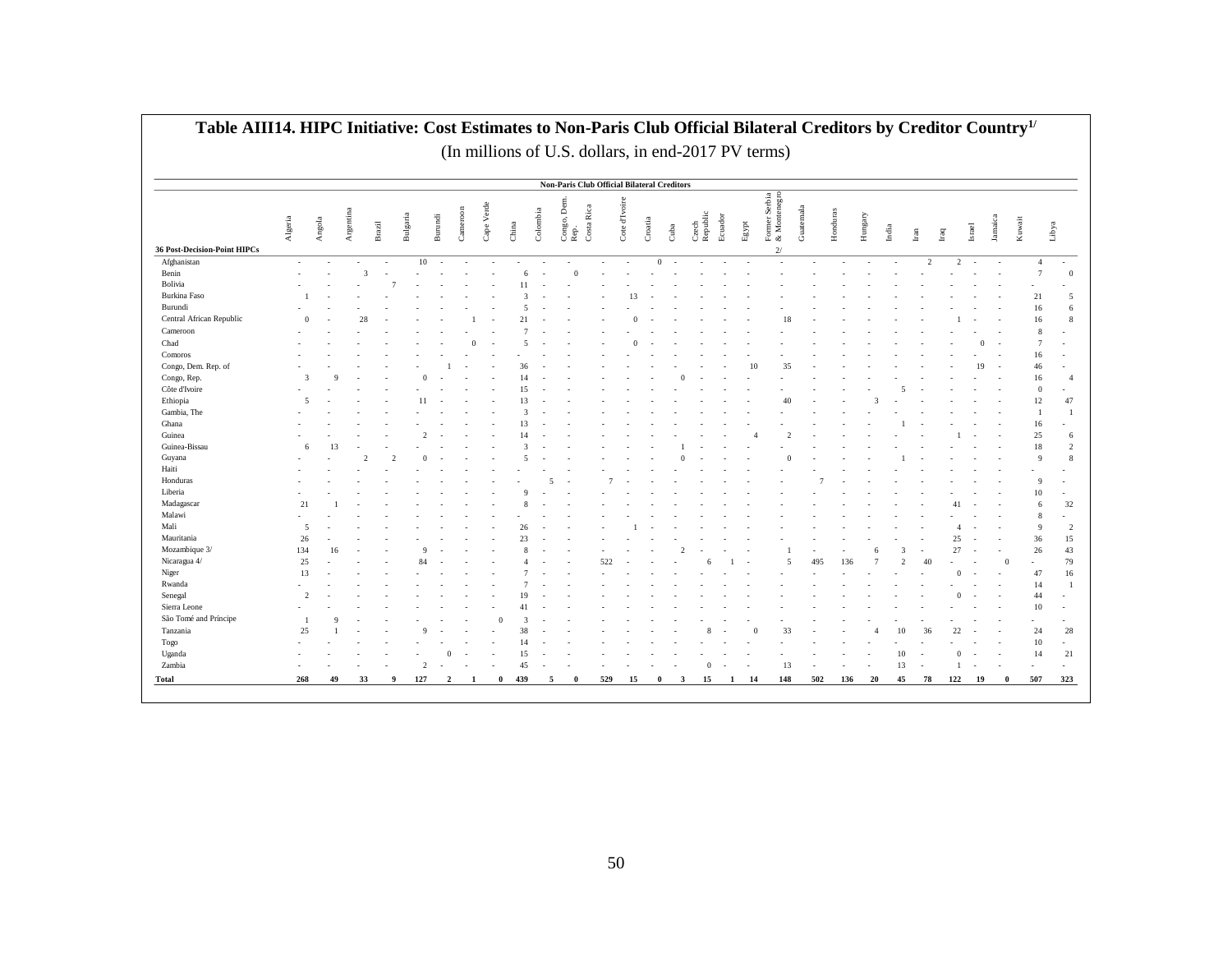## Table AIII14. HIPC Initiative: Cost Estimates to Non-Paris Club Official Bilateral Creditors by Creditor Country[1/]

(In millions of U.S. dollars, in end-2017 PV terms)

| | Non-Paris Club Official Bilateral Creditors | | | | | | | | | | | | | | | | | | | | | | | | | | | | |
|---|---|---|---|---|---|---|---|---|---|---|---|---|---|---|---|---|---|---|---|---|---|---|---|---|---|---|---|---|---|
| **36 Post-Decision-Point HIPCs** | Algeria | Angola | Argentina | Brazil | Bulgaria | Burundi | Cameroon | Cape Verde | China | Colombia | Congo, Dem. Rep. | Costa Rica | Cote d'Ivoire | Croatia | Cuba | Czech Republic | Ecuador | Egypt | Former Serbia & Montenegro 2/ | Guatemala | Honduras | Hungary | India | Iran | Iraq | Israel | Jamaica | Kuwait | Libya |
| Afghanistan | - | - | - | - | 10 | - | - | - | - | - | - | - | - | 0 | - | - | - | - | - | - | - | - | - | 2 | 2 | - | - | 4 | - |
| Benin | - | - | 3 | - | - | - | - | - | 6 | - | 0 | - | - | - | - | - | - | - | - | - | - | - | - | - | - | - | - | 7 | 0 |
| Bolivia | - | - | - | 7 | - | - | - | - | 11 | - | - | - | - | - | - | - | - | - | - | - | - | - | - | - | - | - | - | - | - |
| Burkina Faso | 1 | - | - | - | - | - | - | - | 3 | - | - | - | 13 | - | - | - | - | - | - | - | - | - | - | - | - | - | - | 21 | 5 |
| Burundi | - | - | - | - | - | - | - | - | 5 | - | - | - | - | - | - | - | - | - | - | - | - | - | - | - | - | - | - | 16 | 6 |
| Central African Republic | 0 | - | 28 | - | - | - | 1 | - | 21 | - | - | - | 0 | - | - | - | - | - | 18 | - | - | - | - | - | 1 | - | - | 16 | 8 |
| Cameroon | - | - | - | - | - | - | - | - | 7 | - | - | - | - | - | - | - | - | - | - | - | - | - | - | - | - | - | - | 8 | - |
| Chad | - | - | - | - | - | - | - | 0 | 5 | - | - | - | 0 | - | - | - | - | - | - | - | - | - | - | - | - | 0 | - | 7 | - |
| Comoros | - | - | - | - | - | - | - | - | - | - | - | - | - | - | - | - | - | - | - | - | - | - | - | - | - | - | - | 16 | - |
| Congo, Dem. Rep. of | - | - | - | - | - | 1 | - | - | 36 | - | - | - | - | - | - | - | - | 10 | 35 | - | - | - | - | - | - | 19 | - | 46 | - |
| Congo, Rep. | 3 | 9 | - | - | 0 | - | - | - | 14 | - | - | - | - | - | 0 | - | - | - | - | - | - | - | - | - | - | - | - | 16 | 4 |
| Côte d'Ivoire | - | - | - | - | - | - | - | - | 15 | - | - | - | - | - | - | - | - | - | - | - | - | - | 5 | - | - | - | - | 0 | - |
| Ethiopia | 5 | - | - | - | 11 | - | - | - | 13 | - | - | - | - | - | - | - | - | - | 40 | - | - | 3 | - | - | - | - | - | 12 | 47 |
| Gambia, The | - | - | - | - | - | - | - | - | 3 | - | - | - | - | - | - | - | - | - | - | - | - | - | - | - | - | - | - | 1 | 1 |
| Ghana | - | - | - | - | - | - | - | - | 13 | - | - | - | - | - | - | - | - | - | - | - | - | - | 1 | - | - | - | - | 16 | - |
| Guinea | - | - | - | - | 2 | - | - | - | 14 | - | - | - | - | - | - | - | - | 4 | 2 | - | - | - | - | - | 1 | - | - | 25 | 6 |
| Guinea-Bissau | 6 | 13 | - | - | - | - | - | - | 3 | - | - | - | - | - | 1 | - | - | - | - | - | - | - | - | - | - | - | - | 18 | 2 |
| Guyana | - | - | 2 | 2 | 0 | - | - | - | 5 | - | - | - | - | - | 0 | - | - | - | 0 | - | - | - | 1 | - | - | - | - | 9 | 8 |
| Haiti | - | - | - | - | - | - | - | - | - | - | - | - | - | - | - | - | - | - | - | - | - | - | - | - | - | - | - | - | - |
| Honduras | - | - | - | - | - | - | - | - | - | 5 | - | 7 | - | - | - | - | - | - | - | 7 | - | - | - | - | - | - | - | 9 | - |
| Liberia | - | - | - | - | - | - | - | - | 9 | - | - | - | - | - | - | - | - | - | - | - | - | - | - | - | - | - | - | 10 | - |
| Madagascar | 21 | 1 | - | - | - | - | - | - | 8 | - | - | - | - | - | - | - | - | - | - | - | - | - | - | - | 41 | - | - | 6 | 32 |
| Malawi | - | - | - | - | - | - | - | - | - | - | - | - | - | - | - | - | - | - | - | - | - | - | - | - | - | - | - | 8 | - |
| Mali | 5 | - | - | - | - | - | - | - | 26 | - | - | - | 1 | - | - | - | - | - | - | - | - | - | - | - | 4 | - | - | 9 | 2 |
| Mauritania | 26 | - | - | - | - | - | - | - | 23 | - | - | - | - | - | - | - | - | - | - | - | - | - | - | - | 25 | - | - | 36 | 15 |
| Mozambique 3/ | 134 | 16 | - | - | 9 | - | - | - | 8 | - | - | - | - | - | 2 | - | - | - | 1 | - | - | 6 | 3 | - | 27 | - | - | 26 | 43 |
| Nicaragua 4/ | 25 | - | - | - | 84 | - | - | - | 4 | - | - | 522 | - | - | - | 6 | 1 | - | 5 | 495 | 136 | 7 | 2 | 40 | - | - | 0 | - | 79 |
| Niger | 13 | - | - | - | - | - | - | - | 7 | - | - | - | - | - | - | - | - | - | - | - | - | - | - | - | 0 | - | - | 47 | 16 |
| Rwanda | - | - | - | - | - | - | - | - | 7 | - | - | - | - | - | - | - | - | - | - | - | - | - | - | - | - | - | - | 14 | 1 |
| Senegal | 2 | - | - | - | - | - | - | - | 19 | - | - | - | - | - | - | - | - | - | - | - | - | - | - | - | 0 | - | - | 44 | - |
| Sierra Leone | - | - | - | - | - | - | - | - | 41 | - | - | - | - | - | - | - | - | - | - | - | - | - | - | - | - | - | - | 10 | - |
| São Tomé and Príncipe | 1 | 9 | - | - | - | - | - | 0 | 3 | - | - | - | - | - | - | - | - | - | - | - | - | - | - | - | - | - | - | - | - |
| Tanzania | 25 | 1 | - | - | 9 | - | - | - | 38 | - | - | - | - | - | - | 8 | - | 0 | 33 | - | - | 4 | 10 | 36 | 22 | - | - | 24 | 28 |
| Togo | - | - | - | - | - | - | - | - | 14 | - | - | - | - | - | - | - | - | - | - | - | - | - | - | - | - | - | - | 10 | - |
| Uganda | - | - | - | - | - | 0 | - | - | 15 | - | - | - | - | - | - | - | - | - | - | - | - | - | 10 | - | 0 | - | - | 14 | 21 |
| Zambia | - | - | - | - | 2 | - | - | - | 45 | - | - | - | - | - | - | 0 | - | - | 13 | - | - | - | 13 | - | 1 | - | - | - | - |
| **Total** | **268** | **49** | **33** | **9** | **127** | **2** | **1** | **0** | **439** | **5** | **0** | **529** | **15** | **0** | **3** | **15** | **1** | **14** | **148** | **502** | **136** | **20** | **45** | **78** | **122** | **19** | **0** | **507** | **323** |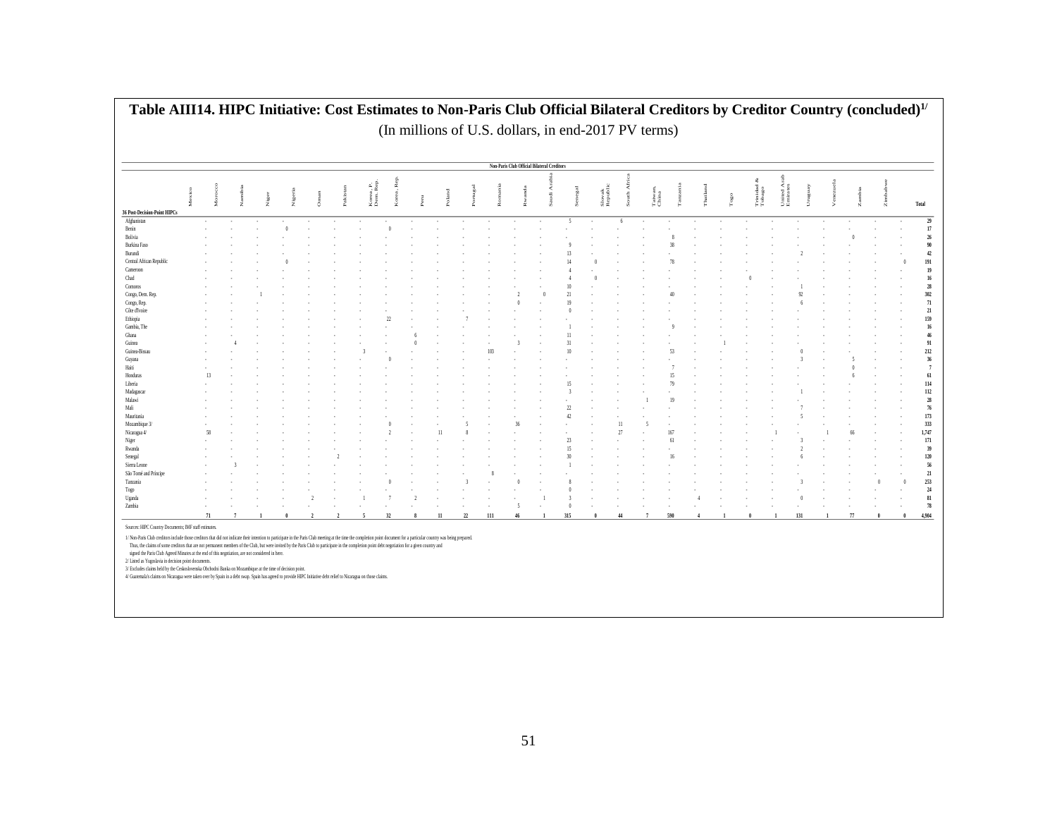# Table AIII14. HIPC Initiative: Cost Estimates to Non-Paris Club Official Bilateral Creditors by Creditor Country (concluded)[1/]

(In millions of U.S. dollars, in end-2017 PV terms)

| | Non-Paris Club Official Bilateral Creditors | | | | | | | | | | | | | | | | | | | | | | | | | | | | |
|---|---|---|---|---|---|---|---|---|---|---|---|---|---|---|---|---|---|---|---|---|---|---|---|---|---|---|---|---|---|
| 36 Post-Decision-Point HIPCs | Mexico | Morocco | Namibia | Niger | Nigeria | Oman | Pakistan | Korea, P. Dem. Rep. | Korea, Rep. | Peru | Poland | Portugal | Romania | Rwanda | Saudi Arabia | Senegal | Slovak Republic | South Africa | Taiwan, China | Tanzania | Thailand | Togo | Trinidad & Tobago | United Arab Emirates | Uruguay | Venezuela | Zambia | Zimbabwe | Total |
| Afghanistan | - | - | - | - | - | - | - | - | - | - | - | - | - | - | 5 | - | 6 | - | - | - | - | - | - | - | - | - | - | - | 29 |
| Benin | - | - | - | 0 | - | - | - | 0 | - | - | - | - | - | - | - | - | - | - | - | - | - | - | - | - | - | - | - | - | 17 |
| Bolivia | - | - | - | - | - | - | - | - | - | - | - | - | - | - | - | - | - | - | 8 | - | - | - | - | - | - | 0 | - | - | 26 |
| Burkina Faso | - | - | - | - | - | - | - | - | - | - | - | - | - | - | 9 | - | - | - | 38 | - | - | - | - | - | - | - | - | - | 90 |
| Burundi | - | - | - | - | - | - | - | - | - | - | - | - | - | - | 13 | - | - | - | - | - | - | - | - | 2 | - | - | - | - | 42 |
| Central African Republic | - | - | - | 0 | - | - | - | - | - | - | - | - | - | - | 14 | 0 | - | - | 78 | - | - | - | - | - | - | - | - | 0 | 191 |
| Cameroon | - | - | - | - | - | - | - | - | - | - | - | - | - | - | 4 | - | - | - | - | - | - | - | - | - | - | - | - | - | 19 |
| Chad | - | - | - | - | - | - | - | - | - | - | - | - | - | - | 4 | 0 | - | - | - | - | - | 0 | - | - | - | - | - | - | 16 |
| Comoros | - | - | - | - | - | - | - | - | - | - | - | - | - | - | 10 | - | - | - | - | - | - | - | - | 1 | - | - | - | - | 28 |
| Congo, Dem. Rep. | - | - | 1 | - | - | - | - | - | - | - | - | - | 2 | 0 | 21 | - | - | - | 40 | - | - | - | - | 92 | - | - | - | - | 302 |
| Congo, Rep. | - | - | - | - | - | - | - | - | - | - | - | - | 0 | - | 19 | - | - | - | - | - | - | - | - | 6 | - | - | - | - | 71 |
| Côte d'Ivoire | - | - | - | - | - | - | - | - | - | - | - | - | - | - | 0 | - | - | - | - | - | - | - | - | - | - | - | - | - | 21 |
| Ethiopia | - | - | - | - | - | - | - | 22 | - | - | 7 | - | - | - | - | - | - | - | - | - | - | - | - | - | - | - | - | - | 159 |
| Gambia, The | - | - | - | - | - | - | - | - | - | - | - | - | - | - | 1 | - | - | - | 9 | - | - | - | - | - | - | - | - | - | 16 |
| Ghana | - | - | - | - | - | - | - | - | 6 | - | - | - | - | - | 11 | - | - | - | - | - | - | - | - | - | - | - | - | - | 46 |
| Guinea | - | 4 | - | - | - | - | - | - | 0 | - | - | - | 3 | - | 31 | - | - | - | - | - | 1 | - | - | - | - | - | - | - | 91 |
| Guinea-Bissau | - | - | - | - | - | - | 3 | - | - | - | - | 103 | - | - | 10 | - | - | - | 53 | - | - | - | - | 0 | - | - | - | - | 212 |
| Guyana | - | - | - | - | - | - | - | 0 | - | - | - | - | - | - | - | - | - | - | - | - | - | - | - | 3 | - | 5 | - | - | 36 |
| Haiti | - | - | - | - | - | - | - | - | - | - | - | - | - | - | - | - | - | - | 7 | - | - | - | - | - | - | 0 | - | - | 7 |
| Honduras | 13 | - | - | - | - | - | - | - | - | - | - | - | - | - | - | - | - | - | 15 | - | - | - | - | - | - | 6 | - | - | 61 |
| Liberia | - | - | - | - | - | - | - | - | - | - | - | - | - | - | 15 | - | - | - | 79 | - | - | - | - | - | - | - | - | - | 114 |
| Madagascar | - | - | - | - | - | - | - | - | - | - | - | - | - | - | 3 | - | - | - | - | - | - | - | - | 1 | - | - | - | - | 112 |
| Malawi | - | - | - | - | - | - | - | - | - | - | - | - | - | - | - | - | - | 1 | 19 | - | - | - | - | - | - | - | - | - | 28 |
| Mali | - | - | - | - | - | - | - | - | - | - | - | - | - | - | 22 | - | - | - | - | - | - | - | - | 7 | - | - | - | - | 76 |
| Mauritania | - | - | - | - | - | - | - | - | - | - | - | - | - | - | 42 | - | - | - | - | - | - | - | - | 5 | - | - | - | - | 173 |
| Mozambique 3/ | - | - | - | - | - | - | - | 0 | - | - | 5 | - | 36 | - | - | - | 11 | 5 | - | - | - | - | - | - | - | - | - | - | 333 |
| Nicaragua 4/ | 58 | - | - | - | - | - | - | 2 | - | 11 | 8 | - | - | - | - | - | 27 | - | 167 | - | - | - | 1 | - | 1 | 66 | - | - | 1,747 |
| Niger | - | - | - | - | - | - | - | - | - | - | - | - | - | - | 23 | - | - | - | 61 | - | - | - | - | 3 | - | - | - | - | 171 |
| Rwanda | - | - | - | - | - | - | - | - | - | - | - | - | - | - | 15 | - | - | - | - | - | - | - | - | 2 | - | - | - | - | 39 |
| Senegal | - | - | - | - | - | 2 | - | - | - | - | - | - | - | - | 30 | - | - | - | 16 | - | - | - | - | 6 | - | - | - | - | 120 |
| Sierra Leone | - | 3 | - | - | - | - | - | - | - | - | - | - | - | - | 1 | - | - | - | - | - | - | - | - | - | - | - | - | - | 56 |
| São Tomé and Príncipe | - | - | - | - | - | - | - | - | - | - | - | 8 | - | - | - | - | - | - | - | - | - | - | - | - | - | - | - | - | 21 |
| Tanzania | - | - | - | - | - | - | - | 0 | - | - | 3 | - | 0 | - | 8 | - | - | - | - | - | - | - | - | 3 | - | - | 0 | 0 | 253 |
| Togo | - | - | - | - | - | - | - | - | - | - | - | - | - | - | 0 | - | - | - | - | - | - | - | - | - | - | - | - | - | 24 |
| Uganda | - | - | - | - | 2 | - | 1 | 7 | 2 | - | - | - | - | 1 | 3 | - | - | - | - | 4 | - | - | - | 0 | - | - | - | - | 81 |
| Zambia | - | - | - | - | - | - | - | - | - | - | - | - | 5 | - | 0 | - | - | - | - | - | - | - | - | - | - | - | - | - | 78 |
| | 71 | 7 | 1 | 0 | 2 | 2 | 5 | 32 | 8 | 11 | 22 | 111 | 46 | 1 | 315 | 0 | 44 | 7 | 590 | 4 | 1 | 0 | 1 | 131 | 1 | 77 | 0 | 0 | 4,904 |

Sources: HIPC Country Documents; IMF staff estimates.

1/ Non-Paris Club creditors include those creditors that did not indicate their intention to participate in the Paris Club meeting at the time the completion point document for a particular country was being prepared. Thus, the claims of some creditors that are not permanent members of the Club, but were invited by the Paris Club to participate in the completion point debt negotiation for a given country and signed the Paris Club Agreed Minutes at the end of this negotiation, are not considered in here.

2/ Listed as Yugoslavia in decision point documents.

3/ Excludes claims held by the Ceskoslovenska Obchodni Banka on Mozambique at the time of decision point.

4/ Guatemala's claims on Nicaragua were taken over by Spain in a debt swap. Spain has agreed to provide HIPC Initiative debt relief to Nicaragua on those claims.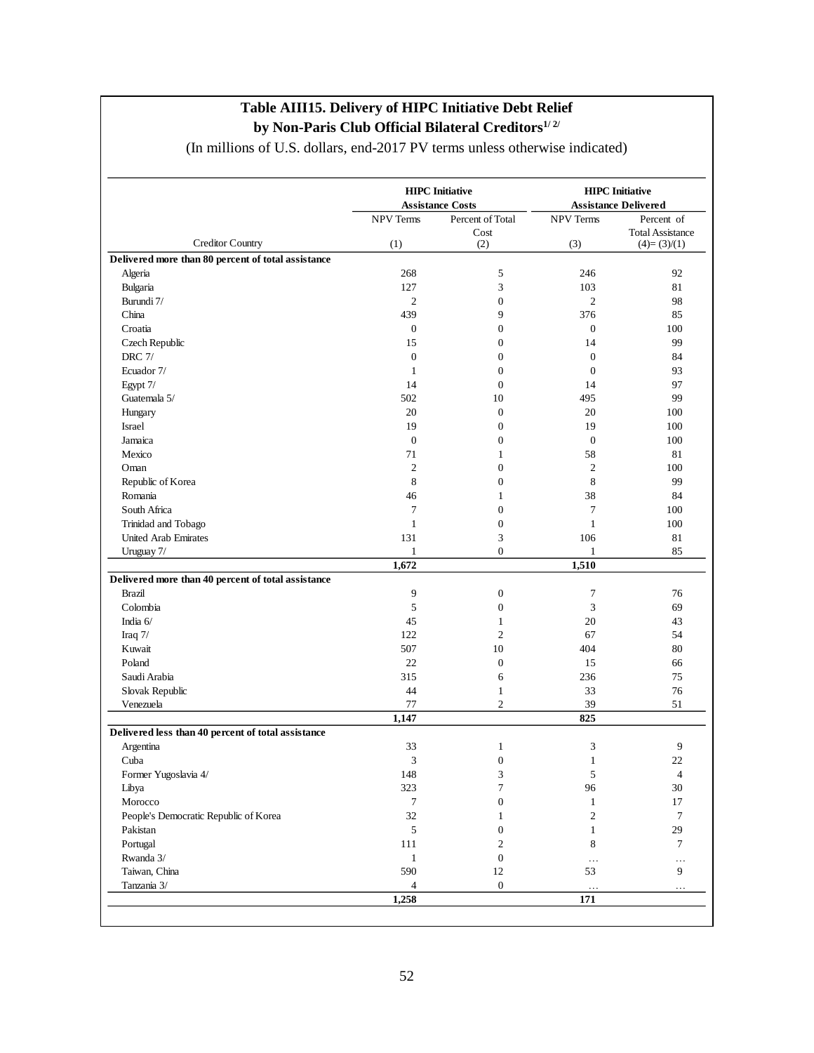## Table AIII15. Delivery of HIPC Initiative Debt Relief by Non-Paris Club Official Bilateral Creditors[1/ 2/]

(In millions of U.S. dollars, end-2017 PV terms unless otherwise indicated)

| Creditor Country | HIPC Initiative Assistance Costs | | HIPC Initiative Assistance Delivered | |
|---|---|---|---|---|
| | NPV Terms (1) | Percent of Total Cost (2) | NPV Terms (3) | Percent of Total Assistance (4)= (3)/(1) |
| **Delivered more than 80 percent of total assistance** | | | | |
| Algeria | 268 | 5 | 246 | 92 |
| Bulgaria | 127 | 3 | 103 | 81 |
| Burundi 7/ | 2 | 0 | 2 | 98 |
| China | 439 | 9 | 376 | 85 |
| Croatia | 0 | 0 | 0 | 100 |
| Czech Republic | 15 | 0 | 14 | 99 |
| DRC 7/ | 0 | 0 | 0 | 84 |
| Ecuador 7/ | 1 | 0 | 0 | 93 |
| Egypt 7/ | 14 | 0 | 14 | 97 |
| Guatemala 5/ | 502 | 10 | 495 | 99 |
| Hungary | 20 | 0 | 20 | 100 |
| Israel | 19 | 0 | 19 | 100 |
| Jamaica | 0 | 0 | 0 | 100 |
| Mexico | 71 | 1 | 58 | 81 |
| Oman | 2 | 0 | 2 | 100 |
| Republic of Korea | 8 | 0 | 8 | 99 |
| Romania | 46 | 1 | 38 | 84 |
| South Africa | 7 | 0 | 7 | 100 |
| Trinidad and Tobago | 1 | 0 | 1 | 100 |
| United Arab Emirates | 131 | 3 | 106 | 81 |
| Uruguay 7/ | 1 | 0 | 1 | 85 |
| | **1,672** | | **1,510** | |
| **Delivered more than 40 percent of total assistance** | | | | |
| Brazil | 9 | 0 | 7 | 76 |
| Colombia | 5 | 0 | 3 | 69 |
| India 6/ | 45 | 1 | 20 | 43 |
| Iraq 7/ | 122 | 2 | 67 | 54 |
| Kuwait | 507 | 10 | 404 | 80 |
| Poland | 22 | 0 | 15 | 66 |
| Saudi Arabia | 315 | 6 | 236 | 75 |
| Slovak Republic | 44 | 1 | 33 | 76 |
| Venezuela | 77 | 2 | 39 | 51 |
| | **1,147** | | **825** | |
| **Delivered less than 40 percent of total assistance** | | | | |
| Argentina | 33 | 1 | 3 | 9 |
| Cuba | 3 | 0 | 1 | 22 |
| Former Yugoslavia 4/ | 148 | 3 | 5 | 4 |
| Libya | 323 | 7 | 96 | 30 |
| Morocco | 7 | 0 | 1 | 17 |
| People's Democratic Republic of Korea | 32 | 1 | 2 | 7 |
| Pakistan | 5 | 0 | 1 | 29 |
| Portugal | 111 | 2 | 8 | 7 |
| Rwanda 3/ | 1 | 0 | … | … |
| Taiwan, China | 590 | 12 | 53 | 9 |
| Tanzania 3/ | 4 | 0 | … | … |
| | **1,258** | | **171** | |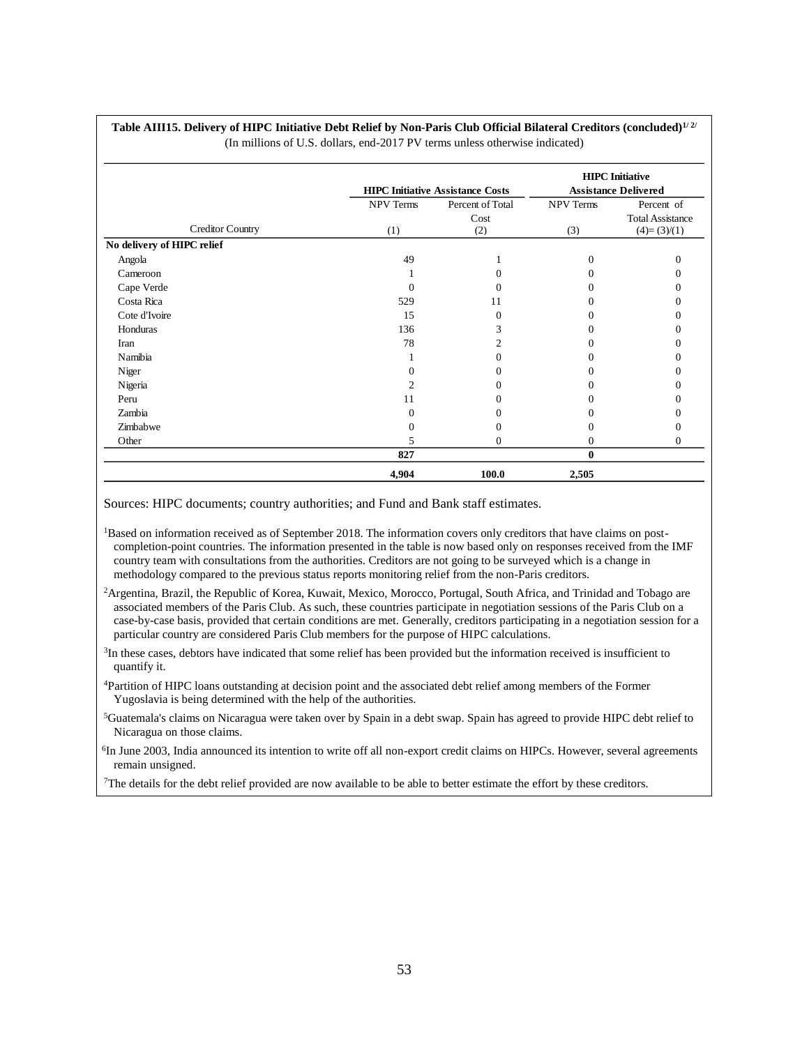**Table AIII15. Delivery of HIPC Initiative Debt Relief by Non-Paris Club Official Bilateral Creditors (concluded)**[1/ 2/]

(In millions of U.S. dollars, end-2017 PV terms unless otherwise indicated)

| | HIPC Initiative Assistance Costs | | HIPC Initiative Assistance Delivered | |
|---|---|---|---|---|
| Creditor Country | NPV Terms (1) | Percent of Total Cost (2) | NPV Terms (3) | Percent of Total Assistance (4)= (3)/(1) |
| **No delivery of HIPC relief** | | | | |
| Angola | 49 | 1 | 0 | 0 |
| Cameroon | 1 | 0 | 0 | 0 |
| Cape Verde | 0 | 0 | 0 | 0 |
| Costa Rica | 529 | 11 | 0 | 0 |
| Cote d'Ivoire | 15 | 0 | 0 | 0 |
| Honduras | 136 | 3 | 0 | 0 |
| Iran | 78 | 2 | 0 | 0 |
| Namibia | 1 | 0 | 0 | 0 |
| Niger | 0 | 0 | 0 | 0 |
| Nigeria | 2 | 0 | 0 | 0 |
| Peru | 11 | 0 | 0 | 0 |
| Zambia | 0 | 0 | 0 | 0 |
| Zimbabwe | 0 | 0 | 0 | 0 |
| Other | 5 | 0 | 0 | 0 |
| | **827** | | **0** | |
| | **4,904** | **100.0** | **2,505** | |

Sources: HIPC documents; country authorities; and Fund and Bank staff estimates.

[1]Based on information received as of September 2018. The information covers only creditors that have claims on post-completion-point countries. The information presented in the table is now based only on responses received from the IMF country team with consultations from the authorities. Creditors are not going to be surveyed which is a change in methodology compared to the previous status reports monitoring relief from the non-Paris creditors.

[2]Argentina, Brazil, the Republic of Korea, Kuwait, Mexico, Morocco, Portugal, South Africa, and Trinidad and Tobago are associated members of the Paris Club. As such, these countries participate in negotiation sessions of the Paris Club on a case-by-case basis, provided that certain conditions are met. Generally, creditors participating in a negotiation session for a particular country are considered Paris Club members for the purpose of HIPC calculations.

[3]In these cases, debtors have indicated that some relief has been provided but the information received is insufficient to quantify it.

[4]Partition of HIPC loans outstanding at decision point and the associated debt relief among members of the Former Yugoslavia is being determined with the help of the authorities.

[5]Guatemala's claims on Nicaragua were taken over by Spain in a debt swap. Spain has agreed to provide HIPC debt relief to Nicaragua on those claims.

[6]In June 2003, India announced its intention to write off all non-export credit claims on HIPCs. However, several agreements remain unsigned.

[7]The details for the debt relief provided are now available to be able to better estimate the effort by these creditors.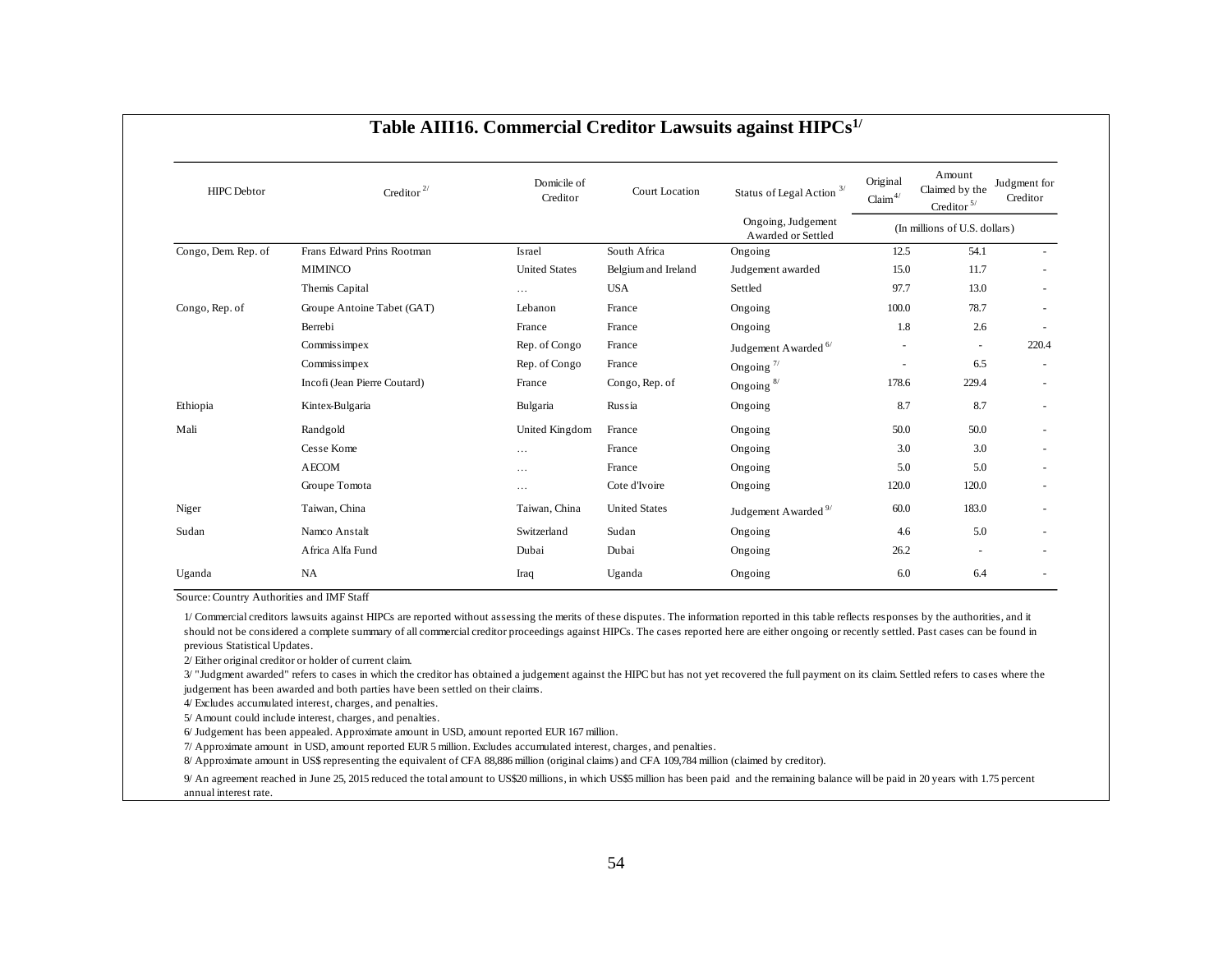## Table AIII16. Commercial Creditor Lawsuits against HIPCs[1/]

| HIPC Debtor | Creditor [2/] | Domicile of Creditor | Court Location | Status of Legal Action [3/] | Original Claim [4/] | Amount Claimed by the Creditor [5/] | Judgment for Creditor |
|---|---|---|---|---|---|---|---|
| | | | | Ongoing, Judgement Awarded or Settled | (In millions of U.S. dollars) | | |
| Congo, Dem. Rep. of | Frans Edward Prins Rootman | Israel | South Africa | Ongoing | 12.5 | 54.1 | - |
| | MIMINCO | United States | Belgium and Ireland | Judgement awarded | 15.0 | 11.7 | - |
| | Themis Capital | … | USA | Settled | 97.7 | 13.0 | - |
| Congo, Rep. of | Groupe Antoine Tabet (GAT) | Lebanon | France | Ongoing | 100.0 | 78.7 | - |
| | Berrebi | France | France | Ongoing | 1.8 | 2.6 | - |
| | Commissimpex | Rep. of Congo | France | Judgement Awarded [6/] | - | - | 220.4 |
| | Commissimpex | Rep. of Congo | France | Ongoing [7/] | - | 6.5 | - |
| | Incofi (Jean Pierre Coutard) | France | Congo, Rep. of | Ongoing [8/] | 178.6 | 229.4 | - |
| Ethiopia | Kintex-Bulgaria | Bulgaria | Russia | Ongoing | 8.7 | 8.7 | - |
| Mali | Randgold | United Kingdom | France | Ongoing | 50.0 | 50.0 | - |
| | Cesse Kome | … | France | Ongoing | 3.0 | 3.0 | - |
| | AECOM | … | France | Ongoing | 5.0 | 5.0 | - |
| | Groupe Tomota | … | Cote d'Ivoire | Ongoing | 120.0 | 120.0 | - |
| Niger | Taiwan, China | Taiwan, China | United States | Judgement Awarded [9/] | 60.0 | 183.0 | - |
| Sudan | Namco Anstalt | Switzerland | Sudan | Ongoing | 4.6 | 5.0 | - |
| | Africa Alfa Fund | Dubai | Dubai | Ongoing | 26.2 | - | - |
| Uganda | NA | Iraq | Uganda | Ongoing | 6.0 | 6.4 | - |

Source: Country Authorities and IMF Staff

1/ Commercial creditors lawsuits against HIPCs are reported without assessing the merits of these disputes. The information reported in this table reflects responses by the authorities, and it should not be considered a complete summary of all commercial creditor proceedings against HIPCs. The cases reported here are either ongoing or recently settled. Past cases can be found in previous Statistical Updates.

2/ Either original creditor or holder of current claim.

3/ "Judgment awarded" refers to cases in which the creditor has obtained a judgement against the HIPC but has not yet recovered the full payment on its claim. Settled refers to cases where the judgement has been awarded and both parties have been settled on their claims.

4/ Excludes accumulated interest, charges, and penalties.

5/ Amount could include interest, charges, and penalties.

6/ Judgement has been appealed. Approximate amount in USD, amount reported EUR 167 million.

7/ Approximate amount in USD, amount reported EUR 5 million. Excludes accumulated interest, charges, and penalties.

8/ Approximate amount in US$ representing the equivalent of CFA 88,886 million (original claims) and CFA 109,784 million (claimed by creditor).

9/ An agreement reached in June 25, 2015 reduced the total amount to US$20 millions, in which US$5 million has been paid and the remaining balance will be paid in 20 years with 1.75 percent annual interest rate.